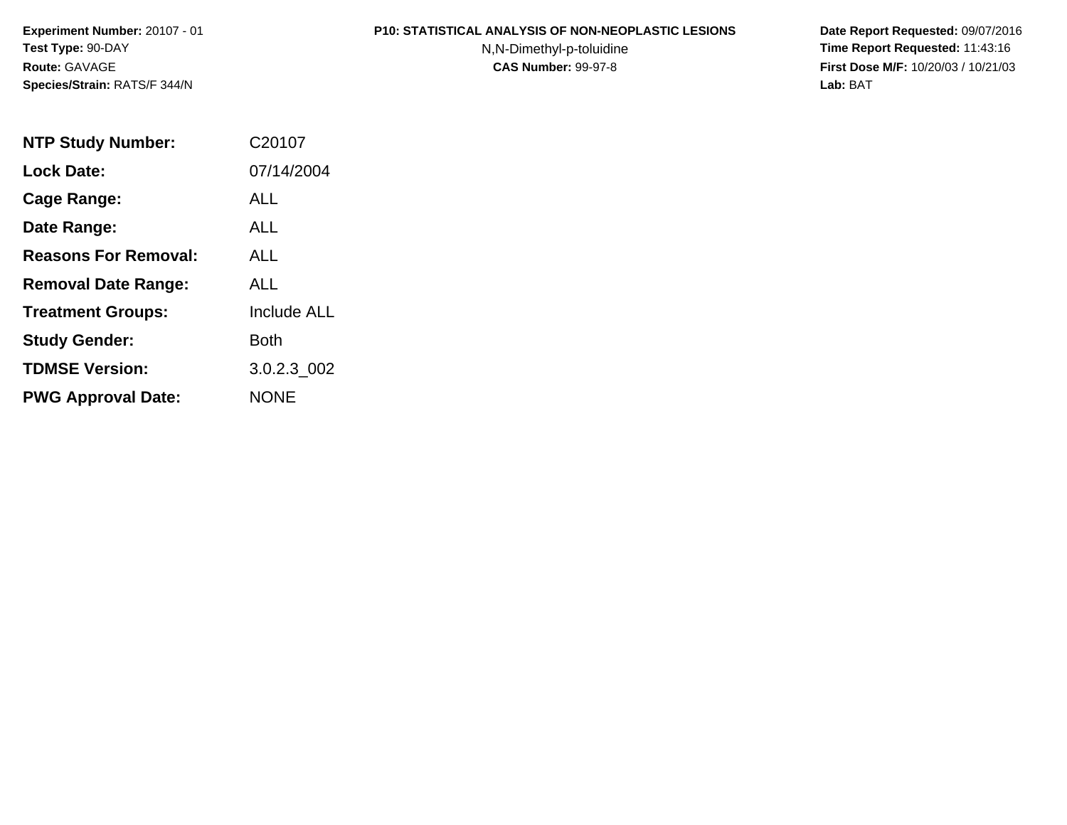**Experiment Number:** 20107 - 01
**Test Type:** 90-DAY
**Route:** GAVAGE
**Species/Strain:** RATS/F 344/N

**P10: STATISTICAL ANALYSIS OF NON-NEOPLASTIC LESIONS**
N,N-Dimethyl-p-toluidine
**CAS Number:** 99-97-8

**Date Report Requested:** 09/07/2016
**Time Report Requested:** 11:43:16
**First Dose M/F:** 10/20/03 / 10/21/03
**Lab:** BAT

| | |
|---|---|
| **NTP Study Number:** | C20107 |
| **Lock Date:** | 07/14/2004 |
| **Cage Range:** | ALL |
| **Date Range:** | ALL |
| **Reasons For Removal:** | ALL |
| **Removal Date Range:** | ALL |
| **Treatment Groups:** | Include ALL |
| **Study Gender:** | Both |
| **TDMSE Version:** | 3.0.2.3_002 |
| **PWG Approval Date:** | NONE |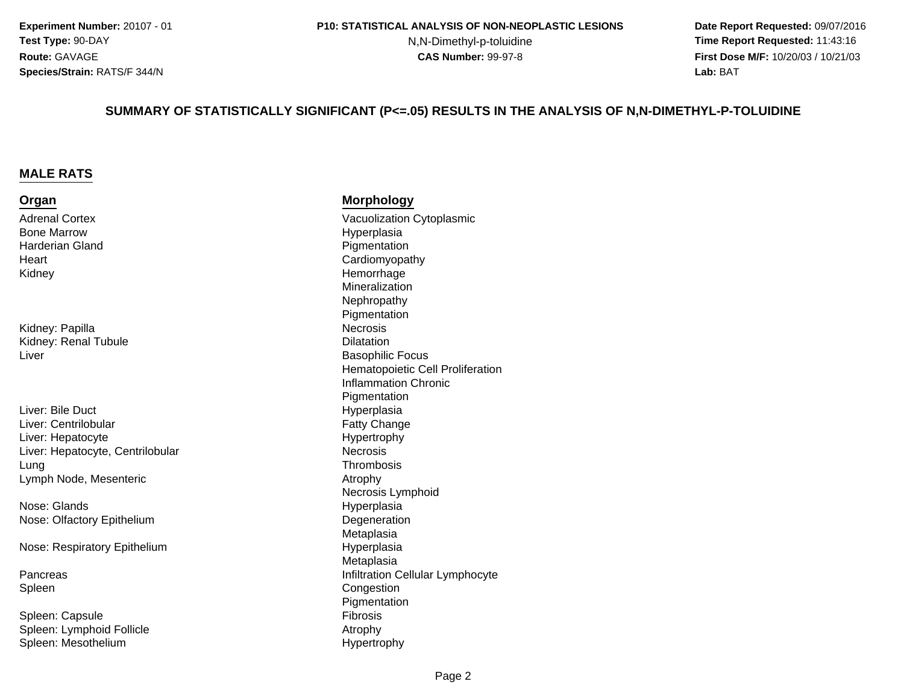**Experiment Number:** 20107 - 01
**Test Type:** 90-DAY
**Route:** GAVAGE
**Species/Strain:** RATS/F 344/N

**P10: STATISTICAL ANALYSIS OF NON-NEOPLASTIC LESIONS**
N,N-Dimethyl-p-toluidine
**CAS Number:** 99-97-8

**Date Report Requested:** 09/07/2016
**Time Report Requested:** 11:43:16
**First Dose M/F:** 10/20/03 / 10/21/03
**Lab:** BAT

## SUMMARY OF STATISTICALLY SIGNIFICANT (P<=.05) RESULTS IN THE ANALYSIS OF N,N-DIMETHYL-P-TOLUIDINE

### MALE RATS

| Organ | Morphology |
|---|---|
| Adrenal Cortex | Vacuolization Cytoplasmic |
| Bone Marrow | Hyperplasia |
| Harderian Gland | Pigmentation |
| Heart | Cardiomyopathy |
| Kidney | Hemorrhage |
| | Mineralization |
| | Nephropathy |
| | Pigmentation |
| Kidney: Papilla | Necrosis |
| Kidney: Renal Tubule | Dilatation |
| Liver | Basophilic Focus |
| | Hematopoietic Cell Proliferation |
| | Inflammation Chronic |
| | Pigmentation |
| Liver: Bile Duct | Hyperplasia |
| Liver: Centrilobular | Fatty Change |
| Liver: Hepatocyte | Hypertrophy |
| Liver: Hepatocyte, Centrilobular | Necrosis |
| Lung | Thrombosis |
| Lymph Node, Mesenteric | Atrophy |
| | Necrosis Lymphoid |
| Nose: Glands | Hyperplasia |
| Nose: Olfactory Epithelium | Degeneration |
| | Metaplasia |
| Nose: Respiratory Epithelium | Hyperplasia |
| | Metaplasia |
| Pancreas | Infiltration Cellular Lymphocyte |
| Spleen | Congestion |
| | Pigmentation |
| Spleen: Capsule | Fibrosis |
| Spleen: Lymphoid Follicle | Atrophy |
| Spleen: Mesothelium | Hypertrophy |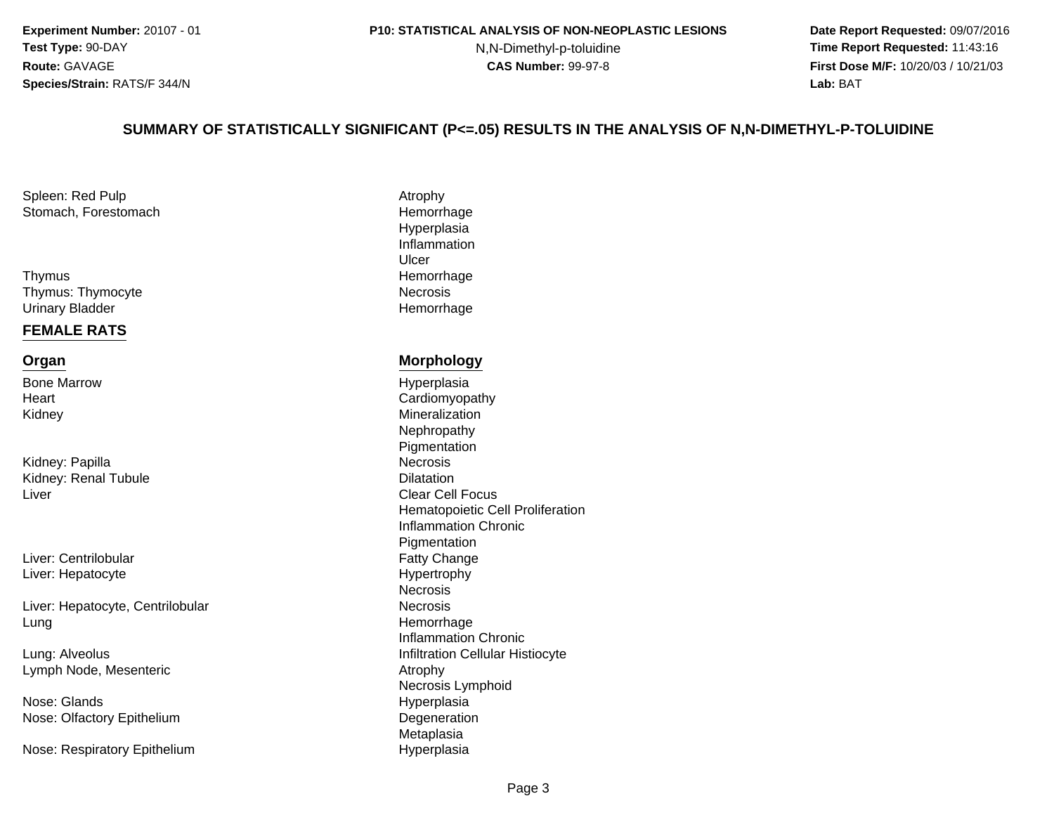## SUMMARY OF STATISTICALLY SIGNIFICANT (P<=.05) RESULTS IN THE ANALYSIS OF N,N-DIMETHYL-P-TOLUIDINE

| | |
|---|---|
| Spleen: Red Pulp | Atrophy |
| Stomach, Forestomach | Hemorrhage |
| | Hyperplasia |
| | Inflammation |
| | Ulcer |
| Thymus | Hemorrhage |
| Thymus: Thymocyte | Necrosis |
| Urinary Bladder | Hemorrhage |

### FEMALE RATS

| Organ | Morphology |
|---|---|
| Bone Marrow | Hyperplasia |
| Heart | Cardiomyopathy |
| Kidney | Mineralization |
| | Nephropathy |
| | Pigmentation |
| Kidney: Papilla | Necrosis |
| Kidney: Renal Tubule | Dilatation |
| Liver | Clear Cell Focus |
| | Hematopoietic Cell Proliferation |
| | Inflammation Chronic |
| | Pigmentation |
| Liver: Centrilobular | Fatty Change |
| Liver: Hepatocyte | Hypertrophy |
| | Necrosis |
| Liver: Hepatocyte, Centrilobular | Necrosis |
| Lung | Hemorrhage |
| | Inflammation Chronic |
| Lung: Alveolus | Infiltration Cellular Histiocyte |
| Lymph Node, Mesenteric | Atrophy |
| | Necrosis Lymphoid |
| Nose: Glands | Hyperplasia |
| Nose: Olfactory Epithelium | Degeneration |
| | Metaplasia |
| Nose: Respiratory Epithelium | Hyperplasia |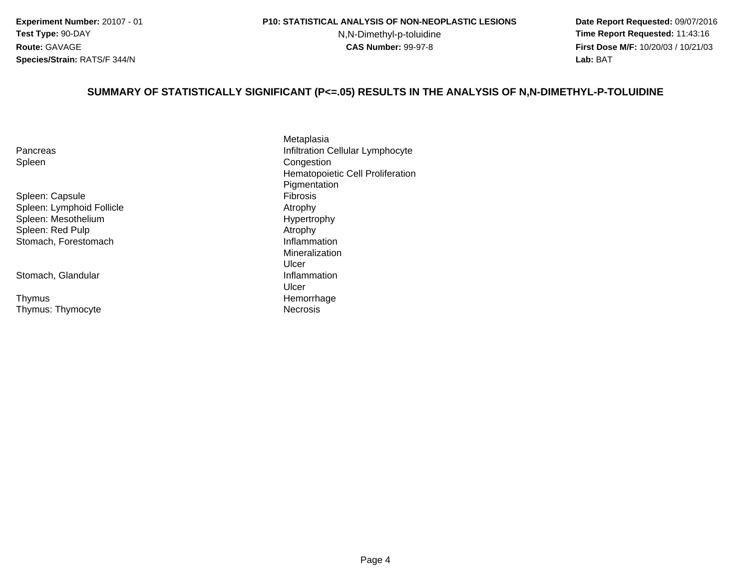## SUMMARY OF STATISTICALLY SIGNIFICANT (P<=.05) RESULTS IN THE ANALYSIS OF N,N-DIMETHYL-P-TOLUIDINE

| | |
|---|---|
| | Metaplasia |
| Pancreas | Infiltration Cellular Lymphocyte |
| Spleen | Congestion |
| | Hematopoietic Cell Proliferation |
| | Pigmentation |
| Spleen: Capsule | Fibrosis |
| Spleen: Lymphoid Follicle | Atrophy |
| Spleen: Mesothelium | Hypertrophy |
| Spleen: Red Pulp | Atrophy |
| Stomach, Forestomach | Inflammation |
| | Mineralization |
| | Ulcer |
| Stomach, Glandular | Inflammation |
| | Ulcer |
| Thymus | Hemorrhage |
| Thymus: Thymocyte | Necrosis |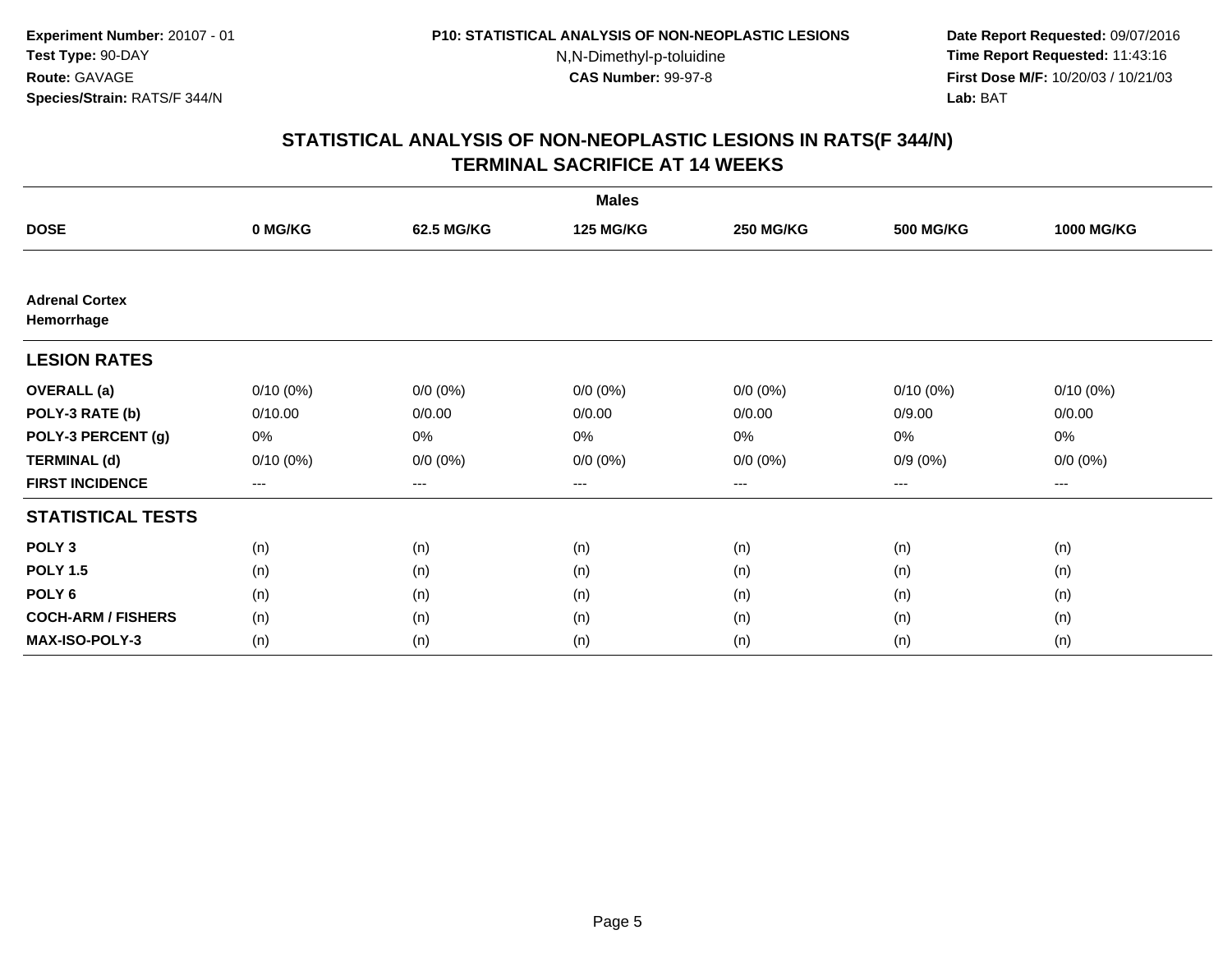**Experiment Number:** 20107 - 01
**Test Type:** 90-DAY
**Route:** GAVAGE
**Species/Strain:** RATS/F 344/N

**P10: STATISTICAL ANALYSIS OF NON-NEOPLASTIC LESIONS**
N,N-Dimethyl-p-toluidine
**CAS Number:** 99-97-8

**Date Report Requested:** 09/07/2016
**Time Report Requested:** 11:43:16
**First Dose M/F:** 10/20/03 / 10/21/03
**Lab:** BAT

## STATISTICAL ANALYSIS OF NON-NEOPLASTIC LESIONS IN RATS(F 344/N)
## TERMINAL SACRIFICE AT 14 WEEKS

| | Males | | | | | |
|---|---|---|---|---|---|---|
| **DOSE** | **0 MG/KG** | **62.5 MG/KG** | **125 MG/KG** | **250 MG/KG** | **500 MG/KG** | **1000 MG/KG** |
| **Adrenal Cortex** | | | | | | |
| **Hemorrhage** | | | | | | |
| **LESION RATES** | | | | | | |
| **OVERALL (a)** | 0/10 (0%) | 0/0 (0%) | 0/0 (0%) | 0/0 (0%) | 0/10 (0%) | 0/10 (0%) |
| **POLY-3 RATE (b)** | 0/10.00 | 0/0.00 | 0/0.00 | 0/0.00 | 0/9.00 | 0/0.00 |
| **POLY-3 PERCENT (g)** | 0% | 0% | 0% | 0% | 0% | 0% |
| **TERMINAL (d)** | 0/10 (0%) | 0/0 (0%) | 0/0 (0%) | 0/0 (0%) | 0/9 (0%) | 0/0 (0%) |
| **FIRST INCIDENCE** | --- | --- | --- | --- | --- | --- |
| **STATISTICAL TESTS** | | | | | | |
| **POLY 3** | (n) | (n) | (n) | (n) | (n) | (n) |
| **POLY 1.5** | (n) | (n) | (n) | (n) | (n) | (n) |
| **POLY 6** | (n) | (n) | (n) | (n) | (n) | (n) |
| **COCH-ARM / FISHERS** | (n) | (n) | (n) | (n) | (n) | (n) |
| **MAX-ISO-POLY-3** | (n) | (n) | (n) | (n) | (n) | (n) |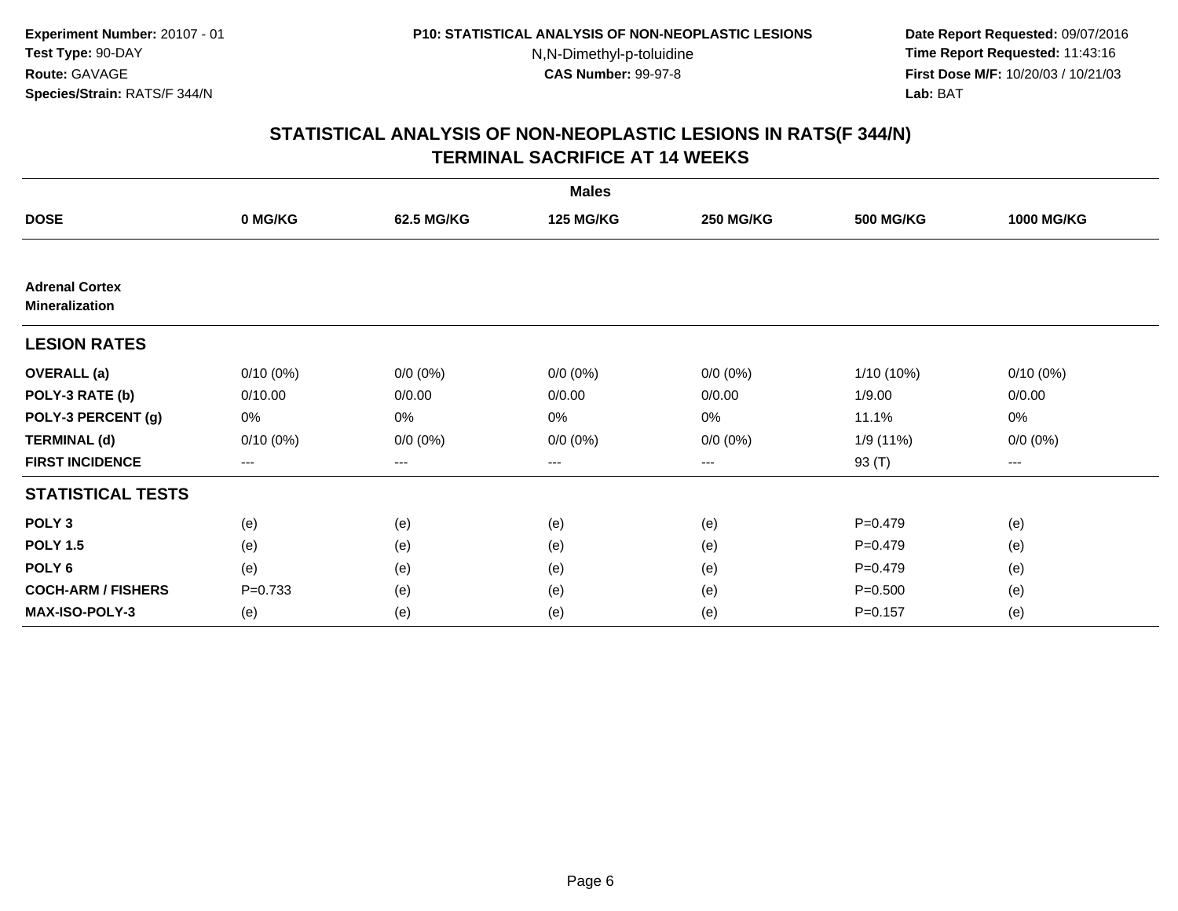**Experiment Number:** 20107 - 01
**Test Type:** 90-DAY
**Route:** GAVAGE
**Species/Strain:** RATS/F 344/N

**P10: STATISTICAL ANALYSIS OF NON-NEOPLASTIC LESIONS**
N,N-Dimethyl-p-toluidine
**CAS Number:** 99-97-8

**Date Report Requested:** 09/07/2016
**Time Report Requested:** 11:43:16
**First Dose M/F:** 10/20/03 / 10/21/03
**Lab:** BAT

## STATISTICAL ANALYSIS OF NON-NEOPLASTIC LESIONS IN RATS(F 344/N) TERMINAL SACRIFICE AT 14 WEEKS

| | Males | | | | | |
|---|---|---|---|---|---|---|
| **DOSE** | **0 MG/KG** | **62.5 MG/KG** | **125 MG/KG** | **250 MG/KG** | **500 MG/KG** | **1000 MG/KG** |
| **Adrenal Cortex Mineralization** | | | | | | |
| **LESION RATES** | | | | | | |
| **OVERALL (a)** | 0/10 (0%) | 0/0 (0%) | 0/0 (0%) | 0/0 (0%) | 1/10 (10%) | 0/10 (0%) |
| **POLY-3 RATE (b)** | 0/10.00 | 0/0.00 | 0/0.00 | 0/0.00 | 1/9.00 | 0/0.00 |
| **POLY-3 PERCENT (g)** | 0% | 0% | 0% | 0% | 11.1% | 0% |
| **TERMINAL (d)** | 0/10 (0%) | 0/0 (0%) | 0/0 (0%) | 0/0 (0%) | 1/9 (11%) | 0/0 (0%) |
| **FIRST INCIDENCE** | --- | --- | --- | --- | 93 (T) | --- |
| **STATISTICAL TESTS** | | | | | | |
| **POLY 3** | (e) | (e) | (e) | (e) | P=0.479 | (e) |
| **POLY 1.5** | (e) | (e) | (e) | (e) | P=0.479 | (e) |
| **POLY 6** | (e) | (e) | (e) | (e) | P=0.479 | (e) |
| **COCH-ARM / FISHERS** | P=0.733 | (e) | (e) | (e) | P=0.500 | (e) |
| **MAX-ISO-POLY-3** | (e) | (e) | (e) | (e) | P=0.157 | (e) |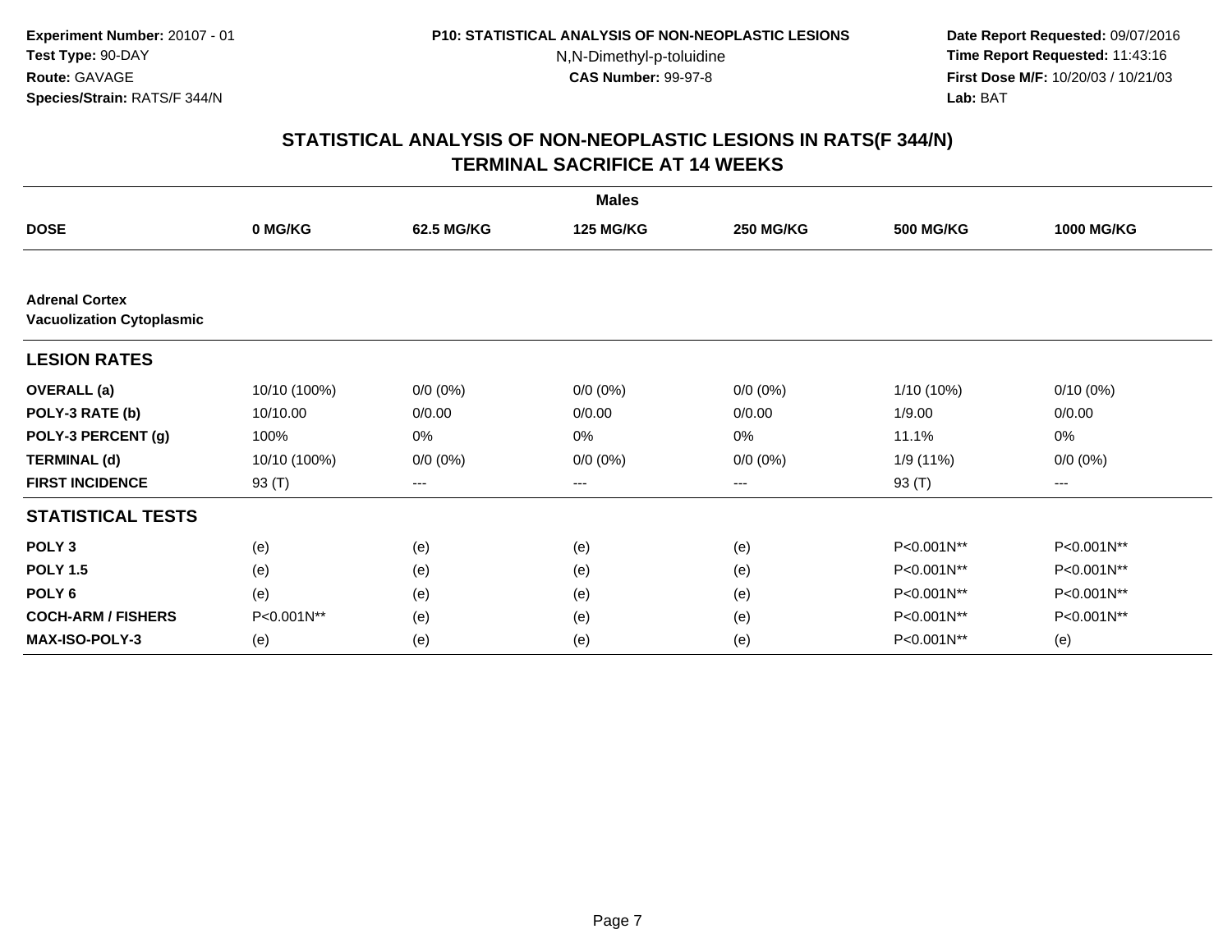**Experiment Number:** 20107 - 01
**Test Type:** 90-DAY
**Route:** GAVAGE
**Species/Strain:** RATS/F 344/N

**P10: STATISTICAL ANALYSIS OF NON-NEOPLASTIC LESIONS**
N,N-Dimethyl-p-toluidine
**CAS Number:** 99-97-8

**Date Report Requested:** 09/07/2016
**Time Report Requested:** 11:43:16
**First Dose M/F:** 10/20/03 / 10/21/03
**Lab:** BAT

## STATISTICAL ANALYSIS OF NON-NEOPLASTIC LESIONS IN RATS(F 344/N) TERMINAL SACRIFICE AT 14 WEEKS

| | Males | | | | | |
|---|---|---|---|---|---|---|
| **DOSE** | **0 MG/KG** | **62.5 MG/KG** | **125 MG/KG** | **250 MG/KG** | **500 MG/KG** | **1000 MG/KG** |
| **Adrenal Cortex Vacuolization Cytoplasmic** | | | | | | |
| **LESION RATES** | | | | | | |
| **OVERALL (a)** | 10/10 (100%) | 0/0 (0%) | 0/0 (0%) | 0/0 (0%) | 1/10 (10%) | 0/10 (0%) |
| **POLY-3 RATE (b)** | 10/10.00 | 0/0.00 | 0/0.00 | 0/0.00 | 1/9.00 | 0/0.00 |
| **POLY-3 PERCENT (g)** | 100% | 0% | 0% | 0% | 11.1% | 0% |
| **TERMINAL (d)** | 10/10 (100%) | 0/0 (0%) | 0/0 (0%) | 0/0 (0%) | 1/9 (11%) | 0/0 (0%) |
| **FIRST INCIDENCE** | 93 (T) | --- | --- | --- | 93 (T) | --- |
| **STATISTICAL TESTS** | | | | | | |
| **POLY 3** | (e) | (e) | (e) | (e) | P<0.001N** | P<0.001N** |
| **POLY 1.5** | (e) | (e) | (e) | (e) | P<0.001N** | P<0.001N** |
| **POLY 6** | (e) | (e) | (e) | (e) | P<0.001N** | P<0.001N** |
| **COCH-ARM / FISHERS** | P<0.001N** | (e) | (e) | (e) | P<0.001N** | P<0.001N** |
| **MAX-ISO-POLY-3** | (e) | (e) | (e) | (e) | P<0.001N** | (e) |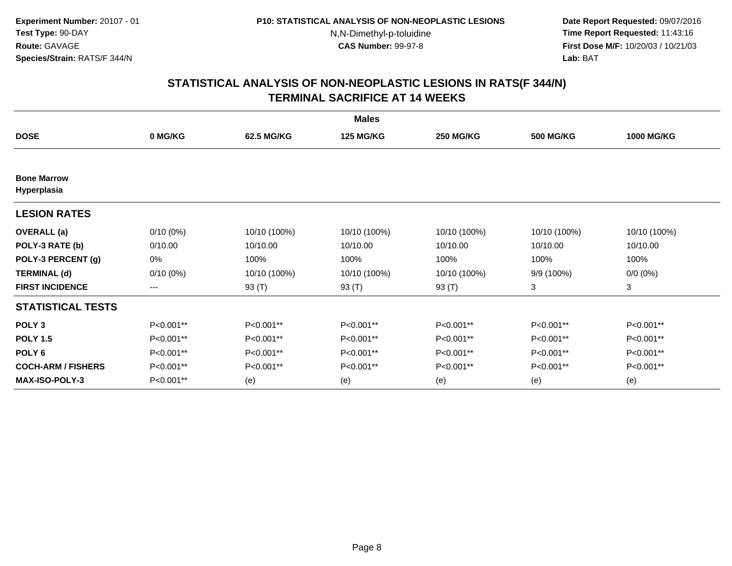Experiment Number: 20107 - 01
Test Type: 90-DAY
Route: GAVAGE
Species/Strain: RATS/F 344/N

P10: STATISTICAL ANALYSIS OF NON-NEOPLASTIC LESIONS
N,N-Dimethyl-p-toluidine
CAS Number: 99-97-8

Date Report Requested: 09/07/2016
Time Report Requested: 11:43:16
First Dose M/F: 10/20/03 / 10/21/03
Lab: BAT

## STATISTICAL ANALYSIS OF NON-NEOPLASTIC LESIONS IN RATS(F 344/N)
## TERMINAL SACRIFICE AT 14 WEEKS

| | Males | | | | | |
|---|---|---|---|---|---|---|
| **DOSE** | **0 MG/KG** | **62.5 MG/KG** | **125 MG/KG** | **250 MG/KG** | **500 MG/KG** | **1000 MG/KG** |
| **Bone Marrow** **Hyperplasia** | | | | | | |
| **LESION RATES** | | | | | | |
| **OVERALL (a)** | 0/10 (0%) | 10/10 (100%) | 10/10 (100%) | 10/10 (100%) | 10/10 (100%) | 10/10 (100%) |
| **POLY-3 RATE (b)** | 0/10.00 | 10/10.00 | 10/10.00 | 10/10.00 | 10/10.00 | 10/10.00 |
| **POLY-3 PERCENT (g)** | 0% | 100% | 100% | 100% | 100% | 100% |
| **TERMINAL (d)** | 0/10 (0%) | 10/10 (100%) | 10/10 (100%) | 10/10 (100%) | 9/9 (100%) | 0/0 (0%) |
| **FIRST INCIDENCE** | --- | 93 (T) | 93 (T) | 93 (T) | 3 | 3 |
| **STATISTICAL TESTS** | | | | | | |
| **POLY 3** | P<0.001** | P<0.001** | P<0.001** | P<0.001** | P<0.001** | P<0.001** |
| **POLY 1.5** | P<0.001** | P<0.001** | P<0.001** | P<0.001** | P<0.001** | P<0.001** |
| **POLY 6** | P<0.001** | P<0.001** | P<0.001** | P<0.001** | P<0.001** | P<0.001** |
| **COCH-ARM / FISHERS** | P<0.001** | P<0.001** | P<0.001** | P<0.001** | P<0.001** | P<0.001** |
| **MAX-ISO-POLY-3** | P<0.001** | (e) | (e) | (e) | (e) | (e) |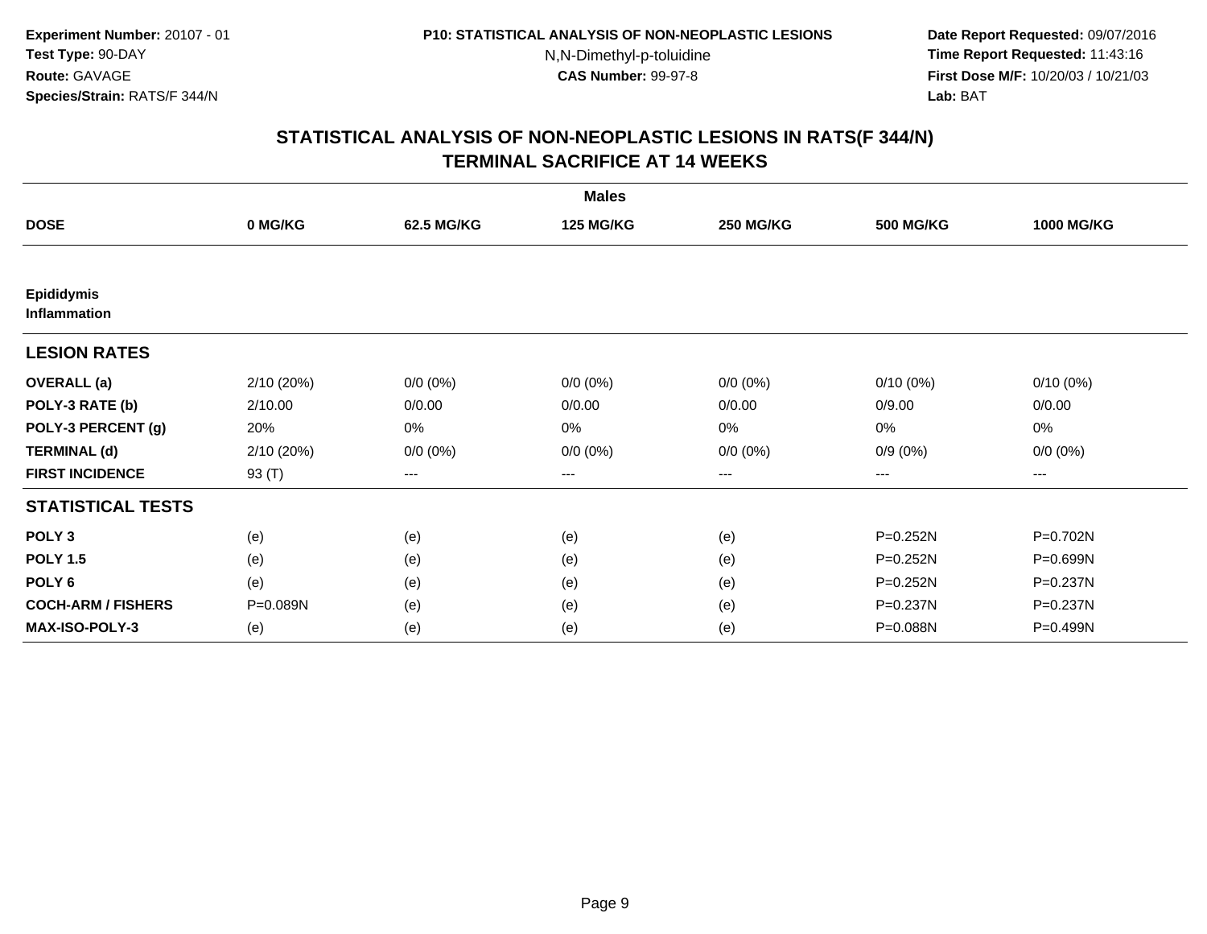**Experiment Number:** 20107 - 01
**Test Type:** 90-DAY
**Route:** GAVAGE
**Species/Strain:** RATS/F 344/N

**P10: STATISTICAL ANALYSIS OF NON-NEOPLASTIC LESIONS**
N,N-Dimethyl-p-toluidine
**CAS Number:** 99-97-8

**Date Report Requested:** 09/07/2016
**Time Report Requested:** 11:43:16
**First Dose M/F:** 10/20/03 / 10/21/03
**Lab:** BAT

## STATISTICAL ANALYSIS OF NON-NEOPLASTIC LESIONS IN RATS(F 344/N) TERMINAL SACRIFICE AT 14 WEEKS

| | Males | | | | | |
|---|---|---|---|---|---|---|
| **DOSE** | **0 MG/KG** | **62.5 MG/KG** | **125 MG/KG** | **250 MG/KG** | **500 MG/KG** | **1000 MG/KG** |
| **Epididymis Inflammation** | | | | | | |
| **LESION RATES** | | | | | | |
| **OVERALL (a)** | 2/10 (20%) | 0/0 (0%) | 0/0 (0%) | 0/0 (0%) | 0/10 (0%) | 0/10 (0%) |
| **POLY-3 RATE (b)** | 2/10.00 | 0/0.00 | 0/0.00 | 0/0.00 | 0/9.00 | 0/0.00 |
| **POLY-3 PERCENT (g)** | 20% | 0% | 0% | 0% | 0% | 0% |
| **TERMINAL (d)** | 2/10 (20%) | 0/0 (0%) | 0/0 (0%) | 0/0 (0%) | 0/9 (0%) | 0/0 (0%) |
| **FIRST INCIDENCE** | 93 (T) | --- | --- | --- | --- | --- |
| **STATISTICAL TESTS** | | | | | | |
| **POLY 3** | (e) | (e) | (e) | (e) | P=0.252N | P=0.702N |
| **POLY 1.5** | (e) | (e) | (e) | (e) | P=0.252N | P=0.699N |
| **POLY 6** | (e) | (e) | (e) | (e) | P=0.252N | P=0.237N |
| **COCH-ARM / FISHERS** | P=0.089N | (e) | (e) | (e) | P=0.237N | P=0.237N |
| **MAX-ISO-POLY-3** | (e) | (e) | (e) | (e) | P=0.088N | P=0.499N |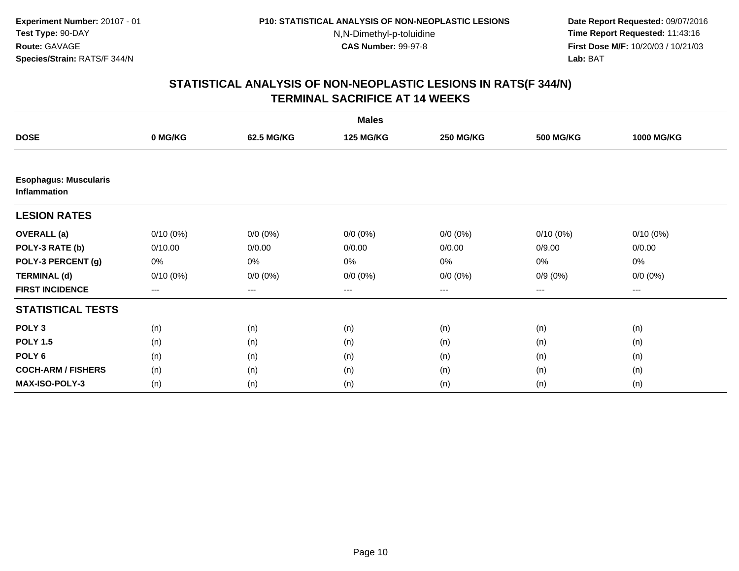**Experiment Number:** 20107 - 01
**Test Type:** 90-DAY
**Route:** GAVAGE
**Species/Strain:** RATS/F 344/N

**P10: STATISTICAL ANALYSIS OF NON-NEOPLASTIC LESIONS**
N,N-Dimethyl-p-toluidine
**CAS Number:** 99-97-8

**Date Report Requested:** 09/07/2016
**Time Report Requested:** 11:43:16
**First Dose M/F:** 10/20/03 / 10/21/03
**Lab:** BAT

## STATISTICAL ANALYSIS OF NON-NEOPLASTIC LESIONS IN RATS(F 344/N) TERMINAL SACRIFICE AT 14 WEEKS

| | Males | | | | | |
|---|---|---|---|---|---|---|
| **DOSE** | **0 MG/KG** | **62.5 MG/KG** | **125 MG/KG** | **250 MG/KG** | **500 MG/KG** | **1000 MG/KG** |
| **Esophagus: Muscularis Inflammation** | | | | | | |
| **LESION RATES** | | | | | | |
| **OVERALL (a)** | 0/10 (0%) | 0/0 (0%) | 0/0 (0%) | 0/0 (0%) | 0/10 (0%) | 0/10 (0%) |
| **POLY-3 RATE (b)** | 0/10.00 | 0/0.00 | 0/0.00 | 0/0.00 | 0/9.00 | 0/0.00 |
| **POLY-3 PERCENT (g)** | 0% | 0% | 0% | 0% | 0% | 0% |
| **TERMINAL (d)** | 0/10 (0%) | 0/0 (0%) | 0/0 (0%) | 0/0 (0%) | 0/9 (0%) | 0/0 (0%) |
| **FIRST INCIDENCE** | --- | --- | --- | --- | --- | --- |
| **STATISTICAL TESTS** | | | | | | |
| **POLY 3** | (n) | (n) | (n) | (n) | (n) | (n) |
| **POLY 1.5** | (n) | (n) | (n) | (n) | (n) | (n) |
| **POLY 6** | (n) | (n) | (n) | (n) | (n) | (n) |
| **COCH-ARM / FISHERS** | (n) | (n) | (n) | (n) | (n) | (n) |
| **MAX-ISO-POLY-3** | (n) | (n) | (n) | (n) | (n) | (n) |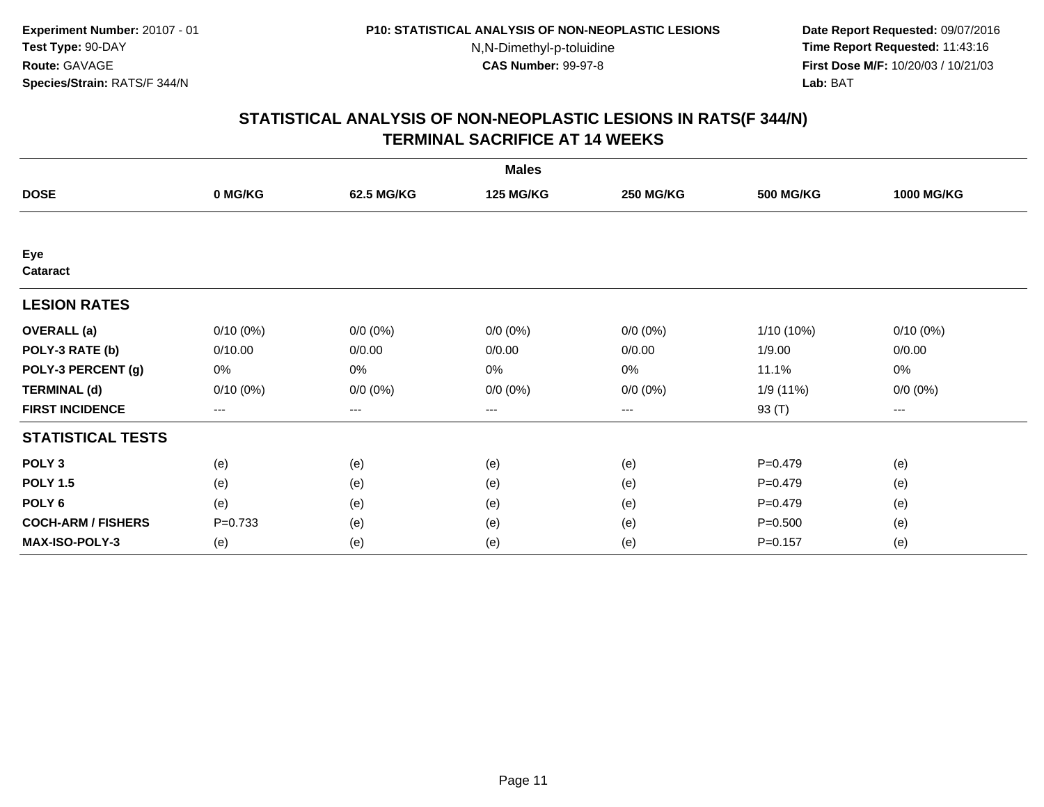**Experiment Number:** 20107 - 01
**Test Type:** 90-DAY
**Route:** GAVAGE
**Species/Strain:** RATS/F 344/N

**P10: STATISTICAL ANALYSIS OF NON-NEOPLASTIC LESIONS**
N,N-Dimethyl-p-toluidine
**CAS Number:** 99-97-8

**Date Report Requested:** 09/07/2016
**Time Report Requested:** 11:43:16
**First Dose M/F:** 10/20/03 / 10/21/03
**Lab:** BAT

## STATISTICAL ANALYSIS OF NON-NEOPLASTIC LESIONS IN RATS(F 344/N)
## TERMINAL SACRIFICE AT 14 WEEKS

| | Males | | | | | |
|---|---|---|---|---|---|---|
| **DOSE** | **0 MG/KG** | **62.5 MG/KG** | **125 MG/KG** | **250 MG/KG** | **500 MG/KG** | **1000 MG/KG** |
| **Eye** | | | | | | |
| **Cataract** | | | | | | |
| **LESION RATES** | | | | | | |
| **OVERALL (a)** | 0/10 (0%) | 0/0 (0%) | 0/0 (0%) | 0/0 (0%) | 1/10 (10%) | 0/10 (0%) |
| **POLY-3 RATE (b)** | 0/10.00 | 0/0.00 | 0/0.00 | 0/0.00 | 1/9.00 | 0/0.00 |
| **POLY-3 PERCENT (g)** | 0% | 0% | 0% | 0% | 11.1% | 0% |
| **TERMINAL (d)** | 0/10 (0%) | 0/0 (0%) | 0/0 (0%) | 0/0 (0%) | 1/9 (11%) | 0/0 (0%) |
| **FIRST INCIDENCE** | --- | --- | --- | --- | 93 (T) | --- |
| **STATISTICAL TESTS** | | | | | | |
| **POLY 3** | (e) | (e) | (e) | (e) | P=0.479 | (e) |
| **POLY 1.5** | (e) | (e) | (e) | (e) | P=0.479 | (e) |
| **POLY 6** | (e) | (e) | (e) | (e) | P=0.479 | (e) |
| **COCH-ARM / FISHERS** | P=0.733 | (e) | (e) | (e) | P=0.500 | (e) |
| **MAX-ISO-POLY-3** | (e) | (e) | (e) | (e) | P=0.157 | (e) |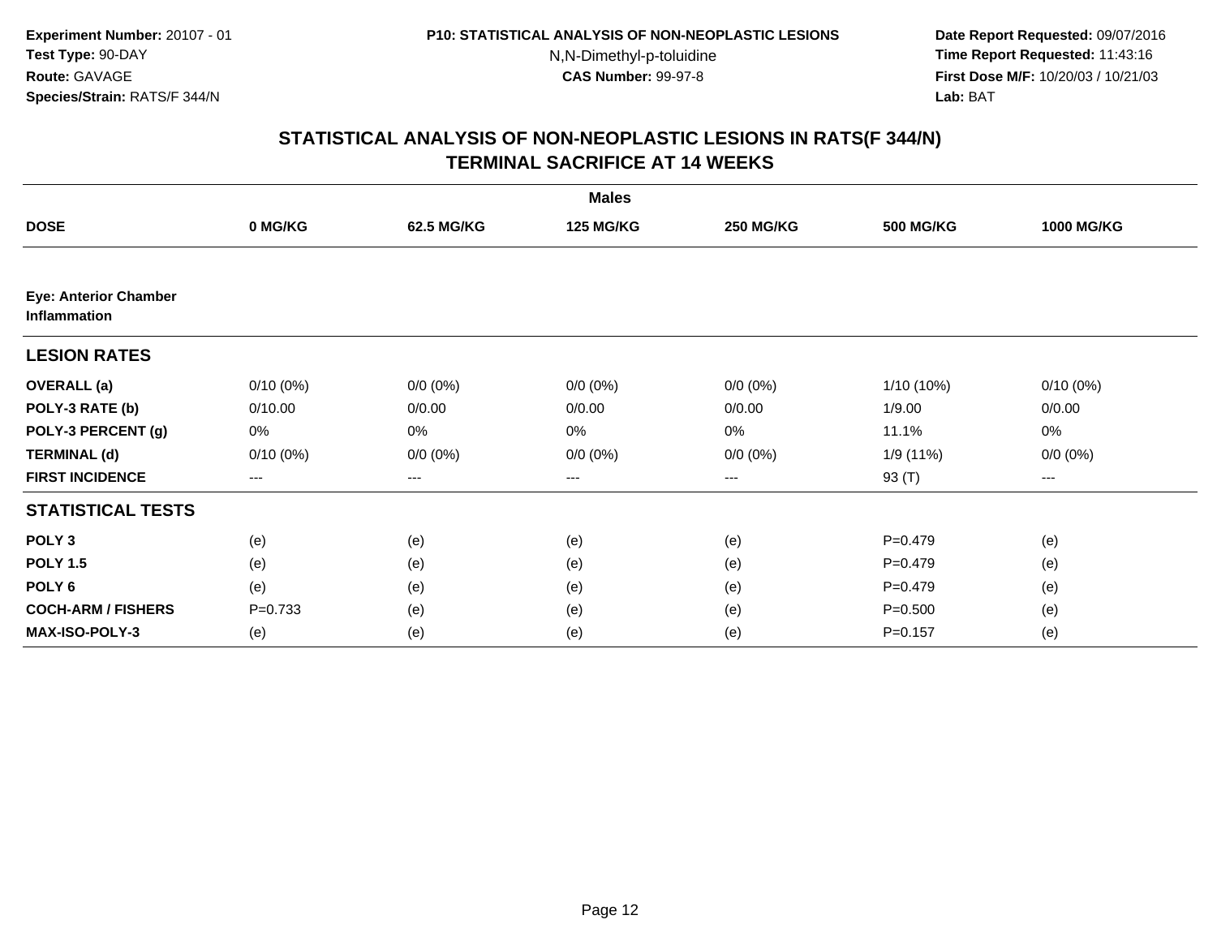**Experiment Number:** 20107 - 01
**Test Type:** 90-DAY
**Route:** GAVAGE
**Species/Strain:** RATS/F 344/N

**P10: STATISTICAL ANALYSIS OF NON-NEOPLASTIC LESIONS**
N,N-Dimethyl-p-toluidine
**CAS Number:** 99-97-8

**Date Report Requested:** 09/07/2016
**Time Report Requested:** 11:43:16
**First Dose M/F:** 10/20/03 / 10/21/03
**Lab:** BAT

## STATISTICAL ANALYSIS OF NON-NEOPLASTIC LESIONS IN RATS(F 344/N)
## TERMINAL SACRIFICE AT 14 WEEKS

| | Males | | | | | |
|---|---|---|---|---|---|---|
| **DOSE** | **0 MG/KG** | **62.5 MG/KG** | **125 MG/KG** | **250 MG/KG** | **500 MG/KG** | **1000 MG/KG** |
| **Eye: Anterior Chamber Inflammation** | | | | | | |
| **LESION RATES** | | | | | | |
| **OVERALL (a)** | 0/10 (0%) | 0/0 (0%) | 0/0 (0%) | 0/0 (0%) | 1/10 (10%) | 0/10 (0%) |
| **POLY-3 RATE (b)** | 0/10.00 | 0/0.00 | 0/0.00 | 0/0.00 | 1/9.00 | 0/0.00 |
| **POLY-3 PERCENT (g)** | 0% | 0% | 0% | 0% | 11.1% | 0% |
| **TERMINAL (d)** | 0/10 (0%) | 0/0 (0%) | 0/0 (0%) | 0/0 (0%) | 1/9 (11%) | 0/0 (0%) |
| **FIRST INCIDENCE** | --- | --- | --- | --- | 93 (T) | --- |
| **STATISTICAL TESTS** | | | | | | |
| **POLY 3** | (e) | (e) | (e) | (e) | P=0.479 | (e) |
| **POLY 1.5** | (e) | (e) | (e) | (e) | P=0.479 | (e) |
| **POLY 6** | (e) | (e) | (e) | (e) | P=0.479 | (e) |
| **COCH-ARM / FISHERS** | P=0.733 | (e) | (e) | (e) | P=0.500 | (e) |
| **MAX-ISO-POLY-3** | (e) | (e) | (e) | (e) | P=0.157 | (e) |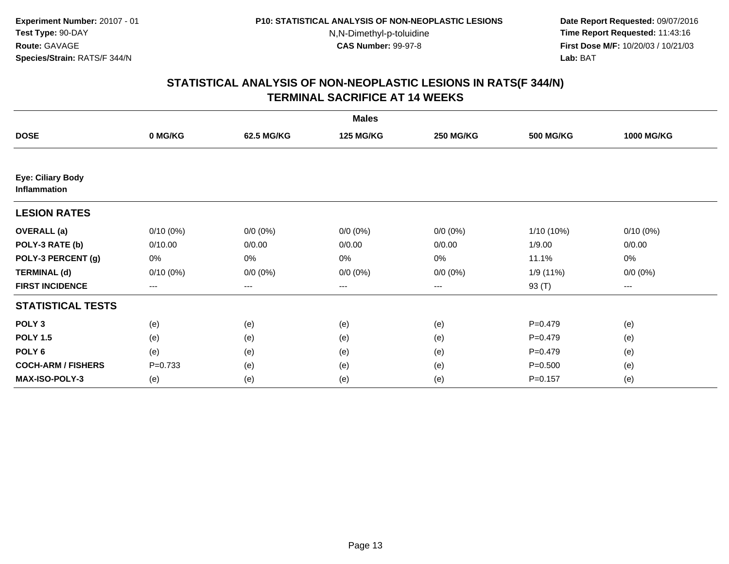**Experiment Number:** 20107 - 01
**Test Type:** 90-DAY
**Route:** GAVAGE
**Species/Strain:** RATS/F 344/N

**P10: STATISTICAL ANALYSIS OF NON-NEOPLASTIC LESIONS**
N,N-Dimethyl-p-toluidine
**CAS Number:** 99-97-8

**Date Report Requested:** 09/07/2016
**Time Report Requested:** 11:43:16
**First Dose M/F:** 10/20/03 / 10/21/03
**Lab:** BAT

## STATISTICAL ANALYSIS OF NON-NEOPLASTIC LESIONS IN RATS(F 344/N)
## TERMINAL SACRIFICE AT 14 WEEKS

| | Males | | | | | |
|---|---|---|---|---|---|---|
| **DOSE** | **0 MG/KG** | **62.5 MG/KG** | **125 MG/KG** | **250 MG/KG** | **500 MG/KG** | **1000 MG/KG** |
| **Eye: Ciliary Body Inflammation** | | | | | | |
| **LESION RATES** | | | | | | |
| **OVERALL (a)** | 0/10 (0%) | 0/0 (0%) | 0/0 (0%) | 0/0 (0%) | 1/10 (10%) | 0/10 (0%) |
| **POLY-3 RATE (b)** | 0/10.00 | 0/0.00 | 0/0.00 | 0/0.00 | 1/9.00 | 0/0.00 |
| **POLY-3 PERCENT (g)** | 0% | 0% | 0% | 0% | 11.1% | 0% |
| **TERMINAL (d)** | 0/10 (0%) | 0/0 (0%) | 0/0 (0%) | 0/0 (0%) | 1/9 (11%) | 0/0 (0%) |
| **FIRST INCIDENCE** | --- | --- | --- | --- | 93 (T) | --- |
| **STATISTICAL TESTS** | | | | | | |
| **POLY 3** | (e) | (e) | (e) | (e) | P=0.479 | (e) |
| **POLY 1.5** | (e) | (e) | (e) | (e) | P=0.479 | (e) |
| **POLY 6** | (e) | (e) | (e) | (e) | P=0.479 | (e) |
| **COCH-ARM / FISHERS** | P=0.733 | (e) | (e) | (e) | P=0.500 | (e) |
| **MAX-ISO-POLY-3** | (e) | (e) | (e) | (e) | P=0.157 | (e) |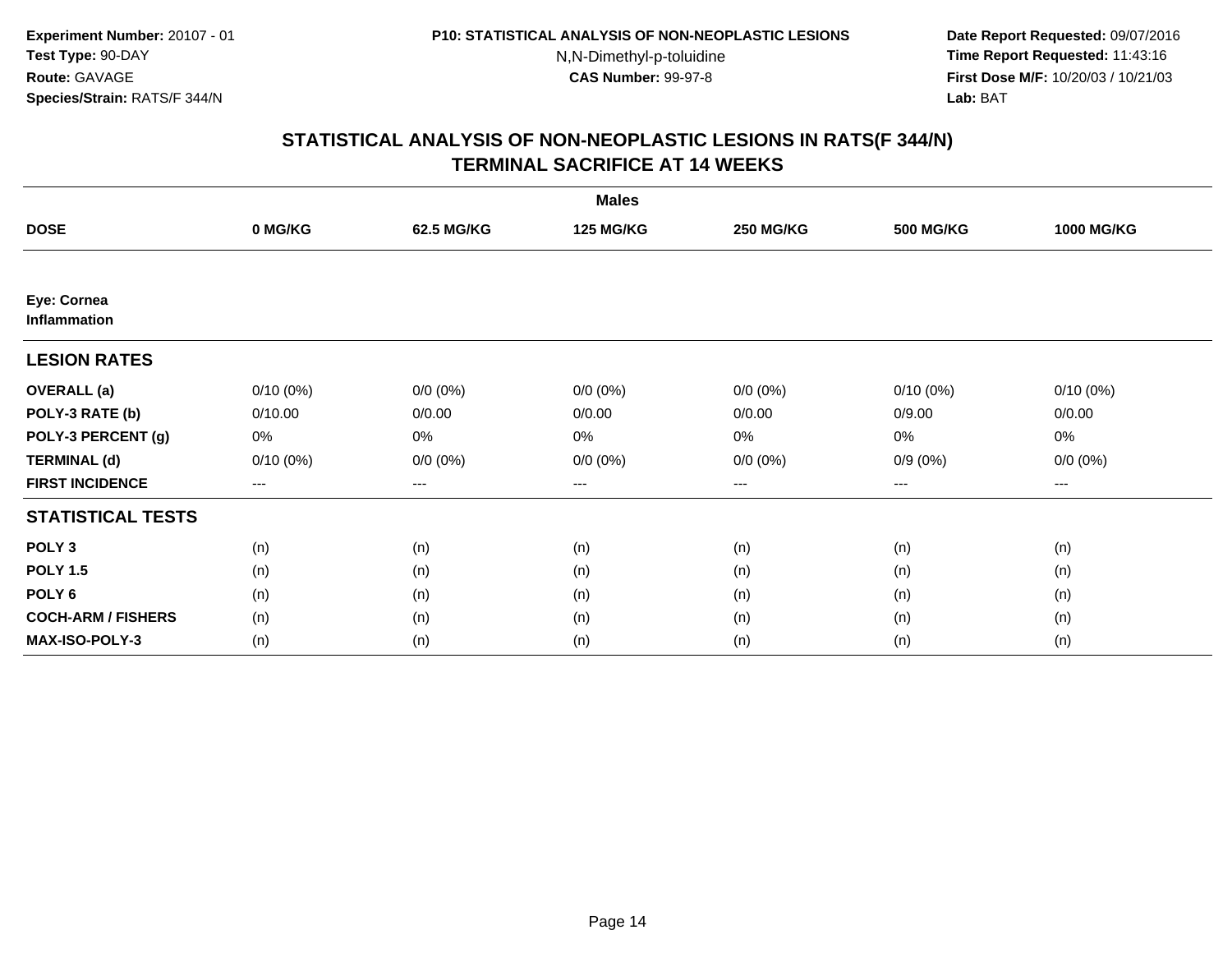**Experiment Number:** 20107 - 01
**Test Type:** 90-DAY
**Route:** GAVAGE
**Species/Strain:** RATS/F 344/N

**P10: STATISTICAL ANALYSIS OF NON-NEOPLASTIC LESIONS**
N,N-Dimethyl-p-toluidine
**CAS Number:** 99-97-8

**Date Report Requested:** 09/07/2016
**Time Report Requested:** 11:43:16
**First Dose M/F:** 10/20/03 / 10/21/03
**Lab:** BAT

## STATISTICAL ANALYSIS OF NON-NEOPLASTIC LESIONS IN RATS(F 344/N)
## TERMINAL SACRIFICE AT 14 WEEKS

| | Males | | | | | |
|---|---|---|---|---|---|---|
| **DOSE** | **0 MG/KG** | **62.5 MG/KG** | **125 MG/KG** | **250 MG/KG** | **500 MG/KG** | **1000 MG/KG** |
| **Eye: Cornea** | | | | | | |
| **Inflammation** | | | | | | |
| **LESION RATES** | | | | | | |
| **OVERALL (a)** | 0/10 (0%) | 0/0 (0%) | 0/0 (0%) | 0/0 (0%) | 0/10 (0%) | 0/10 (0%) |
| **POLY-3 RATE (b)** | 0/10.00 | 0/0.00 | 0/0.00 | 0/0.00 | 0/9.00 | 0/0.00 |
| **POLY-3 PERCENT (g)** | 0% | 0% | 0% | 0% | 0% | 0% |
| **TERMINAL (d)** | 0/10 (0%) | 0/0 (0%) | 0/0 (0%) | 0/0 (0%) | 0/9 (0%) | 0/0 (0%) |
| **FIRST INCIDENCE** | --- | --- | --- | --- | --- | --- |
| **STATISTICAL TESTS** | | | | | | |
| **POLY 3** | (n) | (n) | (n) | (n) | (n) | (n) |
| **POLY 1.5** | (n) | (n) | (n) | (n) | (n) | (n) |
| **POLY 6** | (n) | (n) | (n) | (n) | (n) | (n) |
| **COCH-ARM / FISHERS** | (n) | (n) | (n) | (n) | (n) | (n) |
| **MAX-ISO-POLY-3** | (n) | (n) | (n) | (n) | (n) | (n) |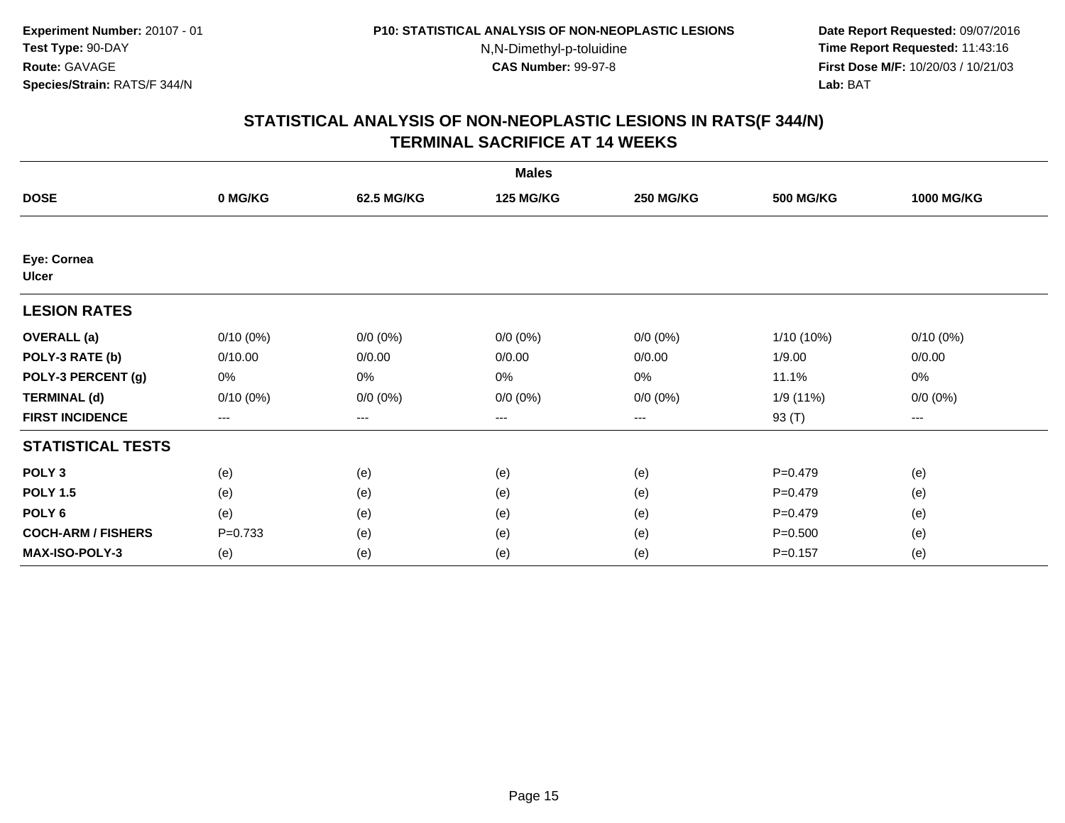**Experiment Number:** 20107 - 01
**Test Type:** 90-DAY
**Route:** GAVAGE
**Species/Strain:** RATS/F 344/N

**P10: STATISTICAL ANALYSIS OF NON-NEOPLASTIC LESIONS**
N,N-Dimethyl-p-toluidine
**CAS Number:** 99-97-8

**Date Report Requested:** 09/07/2016
**Time Report Requested:** 11:43:16
**First Dose M/F:** 10/20/03 / 10/21/03
**Lab:** BAT

## STATISTICAL ANALYSIS OF NON-NEOPLASTIC LESIONS IN RATS(F 344/N)
## TERMINAL SACRIFICE AT 14 WEEKS

| | Males | | | | | |
|---|---|---|---|---|---|---|
| **DOSE** | **0 MG/KG** | **62.5 MG/KG** | **125 MG/KG** | **250 MG/KG** | **500 MG/KG** | **1000 MG/KG** |
| **Eye: Cornea** | | | | | | |
| **Ulcer** | | | | | | |
| **LESION RATES** | | | | | | |
| **OVERALL (a)** | 0/10 (0%) | 0/0 (0%) | 0/0 (0%) | 0/0 (0%) | 1/10 (10%) | 0/10 (0%) |
| **POLY-3 RATE (b)** | 0/10.00 | 0/0.00 | 0/0.00 | 0/0.00 | 1/9.00 | 0/0.00 |
| **POLY-3 PERCENT (g)** | 0% | 0% | 0% | 0% | 11.1% | 0% |
| **TERMINAL (d)** | 0/10 (0%) | 0/0 (0%) | 0/0 (0%) | 0/0 (0%) | 1/9 (11%) | 0/0 (0%) |
| **FIRST INCIDENCE** | --- | --- | --- | --- | 93 (T) | --- |
| **STATISTICAL TESTS** | | | | | | |
| **POLY 3** | (e) | (e) | (e) | (e) | P=0.479 | (e) |
| **POLY 1.5** | (e) | (e) | (e) | (e) | P=0.479 | (e) |
| **POLY 6** | (e) | (e) | (e) | (e) | P=0.479 | (e) |
| **COCH-ARM / FISHERS** | P=0.733 | (e) | (e) | (e) | P=0.500 | (e) |
| **MAX-ISO-POLY-3** | (e) | (e) | (e) | (e) | P=0.157 | (e) |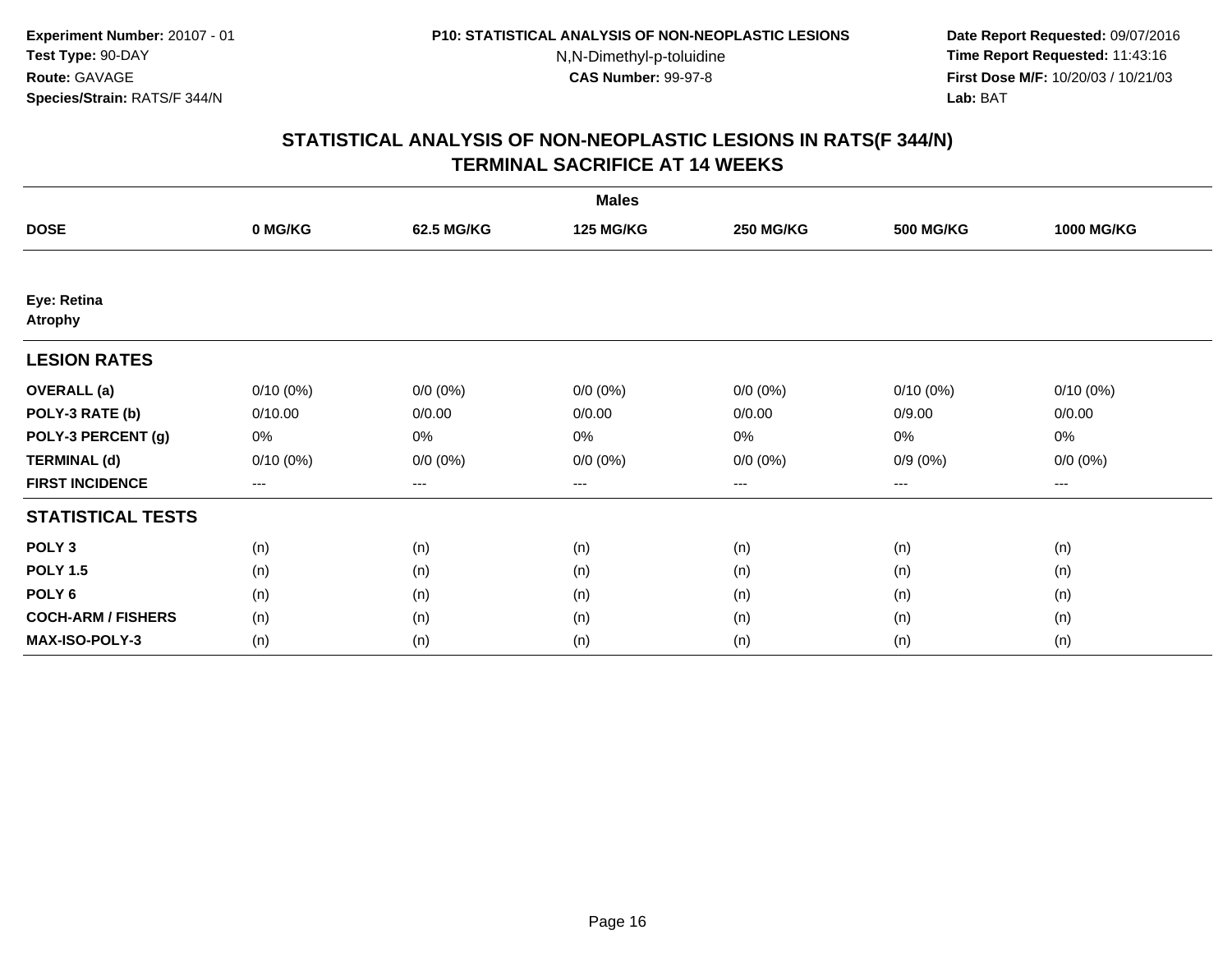**Experiment Number:** 20107 - 01
**Test Type:** 90-DAY
**Route:** GAVAGE
**Species/Strain:** RATS/F 344/N

**P10: STATISTICAL ANALYSIS OF NON-NEOPLASTIC LESIONS**
N,N-Dimethyl-p-toluidine
**CAS Number:** 99-97-8

**Date Report Requested:** 09/07/2016
**Time Report Requested:** 11:43:16
**First Dose M/F:** 10/20/03 / 10/21/03
**Lab:** BAT

## STATISTICAL ANALYSIS OF NON-NEOPLASTIC LESIONS IN RATS(F 344/N)
## TERMINAL SACRIFICE AT 14 WEEKS

| | Males | | | | | |
|---|---|---|---|---|---|---|
| **DOSE** | **0 MG/KG** | **62.5 MG/KG** | **125 MG/KG** | **250 MG/KG** | **500 MG/KG** | **1000 MG/KG** |
| **Eye: Retina** | | | | | | |
| **Atrophy** | | | | | | |
| **LESION RATES** | | | | | | |
| **OVERALL (a)** | 0/10 (0%) | 0/0 (0%) | 0/0 (0%) | 0/0 (0%) | 0/10 (0%) | 0/10 (0%) |
| **POLY-3 RATE (b)** | 0/10.00 | 0/0.00 | 0/0.00 | 0/0.00 | 0/9.00 | 0/0.00 |
| **POLY-3 PERCENT (g)** | 0% | 0% | 0% | 0% | 0% | 0% |
| **TERMINAL (d)** | 0/10 (0%) | 0/0 (0%) | 0/0 (0%) | 0/0 (0%) | 0/9 (0%) | 0/0 (0%) |
| **FIRST INCIDENCE** | --- | --- | --- | --- | --- | --- |
| **STATISTICAL TESTS** | | | | | | |
| **POLY 3** | (n) | (n) | (n) | (n) | (n) | (n) |
| **POLY 1.5** | (n) | (n) | (n) | (n) | (n) | (n) |
| **POLY 6** | (n) | (n) | (n) | (n) | (n) | (n) |
| **COCH-ARM / FISHERS** | (n) | (n) | (n) | (n) | (n) | (n) |
| **MAX-ISO-POLY-3** | (n) | (n) | (n) | (n) | (n) | (n) |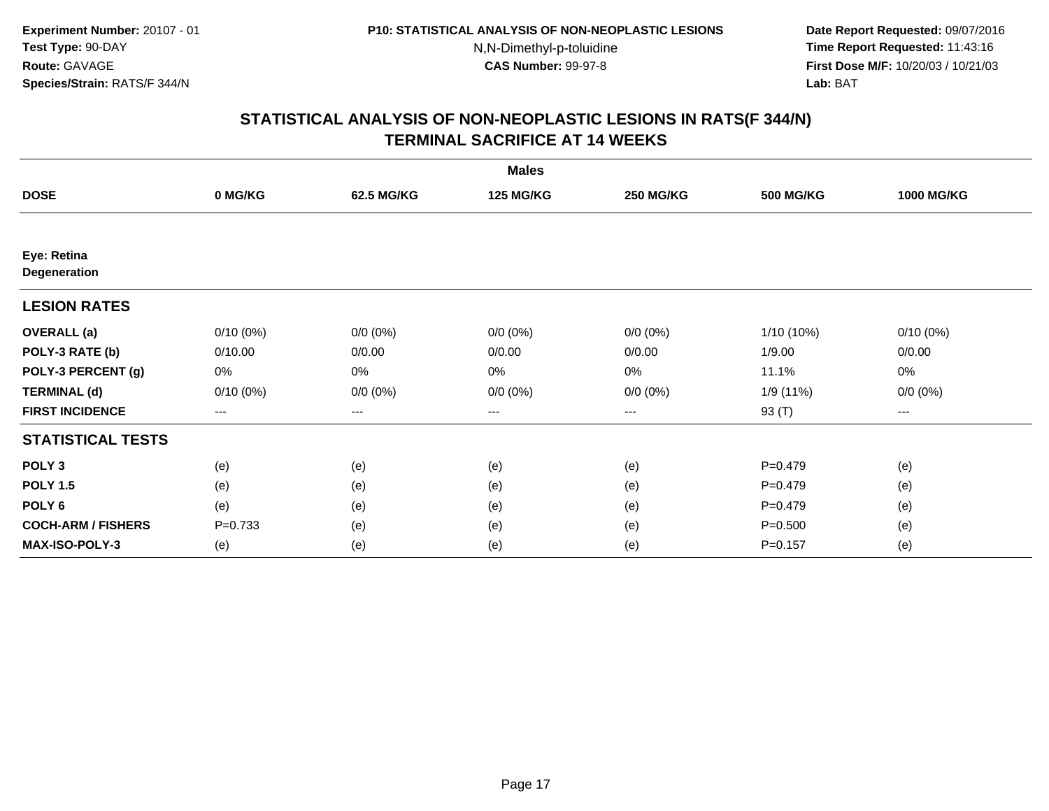**Experiment Number:** 20107 - 01
**Test Type:** 90-DAY
**Route:** GAVAGE
**Species/Strain:** RATS/F 344/N

**P10: STATISTICAL ANALYSIS OF NON-NEOPLASTIC LESIONS**
N,N-Dimethyl-p-toluidine
**CAS Number:** 99-97-8

**Date Report Requested:** 09/07/2016
**Time Report Requested:** 11:43:16
**First Dose M/F:** 10/20/03 / 10/21/03
**Lab:** BAT

## STATISTICAL ANALYSIS OF NON-NEOPLASTIC LESIONS IN RATS(F 344/N) TERMINAL SACRIFICE AT 14 WEEKS

| | Males | | | | | |
|---|---|---|---|---|---|---|
| **DOSE** | **0 MG/KG** | **62.5 MG/KG** | **125 MG/KG** | **250 MG/KG** | **500 MG/KG** | **1000 MG/KG** |
| **Eye: Retina Degeneration** | | | | | | |
| **LESION RATES** | | | | | | |
| **OVERALL (a)** | 0/10 (0%) | 0/0 (0%) | 0/0 (0%) | 0/0 (0%) | 1/10 (10%) | 0/10 (0%) |
| **POLY-3 RATE (b)** | 0/10.00 | 0/0.00 | 0/0.00 | 0/0.00 | 1/9.00 | 0/0.00 |
| **POLY-3 PERCENT (g)** | 0% | 0% | 0% | 0% | 11.1% | 0% |
| **TERMINAL (d)** | 0/10 (0%) | 0/0 (0%) | 0/0 (0%) | 0/0 (0%) | 1/9 (11%) | 0/0 (0%) |
| **FIRST INCIDENCE** | --- | --- | --- | --- | 93 (T) | --- |
| **STATISTICAL TESTS** | | | | | | |
| **POLY 3** | (e) | (e) | (e) | (e) | P=0.479 | (e) |
| **POLY 1.5** | (e) | (e) | (e) | (e) | P=0.479 | (e) |
| **POLY 6** | (e) | (e) | (e) | (e) | P=0.479 | (e) |
| **COCH-ARM / FISHERS** | P=0.733 | (e) | (e) | (e) | P=0.500 | (e) |
| **MAX-ISO-POLY-3** | (e) | (e) | (e) | (e) | P=0.157 | (e) |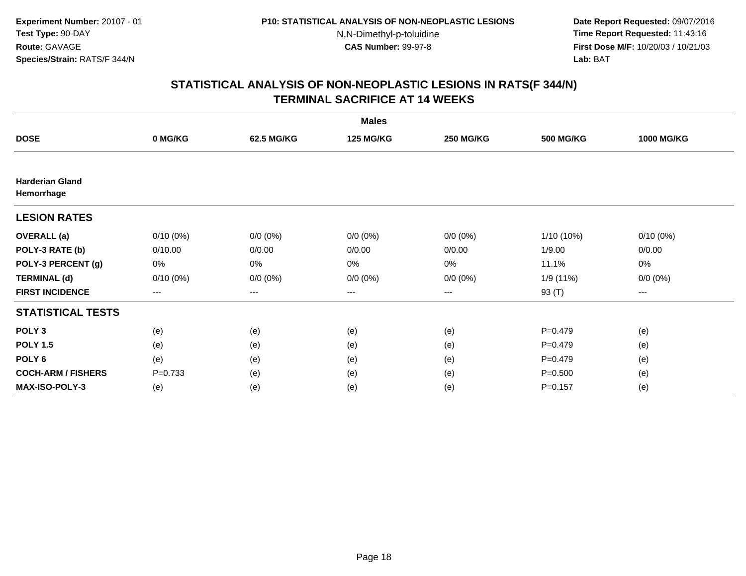Experiment Number: 20107 - 01
Test Type: 90-DAY
Route: GAVAGE
Species/Strain: RATS/F 344/N

P10: STATISTICAL ANALYSIS OF NON-NEOPLASTIC LESIONS
N,N-Dimethyl-p-toluidine
CAS Number: 99-97-8

Date Report Requested: 09/07/2016
Time Report Requested: 11:43:16
First Dose M/F: 10/20/03 / 10/21/03
Lab: BAT

## STATISTICAL ANALYSIS OF NON-NEOPLASTIC LESIONS IN RATS(F 344/N)
## TERMINAL SACRIFICE AT 14 WEEKS

| | Males | | | | | |
|---|---|---|---|---|---|---|
| **DOSE** | **0 MG/KG** | **62.5 MG/KG** | **125 MG/KG** | **250 MG/KG** | **500 MG/KG** | **1000 MG/KG** |
| **Harderian Gland Hemorrhage** | | | | | | |
| **LESION RATES** | | | | | | |
| **OVERALL (a)** | 0/10 (0%) | 0/0 (0%) | 0/0 (0%) | 0/0 (0%) | 1/10 (10%) | 0/10 (0%) |
| **POLY-3 RATE (b)** | 0/10.00 | 0/0.00 | 0/0.00 | 0/0.00 | 1/9.00 | 0/0.00 |
| **POLY-3 PERCENT (g)** | 0% | 0% | 0% | 0% | 11.1% | 0% |
| **TERMINAL (d)** | 0/10 (0%) | 0/0 (0%) | 0/0 (0%) | 0/0 (0%) | 1/9 (11%) | 0/0 (0%) |
| **FIRST INCIDENCE** | --- | --- | --- | --- | 93 (T) | --- |
| **STATISTICAL TESTS** | | | | | | |
| **POLY 3** | (e) | (e) | (e) | (e) | P=0.479 | (e) |
| **POLY 1.5** | (e) | (e) | (e) | (e) | P=0.479 | (e) |
| **POLY 6** | (e) | (e) | (e) | (e) | P=0.479 | (e) |
| **COCH-ARM / FISHERS** | P=0.733 | (e) | (e) | (e) | P=0.500 | (e) |
| **MAX-ISO-POLY-3** | (e) | (e) | (e) | (e) | P=0.157 | (e) |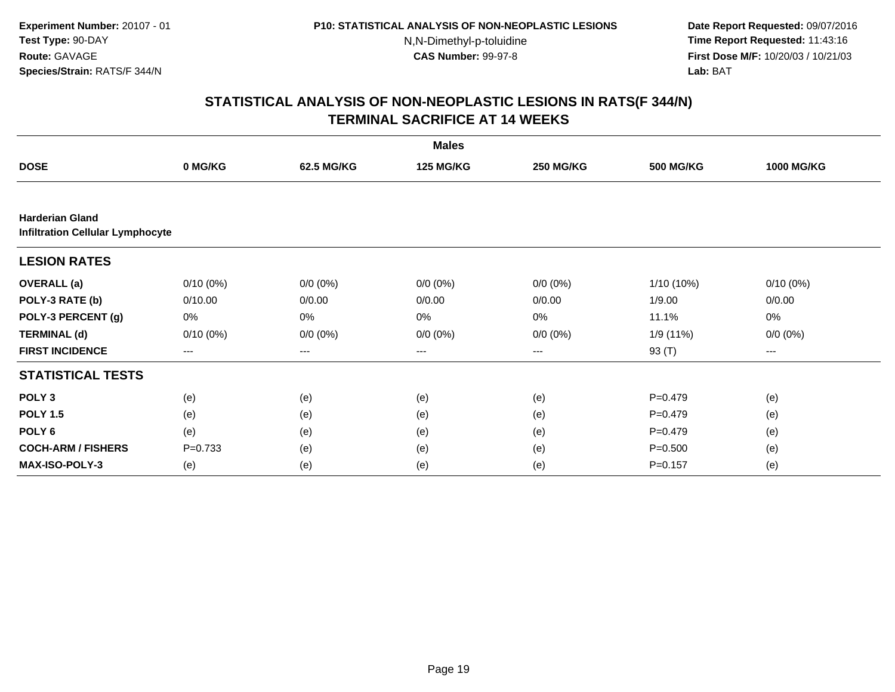**Experiment Number:** 20107 - 01
**Test Type:** 90-DAY
**Route:** GAVAGE
**Species/Strain:** RATS/F 344/N

**P10: STATISTICAL ANALYSIS OF NON-NEOPLASTIC LESIONS**
N,N-Dimethyl-p-toluidine
**CAS Number:** 99-97-8

**Date Report Requested:** 09/07/2016
**Time Report Requested:** 11:43:16
**First Dose M/F:** 10/20/03 / 10/21/03
**Lab:** BAT

## STATISTICAL ANALYSIS OF NON-NEOPLASTIC LESIONS IN RATS(F 344/N) TERMINAL SACRIFICE AT 14 WEEKS

| | Males | | | | | |
|---|---|---|---|---|---|---|
| **DOSE** | **0 MG/KG** | **62.5 MG/KG** | **125 MG/KG** | **250 MG/KG** | **500 MG/KG** | **1000 MG/KG** |
| **Harderian Gland** | | | | | | |
| **Infiltration Cellular Lymphocyte** | | | | | | |
| **LESION RATES** | | | | | | |
| **OVERALL (a)** | 0/10 (0%) | 0/0 (0%) | 0/0 (0%) | 0/0 (0%) | 1/10 (10%) | 0/10 (0%) |
| **POLY-3 RATE (b)** | 0/10.00 | 0/0.00 | 0/0.00 | 0/0.00 | 1/9.00 | 0/0.00 |
| **POLY-3 PERCENT (g)** | 0% | 0% | 0% | 0% | 11.1% | 0% |
| **TERMINAL (d)** | 0/10 (0%) | 0/0 (0%) | 0/0 (0%) | 0/0 (0%) | 1/9 (11%) | 0/0 (0%) |
| **FIRST INCIDENCE** | --- | --- | --- | --- | 93 (T) | --- |
| **STATISTICAL TESTS** | | | | | | |
| **POLY 3** | (e) | (e) | (e) | (e) | P=0.479 | (e) |
| **POLY 1.5** | (e) | (e) | (e) | (e) | P=0.479 | (e) |
| **POLY 6** | (e) | (e) | (e) | (e) | P=0.479 | (e) |
| **COCH-ARM / FISHERS** | P=0.733 | (e) | (e) | (e) | P=0.500 | (e) |
| **MAX-ISO-POLY-3** | (e) | (e) | (e) | (e) | P=0.157 | (e) |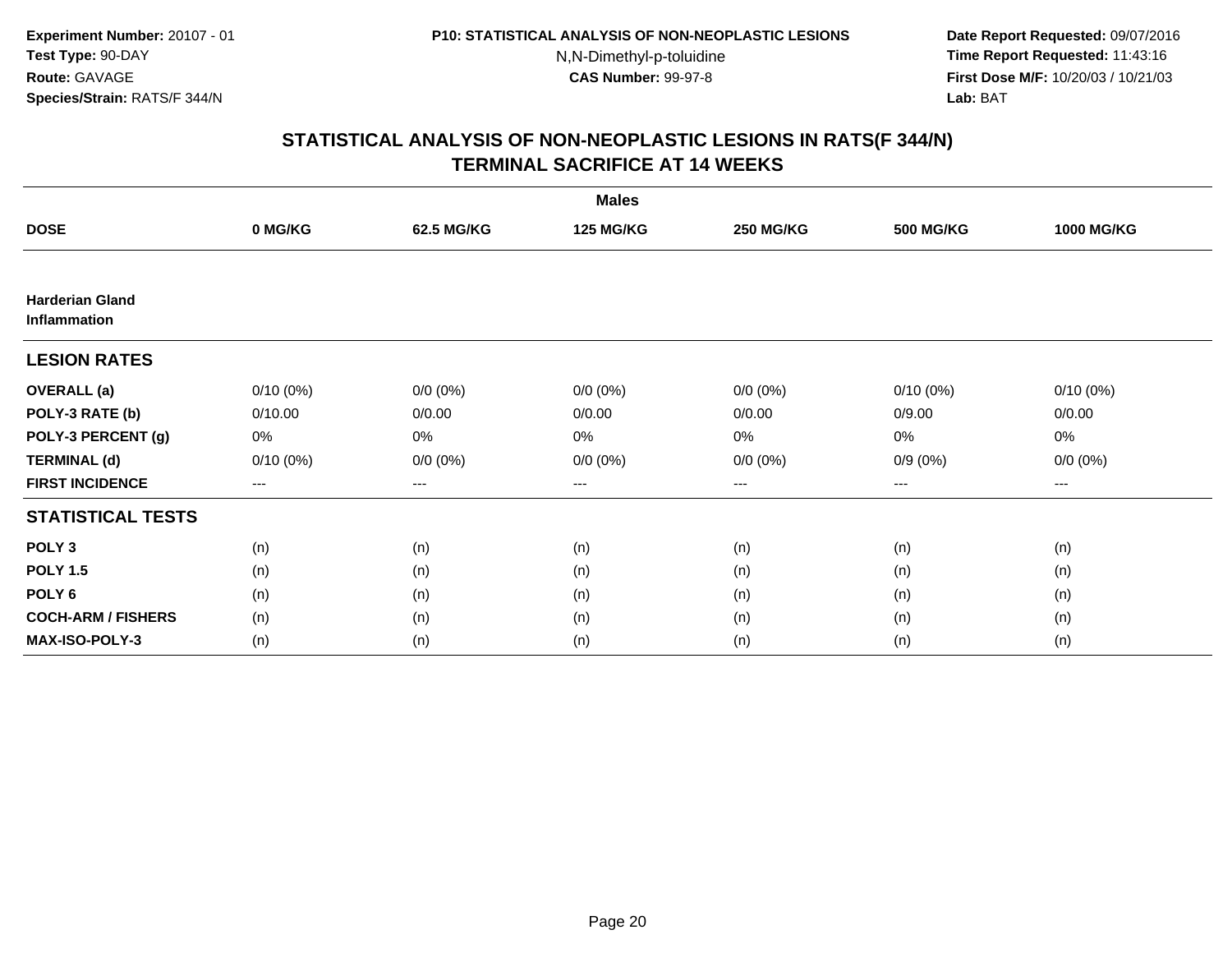**Experiment Number:** 20107 - 01
**Test Type:** 90-DAY
**Route:** GAVAGE
**Species/Strain:** RATS/F 344/N

**P10: STATISTICAL ANALYSIS OF NON-NEOPLASTIC LESIONS**
N,N-Dimethyl-p-toluidine
**CAS Number:** 99-97-8

**Date Report Requested:** 09/07/2016
**Time Report Requested:** 11:43:16
**First Dose M/F:** 10/20/03 / 10/21/03
**Lab:** BAT

## STATISTICAL ANALYSIS OF NON-NEOPLASTIC LESIONS IN RATS(F 344/N) TERMINAL SACRIFICE AT 14 WEEKS

| | Males | | | | | |
|---|---|---|---|---|---|---|
| **DOSE** | **0 MG/KG** | **62.5 MG/KG** | **125 MG/KG** | **250 MG/KG** | **500 MG/KG** | **1000 MG/KG** |
| **Harderian Gland Inflammation** | | | | | | |
| **LESION RATES** | | | | | | |
| **OVERALL (a)** | 0/10 (0%) | 0/0 (0%) | 0/0 (0%) | 0/0 (0%) | 0/10 (0%) | 0/10 (0%) |
| **POLY-3 RATE (b)** | 0/10.00 | 0/0.00 | 0/0.00 | 0/0.00 | 0/9.00 | 0/0.00 |
| **POLY-3 PERCENT (g)** | 0% | 0% | 0% | 0% | 0% | 0% |
| **TERMINAL (d)** | 0/10 (0%) | 0/0 (0%) | 0/0 (0%) | 0/0 (0%) | 0/9 (0%) | 0/0 (0%) |
| **FIRST INCIDENCE** | --- | --- | --- | --- | --- | --- |
| **STATISTICAL TESTS** | | | | | | |
| **POLY 3** | (n) | (n) | (n) | (n) | (n) | (n) |
| **POLY 1.5** | (n) | (n) | (n) | (n) | (n) | (n) |
| **POLY 6** | (n) | (n) | (n) | (n) | (n) | (n) |
| **COCH-ARM / FISHERS** | (n) | (n) | (n) | (n) | (n) | (n) |
| **MAX-ISO-POLY-3** | (n) | (n) | (n) | (n) | (n) | (n) |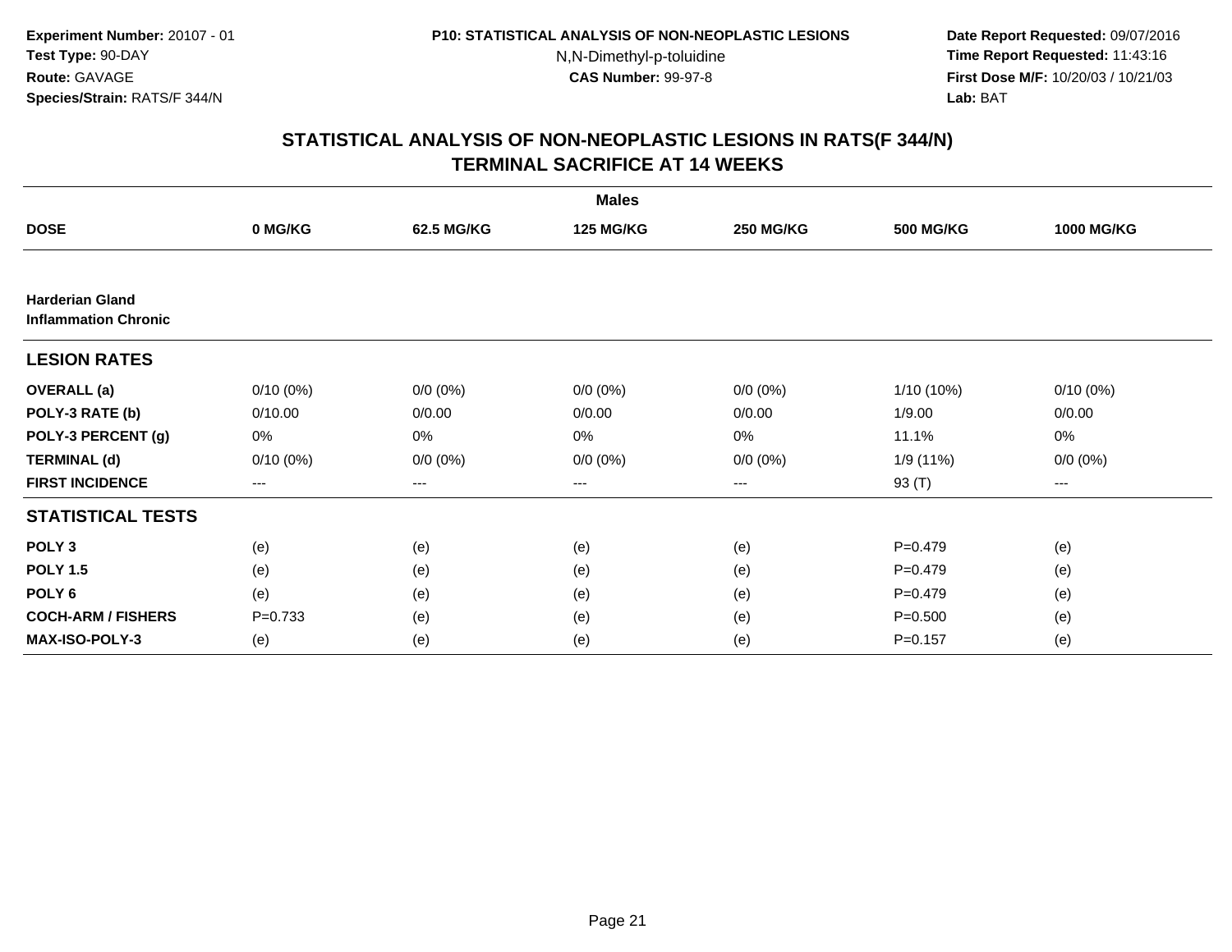**Experiment Number:** 20107 - 01
**Test Type:** 90-DAY
**Route:** GAVAGE
**Species/Strain:** RATS/F 344/N

**P10: STATISTICAL ANALYSIS OF NON-NEOPLASTIC LESIONS**
N,N-Dimethyl-p-toluidine
**CAS Number:** 99-97-8

**Date Report Requested:** 09/07/2016
**Time Report Requested:** 11:43:16
**First Dose M/F:** 10/20/03 / 10/21/03
**Lab:** BAT

## STATISTICAL ANALYSIS OF NON-NEOPLASTIC LESIONS IN RATS(F 344/N) TERMINAL SACRIFICE AT 14 WEEKS

| | Males | | | | | |
|---|---|---|---|---|---|---|
| **DOSE** | **0 MG/KG** | **62.5 MG/KG** | **125 MG/KG** | **250 MG/KG** | **500 MG/KG** | **1000 MG/KG** |
| **Harderian Gland** | | | | | | |
| **Inflammation Chronic** | | | | | | |
| **LESION RATES** | | | | | | |
| **OVERALL (a)** | 0/10 (0%) | 0/0 (0%) | 0/0 (0%) | 0/0 (0%) | 1/10 (10%) | 0/10 (0%) |
| **POLY-3 RATE (b)** | 0/10.00 | 0/0.00 | 0/0.00 | 0/0.00 | 1/9.00 | 0/0.00 |
| **POLY-3 PERCENT (g)** | 0% | 0% | 0% | 0% | 11.1% | 0% |
| **TERMINAL (d)** | 0/10 (0%) | 0/0 (0%) | 0/0 (0%) | 0/0 (0%) | 1/9 (11%) | 0/0 (0%) |
| **FIRST INCIDENCE** | --- | --- | --- | --- | 93 (T) | --- |
| **STATISTICAL TESTS** | | | | | | |
| **POLY 3** | (e) | (e) | (e) | (e) | P=0.479 | (e) |
| **POLY 1.5** | (e) | (e) | (e) | (e) | P=0.479 | (e) |
| **POLY 6** | (e) | (e) | (e) | (e) | P=0.479 | (e) |
| **COCH-ARM / FISHERS** | P=0.733 | (e) | (e) | (e) | P=0.500 | (e) |
| **MAX-ISO-POLY-3** | (e) | (e) | (e) | (e) | P=0.157 | (e) |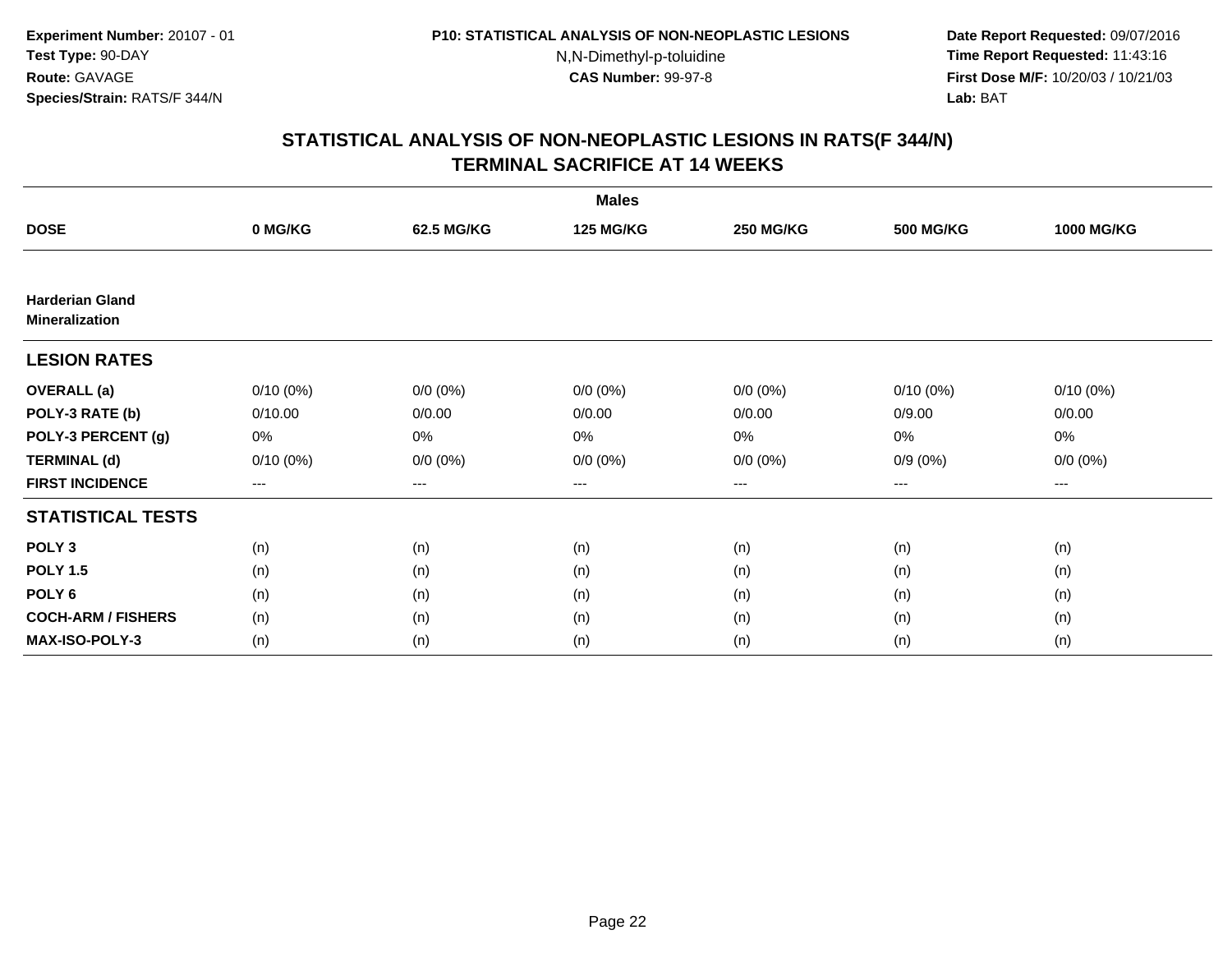**Experiment Number:** 20107 - 01
**Test Type:** 90-DAY
**Route:** GAVAGE
**Species/Strain:** RATS/F 344/N

**P10: STATISTICAL ANALYSIS OF NON-NEOPLASTIC LESIONS**
N,N-Dimethyl-p-toluidine
**CAS Number:** 99-97-8

**Date Report Requested:** 09/07/2016
**Time Report Requested:** 11:43:16
**First Dose M/F:** 10/20/03 / 10/21/03
**Lab:** BAT

## STATISTICAL ANALYSIS OF NON-NEOPLASTIC LESIONS IN RATS(F 344/N)
## TERMINAL SACRIFICE AT 14 WEEKS

| | Males | | | | | |
|---|---|---|---|---|---|---|
| **DOSE** | **0 MG/KG** | **62.5 MG/KG** | **125 MG/KG** | **250 MG/KG** | **500 MG/KG** | **1000 MG/KG** |
| **Harderian Gland Mineralization** | | | | | | |
| **LESION RATES** | | | | | | |
| **OVERALL (a)** | 0/10 (0%) | 0/0 (0%) | 0/0 (0%) | 0/0 (0%) | 0/10 (0%) | 0/10 (0%) |
| **POLY-3 RATE (b)** | 0/10.00 | 0/0.00 | 0/0.00 | 0/0.00 | 0/9.00 | 0/0.00 |
| **POLY-3 PERCENT (g)** | 0% | 0% | 0% | 0% | 0% | 0% |
| **TERMINAL (d)** | 0/10 (0%) | 0/0 (0%) | 0/0 (0%) | 0/0 (0%) | 0/9 (0%) | 0/0 (0%) |
| **FIRST INCIDENCE** | --- | --- | --- | --- | --- | --- |
| **STATISTICAL TESTS** | | | | | | |
| **POLY 3** | (n) | (n) | (n) | (n) | (n) | (n) |
| **POLY 1.5** | (n) | (n) | (n) | (n) | (n) | (n) |
| **POLY 6** | (n) | (n) | (n) | (n) | (n) | (n) |
| **COCH-ARM / FISHERS** | (n) | (n) | (n) | (n) | (n) | (n) |
| **MAX-ISO-POLY-3** | (n) | (n) | (n) | (n) | (n) | (n) |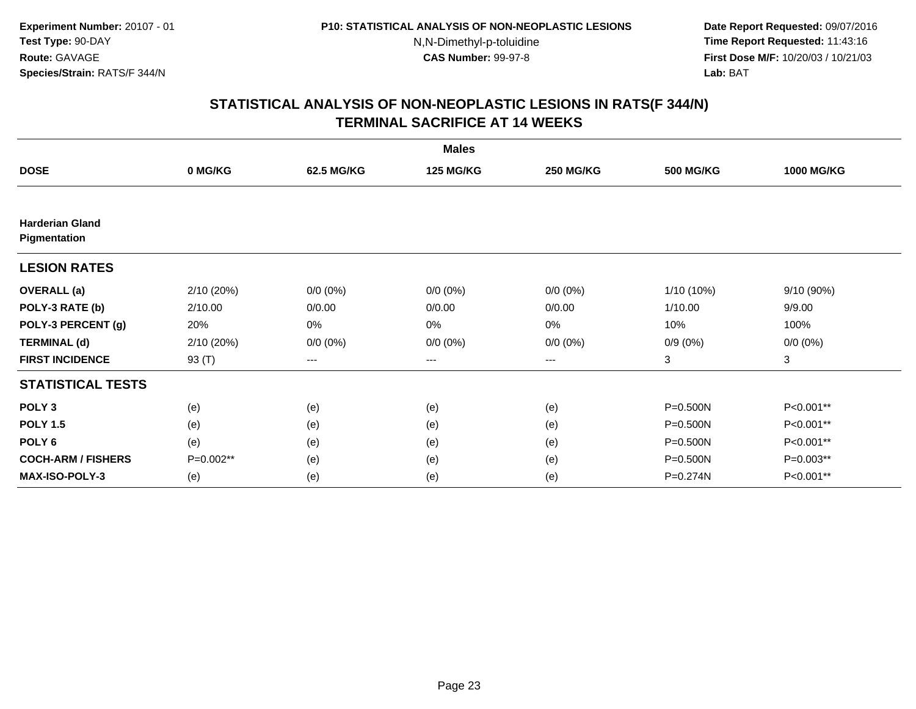Experiment Number: 20107 - 01
Test Type: 90-DAY
Route: GAVAGE
Species/Strain: RATS/F 344/N

P10: STATISTICAL ANALYSIS OF NON-NEOPLASTIC LESIONS
N,N-Dimethyl-p-toluidine
CAS Number: 99-97-8

Date Report Requested: 09/07/2016
Time Report Requested: 11:43:16
First Dose M/F: 10/20/03 / 10/21/03
Lab: BAT

## STATISTICAL ANALYSIS OF NON-NEOPLASTIC LESIONS IN RATS(F 344/N) TERMINAL SACRIFICE AT 14 WEEKS

| Males | | | | | | |
|---|---|---|---|---|---|---|
| **DOSE** | **0 MG/KG** | **62.5 MG/KG** | **125 MG/KG** | **250 MG/KG** | **500 MG/KG** | **1000 MG/KG** |
| **Harderian Gland Pigmentation** | | | | | | |
| **LESION RATES** | | | | | | |
| **OVERALL (a)** | 2/10 (20%) | 0/0 (0%) | 0/0 (0%) | 0/0 (0%) | 1/10 (10%) | 9/10 (90%) |
| **POLY-3 RATE (b)** | 2/10.00 | 0/0.00 | 0/0.00 | 0/0.00 | 1/10.00 | 9/9.00 |
| **POLY-3 PERCENT (g)** | 20% | 0% | 0% | 0% | 10% | 100% |
| **TERMINAL (d)** | 2/10 (20%) | 0/0 (0%) | 0/0 (0%) | 0/0 (0%) | 0/9 (0%) | 0/0 (0%) |
| **FIRST INCIDENCE** | 93 (T) | --- | --- | --- | 3 | 3 |
| **STATISTICAL TESTS** | | | | | | |
| **POLY 3** | (e) | (e) | (e) | (e) | P=0.500N | P<0.001** |
| **POLY 1.5** | (e) | (e) | (e) | (e) | P=0.500N | P<0.001** |
| **POLY 6** | (e) | (e) | (e) | (e) | P=0.500N | P<0.001** |
| **COCH-ARM / FISHERS** | P=0.002** | (e) | (e) | (e) | P=0.500N | P=0.003** |
| **MAX-ISO-POLY-3** | (e) | (e) | (e) | (e) | P=0.274N | P<0.001** |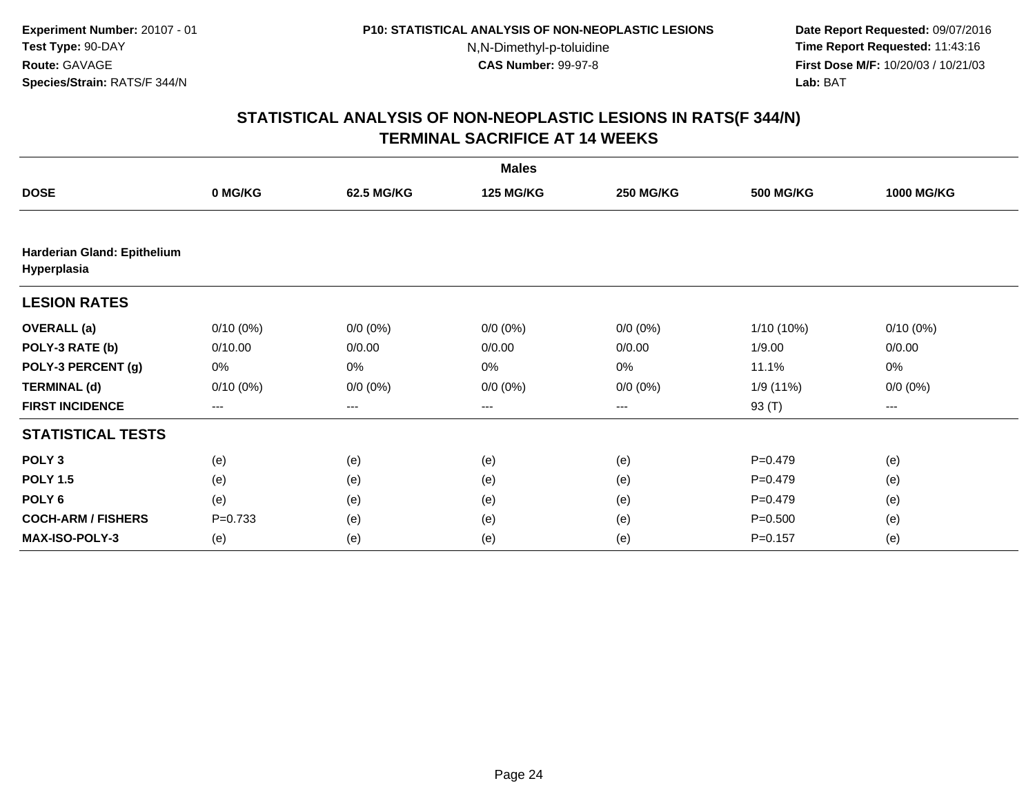Experiment Number: 20107 - 01
Test Type: 90-DAY
Route: GAVAGE
Species/Strain: RATS/F 344/N

P10: STATISTICAL ANALYSIS OF NON-NEOPLASTIC LESIONS
N,N-Dimethyl-p-toluidine
CAS Number: 99-97-8

Date Report Requested: 09/07/2016
Time Report Requested: 11:43:16
First Dose M/F: 10/20/03 / 10/21/03
Lab: BAT

## STATISTICAL ANALYSIS OF NON-NEOPLASTIC LESIONS IN RATS(F 344/N)
## TERMINAL SACRIFICE AT 14 WEEKS

| | Males | | | | | |
|---|---|---|---|---|---|---|
| **DOSE** | **0 MG/KG** | **62.5 MG/KG** | **125 MG/KG** | **250 MG/KG** | **500 MG/KG** | **1000 MG/KG** |
| **Harderian Gland: Epithelium Hyperplasia** | | | | | | |
| **LESION RATES** | | | | | | |
| **OVERALL (a)** | 0/10 (0%) | 0/0 (0%) | 0/0 (0%) | 0/0 (0%) | 1/10 (10%) | 0/10 (0%) |
| **POLY-3 RATE (b)** | 0/10.00 | 0/0.00 | 0/0.00 | 0/0.00 | 1/9.00 | 0/0.00 |
| **POLY-3 PERCENT (g)** | 0% | 0% | 0% | 0% | 11.1% | 0% |
| **TERMINAL (d)** | 0/10 (0%) | 0/0 (0%) | 0/0 (0%) | 0/0 (0%) | 1/9 (11%) | 0/0 (0%) |
| **FIRST INCIDENCE** | --- | --- | --- | --- | 93 (T) | --- |
| **STATISTICAL TESTS** | | | | | | |
| **POLY 3** | (e) | (e) | (e) | (e) | P=0.479 | (e) |
| **POLY 1.5** | (e) | (e) | (e) | (e) | P=0.479 | (e) |
| **POLY 6** | (e) | (e) | (e) | (e) | P=0.479 | (e) |
| **COCH-ARM / FISHERS** | P=0.733 | (e) | (e) | (e) | P=0.500 | (e) |
| **MAX-ISO-POLY-3** | (e) | (e) | (e) | (e) | P=0.157 | (e) |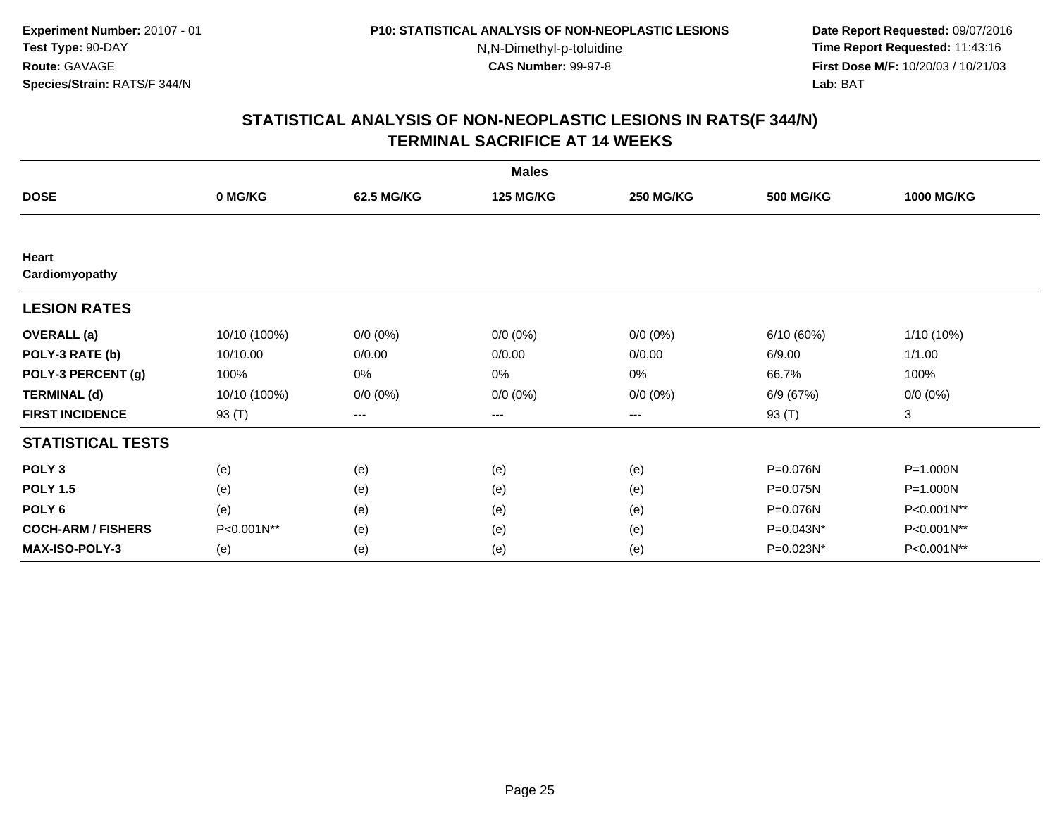**Experiment Number:** 20107 - 01
**Test Type:** 90-DAY
**Route:** GAVAGE
**Species/Strain:** RATS/F 344/N

**P10: STATISTICAL ANALYSIS OF NON-NEOPLASTIC LESIONS**
N,N-Dimethyl-p-toluidine
**CAS Number:** 99-97-8

**Date Report Requested:** 09/07/2016
**Time Report Requested:** 11:43:16
**First Dose M/F:** 10/20/03 / 10/21/03
**Lab:** BAT

## STATISTICAL ANALYSIS OF NON-NEOPLASTIC LESIONS IN RATS(F 344/N)
## TERMINAL SACRIFICE AT 14 WEEKS

| | Males | | | | | |
|---|---|---|---|---|---|---|
| **DOSE** | **0 MG/KG** | **62.5 MG/KG** | **125 MG/KG** | **250 MG/KG** | **500 MG/KG** | **1000 MG/KG** |
| **Heart** | | | | | | |
| **Cardiomyopathy** | | | | | | |
| **LESION RATES** | | | | | | |
| **OVERALL (a)** | 10/10 (100%) | 0/0 (0%) | 0/0 (0%) | 0/0 (0%) | 6/10 (60%) | 1/10 (10%) |
| **POLY-3 RATE (b)** | 10/10.00 | 0/0.00 | 0/0.00 | 0/0.00 | 6/9.00 | 1/1.00 |
| **POLY-3 PERCENT (g)** | 100% | 0% | 0% | 0% | 66.7% | 100% |
| **TERMINAL (d)** | 10/10 (100%) | 0/0 (0%) | 0/0 (0%) | 0/0 (0%) | 6/9 (67%) | 0/0 (0%) |
| **FIRST INCIDENCE** | 93 (T) | --- | --- | --- | 93 (T) | 3 |
| **STATISTICAL TESTS** | | | | | | |
| **POLY 3** | (e) | (e) | (e) | (e) | P=0.076N | P=1.000N |
| **POLY 1.5** | (e) | (e) | (e) | (e) | P=0.075N | P=1.000N |
| **POLY 6** | (e) | (e) | (e) | (e) | P=0.076N | P<0.001N** |
| **COCH-ARM / FISHERS** | P<0.001N** | (e) | (e) | (e) | P=0.043N* | P<0.001N** |
| **MAX-ISO-POLY-3** | (e) | (e) | (e) | (e) | P=0.023N* | P<0.001N** |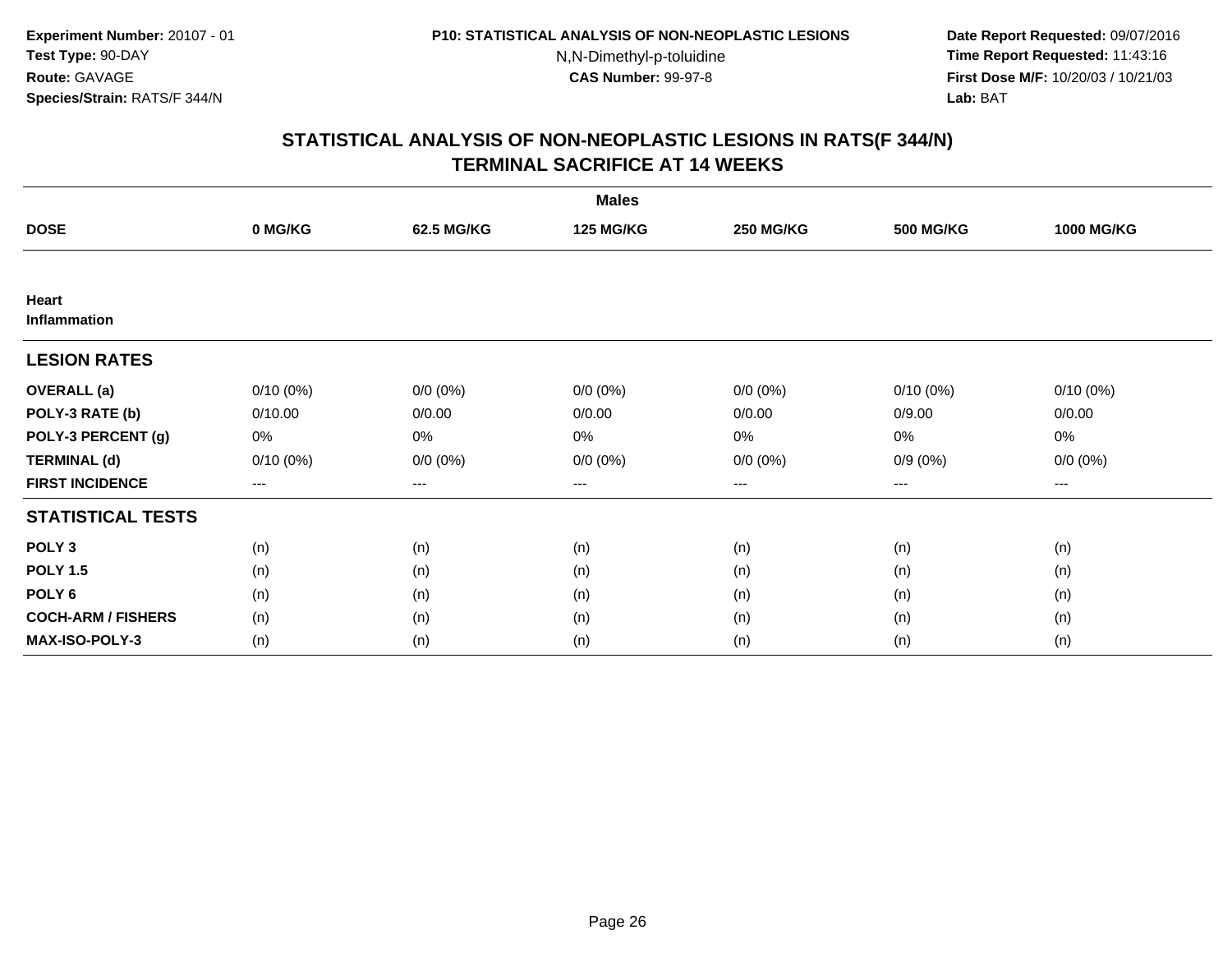**Experiment Number:** 20107 - 01
**Test Type:** 90-DAY
**Route:** GAVAGE
**Species/Strain:** RATS/F 344/N

**P10: STATISTICAL ANALYSIS OF NON-NEOPLASTIC LESIONS**
N,N-Dimethyl-p-toluidine
**CAS Number:** 99-97-8

**Date Report Requested:** 09/07/2016
**Time Report Requested:** 11:43:16
**First Dose M/F:** 10/20/03 / 10/21/03
**Lab:** BAT

## STATISTICAL ANALYSIS OF NON-NEOPLASTIC LESIONS IN RATS(F 344/N)
## TERMINAL SACRIFICE AT 14 WEEKS

| | Males | | | | | |
|---|---|---|---|---|---|---|
| **DOSE** | **0 MG/KG** | **62.5 MG/KG** | **125 MG/KG** | **250 MG/KG** | **500 MG/KG** | **1000 MG/KG** |
| **Heart** | | | | | | |
| **Inflammation** | | | | | | |
| **LESION RATES** | | | | | | |
| **OVERALL (a)** | 0/10 (0%) | 0/0 (0%) | 0/0 (0%) | 0/0 (0%) | 0/10 (0%) | 0/10 (0%) |
| **POLY-3 RATE (b)** | 0/10.00 | 0/0.00 | 0/0.00 | 0/0.00 | 0/9.00 | 0/0.00 |
| **POLY-3 PERCENT (g)** | 0% | 0% | 0% | 0% | 0% | 0% |
| **TERMINAL (d)** | 0/10 (0%) | 0/0 (0%) | 0/0 (0%) | 0/0 (0%) | 0/9 (0%) | 0/0 (0%) |
| **FIRST INCIDENCE** | --- | --- | --- | --- | --- | --- |
| **STATISTICAL TESTS** | | | | | | |
| **POLY 3** | (n) | (n) | (n) | (n) | (n) | (n) |
| **POLY 1.5** | (n) | (n) | (n) | (n) | (n) | (n) |
| **POLY 6** | (n) | (n) | (n) | (n) | (n) | (n) |
| **COCH-ARM / FISHERS** | (n) | (n) | (n) | (n) | (n) | (n) |
| **MAX-ISO-POLY-3** | (n) | (n) | (n) | (n) | (n) | (n) |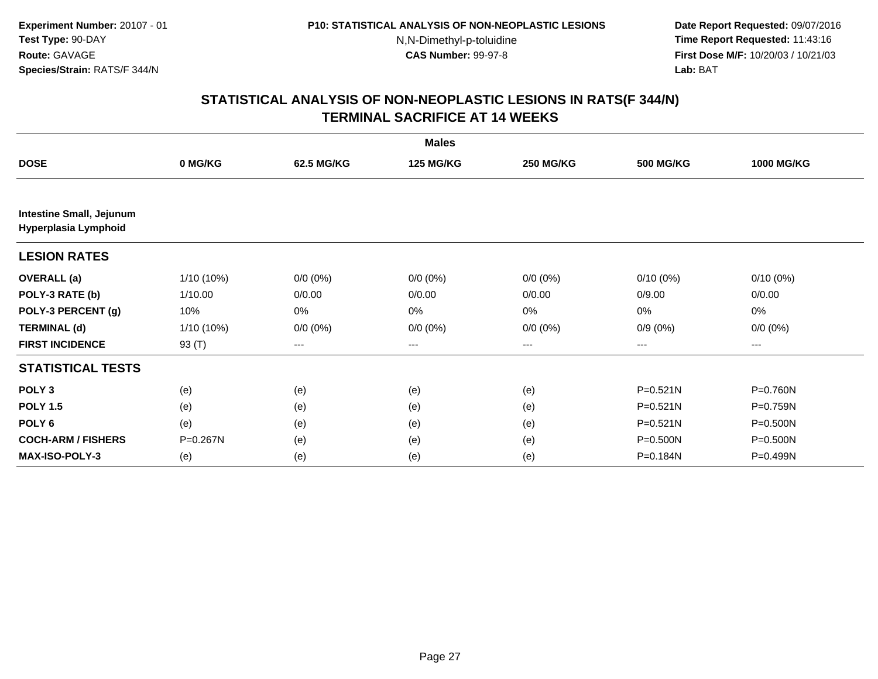Experiment Number: 20107 - 01
Test Type: 90-DAY
Route: GAVAGE
Species/Strain: RATS/F 344/N

P10: STATISTICAL ANALYSIS OF NON-NEOPLASTIC LESIONS
N,N-Dimethyl-p-toluidine
CAS Number: 99-97-8

Date Report Requested: 09/07/2016
Time Report Requested: 11:43:16
First Dose M/F: 10/20/03 / 10/21/03
Lab: BAT

## STATISTICAL ANALYSIS OF NON-NEOPLASTIC LESIONS IN RATS(F 344/N)
## TERMINAL SACRIFICE AT 14 WEEKS

| | Males | | | | | |
|---|---|---|---|---|---|---|
| **DOSE** | **0 MG/KG** | **62.5 MG/KG** | **125 MG/KG** | **250 MG/KG** | **500 MG/KG** | **1000 MG/KG** |
| **Intestine Small, Jejunum** | | | | | | |
| **Hyperplasia Lymphoid** | | | | | | |
| **LESION RATES** | | | | | | |
| **OVERALL (a)** | 1/10 (10%) | 0/0 (0%) | 0/0 (0%) | 0/0 (0%) | 0/10 (0%) | 0/10 (0%) |
| **POLY-3 RATE (b)** | 1/10.00 | 0/0.00 | 0/0.00 | 0/0.00 | 0/9.00 | 0/0.00 |
| **POLY-3 PERCENT (g)** | 10% | 0% | 0% | 0% | 0% | 0% |
| **TERMINAL (d)** | 1/10 (10%) | 0/0 (0%) | 0/0 (0%) | 0/0 (0%) | 0/9 (0%) | 0/0 (0%) |
| **FIRST INCIDENCE** | 93 (T) | --- | --- | --- | --- | --- |
| **STATISTICAL TESTS** | | | | | | |
| **POLY 3** | (e) | (e) | (e) | (e) | P=0.521N | P=0.760N |
| **POLY 1.5** | (e) | (e) | (e) | (e) | P=0.521N | P=0.759N |
| **POLY 6** | (e) | (e) | (e) | (e) | P=0.521N | P=0.500N |
| **COCH-ARM / FISHERS** | P=0.267N | (e) | (e) | (e) | P=0.500N | P=0.500N |
| **MAX-ISO-POLY-3** | (e) | (e) | (e) | (e) | P=0.184N | P=0.499N |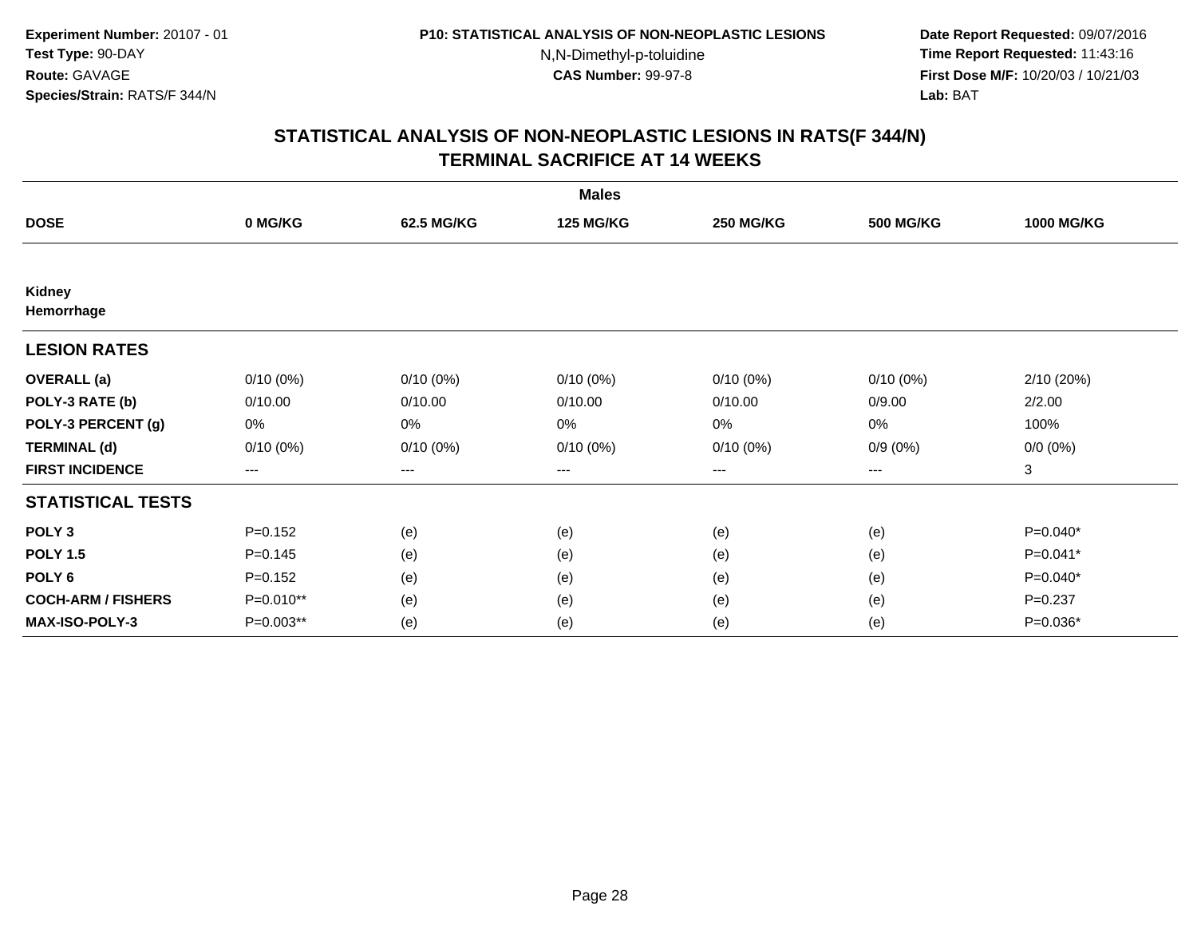Experiment Number: 20107 - 01
Test Type: 90-DAY
Route: GAVAGE
Species/Strain: RATS/F 344/N

P10: STATISTICAL ANALYSIS OF NON-NEOPLASTIC LESIONS
N,N-Dimethyl-p-toluidine
CAS Number: 99-97-8

Date Report Requested: 09/07/2016
Time Report Requested: 11:43:16
First Dose M/F: 10/20/03 / 10/21/03
Lab: BAT

## STATISTICAL ANALYSIS OF NON-NEOPLASTIC LESIONS IN RATS(F 344/N)
## TERMINAL SACRIFICE AT 14 WEEKS

| | Males | | | | | |
|---|---|---|---|---|---|---|
| **DOSE** | **0 MG/KG** | **62.5 MG/KG** | **125 MG/KG** | **250 MG/KG** | **500 MG/KG** | **1000 MG/KG** |
| **Kidney** | | | | | | |
| **Hemorrhage** | | | | | | |
| **LESION RATES** | | | | | | |
| **OVERALL (a)** | 0/10 (0%) | 0/10 (0%) | 0/10 (0%) | 0/10 (0%) | 0/10 (0%) | 2/10 (20%) |
| **POLY-3 RATE (b)** | 0/10.00 | 0/10.00 | 0/10.00 | 0/10.00 | 0/9.00 | 2/2.00 |
| **POLY-3 PERCENT (g)** | 0% | 0% | 0% | 0% | 0% | 100% |
| **TERMINAL (d)** | 0/10 (0%) | 0/10 (0%) | 0/10 (0%) | 0/10 (0%) | 0/9 (0%) | 0/0 (0%) |
| **FIRST INCIDENCE** | --- | --- | --- | --- | --- | 3 |
| **STATISTICAL TESTS** | | | | | | |
| **POLY 3** | P=0.152 | (e) | (e) | (e) | (e) | P=0.040* |
| **POLY 1.5** | P=0.145 | (e) | (e) | (e) | (e) | P=0.041* |
| **POLY 6** | P=0.152 | (e) | (e) | (e) | (e) | P=0.040* |
| **COCH-ARM / FISHERS** | P=0.010** | (e) | (e) | (e) | (e) | P=0.237 |
| **MAX-ISO-POLY-3** | P=0.003** | (e) | (e) | (e) | (e) | P=0.036* |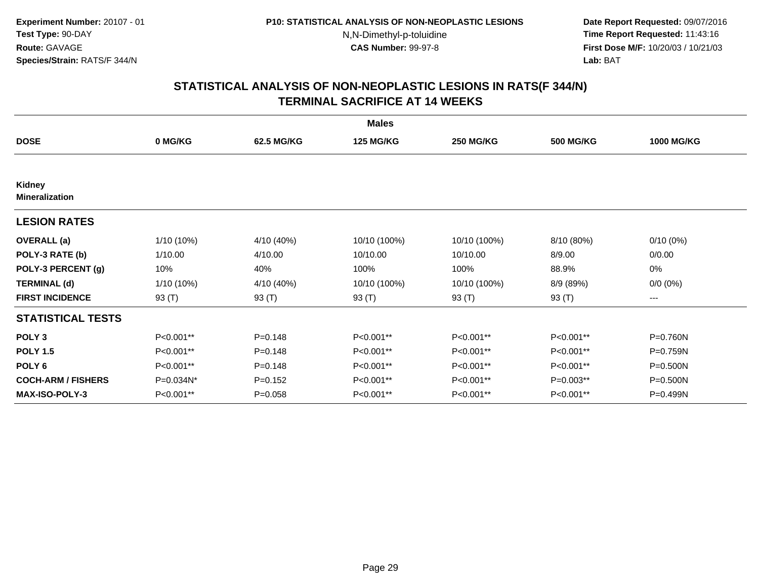Experiment Number: 20107 - 01
Test Type: 90-DAY
Route: GAVAGE
Species/Strain: RATS/F 344/N

P10: STATISTICAL ANALYSIS OF NON-NEOPLASTIC LESIONS
N,N-Dimethyl-p-toluidine
CAS Number: 99-97-8

Date Report Requested: 09/07/2016
Time Report Requested: 11:43:16
First Dose M/F: 10/20/03 / 10/21/03
Lab: BAT

# STATISTICAL ANALYSIS OF NON-NEOPLASTIC LESIONS IN RATS(F 344/N) TERMINAL SACRIFICE AT 14 WEEKS

| | Males | | | | | |
|---|---|---|---|---|---|---|
| **DOSE** | **0 MG/KG** | **62.5 MG/KG** | **125 MG/KG** | **250 MG/KG** | **500 MG/KG** | **1000 MG/KG** |
| **Kidney** | | | | | | |
| **Mineralization** | | | | | | |
| **LESION RATES** | | | | | | |
| **OVERALL (a)** | 1/10 (10%) | 4/10 (40%) | 10/10 (100%) | 10/10 (100%) | 8/10 (80%) | 0/10 (0%) |
| **POLY-3 RATE (b)** | 1/10.00 | 4/10.00 | 10/10.00 | 10/10.00 | 8/9.00 | 0/0.00 |
| **POLY-3 PERCENT (g)** | 10% | 40% | 100% | 100% | 88.9% | 0% |
| **TERMINAL (d)** | 1/10 (10%) | 4/10 (40%) | 10/10 (100%) | 10/10 (100%) | 8/9 (89%) | 0/0 (0%) |
| **FIRST INCIDENCE** | 93 (T) | 93 (T) | 93 (T) | 93 (T) | 93 (T) | --- |
| **STATISTICAL TESTS** | | | | | | |
| **POLY 3** | P<0.001** | P=0.148 | P<0.001** | P<0.001** | P<0.001** | P=0.760N |
| **POLY 1.5** | P<0.001** | P=0.148 | P<0.001** | P<0.001** | P<0.001** | P=0.759N |
| **POLY 6** | P<0.001** | P=0.148 | P<0.001** | P<0.001** | P<0.001** | P=0.500N |
| **COCH-ARM / FISHERS** | P=0.034N* | P=0.152 | P<0.001** | P<0.001** | P=0.003** | P=0.500N |
| **MAX-ISO-POLY-3** | P<0.001** | P=0.058 | P<0.001** | P<0.001** | P<0.001** | P=0.499N |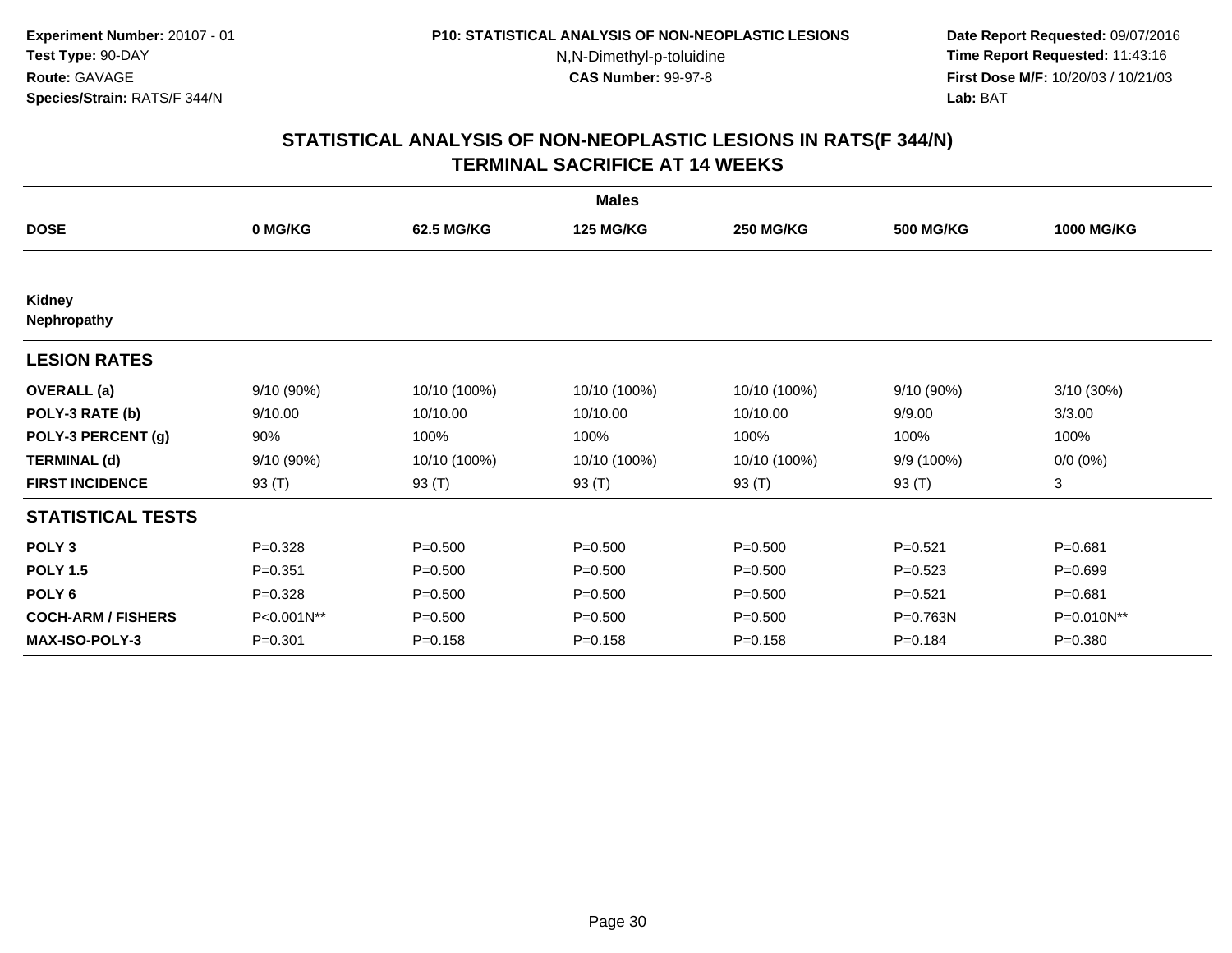**Experiment Number:** 20107 - 01
**Test Type:** 90-DAY
**Route:** GAVAGE
**Species/Strain:** RATS/F 344/N

**P10: STATISTICAL ANALYSIS OF NON-NEOPLASTIC LESIONS**
N,N-Dimethyl-p-toluidine
**CAS Number:** 99-97-8

**Date Report Requested:** 09/07/2016
**Time Report Requested:** 11:43:16
**First Dose M/F:** 10/20/03 / 10/21/03
**Lab:** BAT

## STATISTICAL ANALYSIS OF NON-NEOPLASTIC LESIONS IN RATS(F 344/N) TERMINAL SACRIFICE AT 14 WEEKS

| | Males | | | | | |
|---|---|---|---|---|---|---|
| **DOSE** | **0 MG/KG** | **62.5 MG/KG** | **125 MG/KG** | **250 MG/KG** | **500 MG/KG** | **1000 MG/KG** |
| **Kidney** | | | | | | |
| **Nephropathy** | | | | | | |
| **LESION RATES** | | | | | | |
| **OVERALL (a)** | 9/10 (90%) | 10/10 (100%) | 10/10 (100%) | 10/10 (100%) | 9/10 (90%) | 3/10 (30%) |
| **POLY-3 RATE (b)** | 9/10.00 | 10/10.00 | 10/10.00 | 10/10.00 | 9/9.00 | 3/3.00 |
| **POLY-3 PERCENT (g)** | 90% | 100% | 100% | 100% | 100% | 100% |
| **TERMINAL (d)** | 9/10 (90%) | 10/10 (100%) | 10/10 (100%) | 10/10 (100%) | 9/9 (100%) | 0/0 (0%) |
| **FIRST INCIDENCE** | 93 (T) | 93 (T) | 93 (T) | 93 (T) | 93 (T) | 3 |
| **STATISTICAL TESTS** | | | | | | |
| **POLY 3** | P=0.328 | P=0.500 | P=0.500 | P=0.500 | P=0.521 | P=0.681 |
| **POLY 1.5** | P=0.351 | P=0.500 | P=0.500 | P=0.500 | P=0.523 | P=0.699 |
| **POLY 6** | P=0.328 | P=0.500 | P=0.500 | P=0.500 | P=0.521 | P=0.681 |
| **COCH-ARM / FISHERS** | P<0.001N** | P=0.500 | P=0.500 | P=0.500 | P=0.763N | P=0.010N** |
| **MAX-ISO-POLY-3** | P=0.301 | P=0.158 | P=0.158 | P=0.158 | P=0.184 | P=0.380 |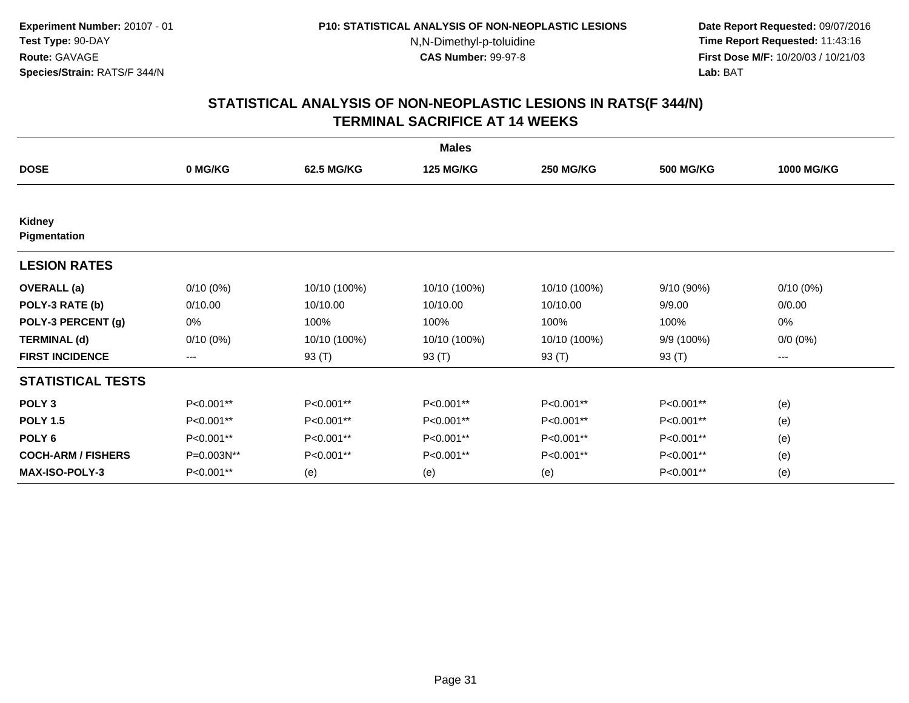Experiment Number: 20107 - 01
Test Type: 90-DAY
Route: GAVAGE
Species/Strain: RATS/F 344/N

P10: STATISTICAL ANALYSIS OF NON-NEOPLASTIC LESIONS
N,N-Dimethyl-p-toluidine
CAS Number: 99-97-8

Date Report Requested: 09/07/2016
Time Report Requested: 11:43:16
First Dose M/F: 10/20/03 / 10/21/03
Lab: BAT

## STATISTICAL ANALYSIS OF NON-NEOPLASTIC LESIONS IN RATS(F 344/N)
## TERMINAL SACRIFICE AT 14 WEEKS

| | Males | | | | | |
|---|---|---|---|---|---|---|
| **DOSE** | **0 MG/KG** | **62.5 MG/KG** | **125 MG/KG** | **250 MG/KG** | **500 MG/KG** | **1000 MG/KG** |
| **Kidney** | | | | | | |
| **Pigmentation** | | | | | | |
| **LESION RATES** | | | | | | |
| **OVERALL (a)** | 0/10 (0%) | 10/10 (100%) | 10/10 (100%) | 10/10 (100%) | 9/10 (90%) | 0/10 (0%) |
| **POLY-3 RATE (b)** | 0/10.00 | 10/10.00 | 10/10.00 | 10/10.00 | 9/9.00 | 0/0.00 |
| **POLY-3 PERCENT (g)** | 0% | 100% | 100% | 100% | 100% | 0% |
| **TERMINAL (d)** | 0/10 (0%) | 10/10 (100%) | 10/10 (100%) | 10/10 (100%) | 9/9 (100%) | 0/0 (0%) |
| **FIRST INCIDENCE** | --- | 93 (T) | 93 (T) | 93 (T) | 93 (T) | --- |
| **STATISTICAL TESTS** | | | | | | |
| **POLY 3** | P<0.001** | P<0.001** | P<0.001** | P<0.001** | P<0.001** | (e) |
| **POLY 1.5** | P<0.001** | P<0.001** | P<0.001** | P<0.001** | P<0.001** | (e) |
| **POLY 6** | P<0.001** | P<0.001** | P<0.001** | P<0.001** | P<0.001** | (e) |
| **COCH-ARM / FISHERS** | P=0.003N** | P<0.001** | P<0.001** | P<0.001** | P<0.001** | (e) |
| **MAX-ISO-POLY-3** | P<0.001** | (e) | (e) | (e) | P<0.001** | (e) |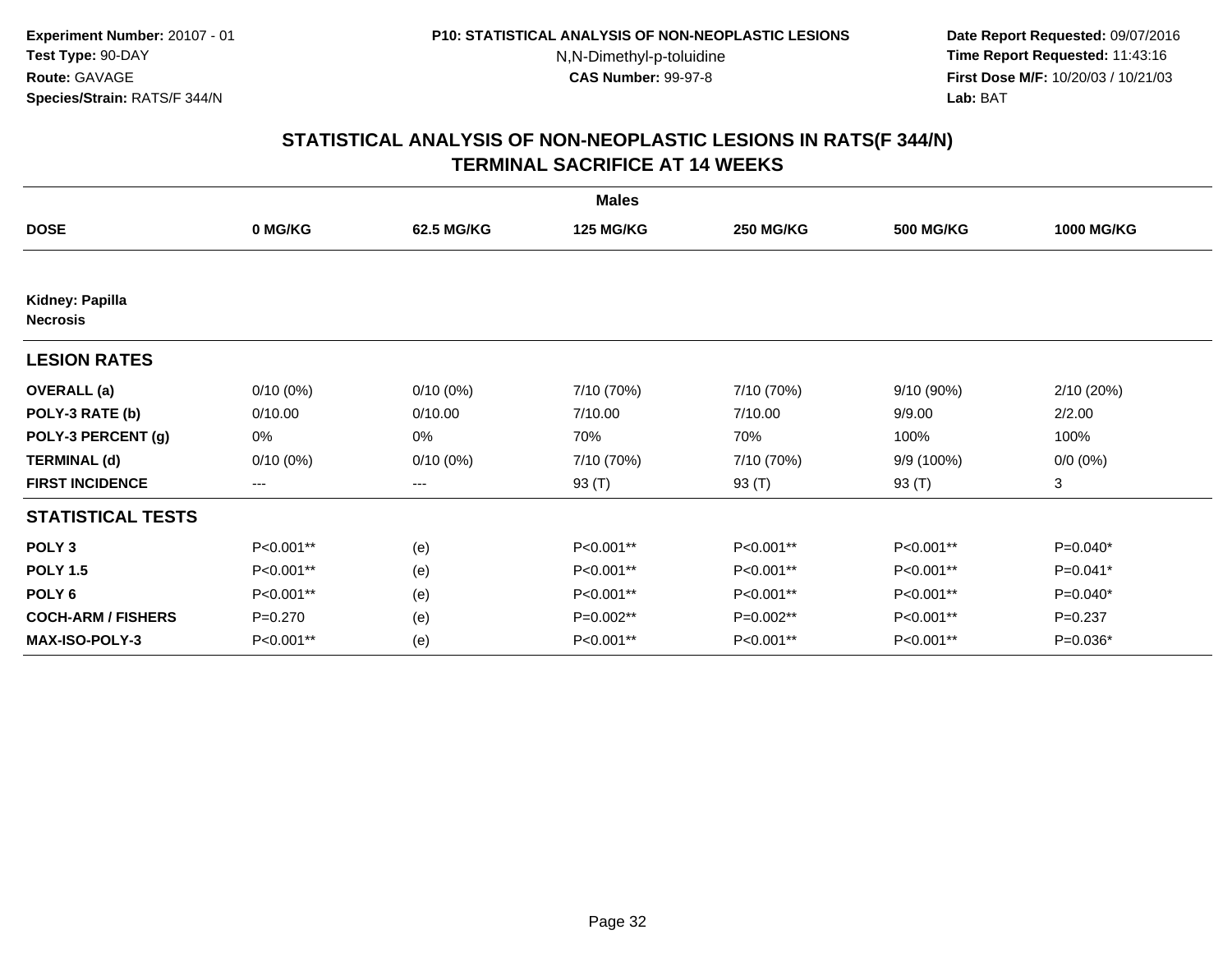**Experiment Number:** 20107 - 01
**Test Type:** 90-DAY
**Route:** GAVAGE
**Species/Strain:** RATS/F 344/N

**P10: STATISTICAL ANALYSIS OF NON-NEOPLASTIC LESIONS**
N,N-Dimethyl-p-toluidine
**CAS Number:** 99-97-8

**Date Report Requested:** 09/07/2016
**Time Report Requested:** 11:43:16
**First Dose M/F:** 10/20/03 / 10/21/03
**Lab:** BAT

## STATISTICAL ANALYSIS OF NON-NEOPLASTIC LESIONS IN RATS(F 344/N)
## TERMINAL SACRIFICE AT 14 WEEKS

| | Males | | | | | |
|---|---|---|---|---|---|---|
| **DOSE** | **0 MG/KG** | **62.5 MG/KG** | **125 MG/KG** | **250 MG/KG** | **500 MG/KG** | **1000 MG/KG** |
| **Kidney: Papilla** | | | | | | |
| **Necrosis** | | | | | | |
| **LESION RATES** | | | | | | |
| **OVERALL (a)** | 0/10 (0%) | 0/10 (0%) | 7/10 (70%) | 7/10 (70%) | 9/10 (90%) | 2/10 (20%) |
| **POLY-3 RATE (b)** | 0/10.00 | 0/10.00 | 7/10.00 | 7/10.00 | 9/9.00 | 2/2.00 |
| **POLY-3 PERCENT (g)** | 0% | 0% | 70% | 70% | 100% | 100% |
| **TERMINAL (d)** | 0/10 (0%) | 0/10 (0%) | 7/10 (70%) | 7/10 (70%) | 9/9 (100%) | 0/0 (0%) |
| **FIRST INCIDENCE** | --- | --- | 93 (T) | 93 (T) | 93 (T) | 3 |
| **STATISTICAL TESTS** | | | | | | |
| **POLY 3** | P<0.001** | (e) | P<0.001** | P<0.001** | P<0.001** | P=0.040* |
| **POLY 1.5** | P<0.001** | (e) | P<0.001** | P<0.001** | P<0.001** | P=0.041* |
| **POLY 6** | P<0.001** | (e) | P<0.001** | P<0.001** | P<0.001** | P=0.040* |
| **COCH-ARM / FISHERS** | P=0.270 | (e) | P=0.002** | P=0.002** | P<0.001** | P=0.237 |
| **MAX-ISO-POLY-3** | P<0.001** | (e) | P<0.001** | P<0.001** | P<0.001** | P=0.036* |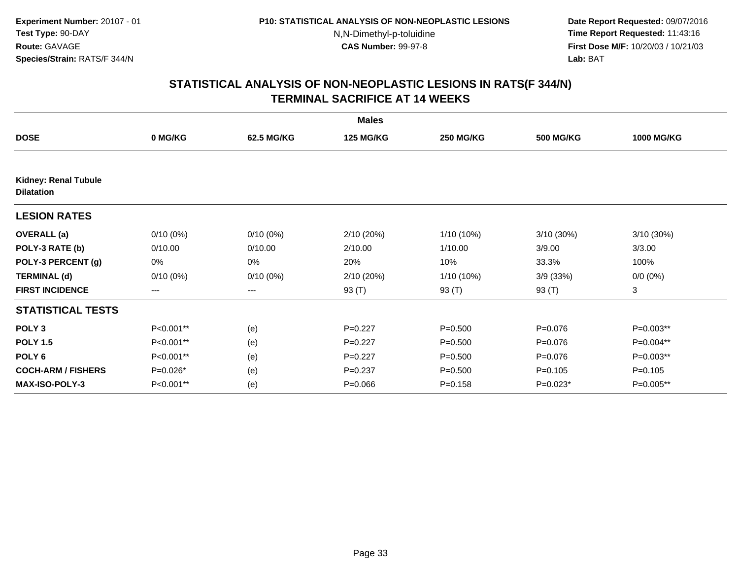Experiment Number: 20107 - 01
Test Type: 90-DAY
Route: GAVAGE
Species/Strain: RATS/F 344/N

P10: STATISTICAL ANALYSIS OF NON-NEOPLASTIC LESIONS
N,N-Dimethyl-p-toluidine
CAS Number: 99-97-8

Date Report Requested: 09/07/2016
Time Report Requested: 11:43:16
First Dose M/F: 10/20/03 / 10/21/03
Lab: BAT

## STATISTICAL ANALYSIS OF NON-NEOPLASTIC LESIONS IN RATS(F 344/N)
## TERMINAL SACRIFICE AT 14 WEEKS

| | Males | | | | | |
|---|---|---|---|---|---|---|
| **DOSE** | **0 MG/KG** | **62.5 MG/KG** | **125 MG/KG** | **250 MG/KG** | **500 MG/KG** | **1000 MG/KG** |
| **Kidney: Renal Tubule Dilatation** | | | | | | |
| **LESION RATES** | | | | | | |
| **OVERALL (a)** | 0/10 (0%) | 0/10 (0%) | 2/10 (20%) | 1/10 (10%) | 3/10 (30%) | 3/10 (30%) |
| **POLY-3 RATE (b)** | 0/10.00 | 0/10.00 | 2/10.00 | 1/10.00 | 3/9.00 | 3/3.00 |
| **POLY-3 PERCENT (g)** | 0% | 0% | 20% | 10% | 33.3% | 100% |
| **TERMINAL (d)** | 0/10 (0%) | 0/10 (0%) | 2/10 (20%) | 1/10 (10%) | 3/9 (33%) | 0/0 (0%) |
| **FIRST INCIDENCE** | --- | --- | 93 (T) | 93 (T) | 93 (T) | 3 |
| **STATISTICAL TESTS** | | | | | | |
| **POLY 3** | P<0.001** | (e) | P=0.227 | P=0.500 | P=0.076 | P=0.003** |
| **POLY 1.5** | P<0.001** | (e) | P=0.227 | P=0.500 | P=0.076 | P=0.004** |
| **POLY 6** | P<0.001** | (e) | P=0.227 | P=0.500 | P=0.076 | P=0.003** |
| **COCH-ARM / FISHERS** | P=0.026* | (e) | P=0.237 | P=0.500 | P=0.105 | P=0.105 |
| **MAX-ISO-POLY-3** | P<0.001** | (e) | P=0.066 | P=0.158 | P=0.023* | P=0.005** |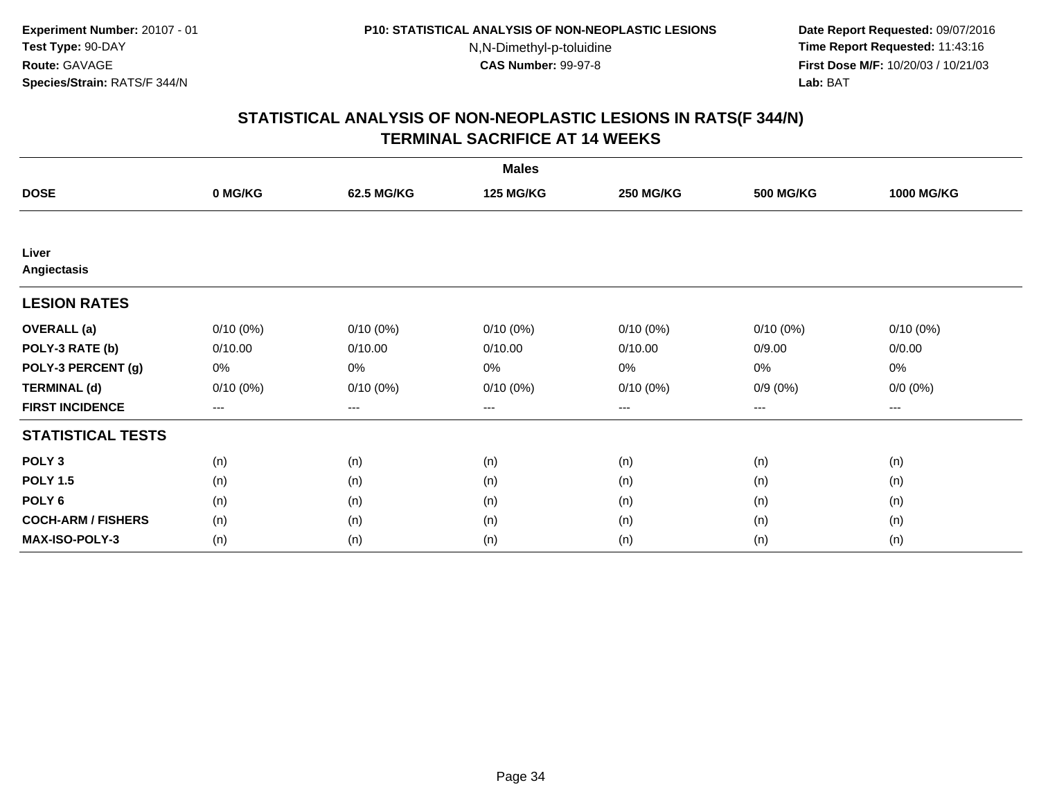Experiment Number: 20107 - 01
Test Type: 90-DAY
Route: GAVAGE
Species/Strain: RATS/F 344/N

P10: STATISTICAL ANALYSIS OF NON-NEOPLASTIC LESIONS
N,N-Dimethyl-p-toluidine
CAS Number: 99-97-8

Date Report Requested: 09/07/2016
Time Report Requested: 11:43:16
First Dose M/F: 10/20/03 / 10/21/03
Lab: BAT

## STATISTICAL ANALYSIS OF NON-NEOPLASTIC LESIONS IN RATS(F 344/N)
## TERMINAL SACRIFICE AT 14 WEEKS

| | Males | | | | | |
|---|---|---|---|---|---|---|
| **DOSE** | **0 MG/KG** | **62.5 MG/KG** | **125 MG/KG** | **250 MG/KG** | **500 MG/KG** | **1000 MG/KG** |
| **Liver** | | | | | | |
| **Angiectasis** | | | | | | |
| **LESION RATES** | | | | | | |
| **OVERALL (a)** | 0/10 (0%) | 0/10 (0%) | 0/10 (0%) | 0/10 (0%) | 0/10 (0%) | 0/10 (0%) |
| **POLY-3 RATE (b)** | 0/10.00 | 0/10.00 | 0/10.00 | 0/10.00 | 0/9.00 | 0/0.00 |
| **POLY-3 PERCENT (g)** | 0% | 0% | 0% | 0% | 0% | 0% |
| **TERMINAL (d)** | 0/10 (0%) | 0/10 (0%) | 0/10 (0%) | 0/10 (0%) | 0/9 (0%) | 0/0 (0%) |
| **FIRST INCIDENCE** | --- | --- | --- | --- | --- | --- |
| **STATISTICAL TESTS** | | | | | | |
| **POLY 3** | (n) | (n) | (n) | (n) | (n) | (n) |
| **POLY 1.5** | (n) | (n) | (n) | (n) | (n) | (n) |
| **POLY 6** | (n) | (n) | (n) | (n) | (n) | (n) |
| **COCH-ARM / FISHERS** | (n) | (n) | (n) | (n) | (n) | (n) |
| **MAX-ISO-POLY-3** | (n) | (n) | (n) | (n) | (n) | (n) |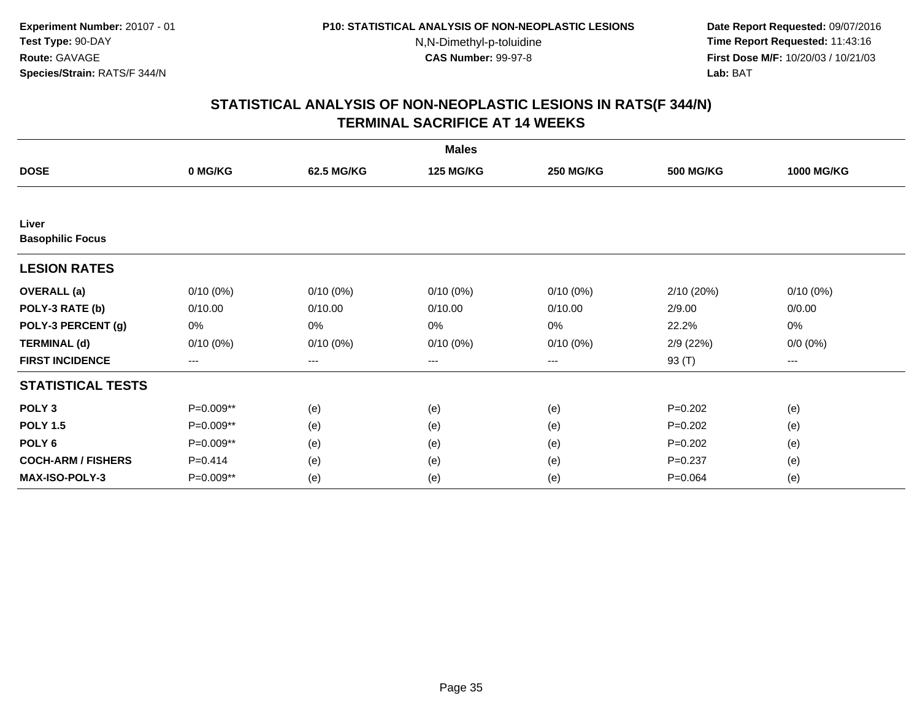**Experiment Number:** 20107 - 01
**Test Type:** 90-DAY
**Route:** GAVAGE
**Species/Strain:** RATS/F 344/N

**P10: STATISTICAL ANALYSIS OF NON-NEOPLASTIC LESIONS**
N,N-Dimethyl-p-toluidine
**CAS Number:** 99-97-8

**Date Report Requested:** 09/07/2016
**Time Report Requested:** 11:43:16
**First Dose M/F:** 10/20/03 / 10/21/03
**Lab:** BAT

## STATISTICAL ANALYSIS OF NON-NEOPLASTIC LESIONS IN RATS(F 344/N)
## TERMINAL SACRIFICE AT 14 WEEKS

| | Males | | | | | |
|---|---|---|---|---|---|---|
| **DOSE** | **0 MG/KG** | **62.5 MG/KG** | **125 MG/KG** | **250 MG/KG** | **500 MG/KG** | **1000 MG/KG** |
| **Liver** | | | | | | |
| **Basophilic Focus** | | | | | | |
| **LESION RATES** | | | | | | |
| **OVERALL (a)** | 0/10 (0%) | 0/10 (0%) | 0/10 (0%) | 0/10 (0%) | 2/10 (20%) | 0/10 (0%) |
| **POLY-3 RATE (b)** | 0/10.00 | 0/10.00 | 0/10.00 | 0/10.00 | 2/9.00 | 0/0.00 |
| **POLY-3 PERCENT (g)** | 0% | 0% | 0% | 0% | 22.2% | 0% |
| **TERMINAL (d)** | 0/10 (0%) | 0/10 (0%) | 0/10 (0%) | 0/10 (0%) | 2/9 (22%) | 0/0 (0%) |
| **FIRST INCIDENCE** | --- | --- | --- | --- | 93 (T) | --- |
| **STATISTICAL TESTS** | | | | | | |
| **POLY 3** | P=0.009** | (e) | (e) | (e) | P=0.202 | (e) |
| **POLY 1.5** | P=0.009** | (e) | (e) | (e) | P=0.202 | (e) |
| **POLY 6** | P=0.009** | (e) | (e) | (e) | P=0.202 | (e) |
| **COCH-ARM / FISHERS** | P=0.414 | (e) | (e) | (e) | P=0.237 | (e) |
| **MAX-ISO-POLY-3** | P=0.009** | (e) | (e) | (e) | P=0.064 | (e) |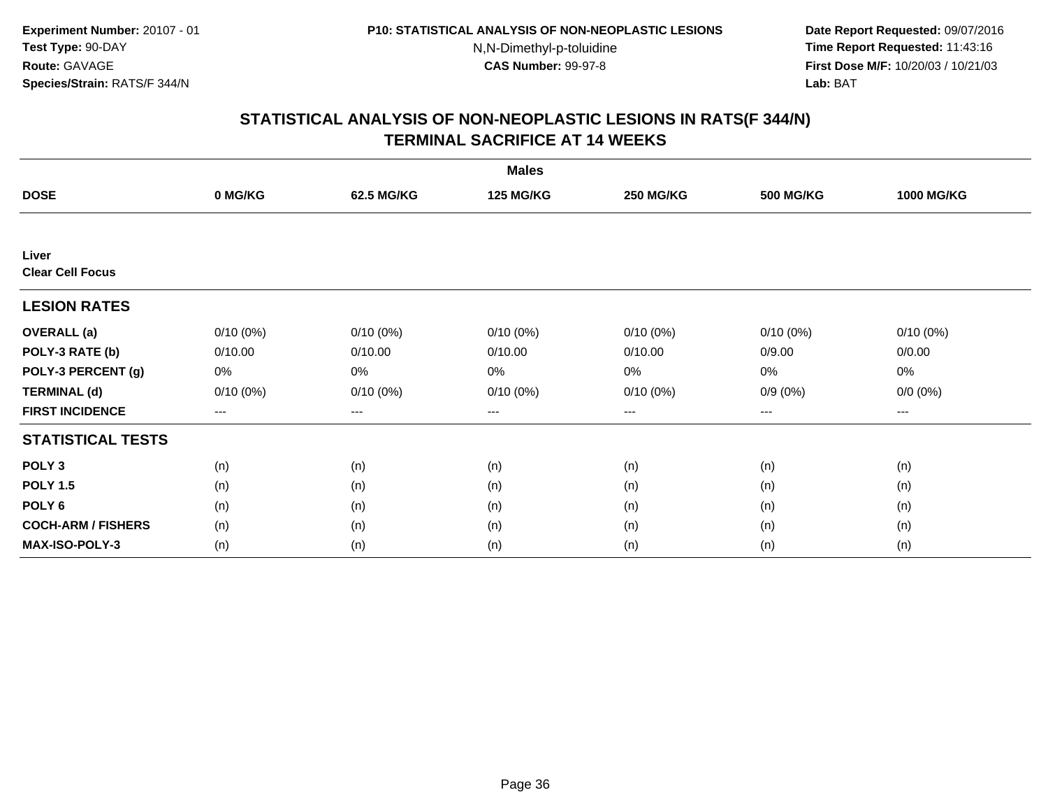**Experiment Number:** 20107 - 01
**Test Type:** 90-DAY
**Route:** GAVAGE
**Species/Strain:** RATS/F 344/N

**P10: STATISTICAL ANALYSIS OF NON-NEOPLASTIC LESIONS**
N,N-Dimethyl-p-toluidine
**CAS Number:** 99-97-8

**Date Report Requested:** 09/07/2016
**Time Report Requested:** 11:43:16
**First Dose M/F:** 10/20/03 / 10/21/03
**Lab:** BAT

## STATISTICAL ANALYSIS OF NON-NEOPLASTIC LESIONS IN RATS(F 344/N) TERMINAL SACRIFICE AT 14 WEEKS

| | Males | | | | | |
|---|---|---|---|---|---|---|
| **DOSE** | **0 MG/KG** | **62.5 MG/KG** | **125 MG/KG** | **250 MG/KG** | **500 MG/KG** | **1000 MG/KG** |
| **Liver** | | | | | | |
| **Clear Cell Focus** | | | | | | |
| **LESION RATES** | | | | | | |
| **OVERALL (a)** | 0/10 (0%) | 0/10 (0%) | 0/10 (0%) | 0/10 (0%) | 0/10 (0%) | 0/10 (0%) |
| **POLY-3 RATE (b)** | 0/10.00 | 0/10.00 | 0/10.00 | 0/10.00 | 0/9.00 | 0/0.00 |
| **POLY-3 PERCENT (g)** | 0% | 0% | 0% | 0% | 0% | 0% |
| **TERMINAL (d)** | 0/10 (0%) | 0/10 (0%) | 0/10 (0%) | 0/10 (0%) | 0/9 (0%) | 0/0 (0%) |
| **FIRST INCIDENCE** | --- | --- | --- | --- | --- | --- |
| **STATISTICAL TESTS** | | | | | | |
| **POLY 3** | (n) | (n) | (n) | (n) | (n) | (n) |
| **POLY 1.5** | (n) | (n) | (n) | (n) | (n) | (n) |
| **POLY 6** | (n) | (n) | (n) | (n) | (n) | (n) |
| **COCH-ARM / FISHERS** | (n) | (n) | (n) | (n) | (n) | (n) |
| **MAX-ISO-POLY-3** | (n) | (n) | (n) | (n) | (n) | (n) |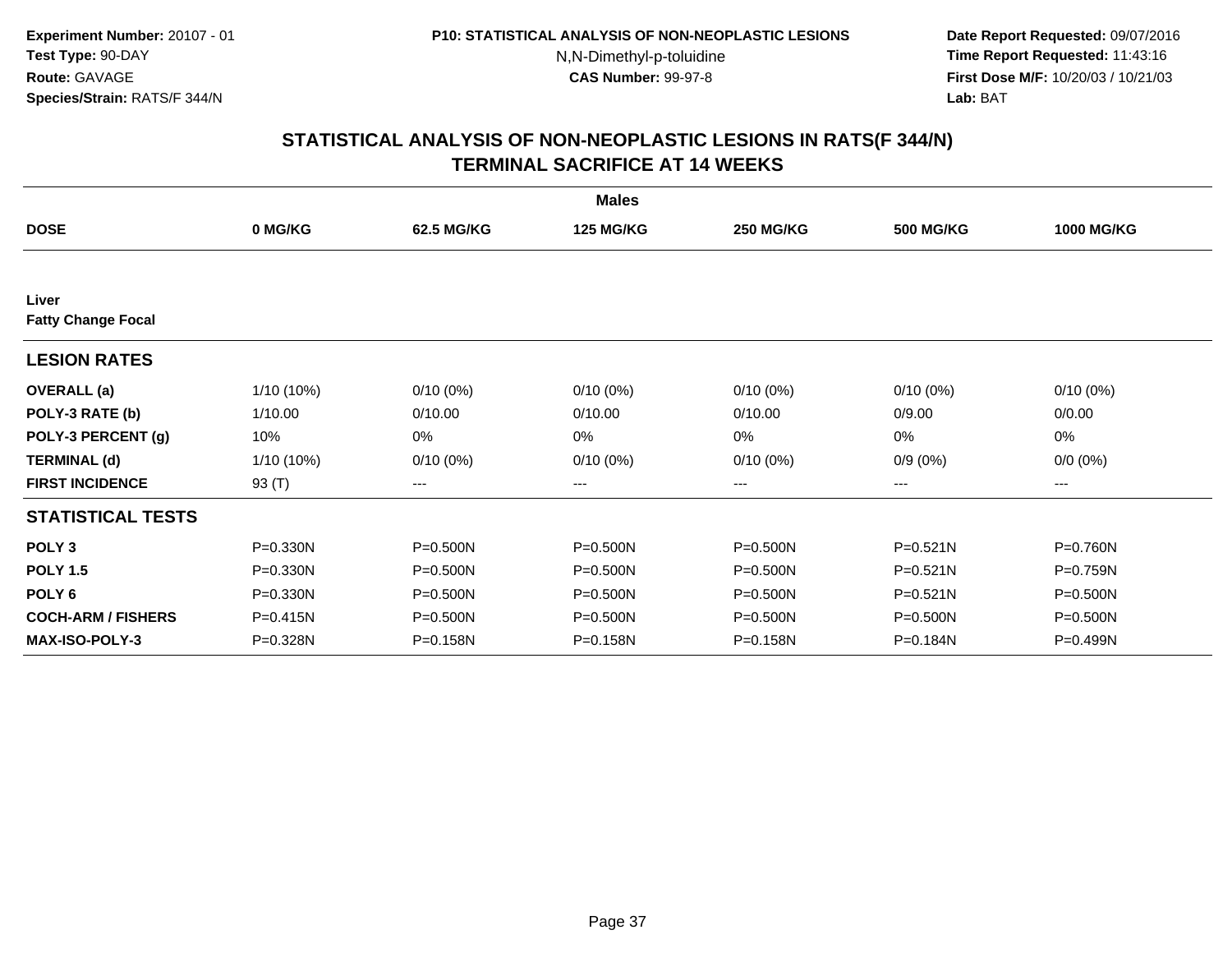**Experiment Number:** 20107 - 01
**Test Type:** 90-DAY
**Route:** GAVAGE
**Species/Strain:** RATS/F 344/N

**P10: STATISTICAL ANALYSIS OF NON-NEOPLASTIC LESIONS**
N,N-Dimethyl-p-toluidine
**CAS Number:** 99-97-8

**Date Report Requested:** 09/07/2016
**Time Report Requested:** 11:43:16
**First Dose M/F:** 10/20/03 / 10/21/03
**Lab:** BAT

## STATISTICAL ANALYSIS OF NON-NEOPLASTIC LESIONS IN RATS(F 344/N)
## TERMINAL SACRIFICE AT 14 WEEKS

| | Males | | | | | |
|---|---|---|---|---|---|---|
| **DOSE** | **0 MG/KG** | **62.5 MG/KG** | **125 MG/KG** | **250 MG/KG** | **500 MG/KG** | **1000 MG/KG** |
| **Liver** | | | | | | |
| **Fatty Change Focal** | | | | | | |
| **LESION RATES** | | | | | | |
| **OVERALL (a)** | 1/10 (10%) | 0/10 (0%) | 0/10 (0%) | 0/10 (0%) | 0/10 (0%) | 0/10 (0%) |
| **POLY-3 RATE (b)** | 1/10.00 | 0/10.00 | 0/10.00 | 0/10.00 | 0/9.00 | 0/0.00 |
| **POLY-3 PERCENT (g)** | 10% | 0% | 0% | 0% | 0% | 0% |
| **TERMINAL (d)** | 1/10 (10%) | 0/10 (0%) | 0/10 (0%) | 0/10 (0%) | 0/9 (0%) | 0/0 (0%) |
| **FIRST INCIDENCE** | 93 (T) | --- | --- | --- | --- | --- |
| **STATISTICAL TESTS** | | | | | | |
| **POLY 3** | P=0.330N | P=0.500N | P=0.500N | P=0.500N | P=0.521N | P=0.760N |
| **POLY 1.5** | P=0.330N | P=0.500N | P=0.500N | P=0.500N | P=0.521N | P=0.759N |
| **POLY 6** | P=0.330N | P=0.500N | P=0.500N | P=0.500N | P=0.521N | P=0.500N |
| **COCH-ARM / FISHERS** | P=0.415N | P=0.500N | P=0.500N | P=0.500N | P=0.500N | P=0.500N |
| **MAX-ISO-POLY-3** | P=0.328N | P=0.158N | P=0.158N | P=0.158N | P=0.184N | P=0.499N |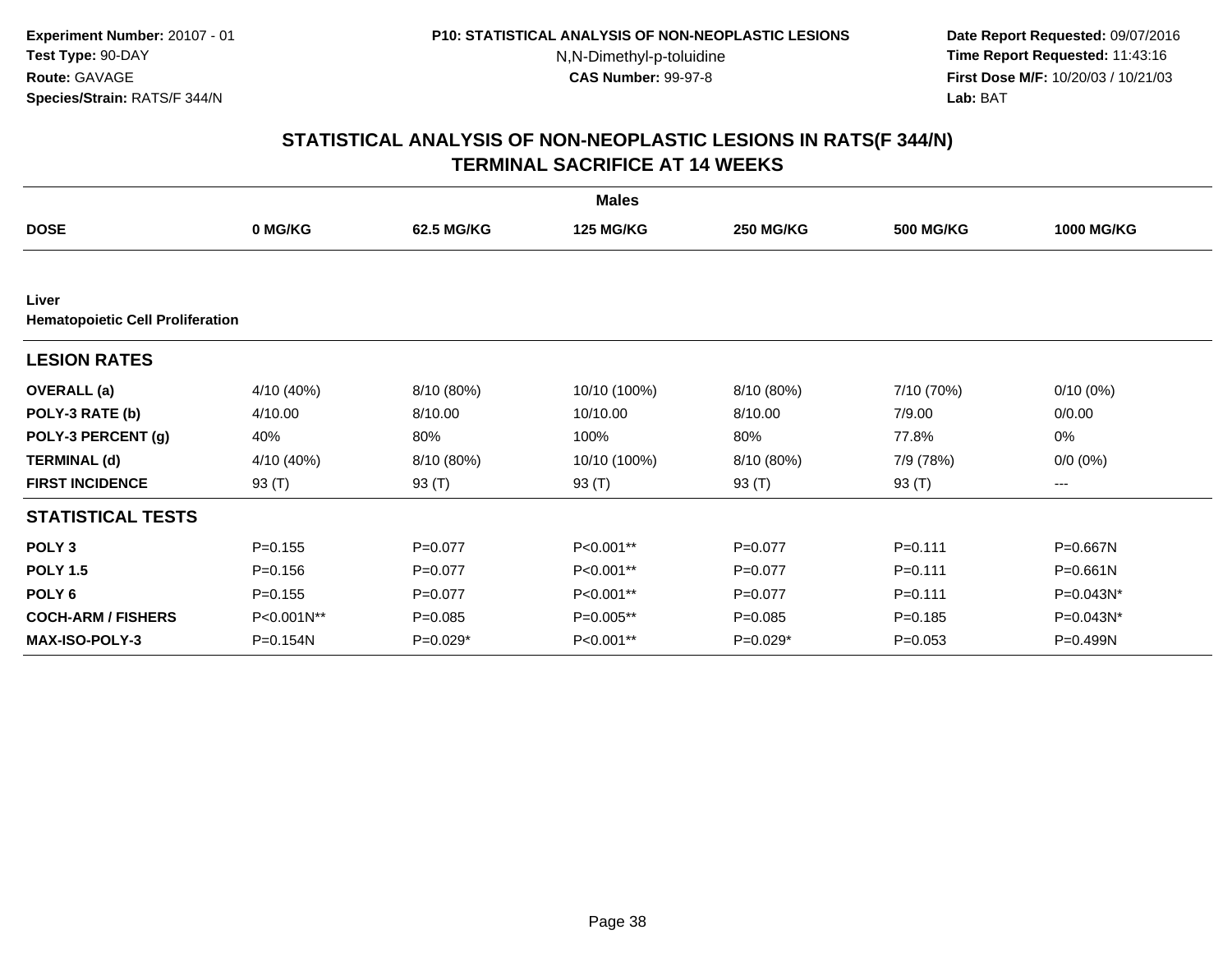**Experiment Number:** 20107 - 01
**Test Type:** 90-DAY
**Route:** GAVAGE
**Species/Strain:** RATS/F 344/N

**P10: STATISTICAL ANALYSIS OF NON-NEOPLASTIC LESIONS**
N,N-Dimethyl-p-toluidine
**CAS Number:** 99-97-8

**Date Report Requested:** 09/07/2016
**Time Report Requested:** 11:43:16
**First Dose M/F:** 10/20/03 / 10/21/03
**Lab:** BAT

## STATISTICAL ANALYSIS OF NON-NEOPLASTIC LESIONS IN RATS(F 344/N) TERMINAL SACRIFICE AT 14 WEEKS

| Males | | | | | | |
|---|---|---|---|---|---|---|
| **DOSE** | **0 MG/KG** | **62.5 MG/KG** | **125 MG/KG** | **250 MG/KG** | **500 MG/KG** | **1000 MG/KG** |
| **Liver** | | | | | | |
| **Hematopoietic Cell Proliferation** | | | | | | |
| **LESION RATES** | | | | | | |
| **OVERALL (a)** | 4/10 (40%) | 8/10 (80%) | 10/10 (100%) | 8/10 (80%) | 7/10 (70%) | 0/10 (0%) |
| **POLY-3 RATE (b)** | 4/10.00 | 8/10.00 | 10/10.00 | 8/10.00 | 7/9.00 | 0/0.00 |
| **POLY-3 PERCENT (g)** | 40% | 80% | 100% | 80% | 77.8% | 0% |
| **TERMINAL (d)** | 4/10 (40%) | 8/10 (80%) | 10/10 (100%) | 8/10 (80%) | 7/9 (78%) | 0/0 (0%) |
| **FIRST INCIDENCE** | 93 (T) | 93 (T) | 93 (T) | 93 (T) | 93 (T) | --- |
| **STATISTICAL TESTS** | | | | | | |
| **POLY 3** | P=0.155 | P=0.077 | P<0.001** | P=0.077 | P=0.111 | P=0.667N |
| **POLY 1.5** | P=0.156 | P=0.077 | P<0.001** | P=0.077 | P=0.111 | P=0.661N |
| **POLY 6** | P=0.155 | P=0.077 | P<0.001** | P=0.077 | P=0.111 | P=0.043N* |
| **COCH-ARM / FISHERS** | P<0.001N** | P=0.085 | P=0.005** | P=0.085 | P=0.185 | P=0.043N* |
| **MAX-ISO-POLY-3** | P=0.154N | P=0.029* | P<0.001** | P=0.029* | P=0.053 | P=0.499N |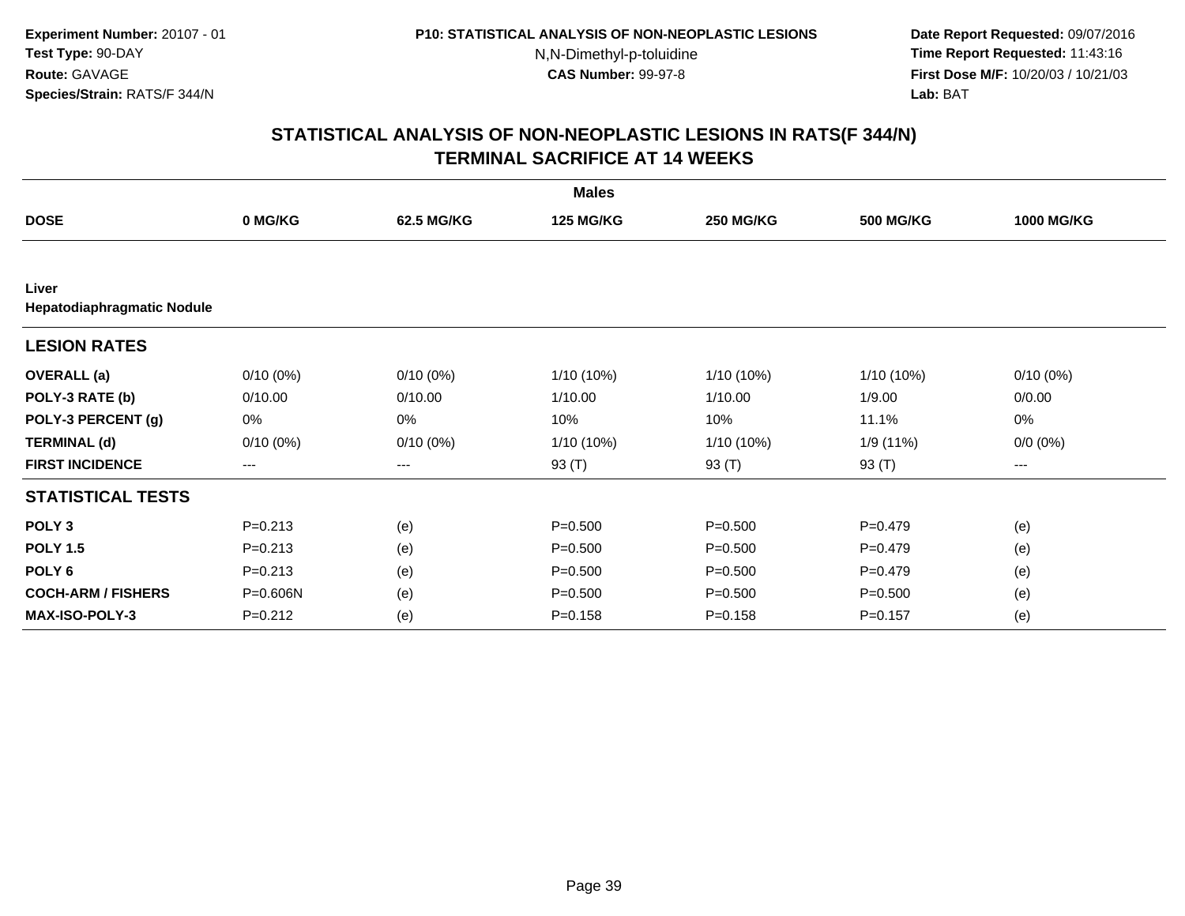**Experiment Number:** 20107 - 01
**Test Type:** 90-DAY
**Route:** GAVAGE
**Species/Strain:** RATS/F 344/N

**P10: STATISTICAL ANALYSIS OF NON-NEOPLASTIC LESIONS**
N,N-Dimethyl-p-toluidine
**CAS Number:** 99-97-8

**Date Report Requested:** 09/07/2016
**Time Report Requested:** 11:43:16
**First Dose M/F:** 10/20/03 / 10/21/03
**Lab:** BAT

## STATISTICAL ANALYSIS OF NON-NEOPLASTIC LESIONS IN RATS(F 344/N)
## TERMINAL SACRIFICE AT 14 WEEKS

| | Males | | | | | |
|---|---|---|---|---|---|---|
| **DOSE** | **0 MG/KG** | **62.5 MG/KG** | **125 MG/KG** | **250 MG/KG** | **500 MG/KG** | **1000 MG/KG** |
| **Liver** | | | | | | |
| **Hepatodiaphragmatic Nodule** | | | | | | |
| **LESION RATES** | | | | | | |
| **OVERALL (a)** | 0/10 (0%) | 0/10 (0%) | 1/10 (10%) | 1/10 (10%) | 1/10 (10%) | 0/10 (0%) |
| **POLY-3 RATE (b)** | 0/10.00 | 0/10.00 | 1/10.00 | 1/10.00 | 1/9.00 | 0/0.00 |
| **POLY-3 PERCENT (g)** | 0% | 0% | 10% | 10% | 11.1% | 0% |
| **TERMINAL (d)** | 0/10 (0%) | 0/10 (0%) | 1/10 (10%) | 1/10 (10%) | 1/9 (11%) | 0/0 (0%) |
| **FIRST INCIDENCE** | --- | --- | 93 (T) | 93 (T) | 93 (T) | --- |
| **STATISTICAL TESTS** | | | | | | |
| **POLY 3** | P=0.213 | (e) | P=0.500 | P=0.500 | P=0.479 | (e) |
| **POLY 1.5** | P=0.213 | (e) | P=0.500 | P=0.500 | P=0.479 | (e) |
| **POLY 6** | P=0.213 | (e) | P=0.500 | P=0.500 | P=0.479 | (e) |
| **COCH-ARM / FISHERS** | P=0.606N | (e) | P=0.500 | P=0.500 | P=0.500 | (e) |
| **MAX-ISO-POLY-3** | P=0.212 | (e) | P=0.158 | P=0.158 | P=0.157 | (e) |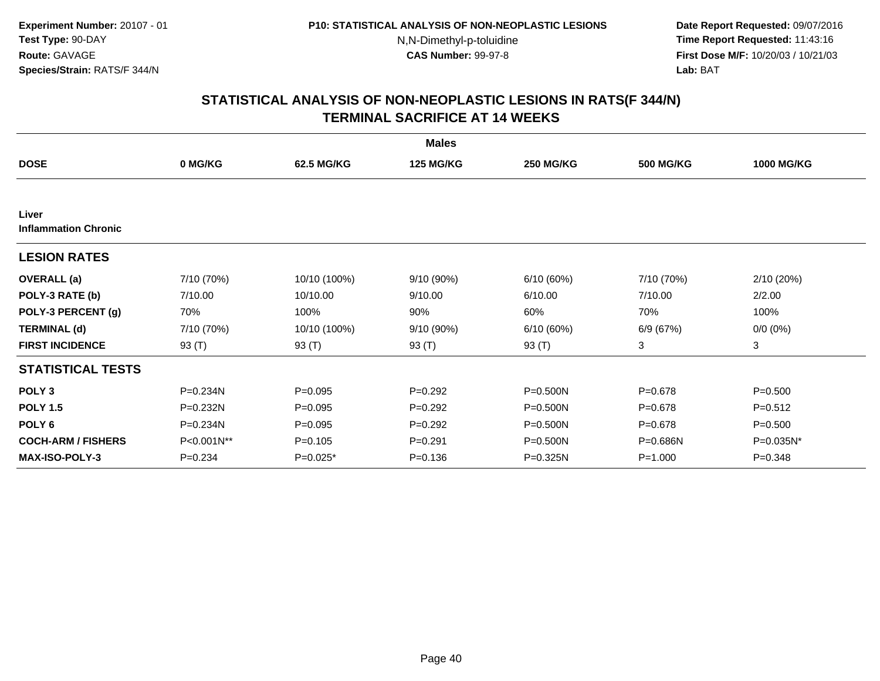Experiment Number: 20107 - 01
Test Type: 90-DAY
Route: GAVAGE
Species/Strain: RATS/F 344/N

P10: STATISTICAL ANALYSIS OF NON-NEOPLASTIC LESIONS
N,N-Dimethyl-p-toluidine
CAS Number: 99-97-8

Date Report Requested: 09/07/2016
Time Report Requested: 11:43:16
First Dose M/F: 10/20/03 / 10/21/03
Lab: BAT

## STATISTICAL ANALYSIS OF NON-NEOPLASTIC LESIONS IN RATS(F 344/N)
## TERMINAL SACRIFICE AT 14 WEEKS

| | Males | | | | | |
|---|---|---|---|---|---|---|
| **DOSE** | **0 MG/KG** | **62.5 MG/KG** | **125 MG/KG** | **250 MG/KG** | **500 MG/KG** | **1000 MG/KG** |
| **Liver** | | | | | | |
| **Inflammation Chronic** | | | | | | |
| **LESION RATES** | | | | | | |
| **OVERALL (a)** | 7/10 (70%) | 10/10 (100%) | 9/10 (90%) | 6/10 (60%) | 7/10 (70%) | 2/10 (20%) |
| **POLY-3 RATE (b)** | 7/10.00 | 10/10.00 | 9/10.00 | 6/10.00 | 7/10.00 | 2/2.00 |
| **POLY-3 PERCENT (g)** | 70% | 100% | 90% | 60% | 70% | 100% |
| **TERMINAL (d)** | 7/10 (70%) | 10/10 (100%) | 9/10 (90%) | 6/10 (60%) | 6/9 (67%) | 0/0 (0%) |
| **FIRST INCIDENCE** | 93 (T) | 93 (T) | 93 (T) | 93 (T) | 3 | 3 |
| **STATISTICAL TESTS** | | | | | | |
| **POLY 3** | P=0.234N | P=0.095 | P=0.292 | P=0.500N | P=0.678 | P=0.500 |
| **POLY 1.5** | P=0.232N | P=0.095 | P=0.292 | P=0.500N | P=0.678 | P=0.512 |
| **POLY 6** | P=0.234N | P=0.095 | P=0.292 | P=0.500N | P=0.678 | P=0.500 |
| **COCH-ARM / FISHERS** | P<0.001N** | P=0.105 | P=0.291 | P=0.500N | P=0.686N | P=0.035N* |
| **MAX-ISO-POLY-3** | P=0.234 | P=0.025* | P=0.136 | P=0.325N | P=1.000 | P=0.348 |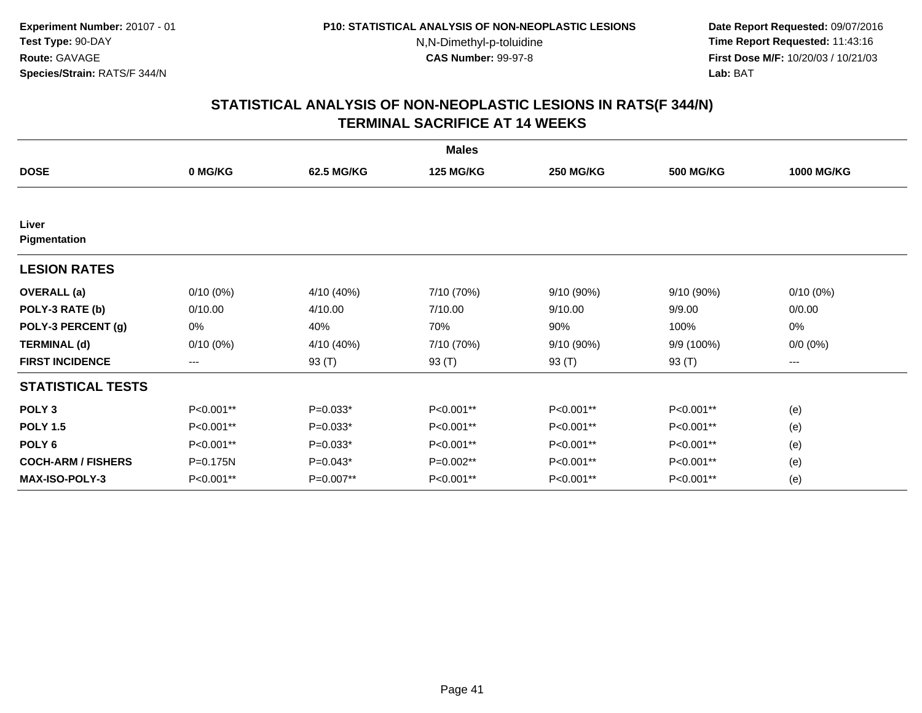**Experiment Number:** 20107 - 01
**Test Type:** 90-DAY
**Route:** GAVAGE
**Species/Strain:** RATS/F 344/N

**P10: STATISTICAL ANALYSIS OF NON-NEOPLASTIC LESIONS**
N,N-Dimethyl-p-toluidine
**CAS Number:** 99-97-8

**Date Report Requested:** 09/07/2016
**Time Report Requested:** 11:43:16
**First Dose M/F:** 10/20/03 / 10/21/03
**Lab:** BAT

## STATISTICAL ANALYSIS OF NON-NEOPLASTIC LESIONS IN RATS(F 344/N)
## TERMINAL SACRIFICE AT 14 WEEKS

| | Males | | | | | |
|---|---|---|---|---|---|---|
| **DOSE** | **0 MG/KG** | **62.5 MG/KG** | **125 MG/KG** | **250 MG/KG** | **500 MG/KG** | **1000 MG/KG** |
| **Liver** | | | | | | |
| **Pigmentation** | | | | | | |
| **LESION RATES** | | | | | | |
| **OVERALL (a)** | 0/10 (0%) | 4/10 (40%) | 7/10 (70%) | 9/10 (90%) | 9/10 (90%) | 0/10 (0%) |
| **POLY-3 RATE (b)** | 0/10.00 | 4/10.00 | 7/10.00 | 9/10.00 | 9/9.00 | 0/0.00 |
| **POLY-3 PERCENT (g)** | 0% | 40% | 70% | 90% | 100% | 0% |
| **TERMINAL (d)** | 0/10 (0%) | 4/10 (40%) | 7/10 (70%) | 9/10 (90%) | 9/9 (100%) | 0/0 (0%) |
| **FIRST INCIDENCE** | --- | 93 (T) | 93 (T) | 93 (T) | 93 (T) | --- |
| **STATISTICAL TESTS** | | | | | | |
| **POLY 3** | P<0.001** | P=0.033* | P<0.001** | P<0.001** | P<0.001** | (e) |
| **POLY 1.5** | P<0.001** | P=0.033* | P<0.001** | P<0.001** | P<0.001** | (e) |
| **POLY 6** | P<0.001** | P=0.033* | P<0.001** | P<0.001** | P<0.001** | (e) |
| **COCH-ARM / FISHERS** | P=0.175N | P=0.043* | P=0.002** | P<0.001** | P<0.001** | (e) |
| **MAX-ISO-POLY-3** | P<0.001** | P=0.007** | P<0.001** | P<0.001** | P<0.001** | (e) |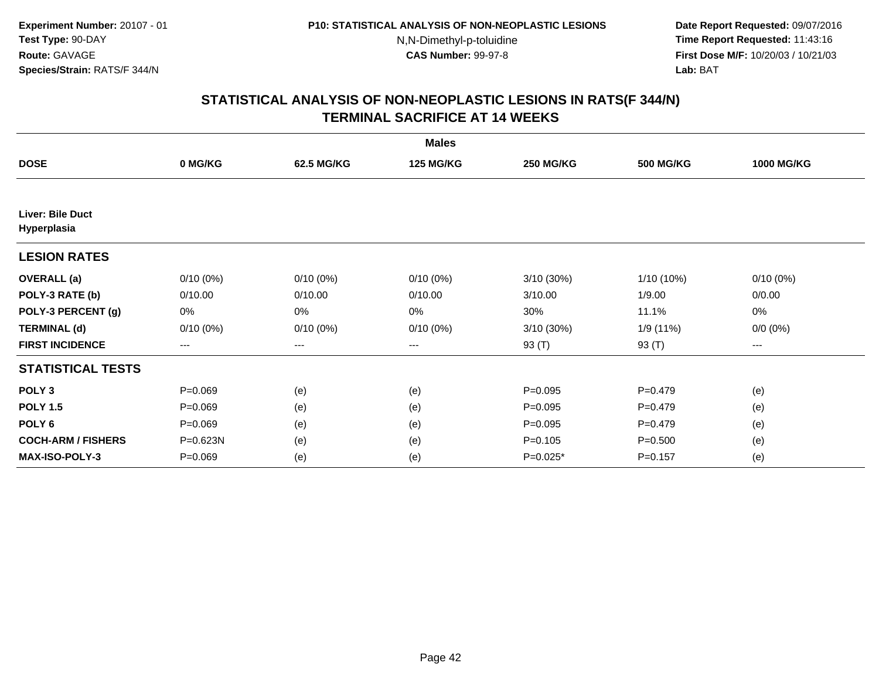**Experiment Number:** 20107 - 01
**Test Type:** 90-DAY
**Route:** GAVAGE
**Species/Strain:** RATS/F 344/N

**P10: STATISTICAL ANALYSIS OF NON-NEOPLASTIC LESIONS**
N,N-Dimethyl-p-toluidine
**CAS Number:** 99-97-8

**Date Report Requested:** 09/07/2016
**Time Report Requested:** 11:43:16
**First Dose M/F:** 10/20/03 / 10/21/03
**Lab:** BAT

## STATISTICAL ANALYSIS OF NON-NEOPLASTIC LESIONS IN RATS(F 344/N)
## TERMINAL SACRIFICE AT 14 WEEKS

| | Males | | | | | |
|---|---|---|---|---|---|---|
| **DOSE** | **0 MG/KG** | **62.5 MG/KG** | **125 MG/KG** | **250 MG/KG** | **500 MG/KG** | **1000 MG/KG** |
| **Liver: Bile Duct Hyperplasia** | | | | | | |
| **LESION RATES** | | | | | | |
| **OVERALL (a)** | 0/10 (0%) | 0/10 (0%) | 0/10 (0%) | 3/10 (30%) | 1/10 (10%) | 0/10 (0%) |
| **POLY-3 RATE (b)** | 0/10.00 | 0/10.00 | 0/10.00 | 3/10.00 | 1/9.00 | 0/0.00 |
| **POLY-3 PERCENT (g)** | 0% | 0% | 0% | 30% | 11.1% | 0% |
| **TERMINAL (d)** | 0/10 (0%) | 0/10 (0%) | 0/10 (0%) | 3/10 (30%) | 1/9 (11%) | 0/0 (0%) |
| **FIRST INCIDENCE** | --- | --- | --- | 93 (T) | 93 (T) | --- |
| **STATISTICAL TESTS** | | | | | | |
| **POLY 3** | P=0.069 | (e) | (e) | P=0.095 | P=0.479 | (e) |
| **POLY 1.5** | P=0.069 | (e) | (e) | P=0.095 | P=0.479 | (e) |
| **POLY 6** | P=0.069 | (e) | (e) | P=0.095 | P=0.479 | (e) |
| **COCH-ARM / FISHERS** | P=0.623N | (e) | (e) | P=0.105 | P=0.500 | (e) |
| **MAX-ISO-POLY-3** | P=0.069 | (e) | (e) | P=0.025* | P=0.157 | (e) |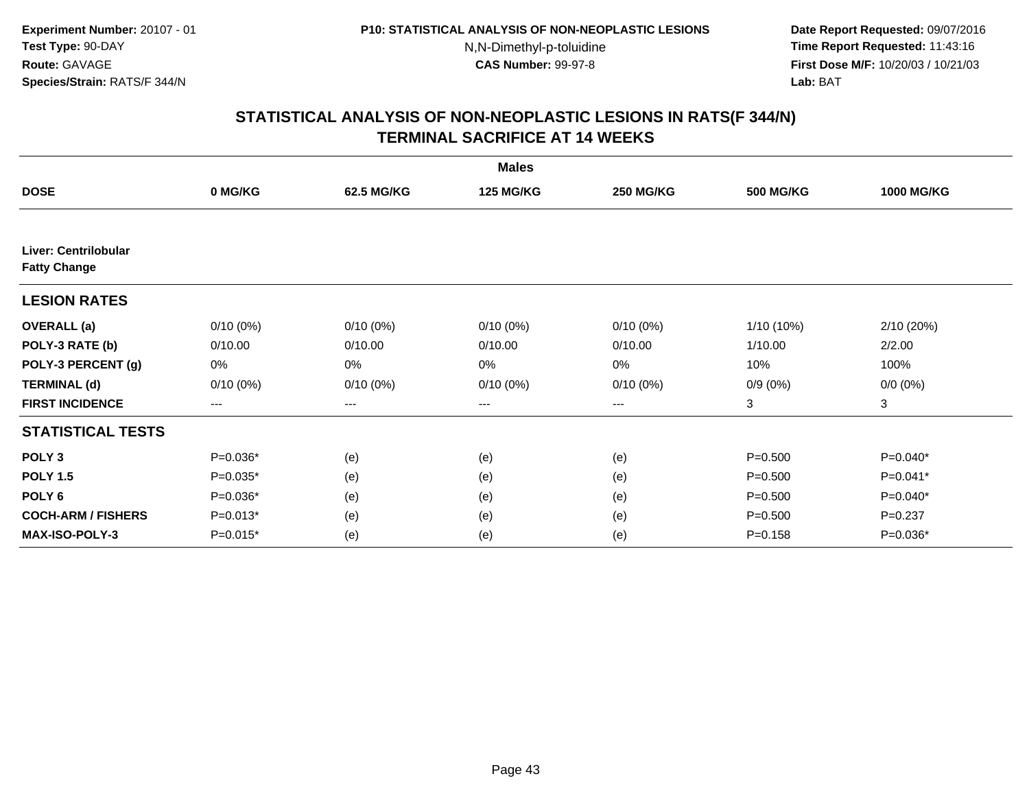**Experiment Number:** 20107 - 01
**Test Type:** 90-DAY
**Route:** GAVAGE
**Species/Strain:** RATS/F 344/N

**P10: STATISTICAL ANALYSIS OF NON-NEOPLASTIC LESIONS**
N,N-Dimethyl-p-toluidine
**CAS Number:** 99-97-8

**Date Report Requested:** 09/07/2016
**Time Report Requested:** 11:43:16
**First Dose M/F:** 10/20/03 / 10/21/03
**Lab:** BAT

## STATISTICAL ANALYSIS OF NON-NEOPLASTIC LESIONS IN RATS(F 344/N)
## TERMINAL SACRIFICE AT 14 WEEKS

| | Males | | | | | |
|---|---|---|---|---|---|---|
| **DOSE** | **0 MG/KG** | **62.5 MG/KG** | **125 MG/KG** | **250 MG/KG** | **500 MG/KG** | **1000 MG/KG** |
| **Liver: Centrilobular Fatty Change** | | | | | | |
| **LESION RATES** | | | | | | |
| **OVERALL (a)** | 0/10 (0%) | 0/10 (0%) | 0/10 (0%) | 0/10 (0%) | 1/10 (10%) | 2/10 (20%) |
| **POLY-3 RATE (b)** | 0/10.00 | 0/10.00 | 0/10.00 | 0/10.00 | 1/10.00 | 2/2.00 |
| **POLY-3 PERCENT (g)** | 0% | 0% | 0% | 0% | 10% | 100% |
| **TERMINAL (d)** | 0/10 (0%) | 0/10 (0%) | 0/10 (0%) | 0/10 (0%) | 0/9 (0%) | 0/0 (0%) |
| **FIRST INCIDENCE** | --- | --- | --- | --- | 3 | 3 |
| **STATISTICAL TESTS** | | | | | | |
| **POLY 3** | P=0.036* | (e) | (e) | (e) | P=0.500 | P=0.040* |
| **POLY 1.5** | P=0.035* | (e) | (e) | (e) | P=0.500 | P=0.041* |
| **POLY 6** | P=0.036* | (e) | (e) | (e) | P=0.500 | P=0.040* |
| **COCH-ARM / FISHERS** | P=0.013* | (e) | (e) | (e) | P=0.500 | P=0.237 |
| **MAX-ISO-POLY-3** | P=0.015* | (e) | (e) | (e) | P=0.158 | P=0.036* |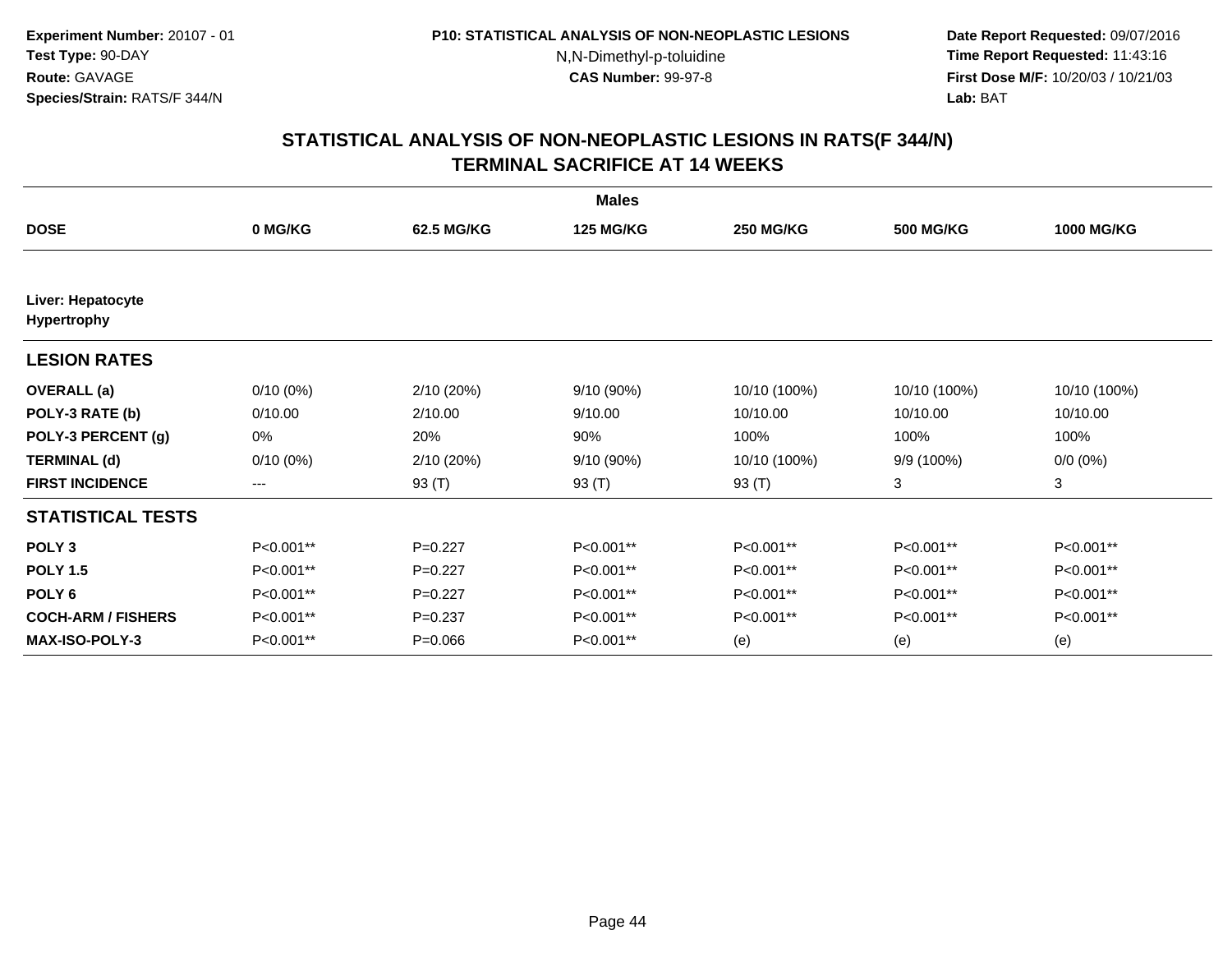**Experiment Number:** 20107 - 01
**Test Type:** 90-DAY
**Route:** GAVAGE
**Species/Strain:** RATS/F 344/N

**P10: STATISTICAL ANALYSIS OF NON-NEOPLASTIC LESIONS**
N,N-Dimethyl-p-toluidine
**CAS Number:** 99-97-8

**Date Report Requested:** 09/07/2016
**Time Report Requested:** 11:43:16
**First Dose M/F:** 10/20/03 / 10/21/03
**Lab:** BAT

## STATISTICAL ANALYSIS OF NON-NEOPLASTIC LESIONS IN RATS(F 344/N)
## TERMINAL SACRIFICE AT 14 WEEKS

| | Males | | | | | |
|---|---|---|---|---|---|---|
| **DOSE** | **0 MG/KG** | **62.5 MG/KG** | **125 MG/KG** | **250 MG/KG** | **500 MG/KG** | **1000 MG/KG** |
| **Liver: Hepatocyte Hypertrophy** | | | | | | |
| **LESION RATES** | | | | | | |
| **OVERALL (a)** | 0/10 (0%) | 2/10 (20%) | 9/10 (90%) | 10/10 (100%) | 10/10 (100%) | 10/10 (100%) |
| **POLY-3 RATE (b)** | 0/10.00 | 2/10.00 | 9/10.00 | 10/10.00 | 10/10.00 | 10/10.00 |
| **POLY-3 PERCENT (g)** | 0% | 20% | 90% | 100% | 100% | 100% |
| **TERMINAL (d)** | 0/10 (0%) | 2/10 (20%) | 9/10 (90%) | 10/10 (100%) | 9/9 (100%) | 0/0 (0%) |
| **FIRST INCIDENCE** | --- | 93 (T) | 93 (T) | 93 (T) | 3 | 3 |
| **STATISTICAL TESTS** | | | | | | |
| **POLY 3** | P<0.001** | P=0.227 | P<0.001** | P<0.001** | P<0.001** | P<0.001** |
| **POLY 1.5** | P<0.001** | P=0.227 | P<0.001** | P<0.001** | P<0.001** | P<0.001** |
| **POLY 6** | P<0.001** | P=0.227 | P<0.001** | P<0.001** | P<0.001** | P<0.001** |
| **COCH-ARM / FISHERS** | P<0.001** | P=0.237 | P<0.001** | P<0.001** | P<0.001** | P<0.001** |
| **MAX-ISO-POLY-3** | P<0.001** | P=0.066 | P<0.001** | (e) | (e) | (e) |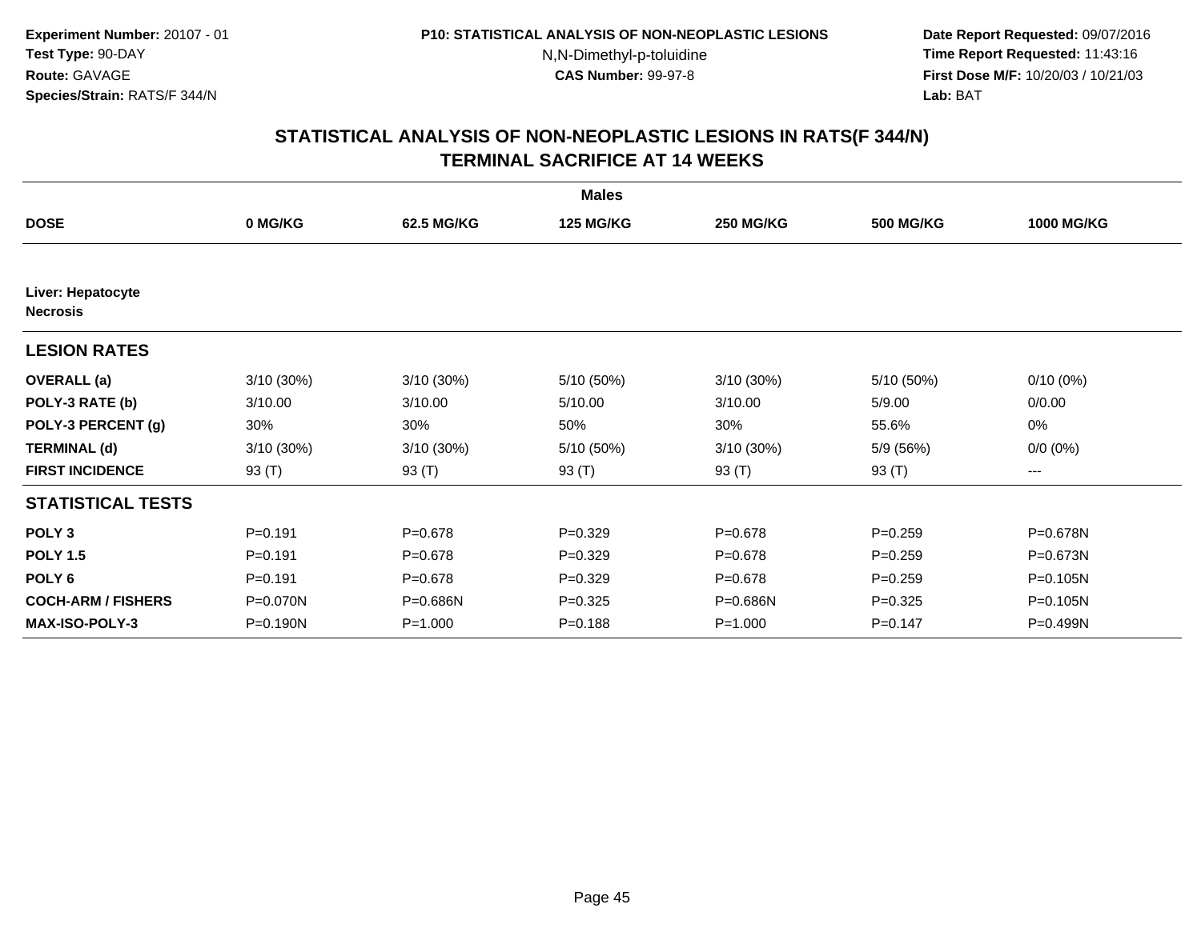**Experiment Number:** 20107 - 01
**Test Type:** 90-DAY
**Route:** GAVAGE
**Species/Strain:** RATS/F 344/N

**P10: STATISTICAL ANALYSIS OF NON-NEOPLASTIC LESIONS**
N,N-Dimethyl-p-toluidine
**CAS Number:** 99-97-8

**Date Report Requested:** 09/07/2016
**Time Report Requested:** 11:43:16
**First Dose M/F:** 10/20/03 / 10/21/03
**Lab:** BAT

## STATISTICAL ANALYSIS OF NON-NEOPLASTIC LESIONS IN RATS(F 344/N)
## TERMINAL SACRIFICE AT 14 WEEKS

| | Males | | | | | |
|---|---|---|---|---|---|---|
| **DOSE** | **0 MG/KG** | **62.5 MG/KG** | **125 MG/KG** | **250 MG/KG** | **500 MG/KG** | **1000 MG/KG** |
| **Liver: Hepatocyte Necrosis** | | | | | | |
| **LESION RATES** | | | | | | |
| **OVERALL (a)** | 3/10 (30%) | 3/10 (30%) | 5/10 (50%) | 3/10 (30%) | 5/10 (50%) | 0/10 (0%) |
| **POLY-3 RATE (b)** | 3/10.00 | 3/10.00 | 5/10.00 | 3/10.00 | 5/9.00 | 0/0.00 |
| **POLY-3 PERCENT (g)** | 30% | 30% | 50% | 30% | 55.6% | 0% |
| **TERMINAL (d)** | 3/10 (30%) | 3/10 (30%) | 5/10 (50%) | 3/10 (30%) | 5/9 (56%) | 0/0 (0%) |
| **FIRST INCIDENCE** | 93 (T) | 93 (T) | 93 (T) | 93 (T) | 93 (T) | --- |
| **STATISTICAL TESTS** | | | | | | |
| **POLY 3** | P=0.191 | P=0.678 | P=0.329 | P=0.678 | P=0.259 | P=0.678N |
| **POLY 1.5** | P=0.191 | P=0.678 | P=0.329 | P=0.678 | P=0.259 | P=0.673N |
| **POLY 6** | P=0.191 | P=0.678 | P=0.329 | P=0.678 | P=0.259 | P=0.105N |
| **COCH-ARM / FISHERS** | P=0.070N | P=0.686N | P=0.325 | P=0.686N | P=0.325 | P=0.105N |
| **MAX-ISO-POLY-3** | P=0.190N | P=1.000 | P=0.188 | P=1.000 | P=0.147 | P=0.499N |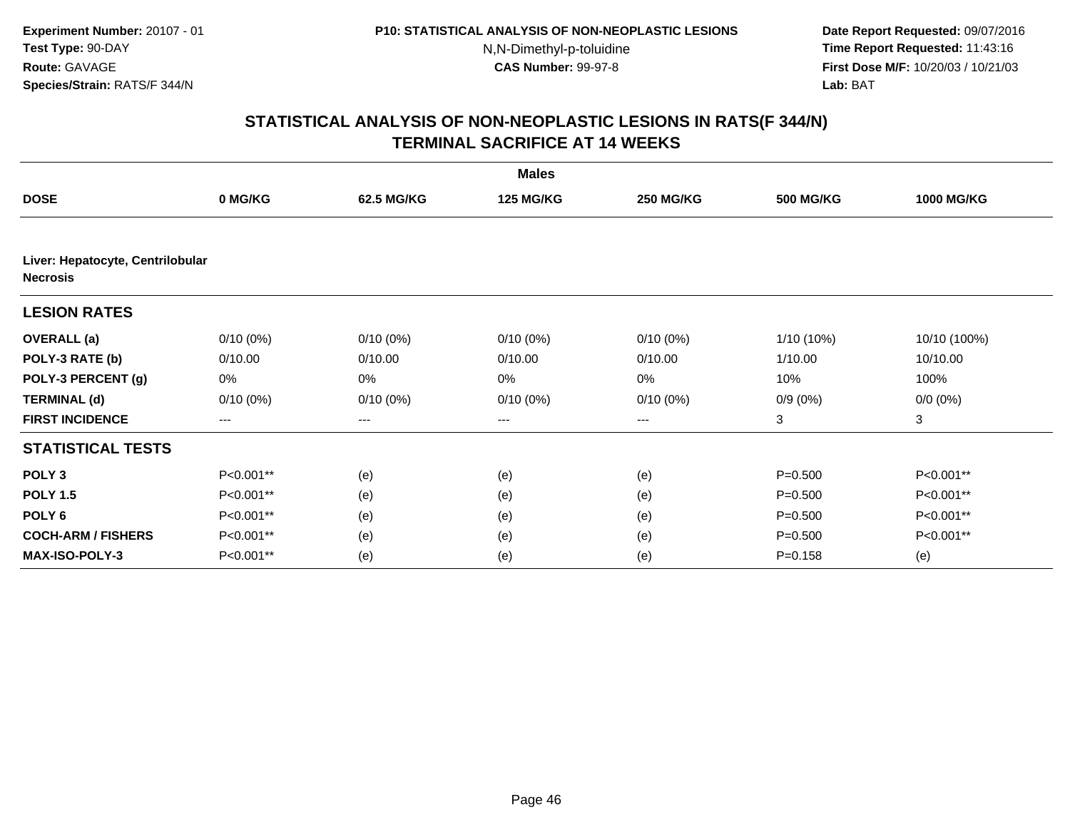**Experiment Number:** 20107 - 01
**Test Type:** 90-DAY
**Route:** GAVAGE
**Species/Strain:** RATS/F 344/N

**P10: STATISTICAL ANALYSIS OF NON-NEOPLASTIC LESIONS**
N,N-Dimethyl-p-toluidine
**CAS Number:** 99-97-8

**Date Report Requested:** 09/07/2016
**Time Report Requested:** 11:43:16
**First Dose M/F:** 10/20/03 / 10/21/03
**Lab:** BAT

## STATISTICAL ANALYSIS OF NON-NEOPLASTIC LESIONS IN RATS(F 344/N)
## TERMINAL SACRIFICE AT 14 WEEKS

| | Males | | | | | |
|---|---|---|---|---|---|---|
| **DOSE** | **0 MG/KG** | **62.5 MG/KG** | **125 MG/KG** | **250 MG/KG** | **500 MG/KG** | **1000 MG/KG** |
| **Liver: Hepatocyte, Centrilobular Necrosis** | | | | | | |
| **LESION RATES** | | | | | | |
| **OVERALL (a)** | 0/10 (0%) | 0/10 (0%) | 0/10 (0%) | 0/10 (0%) | 1/10 (10%) | 10/10 (100%) |
| **POLY-3 RATE (b)** | 0/10.00 | 0/10.00 | 0/10.00 | 0/10.00 | 1/10.00 | 10/10.00 |
| **POLY-3 PERCENT (g)** | 0% | 0% | 0% | 0% | 10% | 100% |
| **TERMINAL (d)** | 0/10 (0%) | 0/10 (0%) | 0/10 (0%) | 0/10 (0%) | 0/9 (0%) | 0/0 (0%) |
| **FIRST INCIDENCE** | --- | --- | --- | --- | 3 | 3 |
| **STATISTICAL TESTS** | | | | | | |
| **POLY 3** | P<0.001** | (e) | (e) | (e) | P=0.500 | P<0.001** |
| **POLY 1.5** | P<0.001** | (e) | (e) | (e) | P=0.500 | P<0.001** |
| **POLY 6** | P<0.001** | (e) | (e) | (e) | P=0.500 | P<0.001** |
| **COCH-ARM / FISHERS** | P<0.001** | (e) | (e) | (e) | P=0.500 | P<0.001** |
| **MAX-ISO-POLY-3** | P<0.001** | (e) | (e) | (e) | P=0.158 | (e) |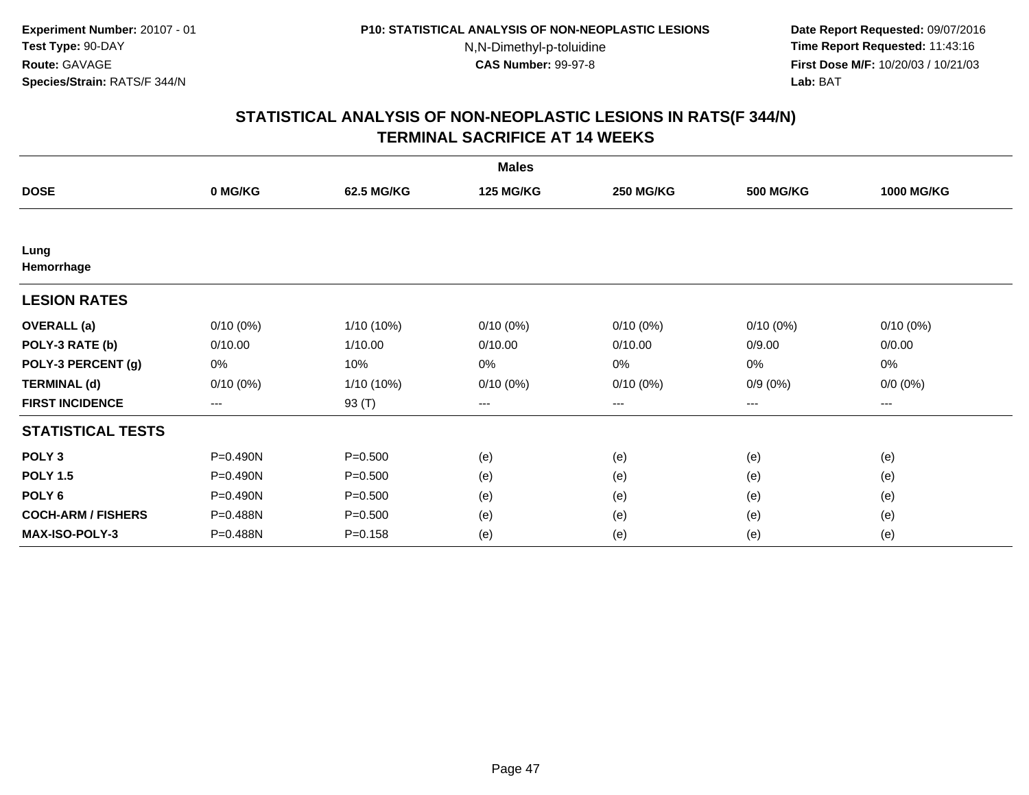Experiment Number: 20107 - 01
Test Type: 90-DAY
Route: GAVAGE
Species/Strain: RATS/F 344/N

P10: STATISTICAL ANALYSIS OF NON-NEOPLASTIC LESIONS
N,N-Dimethyl-p-toluidine
CAS Number: 99-97-8

Date Report Requested: 09/07/2016
Time Report Requested: 11:43:16
First Dose M/F: 10/20/03 / 10/21/03
Lab: BAT

## STATISTICAL ANALYSIS OF NON-NEOPLASTIC LESIONS IN RATS(F 344/N)
## TERMINAL SACRIFICE AT 14 WEEKS

| | Males | | | | | |
|---|---|---|---|---|---|---|
| **DOSE** | **0 MG/KG** | **62.5 MG/KG** | **125 MG/KG** | **250 MG/KG** | **500 MG/KG** | **1000 MG/KG** |
| **Lung** | | | | | | |
| **Hemorrhage** | | | | | | |
| **LESION RATES** | | | | | | |
| **OVERALL (a)** | 0/10 (0%) | 1/10 (10%) | 0/10 (0%) | 0/10 (0%) | 0/10 (0%) | 0/10 (0%) |
| **POLY-3 RATE (b)** | 0/10.00 | 1/10.00 | 0/10.00 | 0/10.00 | 0/9.00 | 0/0.00 |
| **POLY-3 PERCENT (g)** | 0% | 10% | 0% | 0% | 0% | 0% |
| **TERMINAL (d)** | 0/10 (0%) | 1/10 (10%) | 0/10 (0%) | 0/10 (0%) | 0/9 (0%) | 0/0 (0%) |
| **FIRST INCIDENCE** | --- | 93 (T) | --- | --- | --- | --- |
| **STATISTICAL TESTS** | | | | | | |
| **POLY 3** | P=0.490N | P=0.500 | (e) | (e) | (e) | (e) |
| **POLY 1.5** | P=0.490N | P=0.500 | (e) | (e) | (e) | (e) |
| **POLY 6** | P=0.490N | P=0.500 | (e) | (e) | (e) | (e) |
| **COCH-ARM / FISHERS** | P=0.488N | P=0.500 | (e) | (e) | (e) | (e) |
| **MAX-ISO-POLY-3** | P=0.488N | P=0.158 | (e) | (e) | (e) | (e) |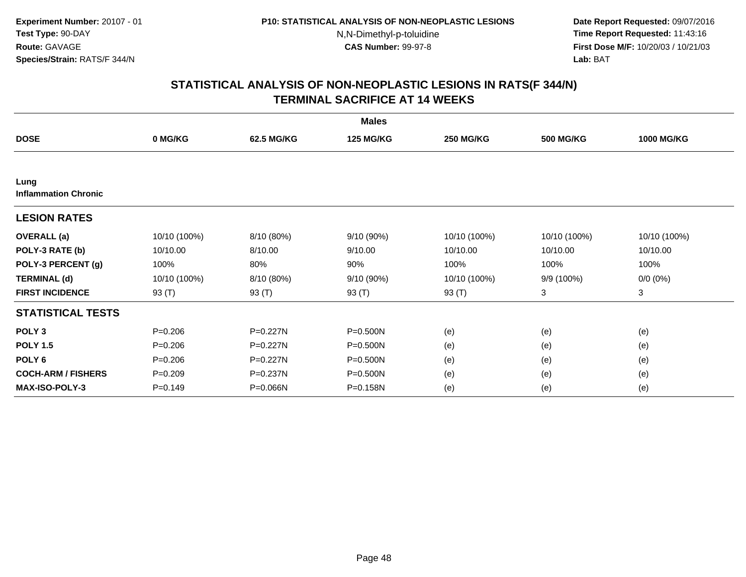Experiment Number: 20107 - 01
Test Type: 90-DAY
Route: GAVAGE
Species/Strain: RATS/F 344/N

P10: STATISTICAL ANALYSIS OF NON-NEOPLASTIC LESIONS
N,N-Dimethyl-p-toluidine
CAS Number: 99-97-8

Date Report Requested: 09/07/2016
Time Report Requested: 11:43:16
First Dose M/F: 10/20/03 / 10/21/03
Lab: BAT

# STATISTICAL ANALYSIS OF NON-NEOPLASTIC LESIONS IN RATS(F 344/N) TERMINAL SACRIFICE AT 14 WEEKS

| | Males | | | | | |
|---|---|---|---|---|---|---|
| **DOSE** | **0 MG/KG** | **62.5 MG/KG** | **125 MG/KG** | **250 MG/KG** | **500 MG/KG** | **1000 MG/KG** |
| **Lung** | | | | | | |
| **Inflammation Chronic** | | | | | | |
| **LESION RATES** | | | | | | |
| **OVERALL (a)** | 10/10 (100%) | 8/10 (80%) | 9/10 (90%) | 10/10 (100%) | 10/10 (100%) | 10/10 (100%) |
| **POLY-3 RATE (b)** | 10/10.00 | 8/10.00 | 9/10.00 | 10/10.00 | 10/10.00 | 10/10.00 |
| **POLY-3 PERCENT (g)** | 100% | 80% | 90% | 100% | 100% | 100% |
| **TERMINAL (d)** | 10/10 (100%) | 8/10 (80%) | 9/10 (90%) | 10/10 (100%) | 9/9 (100%) | 0/0 (0%) |
| **FIRST INCIDENCE** | 93 (T) | 93 (T) | 93 (T) | 93 (T) | 3 | 3 |
| **STATISTICAL TESTS** | | | | | | |
| **POLY 3** | P=0.206 | P=0.227N | P=0.500N | (e) | (e) | (e) |
| **POLY 1.5** | P=0.206 | P=0.227N | P=0.500N | (e) | (e) | (e) |
| **POLY 6** | P=0.206 | P=0.227N | P=0.500N | (e) | (e) | (e) |
| **COCH-ARM / FISHERS** | P=0.209 | P=0.237N | P=0.500N | (e) | (e) | (e) |
| **MAX-ISO-POLY-3** | P=0.149 | P=0.066N | P=0.158N | (e) | (e) | (e) |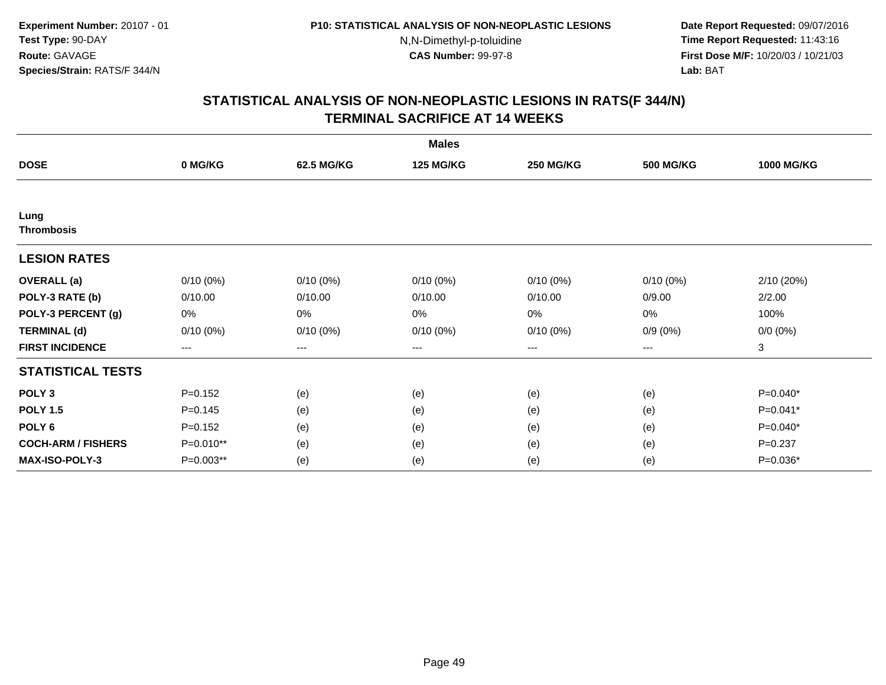**Experiment Number:** 20107 - 01
**Test Type:** 90-DAY
**Route:** GAVAGE
**Species/Strain:** RATS/F 344/N

**P10: STATISTICAL ANALYSIS OF NON-NEOPLASTIC LESIONS**
N,N-Dimethyl-p-toluidine
**CAS Number:** 99-97-8

**Date Report Requested:** 09/07/2016
**Time Report Requested:** 11:43:16
**First Dose M/F:** 10/20/03 / 10/21/03
**Lab:** BAT

## STATISTICAL ANALYSIS OF NON-NEOPLASTIC LESIONS IN RATS(F 344/N)
## TERMINAL SACRIFICE AT 14 WEEKS

| | Males | | | | | |
|---|---|---|---|---|---|---|
| **DOSE** | **0 MG/KG** | **62.5 MG/KG** | **125 MG/KG** | **250 MG/KG** | **500 MG/KG** | **1000 MG/KG** |
| **Lung** | | | | | | |
| **Thrombosis** | | | | | | |
| **LESION RATES** | | | | | | |
| **OVERALL (a)** | 0/10 (0%) | 0/10 (0%) | 0/10 (0%) | 0/10 (0%) | 0/10 (0%) | 2/10 (20%) |
| **POLY-3 RATE (b)** | 0/10.00 | 0/10.00 | 0/10.00 | 0/10.00 | 0/9.00 | 2/2.00 |
| **POLY-3 PERCENT (g)** | 0% | 0% | 0% | 0% | 0% | 100% |
| **TERMINAL (d)** | 0/10 (0%) | 0/10 (0%) | 0/10 (0%) | 0/10 (0%) | 0/9 (0%) | 0/0 (0%) |
| **FIRST INCIDENCE** | --- | --- | --- | --- | --- | 3 |
| **STATISTICAL TESTS** | | | | | | |
| **POLY 3** | P=0.152 | (e) | (e) | (e) | (e) | P=0.040* |
| **POLY 1.5** | P=0.145 | (e) | (e) | (e) | (e) | P=0.041* |
| **POLY 6** | P=0.152 | (e) | (e) | (e) | (e) | P=0.040* |
| **COCH-ARM / FISHERS** | P=0.010** | (e) | (e) | (e) | (e) | P=0.237 |
| **MAX-ISO-POLY-3** | P=0.003** | (e) | (e) | (e) | (e) | P=0.036* |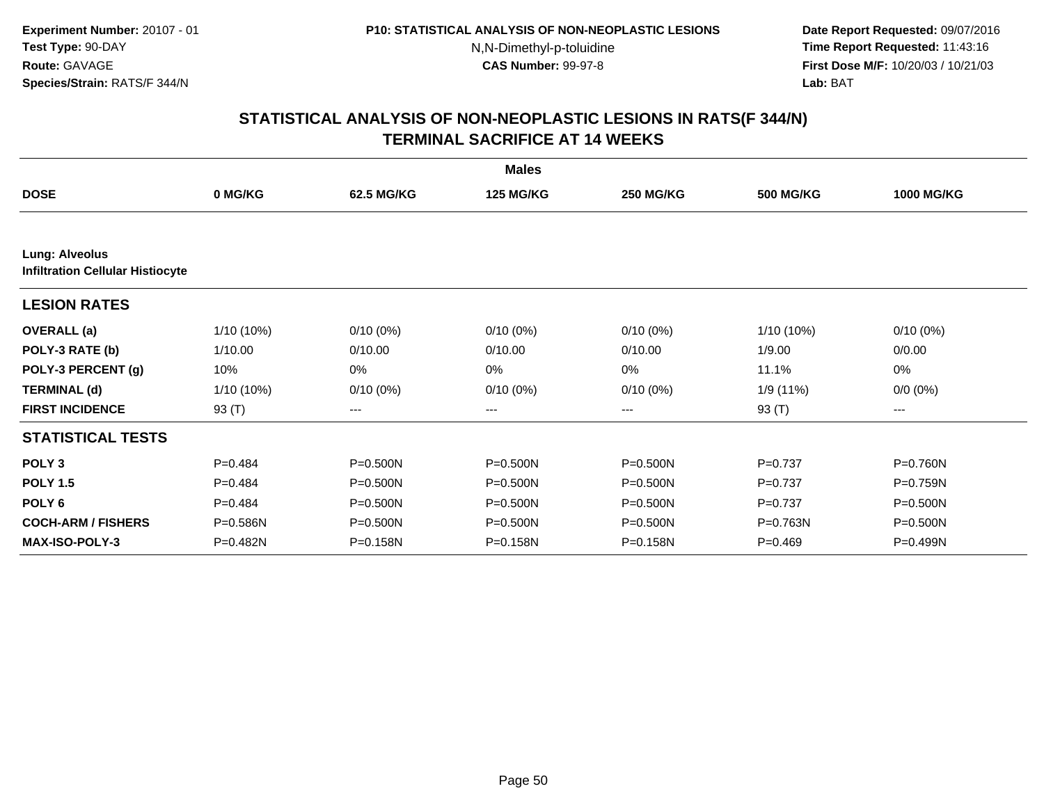**Experiment Number:** 20107 - 01
**Test Type:** 90-DAY
**Route:** GAVAGE
**Species/Strain:** RATS/F 344/N

**P10: STATISTICAL ANALYSIS OF NON-NEOPLASTIC LESIONS**
N,N-Dimethyl-p-toluidine
**CAS Number:** 99-97-8

**Date Report Requested:** 09/07/2016
**Time Report Requested:** 11:43:16
**First Dose M/F:** 10/20/03 / 10/21/03
**Lab:** BAT

## STATISTICAL ANALYSIS OF NON-NEOPLASTIC LESIONS IN RATS(F 344/N)
## TERMINAL SACRIFICE AT 14 WEEKS

| | Males | | | | | |
|---|---|---|---|---|---|---|
| **DOSE** | **0 MG/KG** | **62.5 MG/KG** | **125 MG/KG** | **250 MG/KG** | **500 MG/KG** | **1000 MG/KG** |
| **Lung: Alveolus** **Infiltration Cellular Histiocyte** | | | | | | |
| **LESION RATES** | | | | | | |
| **OVERALL (a)** | 1/10 (10%) | 0/10 (0%) | 0/10 (0%) | 0/10 (0%) | 1/10 (10%) | 0/10 (0%) |
| **POLY-3 RATE (b)** | 1/10.00 | 0/10.00 | 0/10.00 | 0/10.00 | 1/9.00 | 0/0.00 |
| **POLY-3 PERCENT (g)** | 10% | 0% | 0% | 0% | 11.1% | 0% |
| **TERMINAL (d)** | 1/10 (10%) | 0/10 (0%) | 0/10 (0%) | 0/10 (0%) | 1/9 (11%) | 0/0 (0%) |
| **FIRST INCIDENCE** | 93 (T) | --- | --- | --- | 93 (T) | --- |
| **STATISTICAL TESTS** | | | | | | |
| **POLY 3** | P=0.484 | P=0.500N | P=0.500N | P=0.500N | P=0.737 | P=0.760N |
| **POLY 1.5** | P=0.484 | P=0.500N | P=0.500N | P=0.500N | P=0.737 | P=0.759N |
| **POLY 6** | P=0.484 | P=0.500N | P=0.500N | P=0.500N | P=0.737 | P=0.500N |
| **COCH-ARM / FISHERS** | P=0.586N | P=0.500N | P=0.500N | P=0.500N | P=0.763N | P=0.500N |
| **MAX-ISO-POLY-3** | P=0.482N | P=0.158N | P=0.158N | P=0.158N | P=0.469 | P=0.499N |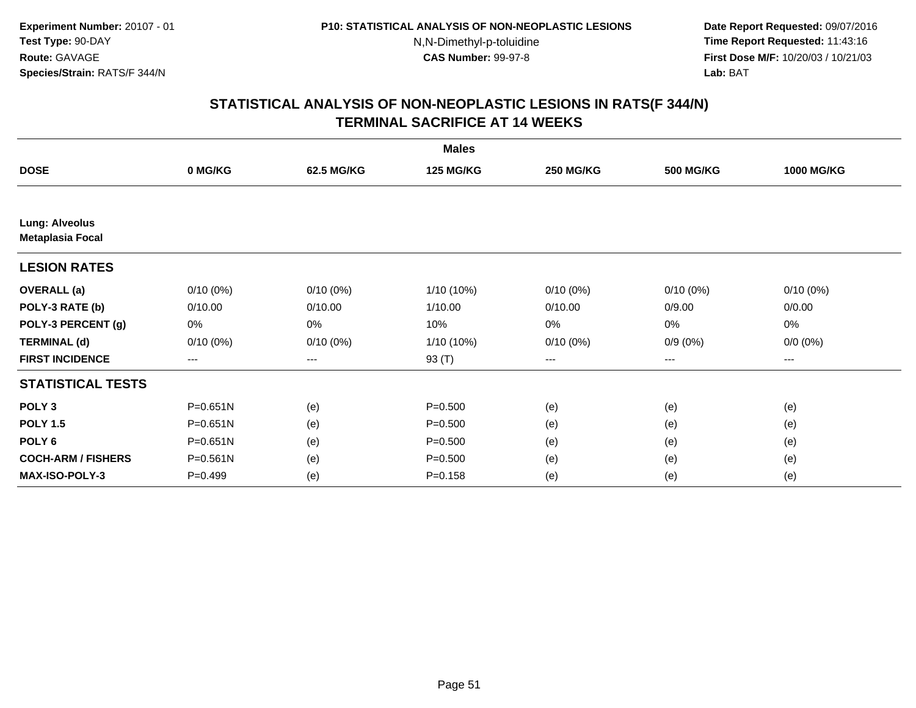Experiment Number: 20107 - 01
Test Type: 90-DAY
Route: GAVAGE
Species/Strain: RATS/F 344/N

P10: STATISTICAL ANALYSIS OF NON-NEOPLASTIC LESIONS
N,N-Dimethyl-p-toluidine
CAS Number: 99-97-8

Date Report Requested: 09/07/2016
Time Report Requested: 11:43:16
First Dose M/F: 10/20/03 / 10/21/03
Lab: BAT

## STATISTICAL ANALYSIS OF NON-NEOPLASTIC LESIONS IN RATS(F 344/N)
## TERMINAL SACRIFICE AT 14 WEEKS

| | | | Males | | | |
|---|---|---|---|---|---|---|
| **DOSE** | **0 MG/KG** | **62.5 MG/KG** | **125 MG/KG** | **250 MG/KG** | **500 MG/KG** | **1000 MG/KG** |
| **Lung: Alveolus** | | | | | | |
| **Metaplasia Focal** | | | | | | |
| **LESION RATES** | | | | | | |
| **OVERALL (a)** | 0/10 (0%) | 0/10 (0%) | 1/10 (10%) | 0/10 (0%) | 0/10 (0%) | 0/10 (0%) |
| **POLY-3 RATE (b)** | 0/10.00 | 0/10.00 | 1/10.00 | 0/10.00 | 0/9.00 | 0/0.00 |
| **POLY-3 PERCENT (g)** | 0% | 0% | 10% | 0% | 0% | 0% |
| **TERMINAL (d)** | 0/10 (0%) | 0/10 (0%) | 1/10 (10%) | 0/10 (0%) | 0/9 (0%) | 0/0 (0%) |
| **FIRST INCIDENCE** | --- | --- | 93 (T) | --- | --- | --- |
| **STATISTICAL TESTS** | | | | | | |
| **POLY 3** | P=0.651N | (e) | P=0.500 | (e) | (e) | (e) |
| **POLY 1.5** | P=0.651N | (e) | P=0.500 | (e) | (e) | (e) |
| **POLY 6** | P=0.651N | (e) | P=0.500 | (e) | (e) | (e) |
| **COCH-ARM / FISHERS** | P=0.561N | (e) | P=0.500 | (e) | (e) | (e) |
| **MAX-ISO-POLY-3** | P=0.499 | (e) | P=0.158 | (e) | (e) | (e) |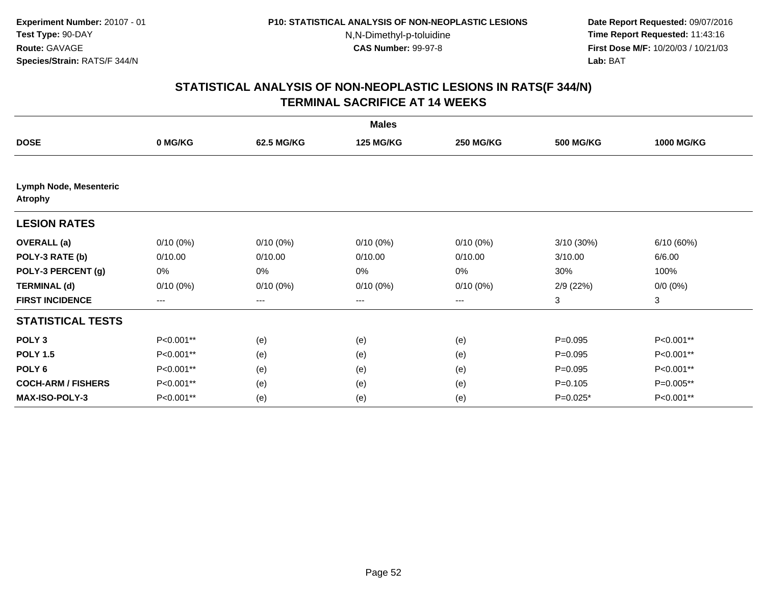Experiment Number: 20107 - 01
Test Type: 90-DAY
Route: GAVAGE
Species/Strain: RATS/F 344/N

P10: STATISTICAL ANALYSIS OF NON-NEOPLASTIC LESIONS
N,N-Dimethyl-p-toluidine
CAS Number: 99-97-8

Date Report Requested: 09/07/2016
Time Report Requested: 11:43:16
First Dose M/F: 10/20/03 / 10/21/03
Lab: BAT

## STATISTICAL ANALYSIS OF NON-NEOPLASTIC LESIONS IN RATS(F 344/N)
## TERMINAL SACRIFICE AT 14 WEEKS

**Males**

| DOSE | 0 MG/KG | 62.5 MG/KG | 125 MG/KG | 250 MG/KG | 500 MG/KG | 1000 MG/KG |
|---|---|---|---|---|---|---|
| **Lymph Node, Mesenteric Atrophy** | | | | | | |
| **LESION RATES** | | | | | | |
| **OVERALL (a)** | 0/10 (0%) | 0/10 (0%) | 0/10 (0%) | 0/10 (0%) | 3/10 (30%) | 6/10 (60%) |
| **POLY-3 RATE (b)** | 0/10.00 | 0/10.00 | 0/10.00 | 0/10.00 | 3/10.00 | 6/6.00 |
| **POLY-3 PERCENT (g)** | 0% | 0% | 0% | 0% | 30% | 100% |
| **TERMINAL (d)** | 0/10 (0%) | 0/10 (0%) | 0/10 (0%) | 0/10 (0%) | 2/9 (22%) | 0/0 (0%) |
| **FIRST INCIDENCE** | --- | --- | --- | --- | 3 | 3 |
| **STATISTICAL TESTS** | | | | | | |
| **POLY 3** | P<0.001** | (e) | (e) | (e) | P=0.095 | P<0.001** |
| **POLY 1.5** | P<0.001** | (e) | (e) | (e) | P=0.095 | P<0.001** |
| **POLY 6** | P<0.001** | (e) | (e) | (e) | P=0.095 | P<0.001** |
| **COCH-ARM / FISHERS** | P<0.001** | (e) | (e) | (e) | P=0.105 | P=0.005** |
| **MAX-ISO-POLY-3** | P<0.001** | (e) | (e) | (e) | P=0.025* | P<0.001** |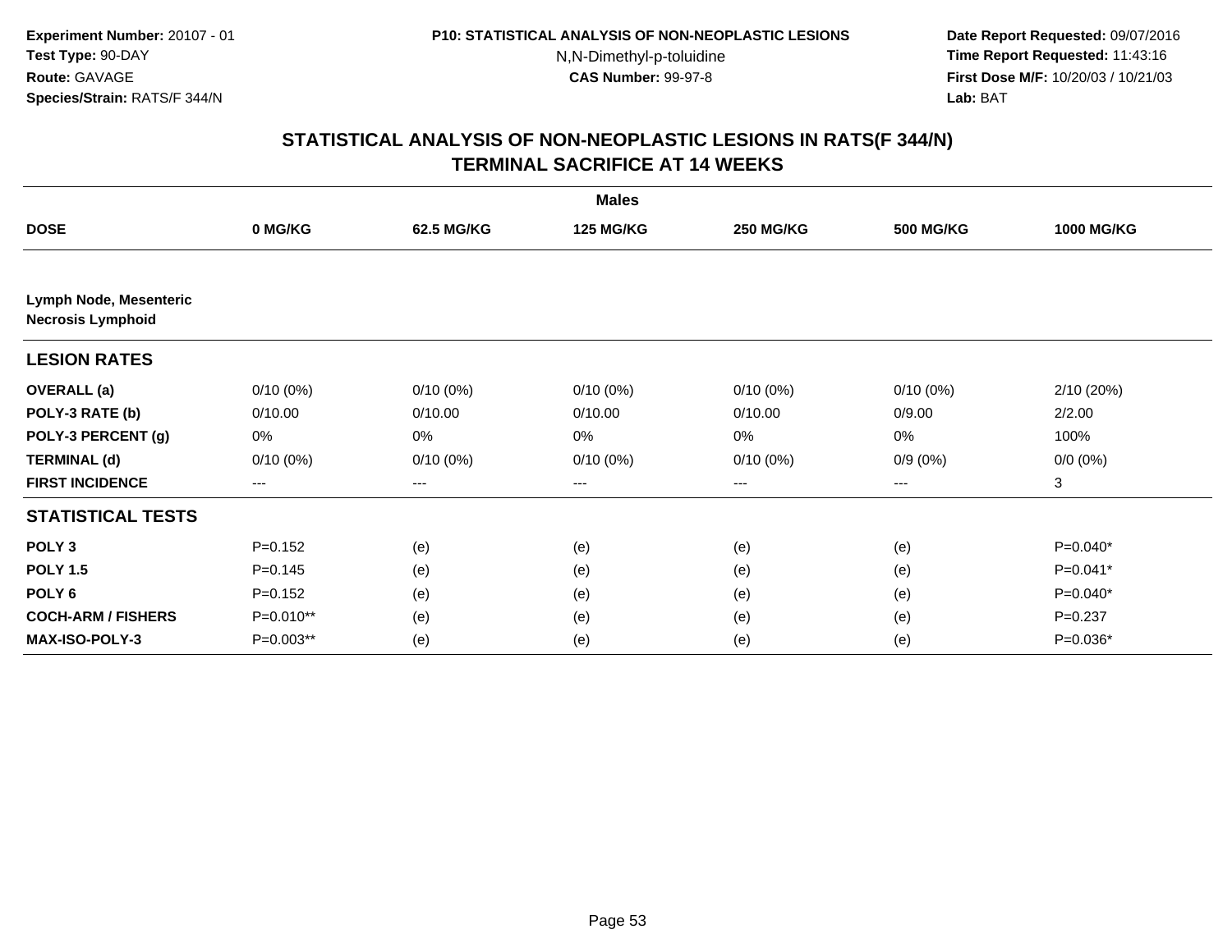**Experiment Number:** 20107 - 01
**Test Type:** 90-DAY
**Route:** GAVAGE
**Species/Strain:** RATS/F 344/N

**P10: STATISTICAL ANALYSIS OF NON-NEOPLASTIC LESIONS**
N,N-Dimethyl-p-toluidine
**CAS Number:** 99-97-8

**Date Report Requested:** 09/07/2016
**Time Report Requested:** 11:43:16
**First Dose M/F:** 10/20/03 / 10/21/03
**Lab:** BAT

## STATISTICAL ANALYSIS OF NON-NEOPLASTIC LESIONS IN RATS(F 344/N)
## TERMINAL SACRIFICE AT 14 WEEKS

| | Males | | | | | |
|---|---|---|---|---|---|---|
| **DOSE** | **0 MG/KG** | **62.5 MG/KG** | **125 MG/KG** | **250 MG/KG** | **500 MG/KG** | **1000 MG/KG** |
| **Lymph Node, Mesenteric Necrosis Lymphoid** | | | | | | |
| **LESION RATES** | | | | | | |
| **OVERALL (a)** | 0/10 (0%) | 0/10 (0%) | 0/10 (0%) | 0/10 (0%) | 0/10 (0%) | 2/10 (20%) |
| **POLY-3 RATE (b)** | 0/10.00 | 0/10.00 | 0/10.00 | 0/10.00 | 0/9.00 | 2/2.00 |
| **POLY-3 PERCENT (g)** | 0% | 0% | 0% | 0% | 0% | 100% |
| **TERMINAL (d)** | 0/10 (0%) | 0/10 (0%) | 0/10 (0%) | 0/10 (0%) | 0/9 (0%) | 0/0 (0%) |
| **FIRST INCIDENCE** | --- | --- | --- | --- | --- | 3 |
| **STATISTICAL TESTS** | | | | | | |
| **POLY 3** | P=0.152 | (e) | (e) | (e) | (e) | P=0.040* |
| **POLY 1.5** | P=0.145 | (e) | (e) | (e) | (e) | P=0.041* |
| **POLY 6** | P=0.152 | (e) | (e) | (e) | (e) | P=0.040* |
| **COCH-ARM / FISHERS** | P=0.010** | (e) | (e) | (e) | (e) | P=0.237 |
| **MAX-ISO-POLY-3** | P=0.003** | (e) | (e) | (e) | (e) | P=0.036* |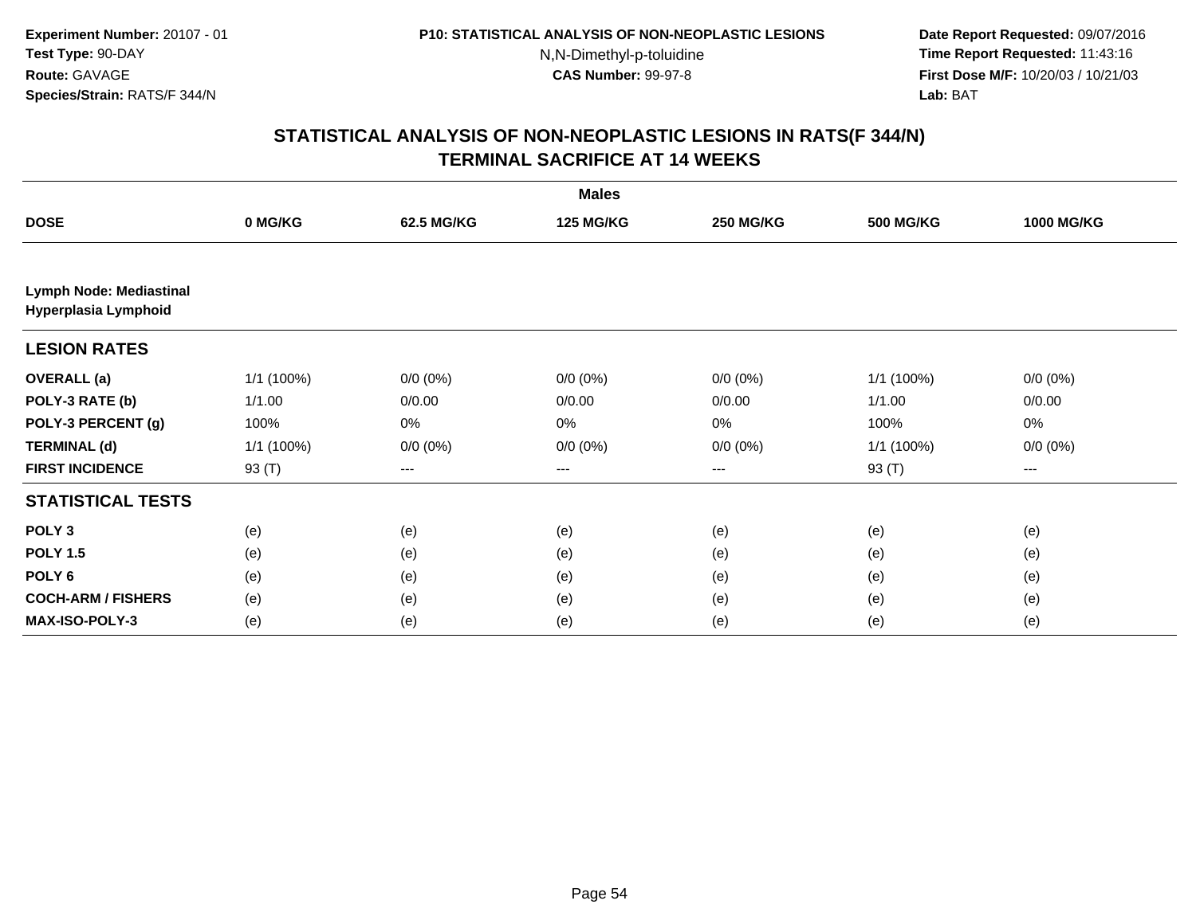**Experiment Number:** 20107 - 01
**Test Type:** 90-DAY
**Route:** GAVAGE
**Species/Strain:** RATS/F 344/N

**P10: STATISTICAL ANALYSIS OF NON-NEOPLASTIC LESIONS**
N,N-Dimethyl-p-toluidine
**CAS Number:** 99-97-8

**Date Report Requested:** 09/07/2016
**Time Report Requested:** 11:43:16
**First Dose M/F:** 10/20/03 / 10/21/03
**Lab:** BAT

# STATISTICAL ANALYSIS OF NON-NEOPLASTIC LESIONS IN RATS(F 344/N) TERMINAL SACRIFICE AT 14 WEEKS

| | Males | | | | | |
|---|---|---|---|---|---|---|
| **DOSE** | **0 MG/KG** | **62.5 MG/KG** | **125 MG/KG** | **250 MG/KG** | **500 MG/KG** | **1000 MG/KG** |
| **Lymph Node: Mediastinal Hyperplasia Lymphoid** | | | | | | |
| **LESION RATES** | | | | | | |
| **OVERALL (a)** | 1/1 (100%) | 0/0 (0%) | 0/0 (0%) | 0/0 (0%) | 1/1 (100%) | 0/0 (0%) |
| **POLY-3 RATE (b)** | 1/1.00 | 0/0.00 | 0/0.00 | 0/0.00 | 1/1.00 | 0/0.00 |
| **POLY-3 PERCENT (g)** | 100% | 0% | 0% | 0% | 100% | 0% |
| **TERMINAL (d)** | 1/1 (100%) | 0/0 (0%) | 0/0 (0%) | 0/0 (0%) | 1/1 (100%) | 0/0 (0%) |
| **FIRST INCIDENCE** | 93 (T) | --- | --- | --- | 93 (T) | --- |
| **STATISTICAL TESTS** | | | | | | |
| **POLY 3** | (e) | (e) | (e) | (e) | (e) | (e) |
| **POLY 1.5** | (e) | (e) | (e) | (e) | (e) | (e) |
| **POLY 6** | (e) | (e) | (e) | (e) | (e) | (e) |
| **COCH-ARM / FISHERS** | (e) | (e) | (e) | (e) | (e) | (e) |
| **MAX-ISO-POLY-3** | (e) | (e) | (e) | (e) | (e) | (e) |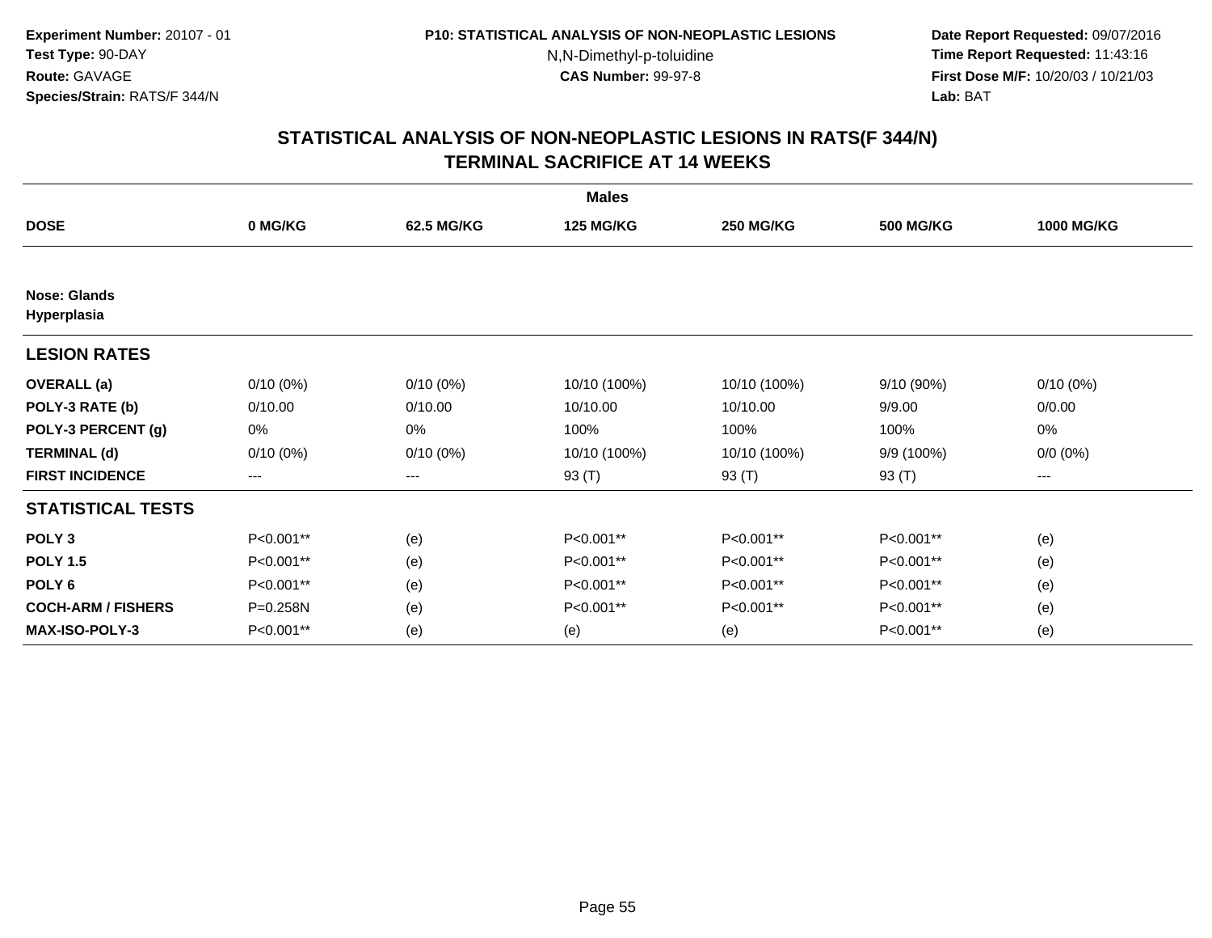**Experiment Number:** 20107 - 01
**Test Type:** 90-DAY
**Route:** GAVAGE
**Species/Strain:** RATS/F 344/N

**P10: STATISTICAL ANALYSIS OF NON-NEOPLASTIC LESIONS**
N,N-Dimethyl-p-toluidine
**CAS Number:** 99-97-8

**Date Report Requested:** 09/07/2016
**Time Report Requested:** 11:43:16
**First Dose M/F:** 10/20/03 / 10/21/03
**Lab:** BAT

## STATISTICAL ANALYSIS OF NON-NEOPLASTIC LESIONS IN RATS(F 344/N) TERMINAL SACRIFICE AT 14 WEEKS

| | Males | | | | | |
|---|---|---|---|---|---|---|
| **DOSE** | **0 MG/KG** | **62.5 MG/KG** | **125 MG/KG** | **250 MG/KG** | **500 MG/KG** | **1000 MG/KG** |
| **Nose: Glands** **Hyperplasia** | | | | | | |
| **LESION RATES** | | | | | | |
| **OVERALL (a)** | 0/10 (0%) | 0/10 (0%) | 10/10 (100%) | 10/10 (100%) | 9/10 (90%) | 0/10 (0%) |
| **POLY-3 RATE (b)** | 0/10.00 | 0/10.00 | 10/10.00 | 10/10.00 | 9/9.00 | 0/0.00 |
| **POLY-3 PERCENT (g)** | 0% | 0% | 100% | 100% | 100% | 0% |
| **TERMINAL (d)** | 0/10 (0%) | 0/10 (0%) | 10/10 (100%) | 10/10 (100%) | 9/9 (100%) | 0/0 (0%) |
| **FIRST INCIDENCE** | --- | --- | 93 (T) | 93 (T) | 93 (T) | --- |
| **STATISTICAL TESTS** | | | | | | |
| **POLY 3** | P<0.001** | (e) | P<0.001** | P<0.001** | P<0.001** | (e) |
| **POLY 1.5** | P<0.001** | (e) | P<0.001** | P<0.001** | P<0.001** | (e) |
| **POLY 6** | P<0.001** | (e) | P<0.001** | P<0.001** | P<0.001** | (e) |
| **COCH-ARM / FISHERS** | P=0.258N | (e) | P<0.001** | P<0.001** | P<0.001** | (e) |
| **MAX-ISO-POLY-3** | P<0.001** | (e) | (e) | (e) | P<0.001** | (e) |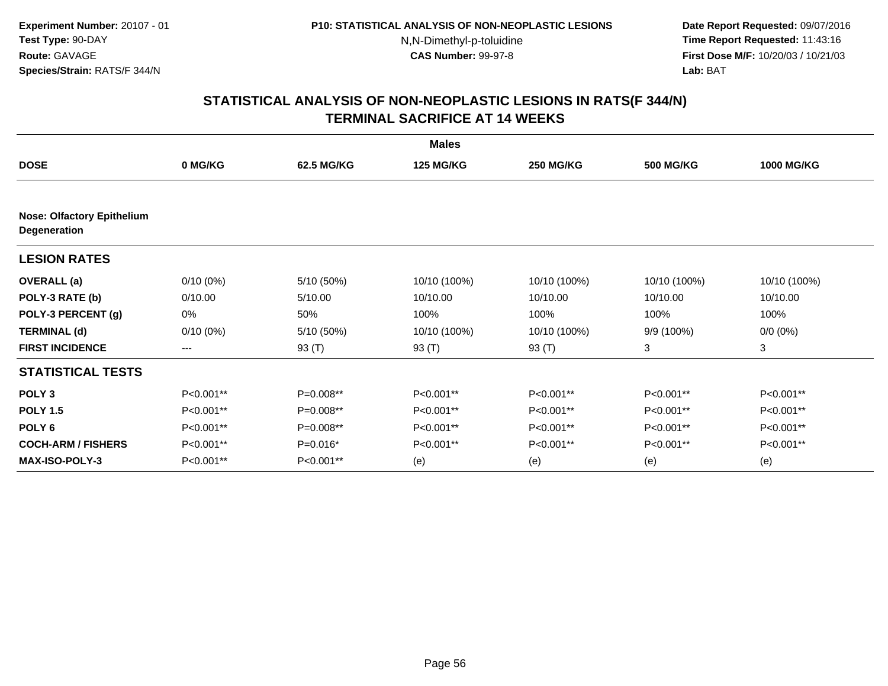**Experiment Number:** 20107 - 01
**Test Type:** 90-DAY
**Route:** GAVAGE
**Species/Strain:** RATS/F 344/N

**P10: STATISTICAL ANALYSIS OF NON-NEOPLASTIC LESIONS**
N,N-Dimethyl-p-toluidine
**CAS Number:** 99-97-8

**Date Report Requested:** 09/07/2016
**Time Report Requested:** 11:43:16
**First Dose M/F:** 10/20/03 / 10/21/03
**Lab:** BAT

## STATISTICAL ANALYSIS OF NON-NEOPLASTIC LESIONS IN RATS(F 344/N) TERMINAL SACRIFICE AT 14 WEEKS

| | Males | | | | | |
|---|---|---|---|---|---|---|
| **DOSE** | **0 MG/KG** | **62.5 MG/KG** | **125 MG/KG** | **250 MG/KG** | **500 MG/KG** | **1000 MG/KG** |
| **Nose: Olfactory Epithelium Degeneration** | | | | | | |
| **LESION RATES** | | | | | | |
| **OVERALL (a)** | 0/10 (0%) | 5/10 (50%) | 10/10 (100%) | 10/10 (100%) | 10/10 (100%) | 10/10 (100%) |
| **POLY-3 RATE (b)** | 0/10.00 | 5/10.00 | 10/10.00 | 10/10.00 | 10/10.00 | 10/10.00 |
| **POLY-3 PERCENT (g)** | 0% | 50% | 100% | 100% | 100% | 100% |
| **TERMINAL (d)** | 0/10 (0%) | 5/10 (50%) | 10/10 (100%) | 10/10 (100%) | 9/9 (100%) | 0/0 (0%) |
| **FIRST INCIDENCE** | --- | 93 (T) | 93 (T) | 93 (T) | 3 | 3 |
| **STATISTICAL TESTS** | | | | | | |
| **POLY 3** | P<0.001** | P=0.008** | P<0.001** | P<0.001** | P<0.001** | P<0.001** |
| **POLY 1.5** | P<0.001** | P=0.008** | P<0.001** | P<0.001** | P<0.001** | P<0.001** |
| **POLY 6** | P<0.001** | P=0.008** | P<0.001** | P<0.001** | P<0.001** | P<0.001** |
| **COCH-ARM / FISHERS** | P<0.001** | P=0.016* | P<0.001** | P<0.001** | P<0.001** | P<0.001** |
| **MAX-ISO-POLY-3** | P<0.001** | P<0.001** | (e) | (e) | (e) | (e) |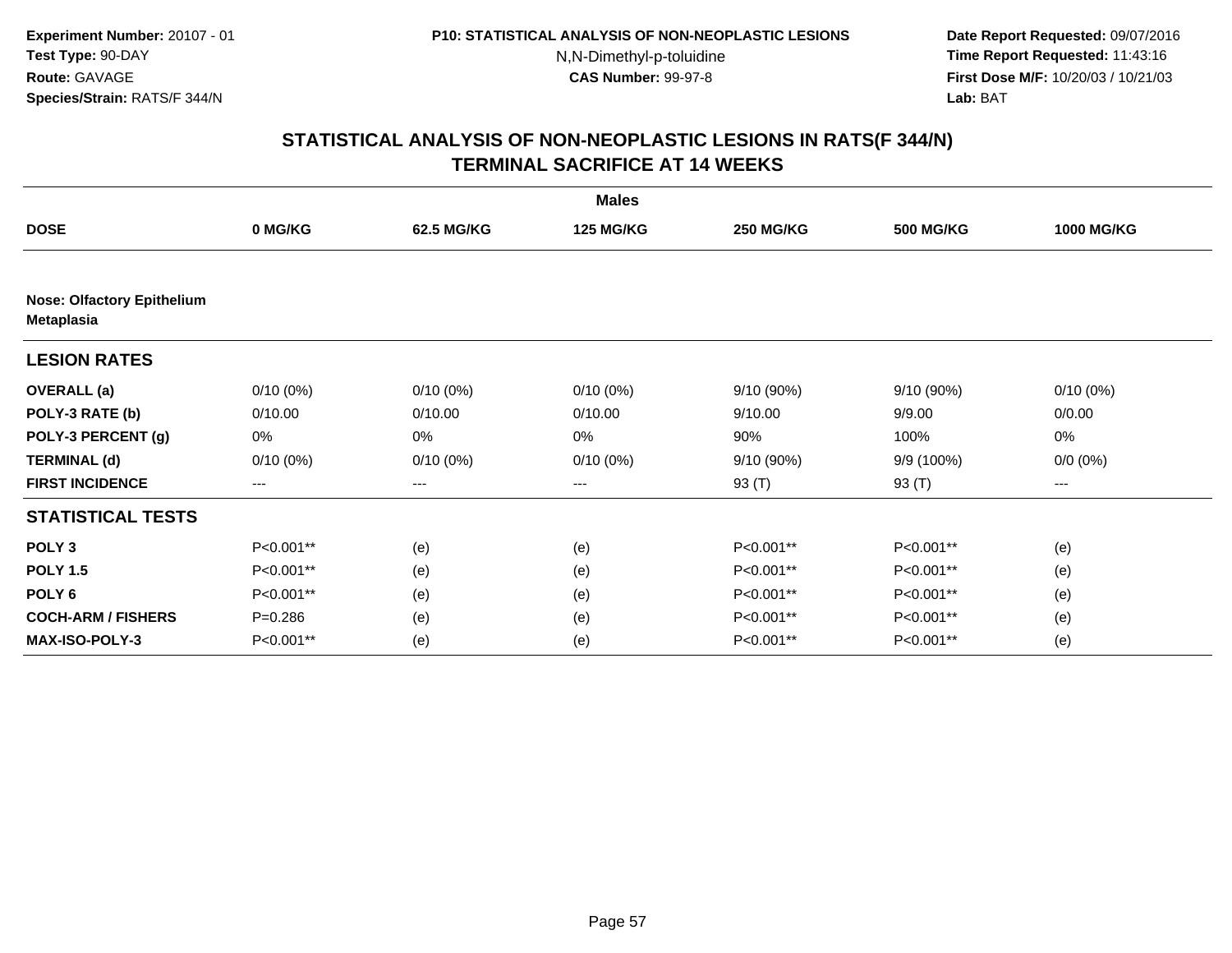**Experiment Number:** 20107 - 01
**Test Type:** 90-DAY
**Route:** GAVAGE
**Species/Strain:** RATS/F 344/N

**P10: STATISTICAL ANALYSIS OF NON-NEOPLASTIC LESIONS**
N,N-Dimethyl-p-toluidine
**CAS Number:** 99-97-8

**Date Report Requested:** 09/07/2016
**Time Report Requested:** 11:43:16
**First Dose M/F:** 10/20/03 / 10/21/03
**Lab:** BAT

## STATISTICAL ANALYSIS OF NON-NEOPLASTIC LESIONS IN RATS(F 344/N)
## TERMINAL SACRIFICE AT 14 WEEKS

| | Males | | | | | |
|---|---|---|---|---|---|---|
| **DOSE** | **0 MG/KG** | **62.5 MG/KG** | **125 MG/KG** | **250 MG/KG** | **500 MG/KG** | **1000 MG/KG** |
| **Nose: Olfactory Epithelium Metaplasia** | | | | | | |
| **LESION RATES** | | | | | | |
| **OVERALL (a)** | 0/10 (0%) | 0/10 (0%) | 0/10 (0%) | 9/10 (90%) | 9/10 (90%) | 0/10 (0%) |
| **POLY-3 RATE (b)** | 0/10.00 | 0/10.00 | 0/10.00 | 9/10.00 | 9/9.00 | 0/0.00 |
| **POLY-3 PERCENT (g)** | 0% | 0% | 0% | 90% | 100% | 0% |
| **TERMINAL (d)** | 0/10 (0%) | 0/10 (0%) | 0/10 (0%) | 9/10 (90%) | 9/9 (100%) | 0/0 (0%) |
| **FIRST INCIDENCE** | --- | --- | --- | 93 (T) | 93 (T) | --- |
| **STATISTICAL TESTS** | | | | | | |
| **POLY 3** | P<0.001** | (e) | (e) | P<0.001** | P<0.001** | (e) |
| **POLY 1.5** | P<0.001** | (e) | (e) | P<0.001** | P<0.001** | (e) |
| **POLY 6** | P<0.001** | (e) | (e) | P<0.001** | P<0.001** | (e) |
| **COCH-ARM / FISHERS** | P=0.286 | (e) | (e) | P<0.001** | P<0.001** | (e) |
| **MAX-ISO-POLY-3** | P<0.001** | (e) | (e) | P<0.001** | P<0.001** | (e) |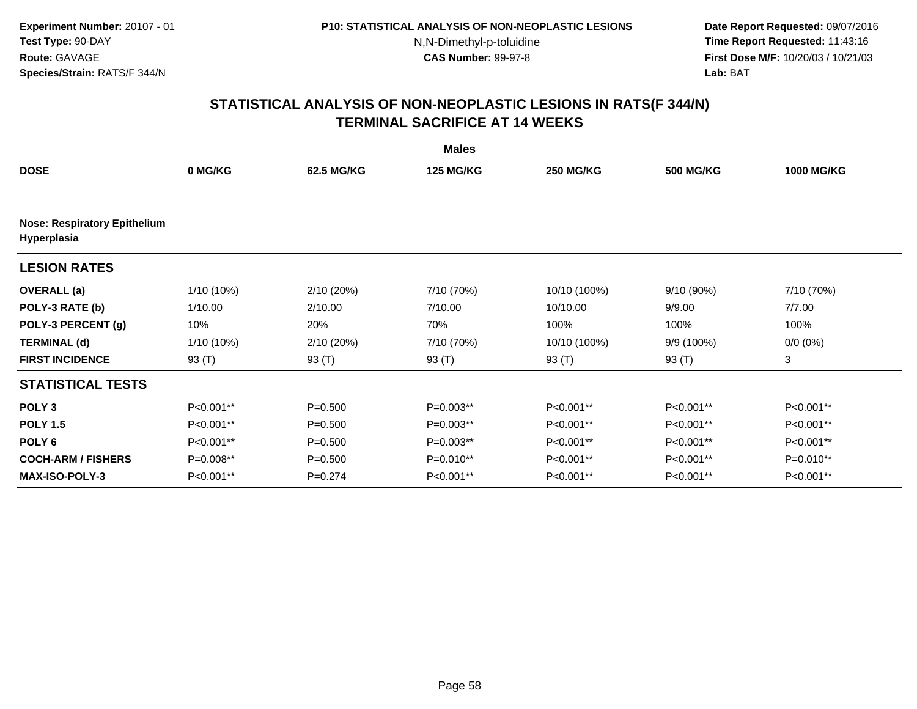**Experiment Number:** 20107 - 01
**Test Type:** 90-DAY
**Route:** GAVAGE
**Species/Strain:** RATS/F 344/N

**P10: STATISTICAL ANALYSIS OF NON-NEOPLASTIC LESIONS**
N,N-Dimethyl-p-toluidine
**CAS Number:** 99-97-8

**Date Report Requested:** 09/07/2016
**Time Report Requested:** 11:43:16
**First Dose M/F:** 10/20/03 / 10/21/03
**Lab:** BAT

## STATISTICAL ANALYSIS OF NON-NEOPLASTIC LESIONS IN RATS(F 344/N)
## TERMINAL SACRIFICE AT 14 WEEKS

| | Males | | | | | |
|---|---|---|---|---|---|---|
| **DOSE** | **0 MG/KG** | **62.5 MG/KG** | **125 MG/KG** | **250 MG/KG** | **500 MG/KG** | **1000 MG/KG** |
| **Nose: Respiratory Epithelium Hyperplasia** | | | | | | |
| **LESION RATES** | | | | | | |
| **OVERALL (a)** | 1/10 (10%) | 2/10 (20%) | 7/10 (70%) | 10/10 (100%) | 9/10 (90%) | 7/10 (70%) |
| **POLY-3 RATE (b)** | 1/10.00 | 2/10.00 | 7/10.00 | 10/10.00 | 9/9.00 | 7/7.00 |
| **POLY-3 PERCENT (g)** | 10% | 20% | 70% | 100% | 100% | 100% |
| **TERMINAL (d)** | 1/10 (10%) | 2/10 (20%) | 7/10 (70%) | 10/10 (100%) | 9/9 (100%) | 0/0 (0%) |
| **FIRST INCIDENCE** | 93 (T) | 93 (T) | 93 (T) | 93 (T) | 93 (T) | 3 |
| **STATISTICAL TESTS** | | | | | | |
| **POLY 3** | P<0.001** | P=0.500 | P=0.003** | P<0.001** | P<0.001** | P<0.001** |
| **POLY 1.5** | P<0.001** | P=0.500 | P=0.003** | P<0.001** | P<0.001** | P<0.001** |
| **POLY 6** | P<0.001** | P=0.500 | P=0.003** | P<0.001** | P<0.001** | P<0.001** |
| **COCH-ARM / FISHERS** | P=0.008** | P=0.500 | P=0.010** | P<0.001** | P<0.001** | P=0.010** |
| **MAX-ISO-POLY-3** | P<0.001** | P=0.274 | P<0.001** | P<0.001** | P<0.001** | P<0.001** |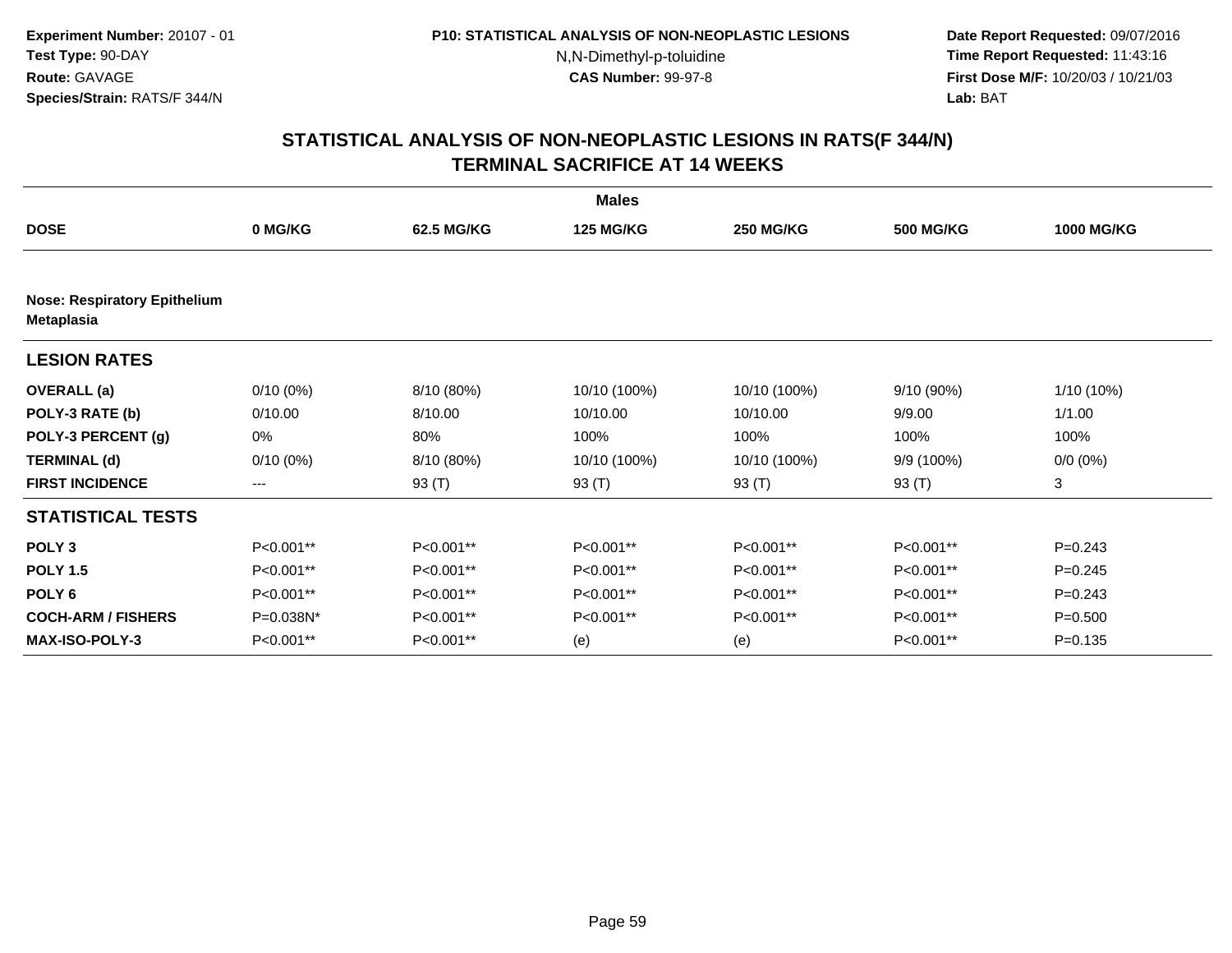**Experiment Number:** 20107 - 01
**Test Type:** 90-DAY
**Route:** GAVAGE
**Species/Strain:** RATS/F 344/N

**P10: STATISTICAL ANALYSIS OF NON-NEOPLASTIC LESIONS**
N,N-Dimethyl-p-toluidine
**CAS Number:** 99-97-8

**Date Report Requested:** 09/07/2016
**Time Report Requested:** 11:43:16
**First Dose M/F:** 10/20/03 / 10/21/03
**Lab:** BAT

## STATISTICAL ANALYSIS OF NON-NEOPLASTIC LESIONS IN RATS(F 344/N)
## TERMINAL SACRIFICE AT 14 WEEKS

**Males**

| DOSE | 0 MG/KG | 62.5 MG/KG | 125 MG/KG | 250 MG/KG | 500 MG/KG | 1000 MG/KG |
|---|---|---|---|---|---|---|
| **Nose: Respiratory Epithelium Metaplasia** | | | | | | |
| **LESION RATES** | | | | | | |
| **OVERALL (a)** | 0/10 (0%) | 8/10 (80%) | 10/10 (100%) | 10/10 (100%) | 9/10 (90%) | 1/10 (10%) |
| **POLY-3 RATE (b)** | 0/10.00 | 8/10.00 | 10/10.00 | 10/10.00 | 9/9.00 | 1/1.00 |
| **POLY-3 PERCENT (g)** | 0% | 80% | 100% | 100% | 100% | 100% |
| **TERMINAL (d)** | 0/10 (0%) | 8/10 (80%) | 10/10 (100%) | 10/10 (100%) | 9/9 (100%) | 0/0 (0%) |
| **FIRST INCIDENCE** | --- | 93 (T) | 93 (T) | 93 (T) | 93 (T) | 3 |
| **STATISTICAL TESTS** | | | | | | |
| **POLY 3** | P<0.001** | P<0.001** | P<0.001** | P<0.001** | P<0.001** | P=0.243 |
| **POLY 1.5** | P<0.001** | P<0.001** | P<0.001** | P<0.001** | P<0.001** | P=0.245 |
| **POLY 6** | P<0.001** | P<0.001** | P<0.001** | P<0.001** | P<0.001** | P=0.243 |
| **COCH-ARM / FISHERS** | P=0.038N* | P<0.001** | P<0.001** | P<0.001** | P<0.001** | P=0.500 |
| **MAX-ISO-POLY-3** | P<0.001** | P<0.001** | (e) | (e) | P<0.001** | P=0.135 |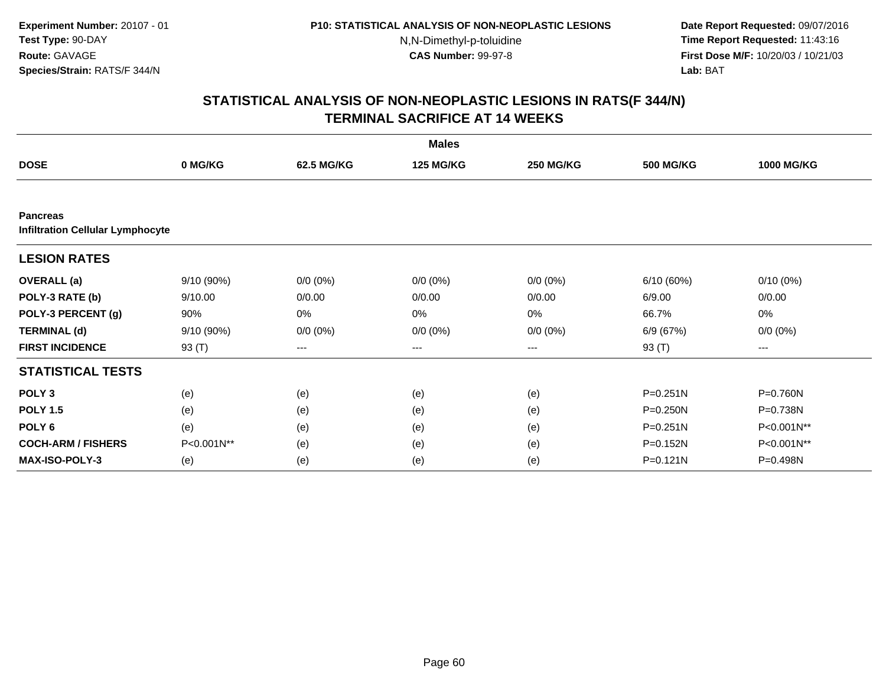**Experiment Number:** 20107 - 01
**Test Type:** 90-DAY
**Route:** GAVAGE
**Species/Strain:** RATS/F 344/N

**P10: STATISTICAL ANALYSIS OF NON-NEOPLASTIC LESIONS**
N,N-Dimethyl-p-toluidine
**CAS Number:** 99-97-8

**Date Report Requested:** 09/07/2016
**Time Report Requested:** 11:43:16
**First Dose M/F:** 10/20/03 / 10/21/03
**Lab:** BAT

## STATISTICAL ANALYSIS OF NON-NEOPLASTIC LESIONS IN RATS(F 344/N) TERMINAL SACRIFICE AT 14 WEEKS

| | Males | | | | | |
|---|---|---|---|---|---|---|
| **DOSE** | **0 MG/KG** | **62.5 MG/KG** | **125 MG/KG** | **250 MG/KG** | **500 MG/KG** | **1000 MG/KG** |
| **Pancreas** | | | | | | |
| **Infiltration Cellular Lymphocyte** | | | | | | |
| **LESION RATES** | | | | | | |
| **OVERALL (a)** | 9/10 (90%) | 0/0 (0%) | 0/0 (0%) | 0/0 (0%) | 6/10 (60%) | 0/10 (0%) |
| **POLY-3 RATE (b)** | 9/10.00 | 0/0.00 | 0/0.00 | 0/0.00 | 6/9.00 | 0/0.00 |
| **POLY-3 PERCENT (g)** | 90% | 0% | 0% | 0% | 66.7% | 0% |
| **TERMINAL (d)** | 9/10 (90%) | 0/0 (0%) | 0/0 (0%) | 0/0 (0%) | 6/9 (67%) | 0/0 (0%) |
| **FIRST INCIDENCE** | 93 (T) | --- | --- | --- | 93 (T) | --- |
| **STATISTICAL TESTS** | | | | | | |
| **POLY 3** | (e) | (e) | (e) | (e) | P=0.251N | P=0.760N |
| **POLY 1.5** | (e) | (e) | (e) | (e) | P=0.250N | P=0.738N |
| **POLY 6** | (e) | (e) | (e) | (e) | P=0.251N | P<0.001N** |
| **COCH-ARM / FISHERS** | P<0.001N** | (e) | (e) | (e) | P=0.152N | P<0.001N** |
| **MAX-ISO-POLY-3** | (e) | (e) | (e) | (e) | P=0.121N | P=0.498N |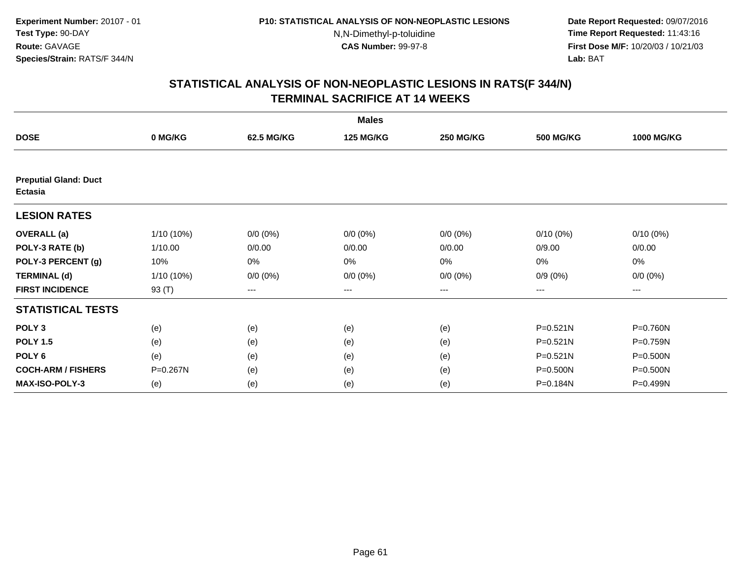**Experiment Number:** 20107 - 01
**Test Type:** 90-DAY
**Route:** GAVAGE
**Species/Strain:** RATS/F 344/N

**P10: STATISTICAL ANALYSIS OF NON-NEOPLASTIC LESIONS**
N,N-Dimethyl-p-toluidine
**CAS Number:** 99-97-8

**Date Report Requested:** 09/07/2016
**Time Report Requested:** 11:43:16
**First Dose M/F:** 10/20/03 / 10/21/03
**Lab:** BAT

## STATISTICAL ANALYSIS OF NON-NEOPLASTIC LESIONS IN RATS(F 344/N) TERMINAL SACRIFICE AT 14 WEEKS

| | Males | | | | | |
|---|---|---|---|---|---|---|
| **DOSE** | **0 MG/KG** | **62.5 MG/KG** | **125 MG/KG** | **250 MG/KG** | **500 MG/KG** | **1000 MG/KG** |
| **Preputial Gland: Duct Ectasia** | | | | | | |
| **LESION RATES** | | | | | | |
| **OVERALL (a)** | 1/10 (10%) | 0/0 (0%) | 0/0 (0%) | 0/0 (0%) | 0/10 (0%) | 0/10 (0%) |
| **POLY-3 RATE (b)** | 1/10.00 | 0/0.00 | 0/0.00 | 0/0.00 | 0/9.00 | 0/0.00 |
| **POLY-3 PERCENT (g)** | 10% | 0% | 0% | 0% | 0% | 0% |
| **TERMINAL (d)** | 1/10 (10%) | 0/0 (0%) | 0/0 (0%) | 0/0 (0%) | 0/9 (0%) | 0/0 (0%) |
| **FIRST INCIDENCE** | 93 (T) | --- | --- | --- | --- | --- |
| **STATISTICAL TESTS** | | | | | | |
| **POLY 3** | (e) | (e) | (e) | (e) | P=0.521N | P=0.760N |
| **POLY 1.5** | (e) | (e) | (e) | (e) | P=0.521N | P=0.759N |
| **POLY 6** | (e) | (e) | (e) | (e) | P=0.521N | P=0.500N |
| **COCH-ARM / FISHERS** | P=0.267N | (e) | (e) | (e) | P=0.500N | P=0.500N |
| **MAX-ISO-POLY-3** | (e) | (e) | (e) | (e) | P=0.184N | P=0.499N |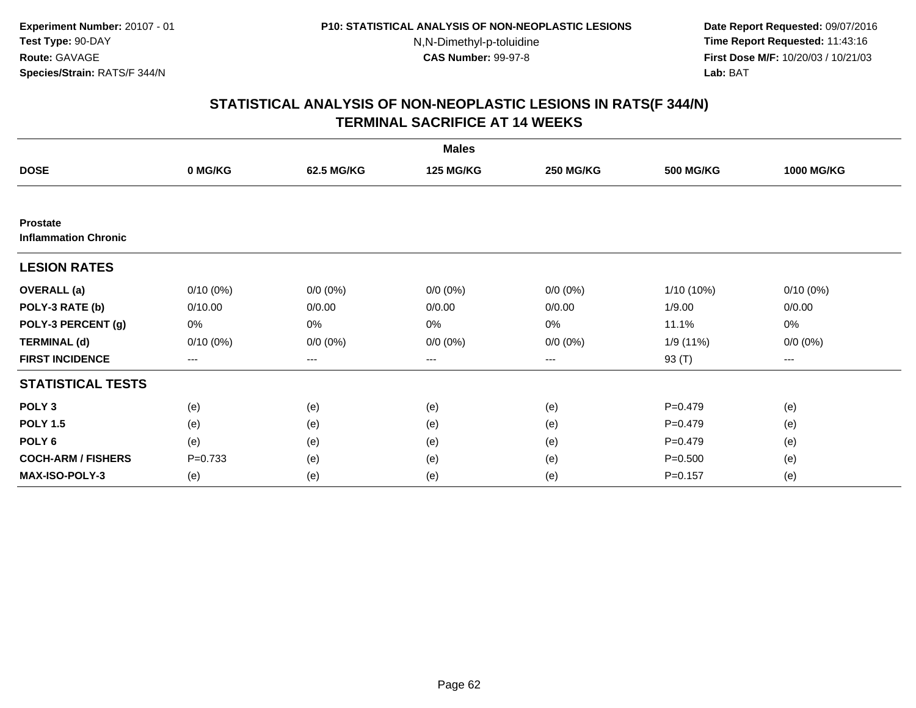Experiment Number: 20107 - 01
Test Type: 90-DAY
Route: GAVAGE
Species/Strain: RATS/F 344/N

P10: STATISTICAL ANALYSIS OF NON-NEOPLASTIC LESIONS
N,N-Dimethyl-p-toluidine
CAS Number: 99-97-8

Date Report Requested: 09/07/2016
Time Report Requested: 11:43:16
First Dose M/F: 10/20/03 / 10/21/03
Lab: BAT

## STATISTICAL ANALYSIS OF NON-NEOPLASTIC LESIONS IN RATS(F 344/N) TERMINAL SACRIFICE AT 14 WEEKS

| | Males | | | | | |
|---|---|---|---|---|---|---|
| **DOSE** | **0 MG/KG** | **62.5 MG/KG** | **125 MG/KG** | **250 MG/KG** | **500 MG/KG** | **1000 MG/KG** |
| **Prostate** | | | | | | |
| **Inflammation Chronic** | | | | | | |
| **LESION RATES** | | | | | | |
| **OVERALL (a)** | 0/10 (0%) | 0/0 (0%) | 0/0 (0%) | 0/0 (0%) | 1/10 (10%) | 0/10 (0%) |
| **POLY-3 RATE (b)** | 0/10.00 | 0/0.00 | 0/0.00 | 0/0.00 | 1/9.00 | 0/0.00 |
| **POLY-3 PERCENT (g)** | 0% | 0% | 0% | 0% | 11.1% | 0% |
| **TERMINAL (d)** | 0/10 (0%) | 0/0 (0%) | 0/0 (0%) | 0/0 (0%) | 1/9 (11%) | 0/0 (0%) |
| **FIRST INCIDENCE** | --- | --- | --- | --- | 93 (T) | --- |
| **STATISTICAL TESTS** | | | | | | |
| **POLY 3** | (e) | (e) | (e) | (e) | P=0.479 | (e) |
| **POLY 1.5** | (e) | (e) | (e) | (e) | P=0.479 | (e) |
| **POLY 6** | (e) | (e) | (e) | (e) | P=0.479 | (e) |
| **COCH-ARM / FISHERS** | P=0.733 | (e) | (e) | (e) | P=0.500 | (e) |
| **MAX-ISO-POLY-3** | (e) | (e) | (e) | (e) | P=0.157 | (e) |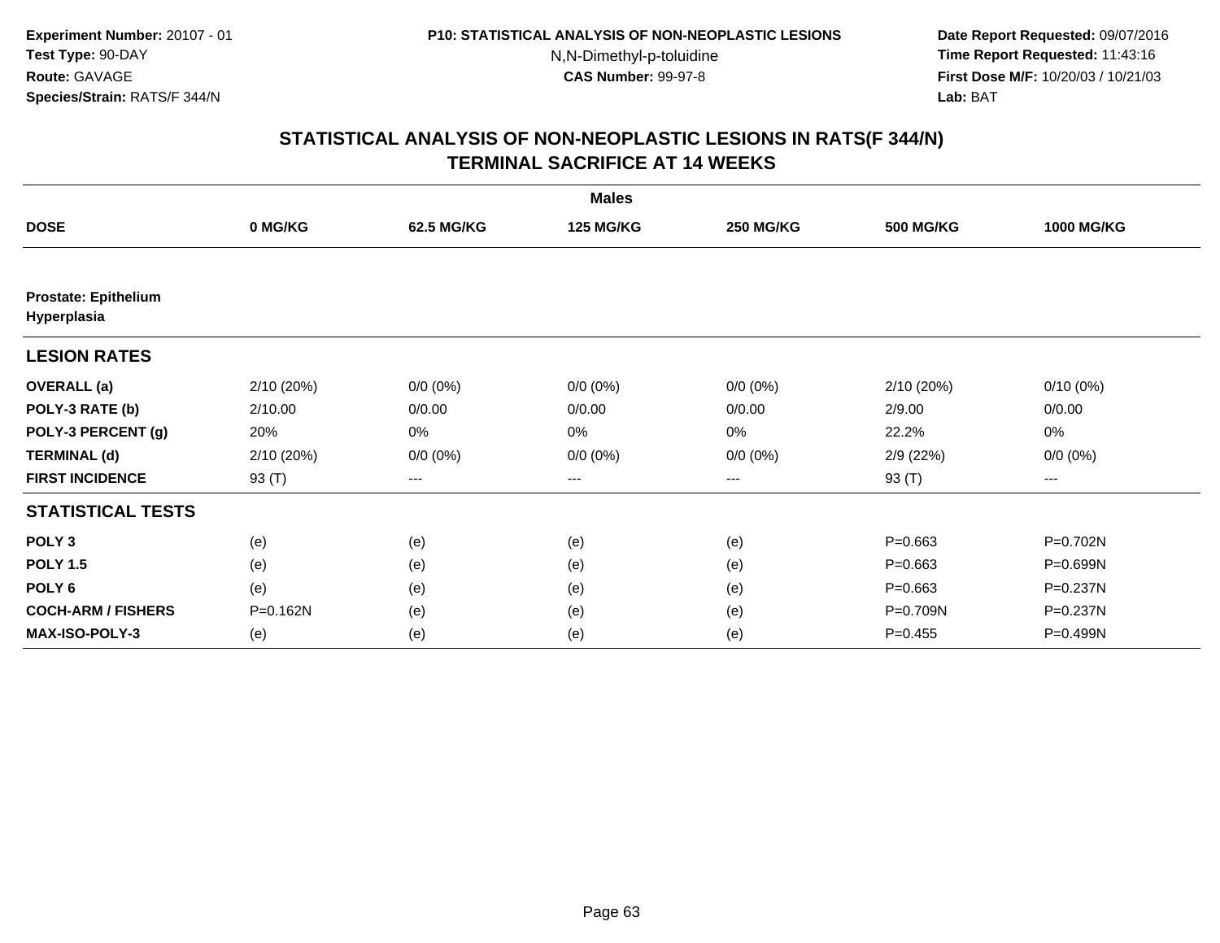Experiment Number: 20107 - 01
Test Type: 90-DAY
Route: GAVAGE
Species/Strain: RATS/F 344/N

P10: STATISTICAL ANALYSIS OF NON-NEOPLASTIC LESIONS
N,N-Dimethyl-p-toluidine
CAS Number: 99-97-8

Date Report Requested: 09/07/2016
Time Report Requested: 11:43:16
First Dose M/F: 10/20/03 / 10/21/03
Lab: BAT

## STATISTICAL ANALYSIS OF NON-NEOPLASTIC LESIONS IN RATS(F 344/N) TERMINAL SACRIFICE AT 14 WEEKS

| | Males | | | | | |
|---|---|---|---|---|---|---|
| **DOSE** | **0 MG/KG** | **62.5 MG/KG** | **125 MG/KG** | **250 MG/KG** | **500 MG/KG** | **1000 MG/KG** |
| **Prostate: Epithelium Hyperplasia** | | | | | | |
| **LESION RATES** | | | | | | |
| **OVERALL (a)** | 2/10 (20%) | 0/0 (0%) | 0/0 (0%) | 0/0 (0%) | 2/10 (20%) | 0/10 (0%) |
| **POLY-3 RATE (b)** | 2/10.00 | 0/0.00 | 0/0.00 | 0/0.00 | 2/9.00 | 0/0.00 |
| **POLY-3 PERCENT (g)** | 20% | 0% | 0% | 0% | 22.2% | 0% |
| **TERMINAL (d)** | 2/10 (20%) | 0/0 (0%) | 0/0 (0%) | 0/0 (0%) | 2/9 (22%) | 0/0 (0%) |
| **FIRST INCIDENCE** | 93 (T) | --- | --- | --- | 93 (T) | --- |
| **STATISTICAL TESTS** | | | | | | |
| **POLY 3** | (e) | (e) | (e) | (e) | P=0.663 | P=0.702N |
| **POLY 1.5** | (e) | (e) | (e) | (e) | P=0.663 | P=0.699N |
| **POLY 6** | (e) | (e) | (e) | (e) | P=0.663 | P=0.237N |
| **COCH-ARM / FISHERS** | P=0.162N | (e) | (e) | (e) | P=0.709N | P=0.237N |
| **MAX-ISO-POLY-3** | (e) | (e) | (e) | (e) | P=0.455 | P=0.499N |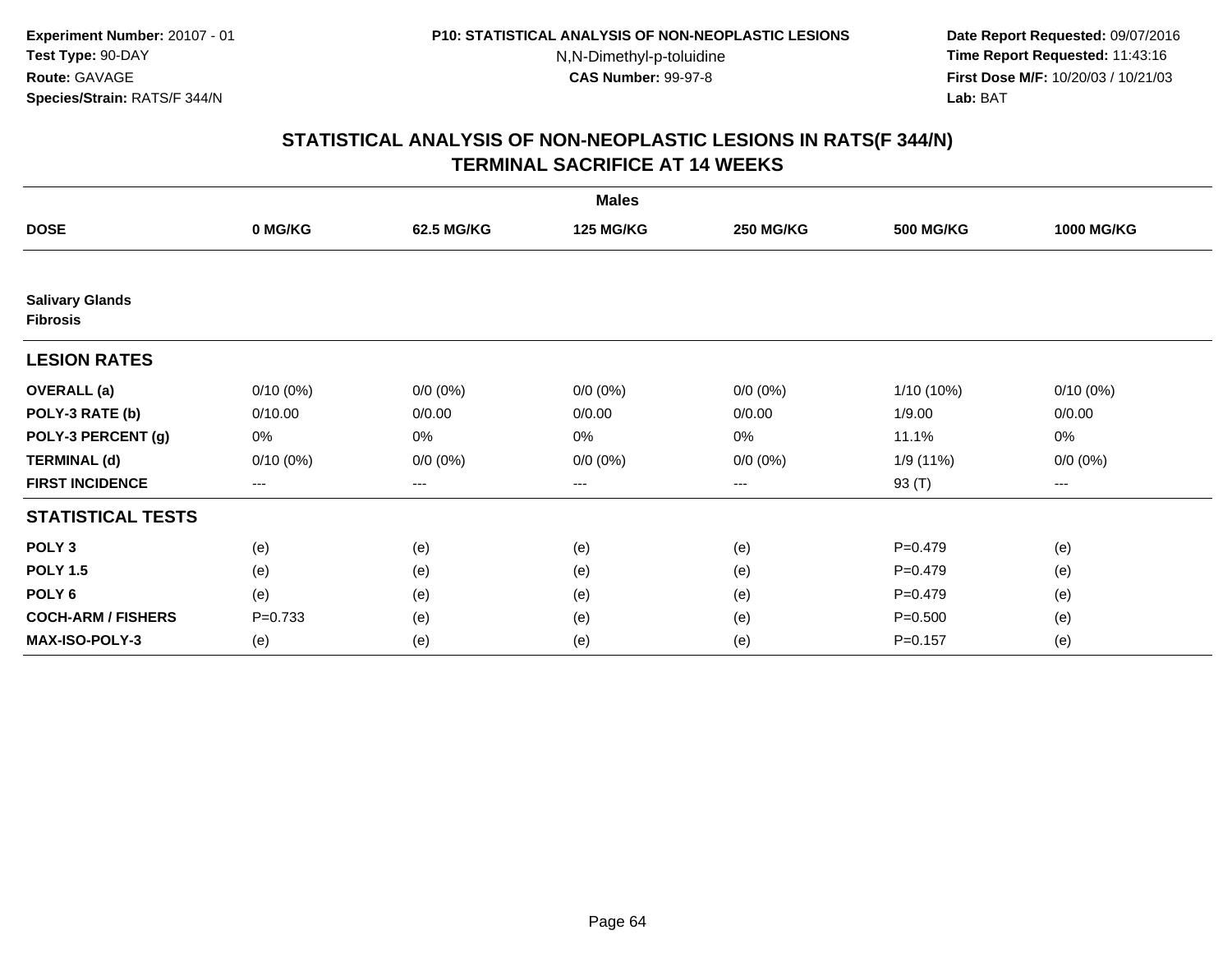**Experiment Number:** 20107 - 01
**Test Type:** 90-DAY
**Route:** GAVAGE
**Species/Strain:** RATS/F 344/N

**P10: STATISTICAL ANALYSIS OF NON-NEOPLASTIC LESIONS**
N,N-Dimethyl-p-toluidine
**CAS Number:** 99-97-8

**Date Report Requested:** 09/07/2016
**Time Report Requested:** 11:43:16
**First Dose M/F:** 10/20/03 / 10/21/03
**Lab:** BAT

## STATISTICAL ANALYSIS OF NON-NEOPLASTIC LESIONS IN RATS(F 344/N) TERMINAL SACRIFICE AT 14 WEEKS

| | Males | | | | | |
|---|---|---|---|---|---|---|
| **DOSE** | **0 MG/KG** | **62.5 MG/KG** | **125 MG/KG** | **250 MG/KG** | **500 MG/KG** | **1000 MG/KG** |
| **Salivary Glands** | | | | | | |
| **Fibrosis** | | | | | | |
| **LESION RATES** | | | | | | |
| **OVERALL (a)** | 0/10 (0%) | 0/0 (0%) | 0/0 (0%) | 0/0 (0%) | 1/10 (10%) | 0/10 (0%) |
| **POLY-3 RATE (b)** | 0/10.00 | 0/0.00 | 0/0.00 | 0/0.00 | 1/9.00 | 0/0.00 |
| **POLY-3 PERCENT (g)** | 0% | 0% | 0% | 0% | 11.1% | 0% |
| **TERMINAL (d)** | 0/10 (0%) | 0/0 (0%) | 0/0 (0%) | 0/0 (0%) | 1/9 (11%) | 0/0 (0%) |
| **FIRST INCIDENCE** | --- | --- | --- | --- | 93 (T) | --- |
| **STATISTICAL TESTS** | | | | | | |
| **POLY 3** | (e) | (e) | (e) | (e) | P=0.479 | (e) |
| **POLY 1.5** | (e) | (e) | (e) | (e) | P=0.479 | (e) |
| **POLY 6** | (e) | (e) | (e) | (e) | P=0.479 | (e) |
| **COCH-ARM / FISHERS** | P=0.733 | (e) | (e) | (e) | P=0.500 | (e) |
| **MAX-ISO-POLY-3** | (e) | (e) | (e) | (e) | P=0.157 | (e) |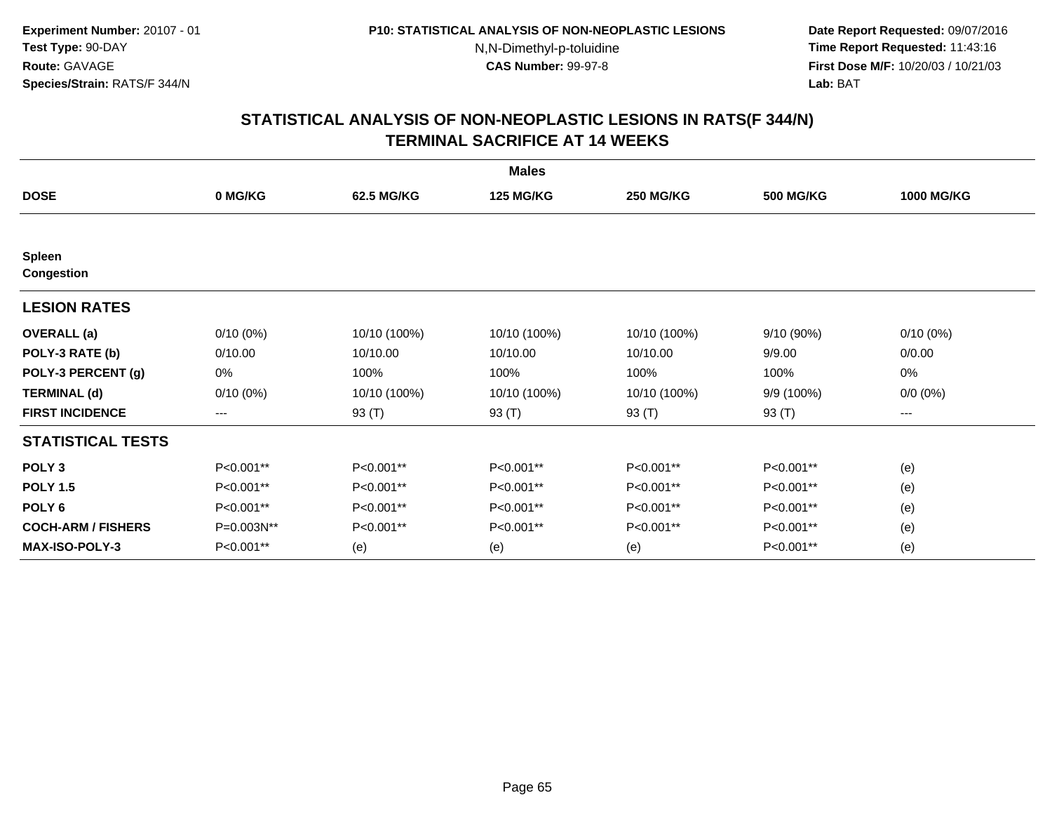Experiment Number: 20107 - 01
Test Type: 90-DAY
Route: GAVAGE
Species/Strain: RATS/F 344/N

P10: STATISTICAL ANALYSIS OF NON-NEOPLASTIC LESIONS
N,N-Dimethyl-p-toluidine
CAS Number: 99-97-8

Date Report Requested: 09/07/2016
Time Report Requested: 11:43:16
First Dose M/F: 10/20/03 / 10/21/03
Lab: BAT

## STATISTICAL ANALYSIS OF NON-NEOPLASTIC LESIONS IN RATS(F 344/N)
## TERMINAL SACRIFICE AT 14 WEEKS

| Males | | | | | | |
|---|---|---|---|---|---|---|
| **DOSE** | **0 MG/KG** | **62.5 MG/KG** | **125 MG/KG** | **250 MG/KG** | **500 MG/KG** | **1000 MG/KG** |
| **Spleen** | | | | | | |
| **Congestion** | | | | | | |
| **LESION RATES** | | | | | | |
| **OVERALL (a)** | 0/10 (0%) | 10/10 (100%) | 10/10 (100%) | 10/10 (100%) | 9/10 (90%) | 0/10 (0%) |
| **POLY-3 RATE (b)** | 0/10.00 | 10/10.00 | 10/10.00 | 10/10.00 | 9/9.00 | 0/0.00 |
| **POLY-3 PERCENT (g)** | 0% | 100% | 100% | 100% | 100% | 0% |
| **TERMINAL (d)** | 0/10 (0%) | 10/10 (100%) | 10/10 (100%) | 10/10 (100%) | 9/9 (100%) | 0/0 (0%) |
| **FIRST INCIDENCE** | --- | 93 (T) | 93 (T) | 93 (T) | 93 (T) | --- |
| **STATISTICAL TESTS** | | | | | | |
| **POLY 3** | P<0.001** | P<0.001** | P<0.001** | P<0.001** | P<0.001** | (e) |
| **POLY 1.5** | P<0.001** | P<0.001** | P<0.001** | P<0.001** | P<0.001** | (e) |
| **POLY 6** | P<0.001** | P<0.001** | P<0.001** | P<0.001** | P<0.001** | (e) |
| **COCH-ARM / FISHERS** | P=0.003N** | P<0.001** | P<0.001** | P<0.001** | P<0.001** | (e) |
| **MAX-ISO-POLY-3** | P<0.001** | (e) | (e) | (e) | P<0.001** | (e) |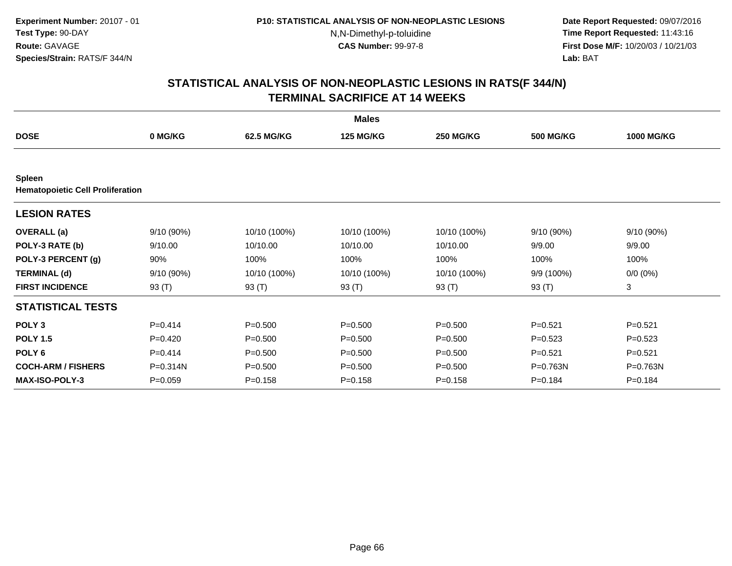**Experiment Number:** 20107 - 01
**Test Type:** 90-DAY
**Route:** GAVAGE
**Species/Strain:** RATS/F 344/N

**P10: STATISTICAL ANALYSIS OF NON-NEOPLASTIC LESIONS**
N,N-Dimethyl-p-toluidine
**CAS Number:** 99-97-8

**Date Report Requested:** 09/07/2016
**Time Report Requested:** 11:43:16
**First Dose M/F:** 10/20/03 / 10/21/03
**Lab:** BAT

## STATISTICAL ANALYSIS OF NON-NEOPLASTIC LESIONS IN RATS(F 344/N)
## TERMINAL SACRIFICE AT 14 WEEKS

| | Males | | | | | |
|---|---|---|---|---|---|---|
| **DOSE** | **0 MG/KG** | **62.5 MG/KG** | **125 MG/KG** | **250 MG/KG** | **500 MG/KG** | **1000 MG/KG** |
| **Spleen** | | | | | | |
| **Hematopoietic Cell Proliferation** | | | | | | |
| **LESION RATES** | | | | | | |
| **OVERALL (a)** | 9/10 (90%) | 10/10 (100%) | 10/10 (100%) | 10/10 (100%) | 9/10 (90%) | 9/10 (90%) |
| **POLY-3 RATE (b)** | 9/10.00 | 10/10.00 | 10/10.00 | 10/10.00 | 9/9.00 | 9/9.00 |
| **POLY-3 PERCENT (g)** | 90% | 100% | 100% | 100% | 100% | 100% |
| **TERMINAL (d)** | 9/10 (90%) | 10/10 (100%) | 10/10 (100%) | 10/10 (100%) | 9/9 (100%) | 0/0 (0%) |
| **FIRST INCIDENCE** | 93 (T) | 93 (T) | 93 (T) | 93 (T) | 93 (T) | 3 |
| **STATISTICAL TESTS** | | | | | | |
| **POLY 3** | P=0.414 | P=0.500 | P=0.500 | P=0.500 | P=0.521 | P=0.521 |
| **POLY 1.5** | P=0.420 | P=0.500 | P=0.500 | P=0.500 | P=0.523 | P=0.523 |
| **POLY 6** | P=0.414 | P=0.500 | P=0.500 | P=0.500 | P=0.521 | P=0.521 |
| **COCH-ARM / FISHERS** | P=0.314N | P=0.500 | P=0.500 | P=0.500 | P=0.763N | P=0.763N |
| **MAX-ISO-POLY-3** | P=0.059 | P=0.158 | P=0.158 | P=0.158 | P=0.184 | P=0.184 |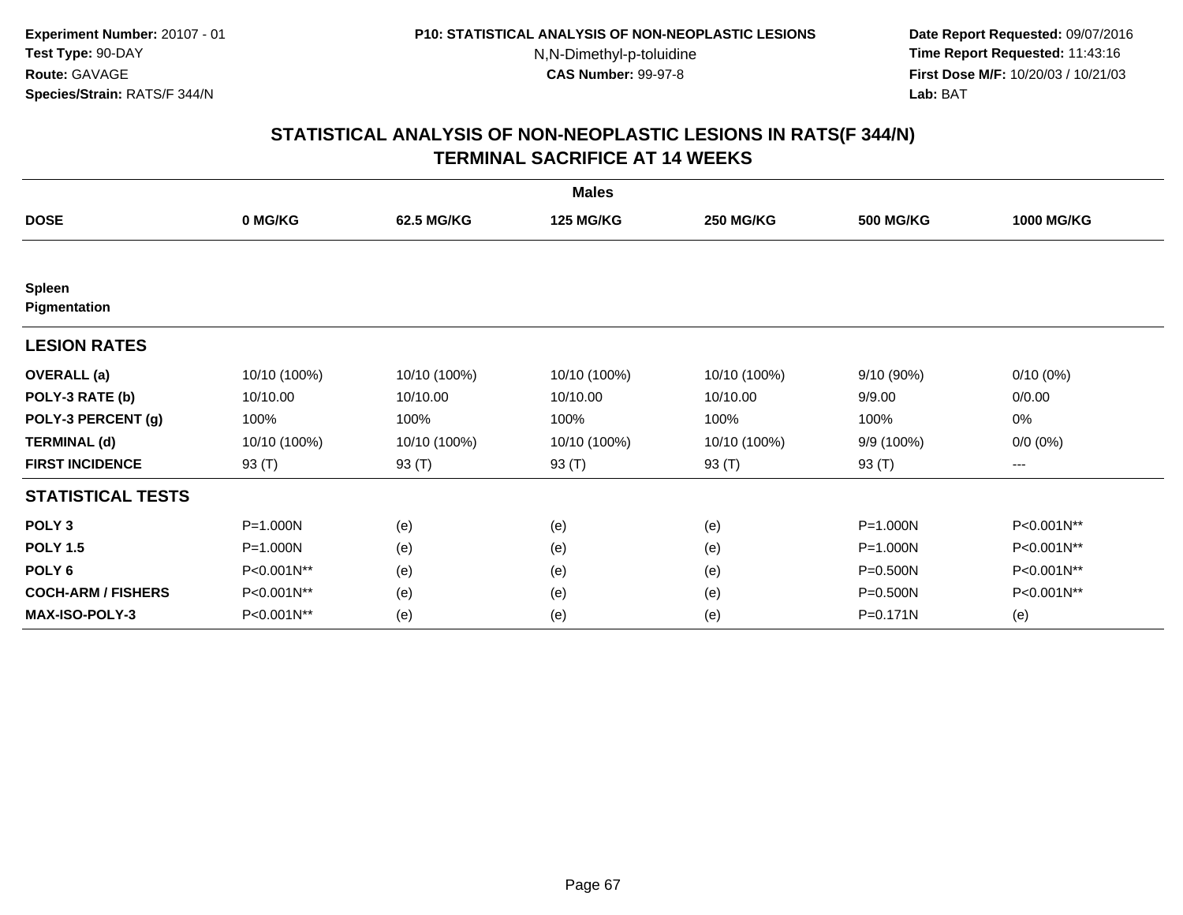**Experiment Number:** 20107 - 01
**Test Type:** 90-DAY
**Route:** GAVAGE
**Species/Strain:** RATS/F 344/N

**P10: STATISTICAL ANALYSIS OF NON-NEOPLASTIC LESIONS**
N,N-Dimethyl-p-toluidine
**CAS Number:** 99-97-8

**Date Report Requested:** 09/07/2016
**Time Report Requested:** 11:43:16
**First Dose M/F:** 10/20/03 / 10/21/03
**Lab:** BAT

## STATISTICAL ANALYSIS OF NON-NEOPLASTIC LESIONS IN RATS(F 344/N)
## TERMINAL SACRIFICE AT 14 WEEKS

| | Males | | | | | |
|---|---|---|---|---|---|---|
| **DOSE** | **0 MG/KG** | **62.5 MG/KG** | **125 MG/KG** | **250 MG/KG** | **500 MG/KG** | **1000 MG/KG** |
| **Spleen** | | | | | | |
| **Pigmentation** | | | | | | |
| **LESION RATES** | | | | | | |
| **OVERALL (a)** | 10/10 (100%) | 10/10 (100%) | 10/10 (100%) | 10/10 (100%) | 9/10 (90%) | 0/10 (0%) |
| **POLY-3 RATE (b)** | 10/10.00 | 10/10.00 | 10/10.00 | 10/10.00 | 9/9.00 | 0/0.00 |
| **POLY-3 PERCENT (g)** | 100% | 100% | 100% | 100% | 100% | 0% |
| **TERMINAL (d)** | 10/10 (100%) | 10/10 (100%) | 10/10 (100%) | 10/10 (100%) | 9/9 (100%) | 0/0 (0%) |
| **FIRST INCIDENCE** | 93 (T) | 93 (T) | 93 (T) | 93 (T) | 93 (T) | --- |
| **STATISTICAL TESTS** | | | | | | |
| **POLY 3** | P=1.000N | (e) | (e) | (e) | P=1.000N | P<0.001N** |
| **POLY 1.5** | P=1.000N | (e) | (e) | (e) | P=1.000N | P<0.001N** |
| **POLY 6** | P<0.001N** | (e) | (e) | (e) | P=0.500N | P<0.001N** |
| **COCH-ARM / FISHERS** | P<0.001N** | (e) | (e) | (e) | P=0.500N | P<0.001N** |
| **MAX-ISO-POLY-3** | P<0.001N** | (e) | (e) | (e) | P=0.171N | (e) |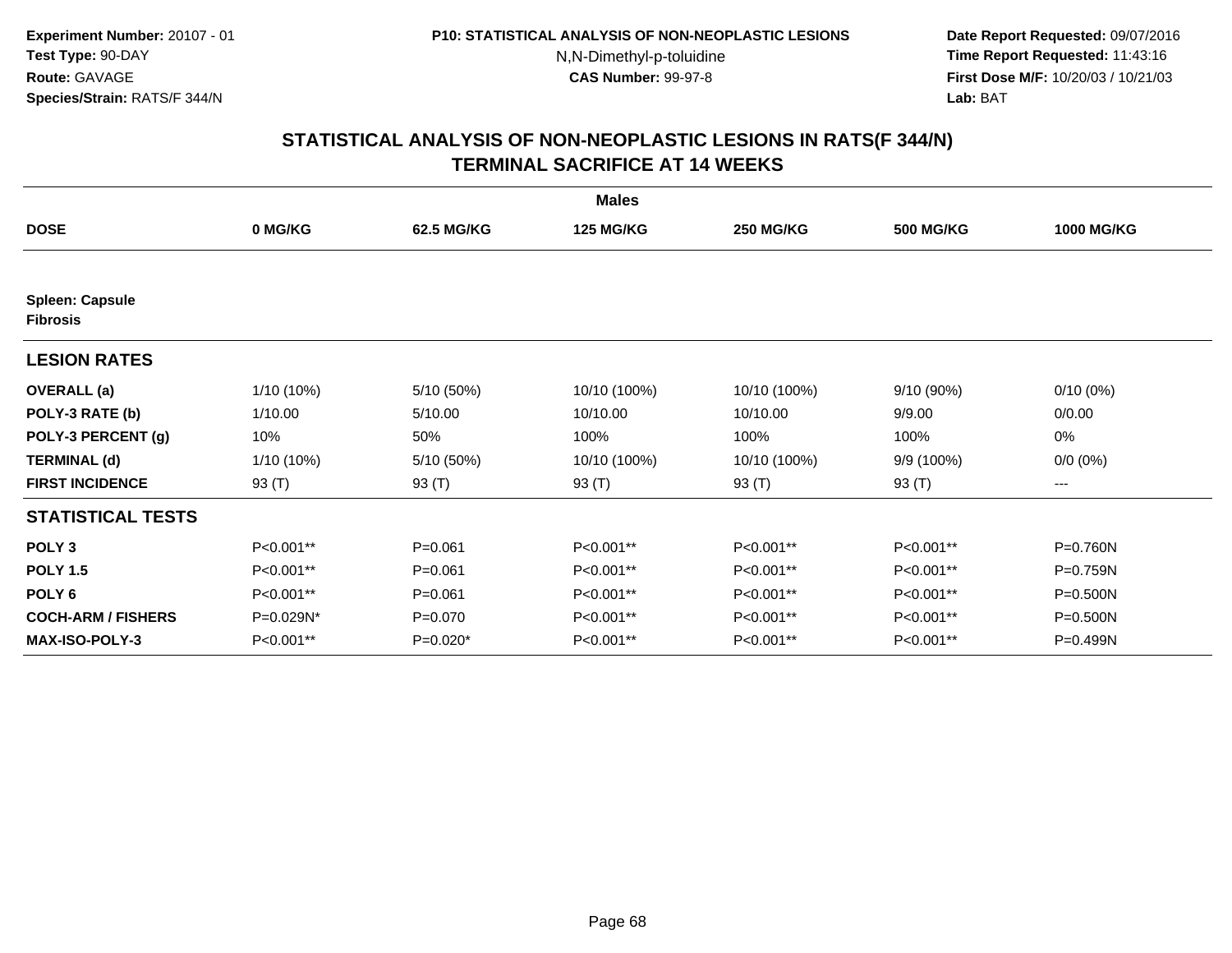**Experiment Number:** 20107 - 01
**Test Type:** 90-DAY
**Route:** GAVAGE
**Species/Strain:** RATS/F 344/N

**P10: STATISTICAL ANALYSIS OF NON-NEOPLASTIC LESIONS**
N,N-Dimethyl-p-toluidine
**CAS Number:** 99-97-8

**Date Report Requested:** 09/07/2016
**Time Report Requested:** 11:43:16
**First Dose M/F:** 10/20/03 / 10/21/03
**Lab:** BAT

## STATISTICAL ANALYSIS OF NON-NEOPLASTIC LESIONS IN RATS(F 344/N)
## TERMINAL SACRIFICE AT 14 WEEKS

| | Males | | | | | |
|---|---|---|---|---|---|---|
| **DOSE** | **0 MG/KG** | **62.5 MG/KG** | **125 MG/KG** | **250 MG/KG** | **500 MG/KG** | **1000 MG/KG** |
| **Spleen: Capsule** | | | | | | |
| **Fibrosis** | | | | | | |
| **LESION RATES** | | | | | | |
| **OVERALL (a)** | 1/10 (10%) | 5/10 (50%) | 10/10 (100%) | 10/10 (100%) | 9/10 (90%) | 0/10 (0%) |
| **POLY-3 RATE (b)** | 1/10.00 | 5/10.00 | 10/10.00 | 10/10.00 | 9/9.00 | 0/0.00 |
| **POLY-3 PERCENT (g)** | 10% | 50% | 100% | 100% | 100% | 0% |
| **TERMINAL (d)** | 1/10 (10%) | 5/10 (50%) | 10/10 (100%) | 10/10 (100%) | 9/9 (100%) | 0/0 (0%) |
| **FIRST INCIDENCE** | 93 (T) | 93 (T) | 93 (T) | 93 (T) | 93 (T) | --- |
| **STATISTICAL TESTS** | | | | | | |
| **POLY 3** | P<0.001** | P=0.061 | P<0.001** | P<0.001** | P<0.001** | P=0.760N |
| **POLY 1.5** | P<0.001** | P=0.061 | P<0.001** | P<0.001** | P<0.001** | P=0.759N |
| **POLY 6** | P<0.001** | P=0.061 | P<0.001** | P<0.001** | P<0.001** | P=0.500N |
| **COCH-ARM / FISHERS** | P=0.029N* | P=0.070 | P<0.001** | P<0.001** | P<0.001** | P=0.500N |
| **MAX-ISO-POLY-3** | P<0.001** | P=0.020* | P<0.001** | P<0.001** | P<0.001** | P=0.499N |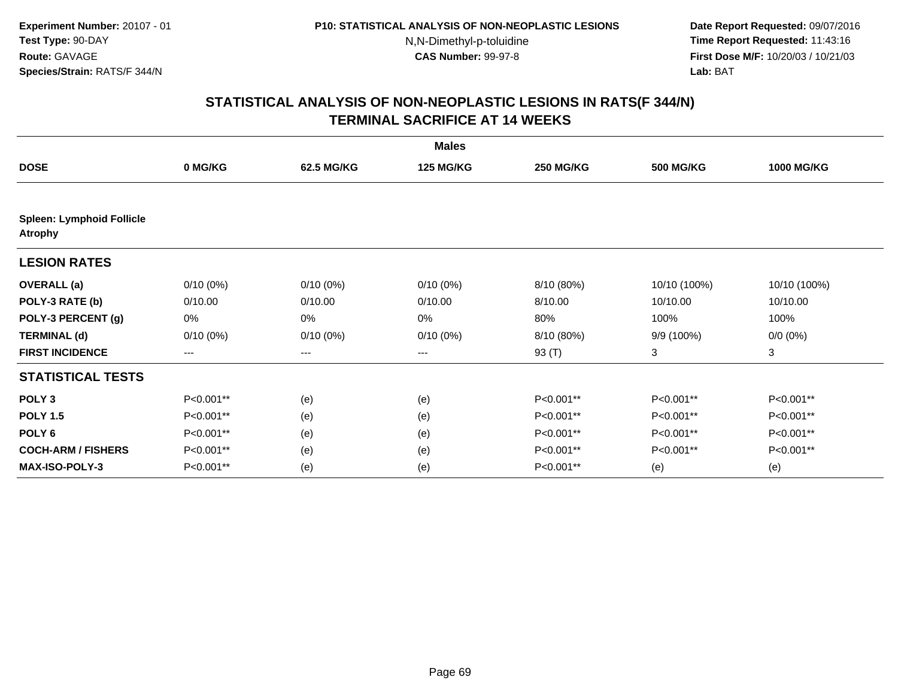**Experiment Number:** 20107 - 01
**Test Type:** 90-DAY
**Route:** GAVAGE
**Species/Strain:** RATS/F 344/N

**P10: STATISTICAL ANALYSIS OF NON-NEOPLASTIC LESIONS**
N,N-Dimethyl-p-toluidine
**CAS Number:** 99-97-8

**Date Report Requested:** 09/07/2016
**Time Report Requested:** 11:43:16
**First Dose M/F:** 10/20/03 / 10/21/03
**Lab:** BAT

## STATISTICAL ANALYSIS OF NON-NEOPLASTIC LESIONS IN RATS(F 344/N) TERMINAL SACRIFICE AT 14 WEEKS

| | Males | | | | | |
|---|---|---|---|---|---|---|
| **DOSE** | **0 MG/KG** | **62.5 MG/KG** | **125 MG/KG** | **250 MG/KG** | **500 MG/KG** | **1000 MG/KG** |
| **Spleen: Lymphoid Follicle Atrophy** | | | | | | |
| **LESION RATES** | | | | | | |
| **OVERALL (a)** | 0/10 (0%) | 0/10 (0%) | 0/10 (0%) | 8/10 (80%) | 10/10 (100%) | 10/10 (100%) |
| **POLY-3 RATE (b)** | 0/10.00 | 0/10.00 | 0/10.00 | 8/10.00 | 10/10.00 | 10/10.00 |
| **POLY-3 PERCENT (g)** | 0% | 0% | 0% | 80% | 100% | 100% |
| **TERMINAL (d)** | 0/10 (0%) | 0/10 (0%) | 0/10 (0%) | 8/10 (80%) | 9/9 (100%) | 0/0 (0%) |
| **FIRST INCIDENCE** | --- | --- | --- | 93 (T) | 3 | 3 |
| **STATISTICAL TESTS** | | | | | | |
| **POLY 3** | P<0.001** | (e) | (e) | P<0.001** | P<0.001** | P<0.001** |
| **POLY 1.5** | P<0.001** | (e) | (e) | P<0.001** | P<0.001** | P<0.001** |
| **POLY 6** | P<0.001** | (e) | (e) | P<0.001** | P<0.001** | P<0.001** |
| **COCH-ARM / FISHERS** | P<0.001** | (e) | (e) | P<0.001** | P<0.001** | P<0.001** |
| **MAX-ISO-POLY-3** | P<0.001** | (e) | (e) | P<0.001** | (e) | (e) |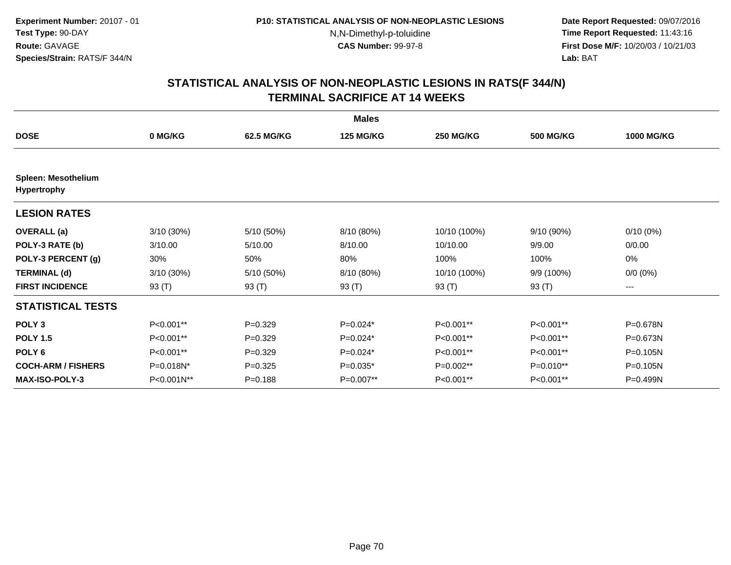Experiment Number: 20107 - 01
Test Type: 90-DAY
Route: GAVAGE
Species/Strain: RATS/F 344/N

P10: STATISTICAL ANALYSIS OF NON-NEOPLASTIC LESIONS
N,N-Dimethyl-p-toluidine
CAS Number: 99-97-8

Date Report Requested: 09/07/2016
Time Report Requested: 11:43:16
First Dose M/F: 10/20/03 / 10/21/03
Lab: BAT

## STATISTICAL ANALYSIS OF NON-NEOPLASTIC LESIONS IN RATS(F 344/N)
## TERMINAL SACRIFICE AT 14 WEEKS

| | Males | | | | | |
|---|---|---|---|---|---|---|
| **DOSE** | **0 MG/KG** | **62.5 MG/KG** | **125 MG/KG** | **250 MG/KG** | **500 MG/KG** | **1000 MG/KG** |
| **Spleen: Mesothelium Hypertrophy** | | | | | | |
| **LESION RATES** | | | | | | |
| **OVERALL (a)** | 3/10 (30%) | 5/10 (50%) | 8/10 (80%) | 10/10 (100%) | 9/10 (90%) | 0/10 (0%) |
| **POLY-3 RATE (b)** | 3/10.00 | 5/10.00 | 8/10.00 | 10/10.00 | 9/9.00 | 0/0.00 |
| **POLY-3 PERCENT (g)** | 30% | 50% | 80% | 100% | 100% | 0% |
| **TERMINAL (d)** | 3/10 (30%) | 5/10 (50%) | 8/10 (80%) | 10/10 (100%) | 9/9 (100%) | 0/0 (0%) |
| **FIRST INCIDENCE** | 93 (T) | 93 (T) | 93 (T) | 93 (T) | 93 (T) | --- |
| **STATISTICAL TESTS** | | | | | | |
| **POLY 3** | P<0.001** | P=0.329 | P=0.024* | P<0.001** | P<0.001** | P=0.678N |
| **POLY 1.5** | P<0.001** | P=0.329 | P=0.024* | P<0.001** | P<0.001** | P=0.673N |
| **POLY 6** | P<0.001** | P=0.329 | P=0.024* | P<0.001** | P<0.001** | P=0.105N |
| **COCH-ARM / FISHERS** | P=0.018N* | P=0.325 | P=0.035* | P=0.002** | P=0.010** | P=0.105N |
| **MAX-ISO-POLY-3** | P<0.001N** | P=0.188 | P=0.007** | P<0.001** | P<0.001** | P=0.499N |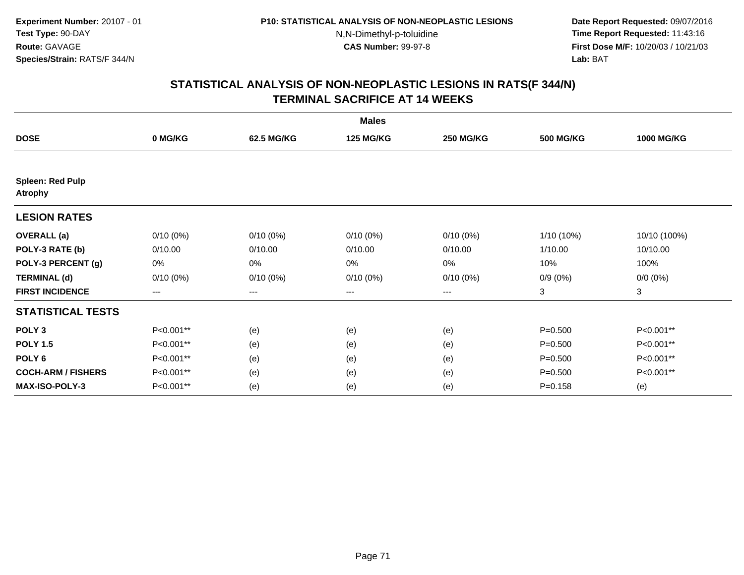Experiment Number: 20107 - 01
Test Type: 90-DAY
Route: GAVAGE
Species/Strain: RATS/F 344/N

P10: STATISTICAL ANALYSIS OF NON-NEOPLASTIC LESIONS
N,N-Dimethyl-p-toluidine
CAS Number: 99-97-8

Date Report Requested: 09/07/2016
Time Report Requested: 11:43:16
First Dose M/F: 10/20/03 / 10/21/03
Lab: BAT

## STATISTICAL ANALYSIS OF NON-NEOPLASTIC LESIONS IN RATS(F 344/N)
## TERMINAL SACRIFICE AT 14 WEEKS

| | Males | | | | | |
|---|---|---|---|---|---|---|
| **DOSE** | **0 MG/KG** | **62.5 MG/KG** | **125 MG/KG** | **250 MG/KG** | **500 MG/KG** | **1000 MG/KG** |
| **Spleen: Red Pulp Atrophy** | | | | | | |
| **LESION RATES** | | | | | | |
| **OVERALL (a)** | 0/10 (0%) | 0/10 (0%) | 0/10 (0%) | 0/10 (0%) | 1/10 (10%) | 10/10 (100%) |
| **POLY-3 RATE (b)** | 0/10.00 | 0/10.00 | 0/10.00 | 0/10.00 | 1/10.00 | 10/10.00 |
| **POLY-3 PERCENT (g)** | 0% | 0% | 0% | 0% | 10% | 100% |
| **TERMINAL (d)** | 0/10 (0%) | 0/10 (0%) | 0/10 (0%) | 0/10 (0%) | 0/9 (0%) | 0/0 (0%) |
| **FIRST INCIDENCE** | --- | --- | --- | --- | 3 | 3 |
| **STATISTICAL TESTS** | | | | | | |
| **POLY 3** | P<0.001** | (e) | (e) | (e) | P=0.500 | P<0.001** |
| **POLY 1.5** | P<0.001** | (e) | (e) | (e) | P=0.500 | P<0.001** |
| **POLY 6** | P<0.001** | (e) | (e) | (e) | P=0.500 | P<0.001** |
| **COCH-ARM / FISHERS** | P<0.001** | (e) | (e) | (e) | P=0.500 | P<0.001** |
| **MAX-ISO-POLY-3** | P<0.001** | (e) | (e) | (e) | P=0.158 | (e) |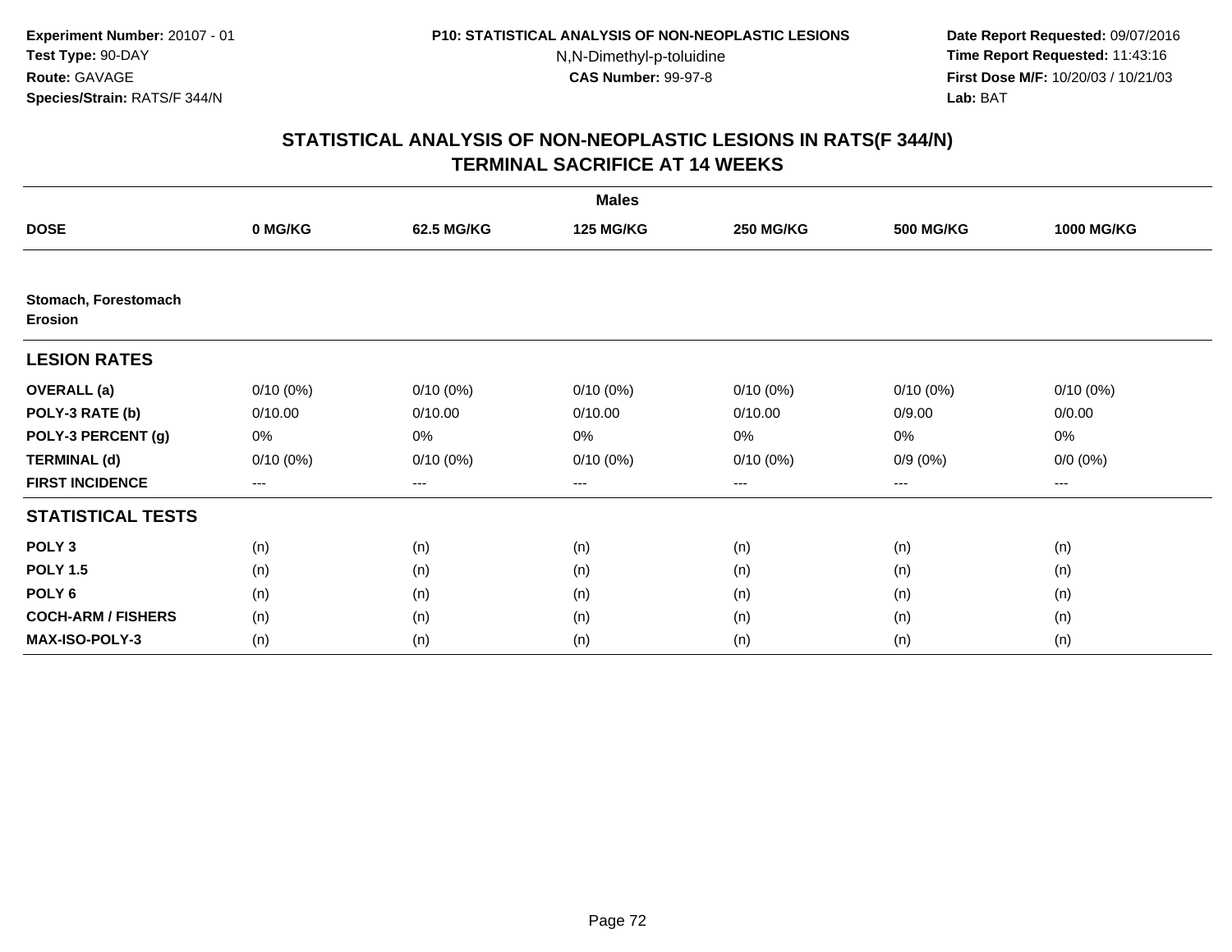Experiment Number: 20107 - 01
Test Type: 90-DAY
Route: GAVAGE
Species/Strain: RATS/F 344/N

P10: STATISTICAL ANALYSIS OF NON-NEOPLASTIC LESIONS
N,N-Dimethyl-p-toluidine
CAS Number: 99-97-8

Date Report Requested: 09/07/2016
Time Report Requested: 11:43:16
First Dose M/F: 10/20/03 / 10/21/03
Lab: BAT

# STATISTICAL ANALYSIS OF NON-NEOPLASTIC LESIONS IN RATS(F 344/N) TERMINAL SACRIFICE AT 14 WEEKS

| | Males | | | | | |
|---|---|---|---|---|---|---|
| **DOSE** | **0 MG/KG** | **62.5 MG/KG** | **125 MG/KG** | **250 MG/KG** | **500 MG/KG** | **1000 MG/KG** |
| **Stomach, Forestomach Erosion** | | | | | | |
| **LESION RATES** | | | | | | |
| **OVERALL (a)** | 0/10 (0%) | 0/10 (0%) | 0/10 (0%) | 0/10 (0%) | 0/10 (0%) | 0/10 (0%) |
| **POLY-3 RATE (b)** | 0/10.00 | 0/10.00 | 0/10.00 | 0/10.00 | 0/9.00 | 0/0.00 |
| **POLY-3 PERCENT (g)** | 0% | 0% | 0% | 0% | 0% | 0% |
| **TERMINAL (d)** | 0/10 (0%) | 0/10 (0%) | 0/10 (0%) | 0/10 (0%) | 0/9 (0%) | 0/0 (0%) |
| **FIRST INCIDENCE** | --- | --- | --- | --- | --- | --- |
| **STATISTICAL TESTS** | | | | | | |
| **POLY 3** | (n) | (n) | (n) | (n) | (n) | (n) |
| **POLY 1.5** | (n) | (n) | (n) | (n) | (n) | (n) |
| **POLY 6** | (n) | (n) | (n) | (n) | (n) | (n) |
| **COCH-ARM / FISHERS** | (n) | (n) | (n) | (n) | (n) | (n) |
| **MAX-ISO-POLY-3** | (n) | (n) | (n) | (n) | (n) | (n) |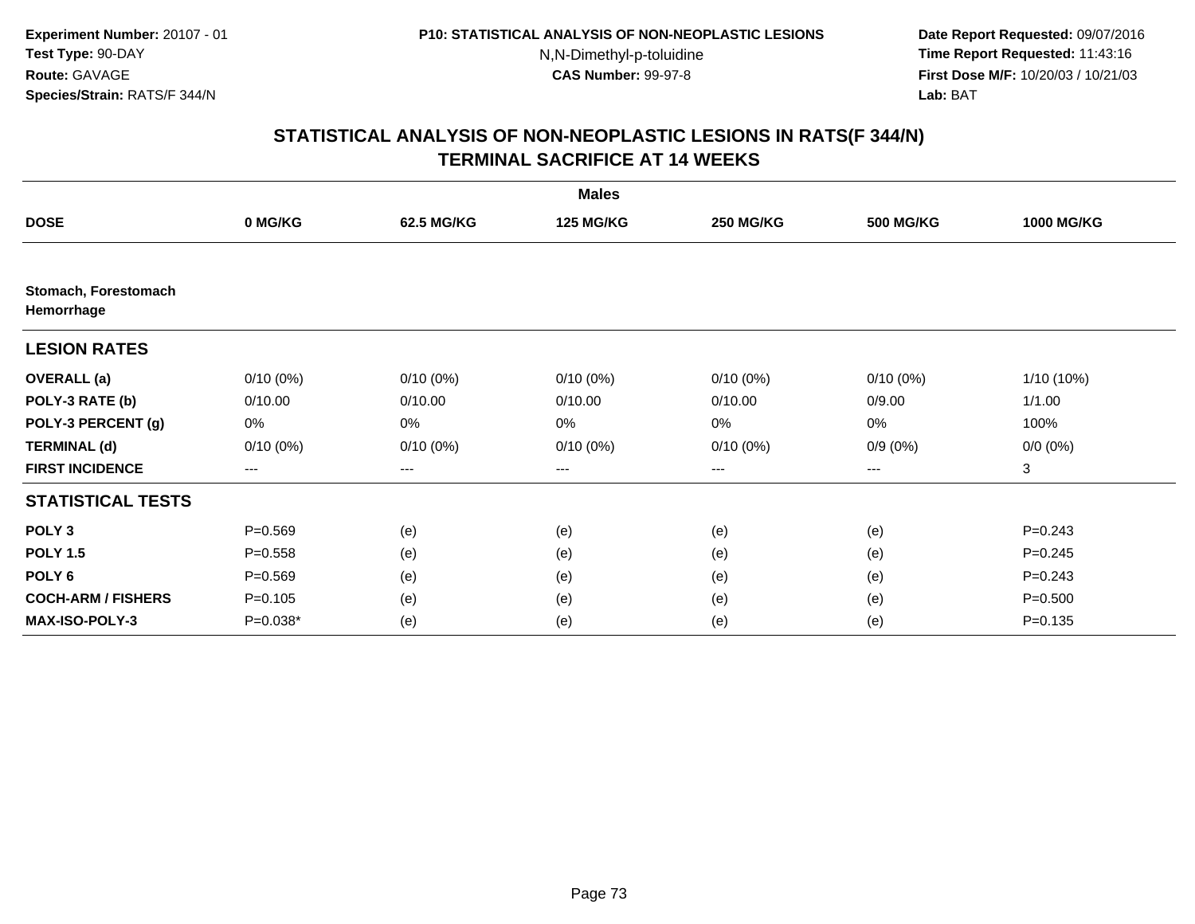Experiment Number: 20107 - 01
Test Type: 90-DAY
Route: GAVAGE
Species/Strain: RATS/F 344/N

P10: STATISTICAL ANALYSIS OF NON-NEOPLASTIC LESIONS
N,N-Dimethyl-p-toluidine
CAS Number: 99-97-8

Date Report Requested: 09/07/2016
Time Report Requested: 11:43:16
First Dose M/F: 10/20/03 / 10/21/03
Lab: BAT

## STATISTICAL ANALYSIS OF NON-NEOPLASTIC LESIONS IN RATS(F 344/N)
## TERMINAL SACRIFICE AT 14 WEEKS

| | Males | | | | | |
|---|---|---|---|---|---|---|
| **DOSE** | **0 MG/KG** | **62.5 MG/KG** | **125 MG/KG** | **250 MG/KG** | **500 MG/KG** | **1000 MG/KG** |
| **Stomach, Forestomach Hemorrhage** | | | | | | |
| **LESION RATES** | | | | | | |
| **OVERALL (a)** | 0/10 (0%) | 0/10 (0%) | 0/10 (0%) | 0/10 (0%) | 0/10 (0%) | 1/10 (10%) |
| **POLY-3 RATE (b)** | 0/10.00 | 0/10.00 | 0/10.00 | 0/10.00 | 0/9.00 | 1/1.00 |
| **POLY-3 PERCENT (g)** | 0% | 0% | 0% | 0% | 0% | 100% |
| **TERMINAL (d)** | 0/10 (0%) | 0/10 (0%) | 0/10 (0%) | 0/10 (0%) | 0/9 (0%) | 0/0 (0%) |
| **FIRST INCIDENCE** | --- | --- | --- | --- | --- | 3 |
| **STATISTICAL TESTS** | | | | | | |
| **POLY 3** | P=0.569 | (e) | (e) | (e) | (e) | P=0.243 |
| **POLY 1.5** | P=0.558 | (e) | (e) | (e) | (e) | P=0.245 |
| **POLY 6** | P=0.569 | (e) | (e) | (e) | (e) | P=0.243 |
| **COCH-ARM / FISHERS** | P=0.105 | (e) | (e) | (e) | (e) | P=0.500 |
| **MAX-ISO-POLY-3** | P=0.038* | (e) | (e) | (e) | (e) | P=0.135 |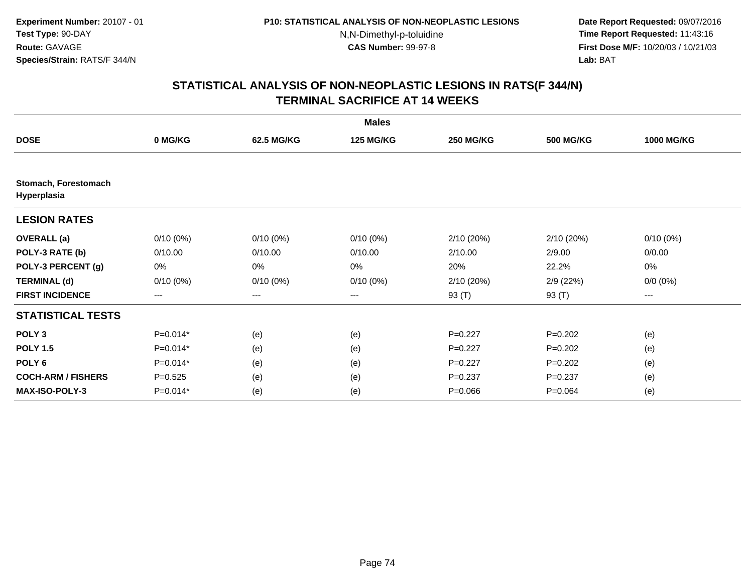Experiment Number: 20107 - 01
Test Type: 90-DAY
Route: GAVAGE
Species/Strain: RATS/F 344/N

P10: STATISTICAL ANALYSIS OF NON-NEOPLASTIC LESIONS
N,N-Dimethyl-p-toluidine
CAS Number: 99-97-8

Date Report Requested: 09/07/2016
Time Report Requested: 11:43:16
First Dose M/F: 10/20/03 / 10/21/03
Lab: BAT

## STATISTICAL ANALYSIS OF NON-NEOPLASTIC LESIONS IN RATS(F 344/N) TERMINAL SACRIFICE AT 14 WEEKS

| | Males | | | | | |
|---|---|---|---|---|---|---|
| **DOSE** | **0 MG/KG** | **62.5 MG/KG** | **125 MG/KG** | **250 MG/KG** | **500 MG/KG** | **1000 MG/KG** |
| **Stomach, Forestomach Hyperplasia** | | | | | | |
| **LESION RATES** | | | | | | |
| **OVERALL (a)** | 0/10 (0%) | 0/10 (0%) | 0/10 (0%) | 2/10 (20%) | 2/10 (20%) | 0/10 (0%) |
| **POLY-3 RATE (b)** | 0/10.00 | 0/10.00 | 0/10.00 | 2/10.00 | 2/9.00 | 0/0.00 |
| **POLY-3 PERCENT (g)** | 0% | 0% | 0% | 20% | 22.2% | 0% |
| **TERMINAL (d)** | 0/10 (0%) | 0/10 (0%) | 0/10 (0%) | 2/10 (20%) | 2/9 (22%) | 0/0 (0%) |
| **FIRST INCIDENCE** | --- | --- | --- | 93 (T) | 93 (T) | --- |
| **STATISTICAL TESTS** | | | | | | |
| **POLY 3** | P=0.014* | (e) | (e) | P=0.227 | P=0.202 | (e) |
| **POLY 1.5** | P=0.014* | (e) | (e) | P=0.227 | P=0.202 | (e) |
| **POLY 6** | P=0.014* | (e) | (e) | P=0.227 | P=0.202 | (e) |
| **COCH-ARM / FISHERS** | P=0.525 | (e) | (e) | P=0.237 | P=0.237 | (e) |
| **MAX-ISO-POLY-3** | P=0.014* | (e) | (e) | P=0.066 | P=0.064 | (e) |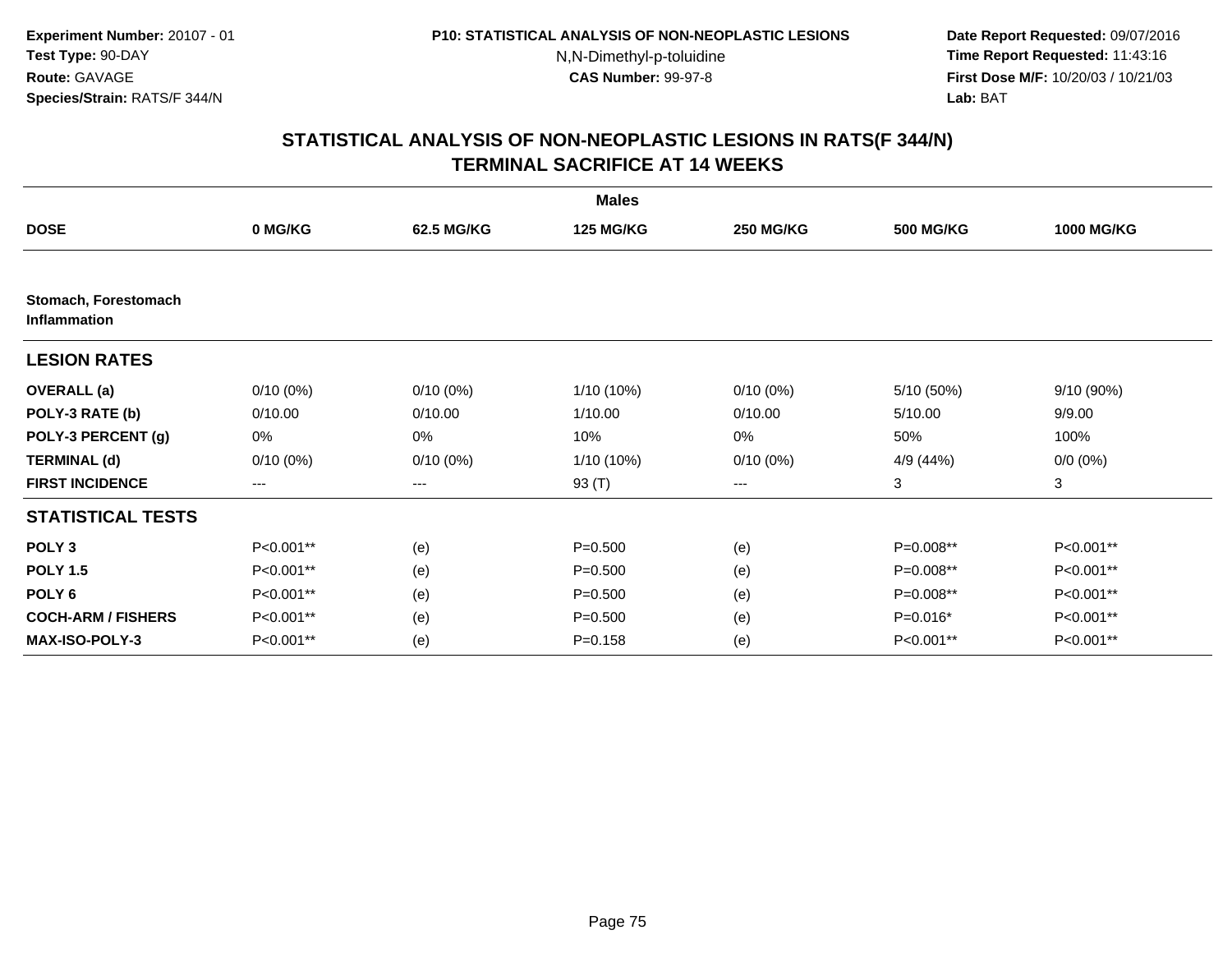Experiment Number: 20107 - 01
Test Type: 90-DAY
Route: GAVAGE
Species/Strain: RATS/F 344/N

P10: STATISTICAL ANALYSIS OF NON-NEOPLASTIC LESIONS
N,N-Dimethyl-p-toluidine
CAS Number: 99-97-8

Date Report Requested: 09/07/2016
Time Report Requested: 11:43:16
First Dose M/F: 10/20/03 / 10/21/03
Lab: BAT

## STATISTICAL ANALYSIS OF NON-NEOPLASTIC LESIONS IN RATS(F 344/N)
## TERMINAL SACRIFICE AT 14 WEEKS

| | Males | | | | | |
|---|---|---|---|---|---|---|
| **DOSE** | **0 MG/KG** | **62.5 MG/KG** | **125 MG/KG** | **250 MG/KG** | **500 MG/KG** | **1000 MG/KG** |
| **Stomach, Forestomach Inflammation** | | | | | | |
| **LESION RATES** | | | | | | |
| **OVERALL (a)** | 0/10 (0%) | 0/10 (0%) | 1/10 (10%) | 0/10 (0%) | 5/10 (50%) | 9/10 (90%) |
| **POLY-3 RATE (b)** | 0/10.00 | 0/10.00 | 1/10.00 | 0/10.00 | 5/10.00 | 9/9.00 |
| **POLY-3 PERCENT (g)** | 0% | 0% | 10% | 0% | 50% | 100% |
| **TERMINAL (d)** | 0/10 (0%) | 0/10 (0%) | 1/10 (10%) | 0/10 (0%) | 4/9 (44%) | 0/0 (0%) |
| **FIRST INCIDENCE** | --- | --- | 93 (T) | --- | 3 | 3 |
| **STATISTICAL TESTS** | | | | | | |
| **POLY 3** | P<0.001** | (e) | P=0.500 | (e) | P=0.008** | P<0.001** |
| **POLY 1.5** | P<0.001** | (e) | P=0.500 | (e) | P=0.008** | P<0.001** |
| **POLY 6** | P<0.001** | (e) | P=0.500 | (e) | P=0.008** | P<0.001** |
| **COCH-ARM / FISHERS** | P<0.001** | (e) | P=0.500 | (e) | P=0.016* | P<0.001** |
| **MAX-ISO-POLY-3** | P<0.001** | (e) | P=0.158 | (e) | P<0.001** | P<0.001** |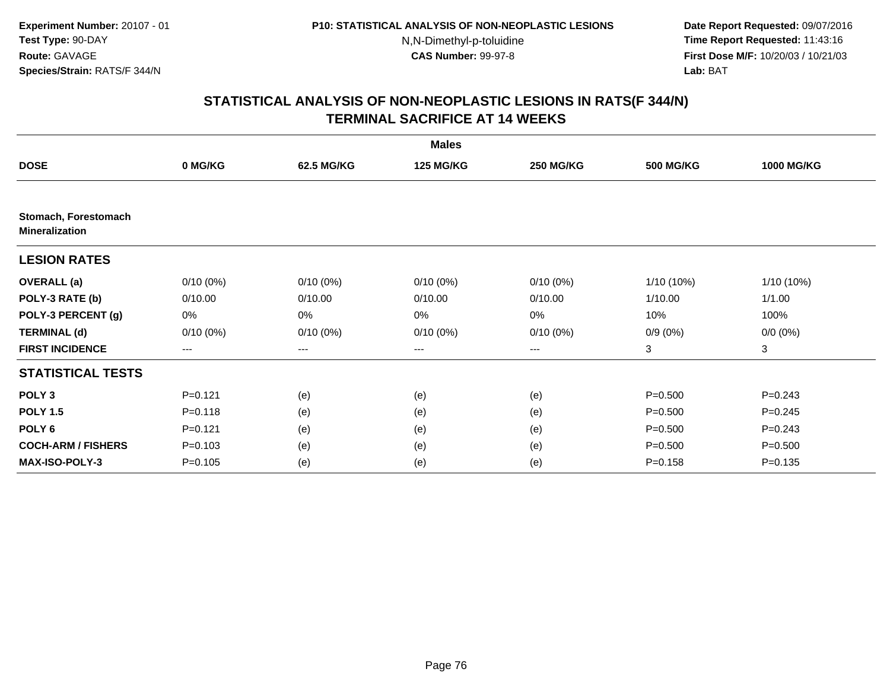**Experiment Number:** 20107 - 01
**Test Type:** 90-DAY
**Route:** GAVAGE
**Species/Strain:** RATS/F 344/N

**P10: STATISTICAL ANALYSIS OF NON-NEOPLASTIC LESIONS**
N,N-Dimethyl-p-toluidine
**CAS Number:** 99-97-8

**Date Report Requested:** 09/07/2016
**Time Report Requested:** 11:43:16
**First Dose M/F:** 10/20/03 / 10/21/03
**Lab:** BAT

## STATISTICAL ANALYSIS OF NON-NEOPLASTIC LESIONS IN RATS(F 344/N)
## TERMINAL SACRIFICE AT 14 WEEKS

| | Males | | | | | |
|---|---|---|---|---|---|---|
| **DOSE** | **0 MG/KG** | **62.5 MG/KG** | **125 MG/KG** | **250 MG/KG** | **500 MG/KG** | **1000 MG/KG** |
| **Stomach, Forestomach Mineralization** | | | | | | |
| **LESION RATES** | | | | | | |
| **OVERALL (a)** | 0/10 (0%) | 0/10 (0%) | 0/10 (0%) | 0/10 (0%) | 1/10 (10%) | 1/10 (10%) |
| **POLY-3 RATE (b)** | 0/10.00 | 0/10.00 | 0/10.00 | 0/10.00 | 1/10.00 | 1/1.00 |
| **POLY-3 PERCENT (g)** | 0% | 0% | 0% | 0% | 10% | 100% |
| **TERMINAL (d)** | 0/10 (0%) | 0/10 (0%) | 0/10 (0%) | 0/10 (0%) | 0/9 (0%) | 0/0 (0%) |
| **FIRST INCIDENCE** | --- | --- | --- | --- | 3 | 3 |
| **STATISTICAL TESTS** | | | | | | |
| **POLY 3** | P=0.121 | (e) | (e) | (e) | P=0.500 | P=0.243 |
| **POLY 1.5** | P=0.118 | (e) | (e) | (e) | P=0.500 | P=0.245 |
| **POLY 6** | P=0.121 | (e) | (e) | (e) | P=0.500 | P=0.243 |
| **COCH-ARM / FISHERS** | P=0.103 | (e) | (e) | (e) | P=0.500 | P=0.500 |
| **MAX-ISO-POLY-3** | P=0.105 | (e) | (e) | (e) | P=0.158 | P=0.135 |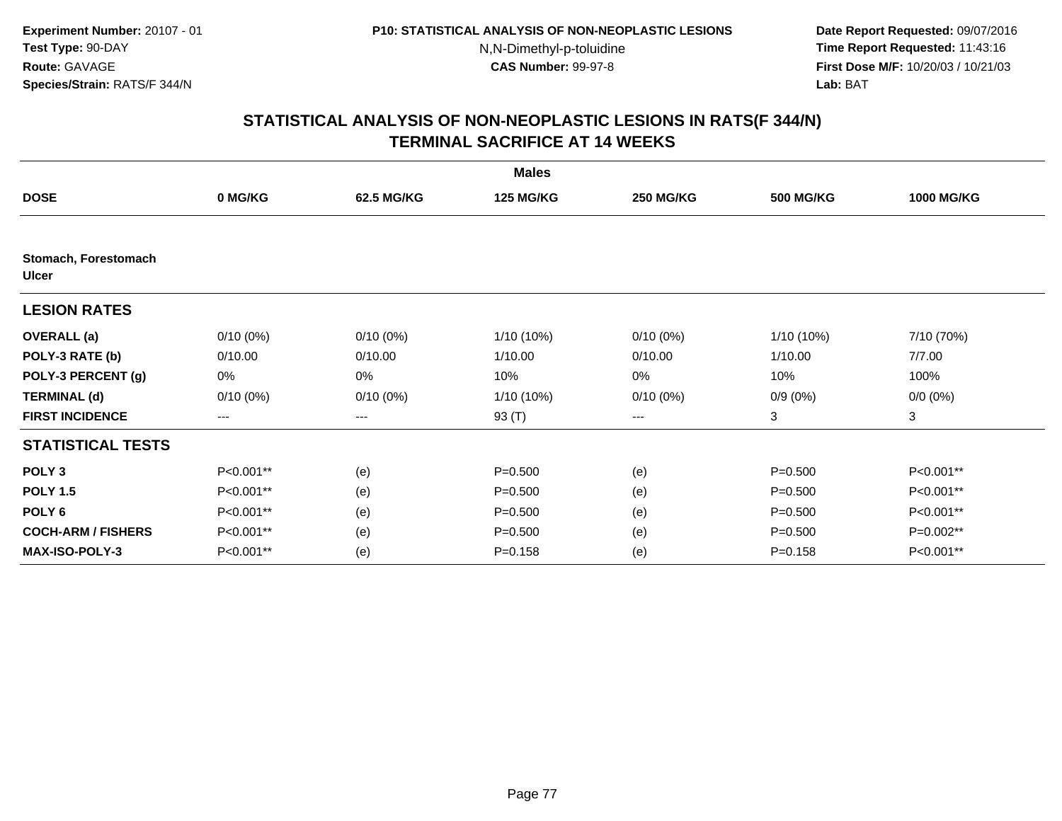**Experiment Number:** 20107 - 01
**Test Type:** 90-DAY
**Route:** GAVAGE
**Species/Strain:** RATS/F 344/N

**P10: STATISTICAL ANALYSIS OF NON-NEOPLASTIC LESIONS**
N,N-Dimethyl-p-toluidine
**CAS Number:** 99-97-8

**Date Report Requested:** 09/07/2016
**Time Report Requested:** 11:43:16
**First Dose M/F:** 10/20/03 / 10/21/03
**Lab:** BAT

## STATISTICAL ANALYSIS OF NON-NEOPLASTIC LESIONS IN RATS(F 344/N)
## TERMINAL SACRIFICE AT 14 WEEKS

| | Males | | | | | |
|---|---|---|---|---|---|---|
| **DOSE** | **0 MG/KG** | **62.5 MG/KG** | **125 MG/KG** | **250 MG/KG** | **500 MG/KG** | **1000 MG/KG** |
| **Stomach, Forestomach Ulcer** | | | | | | |
| **LESION RATES** | | | | | | |
| **OVERALL (a)** | 0/10 (0%) | 0/10 (0%) | 1/10 (10%) | 0/10 (0%) | 1/10 (10%) | 7/10 (70%) |
| **POLY-3 RATE (b)** | 0/10.00 | 0/10.00 | 1/10.00 | 0/10.00 | 1/10.00 | 7/7.00 |
| **POLY-3 PERCENT (g)** | 0% | 0% | 10% | 0% | 10% | 100% |
| **TERMINAL (d)** | 0/10 (0%) | 0/10 (0%) | 1/10 (10%) | 0/10 (0%) | 0/9 (0%) | 0/0 (0%) |
| **FIRST INCIDENCE** | --- | --- | 93 (T) | --- | 3 | 3 |
| **STATISTICAL TESTS** | | | | | | |
| **POLY 3** | P<0.001** | (e) | P=0.500 | (e) | P=0.500 | P<0.001** |
| **POLY 1.5** | P<0.001** | (e) | P=0.500 | (e) | P=0.500 | P<0.001** |
| **POLY 6** | P<0.001** | (e) | P=0.500 | (e) | P=0.500 | P<0.001** |
| **COCH-ARM / FISHERS** | P<0.001** | (e) | P=0.500 | (e) | P=0.500 | P=0.002** |
| **MAX-ISO-POLY-3** | P<0.001** | (e) | P=0.158 | (e) | P=0.158 | P<0.001** |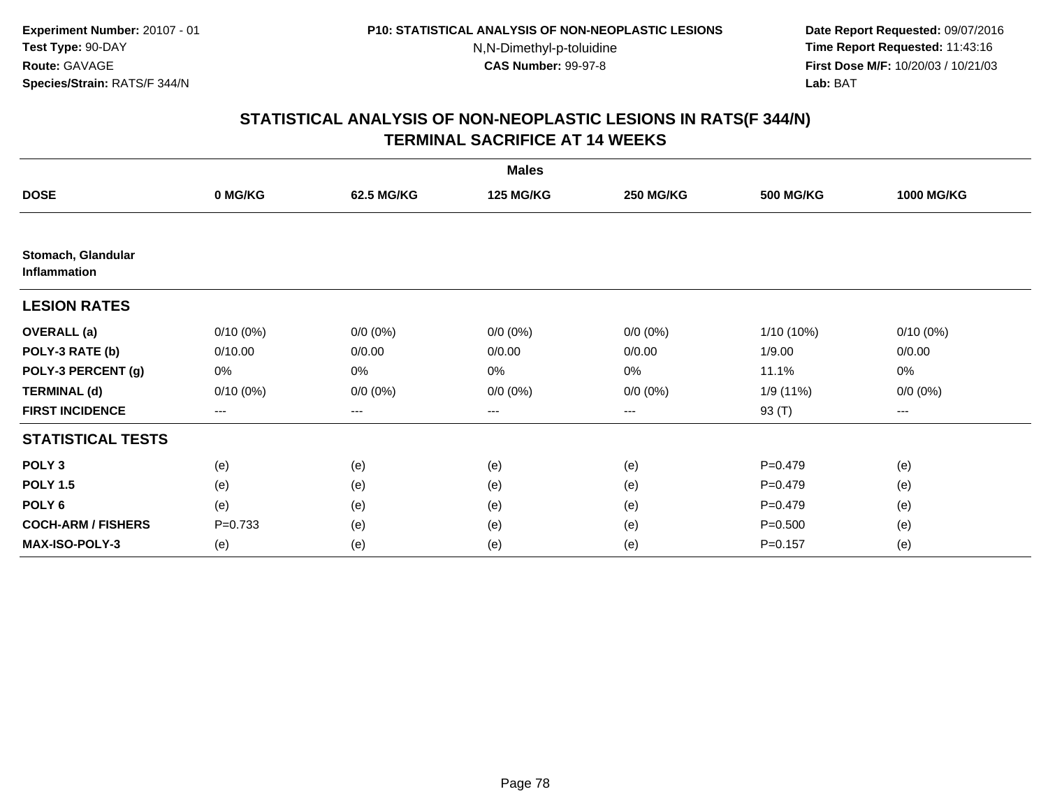Experiment Number: 20107 - 01
Test Type: 90-DAY
Route: GAVAGE
Species/Strain: RATS/F 344/N

P10: STATISTICAL ANALYSIS OF NON-NEOPLASTIC LESIONS
N,N-Dimethyl-p-toluidine
CAS Number: 99-97-8

Date Report Requested: 09/07/2016
Time Report Requested: 11:43:16
First Dose M/F: 10/20/03 / 10/21/03
Lab: BAT

## STATISTICAL ANALYSIS OF NON-NEOPLASTIC LESIONS IN RATS(F 344/N)
## TERMINAL SACRIFICE AT 14 WEEKS

| | Males | | | | | |
|---|---|---|---|---|---|---|
| **DOSE** | **0 MG/KG** | **62.5 MG/KG** | **125 MG/KG** | **250 MG/KG** | **500 MG/KG** | **1000 MG/KG** |
| **Stomach, Glandular Inflammation** | | | | | | |
| **LESION RATES** | | | | | | |
| **OVERALL (a)** | 0/10 (0%) | 0/0 (0%) | 0/0 (0%) | 0/0 (0%) | 1/10 (10%) | 0/10 (0%) |
| **POLY-3 RATE (b)** | 0/10.00 | 0/0.00 | 0/0.00 | 0/0.00 | 1/9.00 | 0/0.00 |
| **POLY-3 PERCENT (g)** | 0% | 0% | 0% | 0% | 11.1% | 0% |
| **TERMINAL (d)** | 0/10 (0%) | 0/0 (0%) | 0/0 (0%) | 0/0 (0%) | 1/9 (11%) | 0/0 (0%) |
| **FIRST INCIDENCE** | --- | --- | --- | --- | 93 (T) | --- |
| **STATISTICAL TESTS** | | | | | | |
| **POLY 3** | (e) | (e) | (e) | (e) | P=0.479 | (e) |
| **POLY 1.5** | (e) | (e) | (e) | (e) | P=0.479 | (e) |
| **POLY 6** | (e) | (e) | (e) | (e) | P=0.479 | (e) |
| **COCH-ARM / FISHERS** | P=0.733 | (e) | (e) | (e) | P=0.500 | (e) |
| **MAX-ISO-POLY-3** | (e) | (e) | (e) | (e) | P=0.157 | (e) |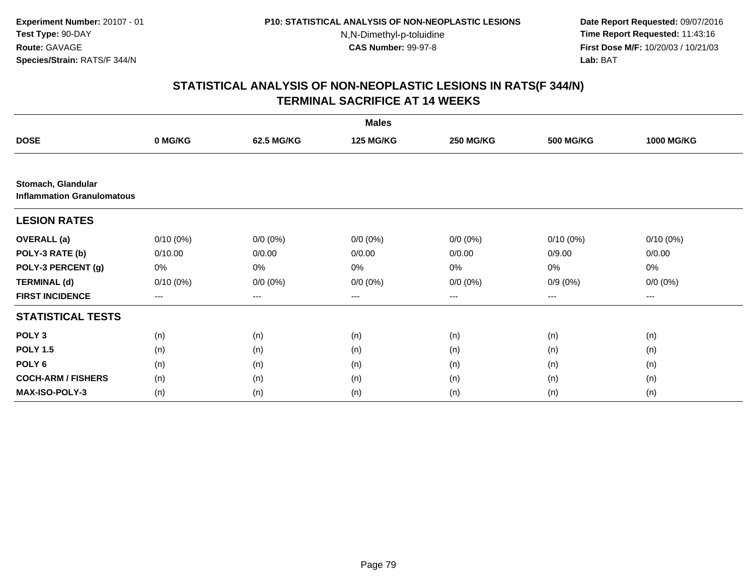**Experiment Number:** 20107 - 01
**Test Type:** 90-DAY
**Route:** GAVAGE
**Species/Strain:** RATS/F 344/N

**P10: STATISTICAL ANALYSIS OF NON-NEOPLASTIC LESIONS**
N,N-Dimethyl-p-toluidine
**CAS Number:** 99-97-8

**Date Report Requested:** 09/07/2016
**Time Report Requested:** 11:43:16
**First Dose M/F:** 10/20/03 / 10/21/03
**Lab:** BAT

## STATISTICAL ANALYSIS OF NON-NEOPLASTIC LESIONS IN RATS(F 344/N) TERMINAL SACRIFICE AT 14 WEEKS

| | Males | | | | | |
|---|---|---|---|---|---|---|
| **DOSE** | **0 MG/KG** | **62.5 MG/KG** | **125 MG/KG** | **250 MG/KG** | **500 MG/KG** | **1000 MG/KG** |
| **Stomach, Glandular** | | | | | | |
| **Inflammation Granulomatous** | | | | | | |
| **LESION RATES** | | | | | | |
| **OVERALL (a)** | 0/10 (0%) | 0/0 (0%) | 0/0 (0%) | 0/0 (0%) | 0/10 (0%) | 0/10 (0%) |
| **POLY-3 RATE (b)** | 0/10.00 | 0/0.00 | 0/0.00 | 0/0.00 | 0/9.00 | 0/0.00 |
| **POLY-3 PERCENT (g)** | 0% | 0% | 0% | 0% | 0% | 0% |
| **TERMINAL (d)** | 0/10 (0%) | 0/0 (0%) | 0/0 (0%) | 0/0 (0%) | 0/9 (0%) | 0/0 (0%) |
| **FIRST INCIDENCE** | --- | --- | --- | --- | --- | --- |
| **STATISTICAL TESTS** | | | | | | |
| **POLY 3** | (n) | (n) | (n) | (n) | (n) | (n) |
| **POLY 1.5** | (n) | (n) | (n) | (n) | (n) | (n) |
| **POLY 6** | (n) | (n) | (n) | (n) | (n) | (n) |
| **COCH-ARM / FISHERS** | (n) | (n) | (n) | (n) | (n) | (n) |
| **MAX-ISO-POLY-3** | (n) | (n) | (n) | (n) | (n) | (n) |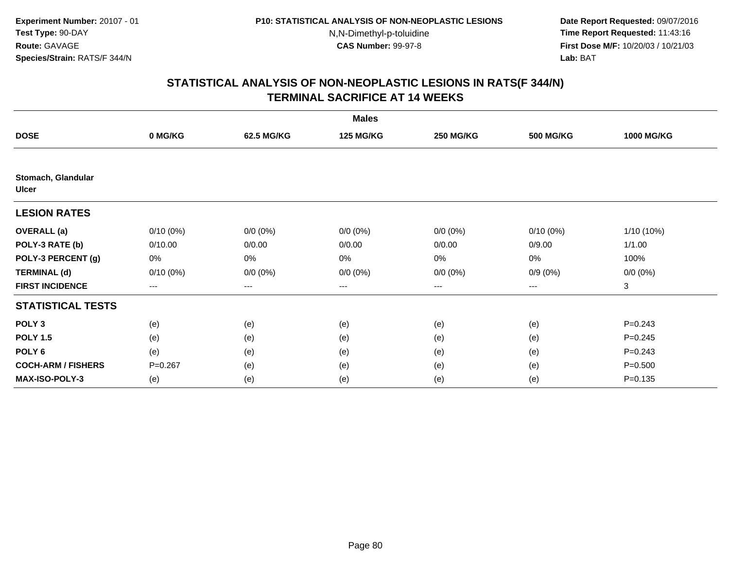Experiment Number: 20107 - 01
Test Type: 90-DAY
Route: GAVAGE
Species/Strain: RATS/F 344/N

P10: STATISTICAL ANALYSIS OF NON-NEOPLASTIC LESIONS
N,N-Dimethyl-p-toluidine
CAS Number: 99-97-8

Date Report Requested: 09/07/2016
Time Report Requested: 11:43:16
First Dose M/F: 10/20/03 / 10/21/03
Lab: BAT

## STATISTICAL ANALYSIS OF NON-NEOPLASTIC LESIONS IN RATS(F 344/N)
## TERMINAL SACRIFICE AT 14 WEEKS

| | Males | | | | | |
|---|---|---|---|---|---|---|
| **DOSE** | **0 MG/KG** | **62.5 MG/KG** | **125 MG/KG** | **250 MG/KG** | **500 MG/KG** | **1000 MG/KG** |
| **Stomach, Glandular** | | | | | | |
| **Ulcer** | | | | | | |
| **LESION RATES** | | | | | | |
| **OVERALL (a)** | 0/10 (0%) | 0/0 (0%) | 0/0 (0%) | 0/0 (0%) | 0/10 (0%) | 1/10 (10%) |
| **POLY-3 RATE (b)** | 0/10.00 | 0/0.00 | 0/0.00 | 0/0.00 | 0/9.00 | 1/1.00 |
| **POLY-3 PERCENT (g)** | 0% | 0% | 0% | 0% | 0% | 100% |
| **TERMINAL (d)** | 0/10 (0%) | 0/0 (0%) | 0/0 (0%) | 0/0 (0%) | 0/9 (0%) | 0/0 (0%) |
| **FIRST INCIDENCE** | --- | --- | --- | --- | --- | 3 |
| **STATISTICAL TESTS** | | | | | | |
| **POLY 3** | (e) | (e) | (e) | (e) | (e) | P=0.243 |
| **POLY 1.5** | (e) | (e) | (e) | (e) | (e) | P=0.245 |
| **POLY 6** | (e) | (e) | (e) | (e) | (e) | P=0.243 |
| **COCH-ARM / FISHERS** | P=0.267 | (e) | (e) | (e) | (e) | P=0.500 |
| **MAX-ISO-POLY-3** | (e) | (e) | (e) | (e) | (e) | P=0.135 |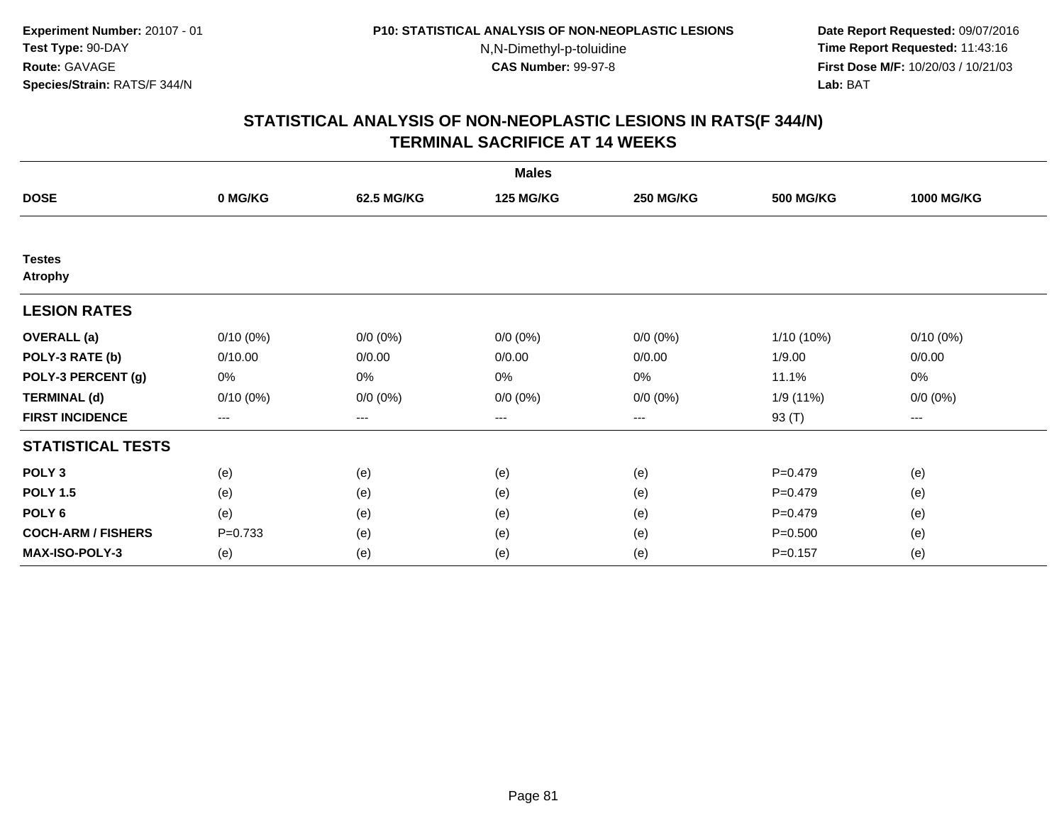Experiment Number: 20107 - 01
Test Type: 90-DAY
Route: GAVAGE
Species/Strain: RATS/F 344/N

P10: STATISTICAL ANALYSIS OF NON-NEOPLASTIC LESIONS
N,N-Dimethyl-p-toluidine
CAS Number: 99-97-8

Date Report Requested: 09/07/2016
Time Report Requested: 11:43:16
First Dose M/F: 10/20/03 / 10/21/03
Lab: BAT

## STATISTICAL ANALYSIS OF NON-NEOPLASTIC LESIONS IN RATS(F 344/N)
## TERMINAL SACRIFICE AT 14 WEEKS

| | Males | | | | | |
|---|---|---|---|---|---|---|
| **DOSE** | **0 MG/KG** | **62.5 MG/KG** | **125 MG/KG** | **250 MG/KG** | **500 MG/KG** | **1000 MG/KG** |
| **Testes** | | | | | | |
| **Atrophy** | | | | | | |
| **LESION RATES** | | | | | | |
| **OVERALL (a)** | 0/10 (0%) | 0/0 (0%) | 0/0 (0%) | 0/0 (0%) | 1/10 (10%) | 0/10 (0%) |
| **POLY-3 RATE (b)** | 0/10.00 | 0/0.00 | 0/0.00 | 0/0.00 | 1/9.00 | 0/0.00 |
| **POLY-3 PERCENT (g)** | 0% | 0% | 0% | 0% | 11.1% | 0% |
| **TERMINAL (d)** | 0/10 (0%) | 0/0 (0%) | 0/0 (0%) | 0/0 (0%) | 1/9 (11%) | 0/0 (0%) |
| **FIRST INCIDENCE** | --- | --- | --- | --- | 93 (T) | --- |
| **STATISTICAL TESTS** | | | | | | |
| **POLY 3** | (e) | (e) | (e) | (e) | P=0.479 | (e) |
| **POLY 1.5** | (e) | (e) | (e) | (e) | P=0.479 | (e) |
| **POLY 6** | (e) | (e) | (e) | (e) | P=0.479 | (e) |
| **COCH-ARM / FISHERS** | P=0.733 | (e) | (e) | (e) | P=0.500 | (e) |
| **MAX-ISO-POLY-3** | (e) | (e) | (e) | (e) | P=0.157 | (e) |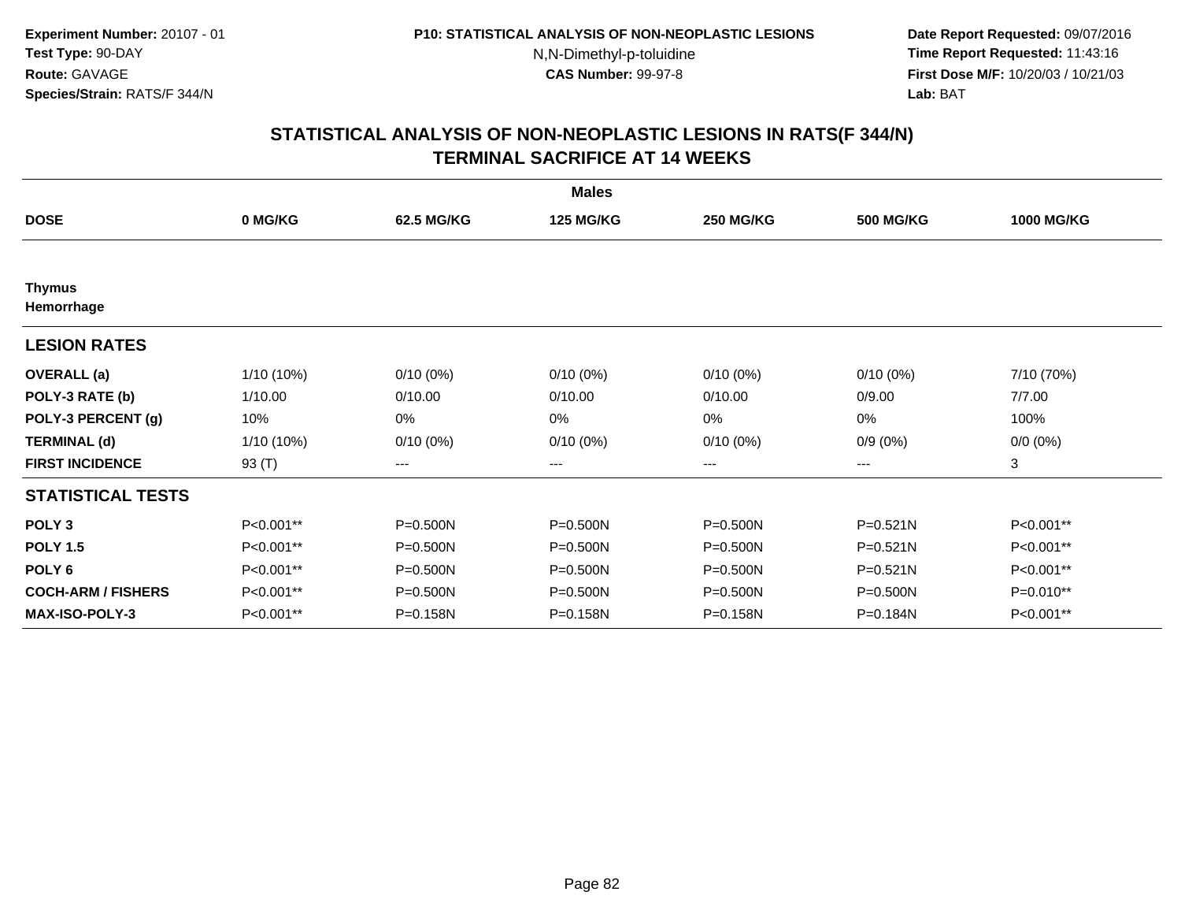**Experiment Number:** 20107 - 01
**Test Type:** 90-DAY
**Route:** GAVAGE
**Species/Strain:** RATS/F 344/N

**P10: STATISTICAL ANALYSIS OF NON-NEOPLASTIC LESIONS**
N,N-Dimethyl-p-toluidine
**CAS Number:** 99-97-8

**Date Report Requested:** 09/07/2016
**Time Report Requested:** 11:43:16
**First Dose M/F:** 10/20/03 / 10/21/03
**Lab:** BAT

## STATISTICAL ANALYSIS OF NON-NEOPLASTIC LESIONS IN RATS(F 344/N)
## TERMINAL SACRIFICE AT 14 WEEKS

| | Males | | | | | |
|---|---|---|---|---|---|---|
| **DOSE** | **0 MG/KG** | **62.5 MG/KG** | **125 MG/KG** | **250 MG/KG** | **500 MG/KG** | **1000 MG/KG** |
| **Thymus** | | | | | | |
| **Hemorrhage** | | | | | | |
| **LESION RATES** | | | | | | |
| **OVERALL (a)** | 1/10 (10%) | 0/10 (0%) | 0/10 (0%) | 0/10 (0%) | 0/10 (0%) | 7/10 (70%) |
| **POLY-3 RATE (b)** | 1/10.00 | 0/10.00 | 0/10.00 | 0/10.00 | 0/9.00 | 7/7.00 |
| **POLY-3 PERCENT (g)** | 10% | 0% | 0% | 0% | 0% | 100% |
| **TERMINAL (d)** | 1/10 (10%) | 0/10 (0%) | 0/10 (0%) | 0/10 (0%) | 0/9 (0%) | 0/0 (0%) |
| **FIRST INCIDENCE** | 93 (T) | --- | --- | --- | --- | 3 |
| **STATISTICAL TESTS** | | | | | | |
| **POLY 3** | P<0.001** | P=0.500N | P=0.500N | P=0.500N | P=0.521N | P<0.001** |
| **POLY 1.5** | P<0.001** | P=0.500N | P=0.500N | P=0.500N | P=0.521N | P<0.001** |
| **POLY 6** | P<0.001** | P=0.500N | P=0.500N | P=0.500N | P=0.521N | P<0.001** |
| **COCH-ARM / FISHERS** | P<0.001** | P=0.500N | P=0.500N | P=0.500N | P=0.500N | P=0.010** |
| **MAX-ISO-POLY-3** | P<0.001** | P=0.158N | P=0.158N | P=0.158N | P=0.184N | P<0.001** |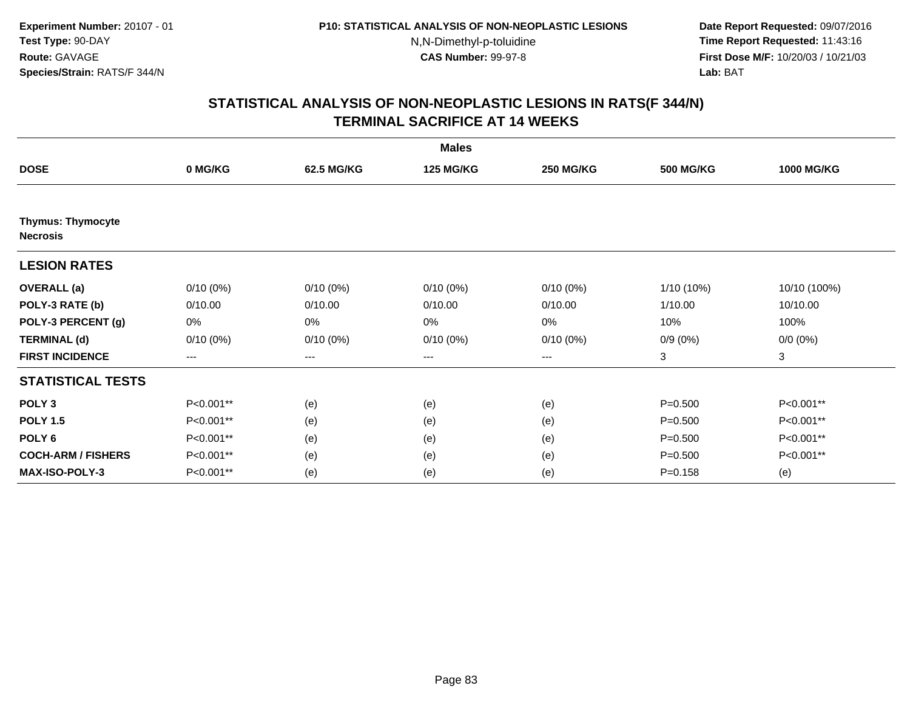Experiment Number: 20107 - 01
Test Type: 90-DAY
Route: GAVAGE
Species/Strain: RATS/F 344/N

P10: STATISTICAL ANALYSIS OF NON-NEOPLASTIC LESIONS
N,N-Dimethyl-p-toluidine
CAS Number: 99-97-8

Date Report Requested: 09/07/2016
Time Report Requested: 11:43:16
First Dose M/F: 10/20/03 / 10/21/03
Lab: BAT

## STATISTICAL ANALYSIS OF NON-NEOPLASTIC LESIONS IN RATS(F 344/N) TERMINAL SACRIFICE AT 14 WEEKS

| Males | | | | | | |
|---|---|---|---|---|---|---|
| **DOSE** | **0 MG/KG** | **62.5 MG/KG** | **125 MG/KG** | **250 MG/KG** | **500 MG/KG** | **1000 MG/KG** |
| **Thymus: Thymocyte Necrosis** | | | | | | |
| **LESION RATES** | | | | | | |
| **OVERALL (a)** | 0/10 (0%) | 0/10 (0%) | 0/10 (0%) | 0/10 (0%) | 1/10 (10%) | 10/10 (100%) |
| **POLY-3 RATE (b)** | 0/10.00 | 0/10.00 | 0/10.00 | 0/10.00 | 1/10.00 | 10/10.00 |
| **POLY-3 PERCENT (g)** | 0% | 0% | 0% | 0% | 10% | 100% |
| **TERMINAL (d)** | 0/10 (0%) | 0/10 (0%) | 0/10 (0%) | 0/10 (0%) | 0/9 (0%) | 0/0 (0%) |
| **FIRST INCIDENCE** | --- | --- | --- | --- | 3 | 3 |
| **STATISTICAL TESTS** | | | | | | |
| **POLY 3** | P<0.001** | (e) | (e) | (e) | P=0.500 | P<0.001** |
| **POLY 1.5** | P<0.001** | (e) | (e) | (e) | P=0.500 | P<0.001** |
| **POLY 6** | P<0.001** | (e) | (e) | (e) | P=0.500 | P<0.001** |
| **COCH-ARM / FISHERS** | P<0.001** | (e) | (e) | (e) | P=0.500 | P<0.001** |
| **MAX-ISO-POLY-3** | P<0.001** | (e) | (e) | (e) | P=0.158 | (e) |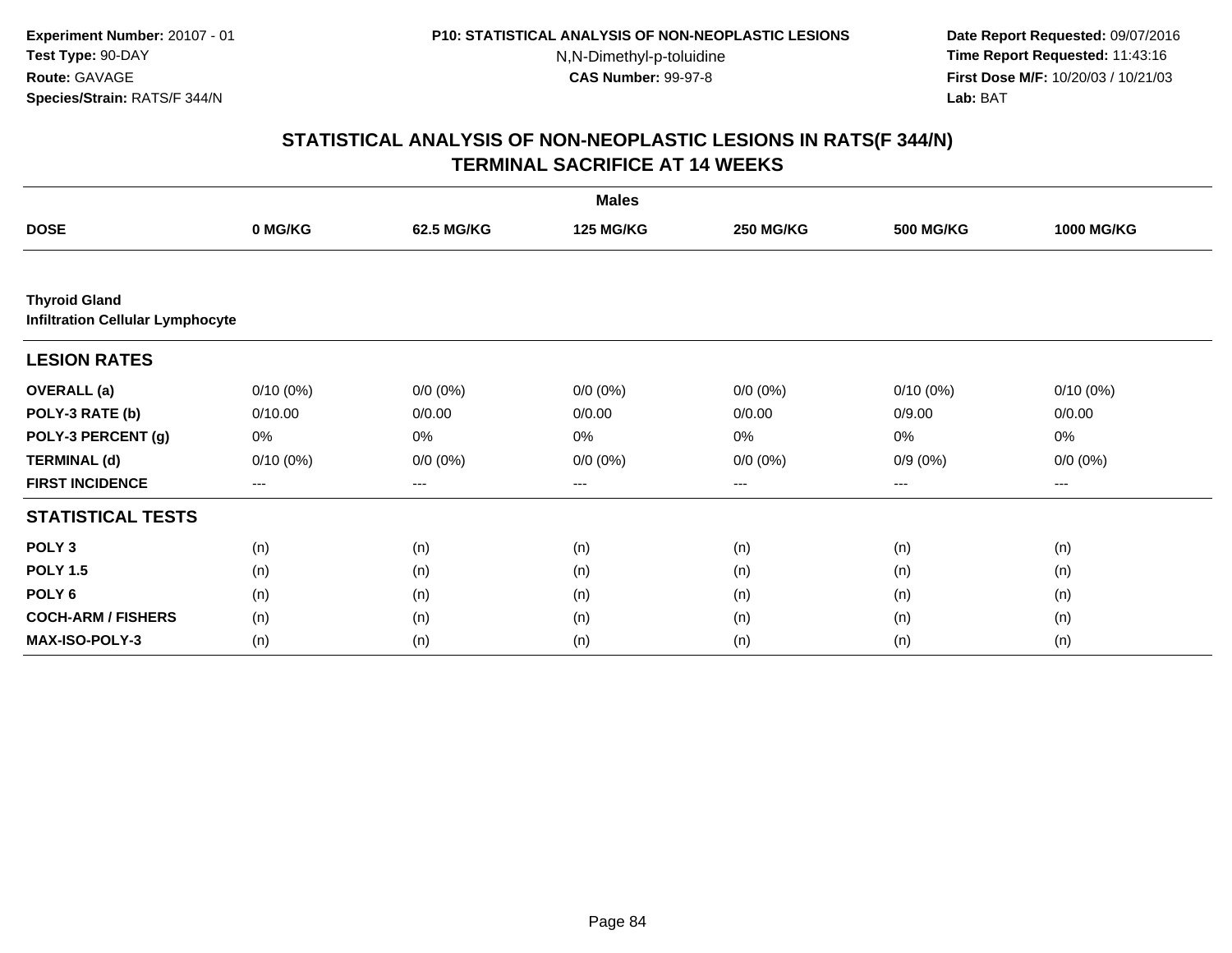Experiment Number: 20107 - 01
Test Type: 90-DAY
Route: GAVAGE
Species/Strain: RATS/F 344/N

P10: STATISTICAL ANALYSIS OF NON-NEOPLASTIC LESIONS
N,N-Dimethyl-p-toluidine
CAS Number: 99-97-8

Date Report Requested: 09/07/2016
Time Report Requested: 11:43:16
First Dose M/F: 10/20/03 / 10/21/03
Lab: BAT

# STATISTICAL ANALYSIS OF NON-NEOPLASTIC LESIONS IN RATS(F 344/N) TERMINAL SACRIFICE AT 14 WEEKS

| | Males | | | | | |
|---|---|---|---|---|---|---|
| **DOSE** | **0 MG/KG** | **62.5 MG/KG** | **125 MG/KG** | **250 MG/KG** | **500 MG/KG** | **1000 MG/KG** |
| **Thyroid Gland** | | | | | | |
| **Infiltration Cellular Lymphocyte** | | | | | | |
| **LESION RATES** | | | | | | |
| **OVERALL (a)** | 0/10 (0%) | 0/0 (0%) | 0/0 (0%) | 0/0 (0%) | 0/10 (0%) | 0/10 (0%) |
| **POLY-3 RATE (b)** | 0/10.00 | 0/0.00 | 0/0.00 | 0/0.00 | 0/9.00 | 0/0.00 |
| **POLY-3 PERCENT (g)** | 0% | 0% | 0% | 0% | 0% | 0% |
| **TERMINAL (d)** | 0/10 (0%) | 0/0 (0%) | 0/0 (0%) | 0/0 (0%) | 0/9 (0%) | 0/0 (0%) |
| **FIRST INCIDENCE** | --- | --- | --- | --- | --- | --- |
| **STATISTICAL TESTS** | | | | | | |
| **POLY 3** | (n) | (n) | (n) | (n) | (n) | (n) |
| **POLY 1.5** | (n) | (n) | (n) | (n) | (n) | (n) |
| **POLY 6** | (n) | (n) | (n) | (n) | (n) | (n) |
| **COCH-ARM / FISHERS** | (n) | (n) | (n) | (n) | (n) | (n) |
| **MAX-ISO-POLY-3** | (n) | (n) | (n) | (n) | (n) | (n) |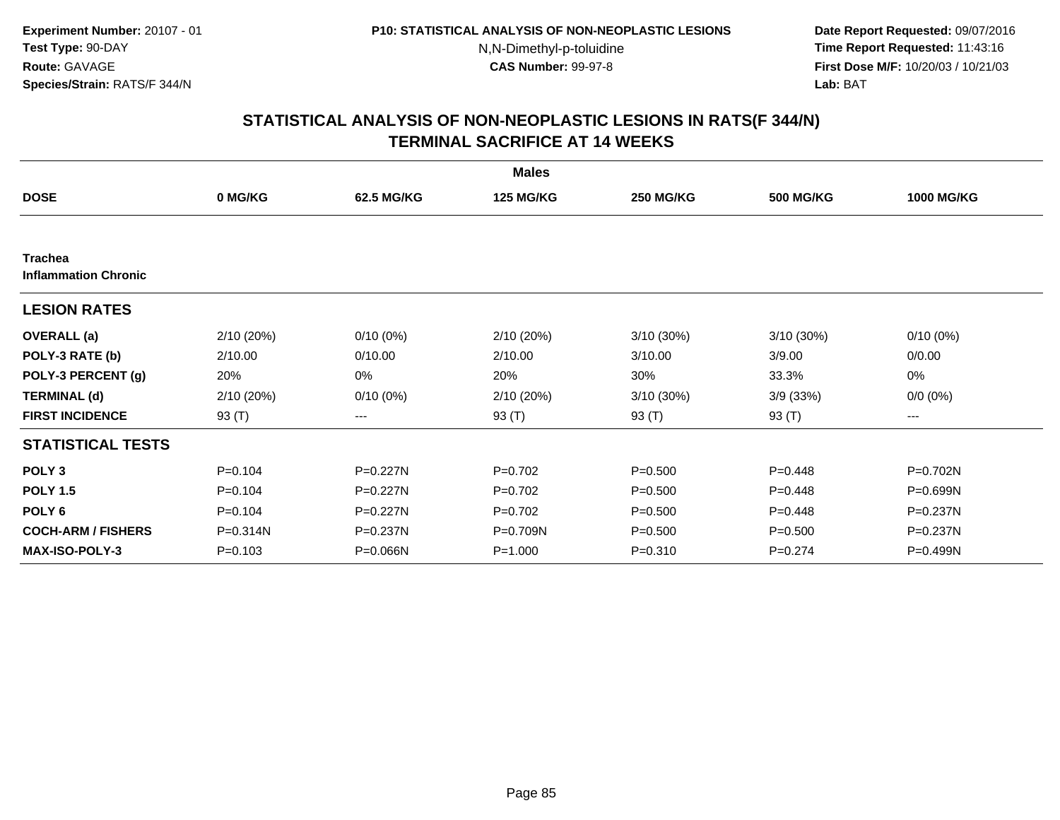Experiment Number: 20107 - 01
Test Type: 90-DAY
Route: GAVAGE
Species/Strain: RATS/F 344/N

P10: STATISTICAL ANALYSIS OF NON-NEOPLASTIC LESIONS
N,N-Dimethyl-p-toluidine
CAS Number: 99-97-8

Date Report Requested: 09/07/2016
Time Report Requested: 11:43:16
First Dose M/F: 10/20/03 / 10/21/03
Lab: BAT

# STATISTICAL ANALYSIS OF NON-NEOPLASTIC LESIONS IN RATS(F 344/N)
## TERMINAL SACRIFICE AT 14 WEEKS

| Males | | | | | | |
|---|---|---|---|---|---|---|
| **DOSE** | **0 MG/KG** | **62.5 MG/KG** | **125 MG/KG** | **250 MG/KG** | **500 MG/KG** | **1000 MG/KG** |
| **Trachea** | | | | | | |
| **Inflammation Chronic** | | | | | | |
| **LESION RATES** | | | | | | |
| **OVERALL (a)** | 2/10 (20%) | 0/10 (0%) | 2/10 (20%) | 3/10 (30%) | 3/10 (30%) | 0/10 (0%) |
| **POLY-3 RATE (b)** | 2/10.00 | 0/10.00 | 2/10.00 | 3/10.00 | 3/9.00 | 0/0.00 |
| **POLY-3 PERCENT (g)** | 20% | 0% | 20% | 30% | 33.3% | 0% |
| **TERMINAL (d)** | 2/10 (20%) | 0/10 (0%) | 2/10 (20%) | 3/10 (30%) | 3/9 (33%) | 0/0 (0%) |
| **FIRST INCIDENCE** | 93 (T) | --- | 93 (T) | 93 (T) | 93 (T) | --- |
| **STATISTICAL TESTS** | | | | | | |
| **POLY 3** | P=0.104 | P=0.227N | P=0.702 | P=0.500 | P=0.448 | P=0.702N |
| **POLY 1.5** | P=0.104 | P=0.227N | P=0.702 | P=0.500 | P=0.448 | P=0.699N |
| **POLY 6** | P=0.104 | P=0.227N | P=0.702 | P=0.500 | P=0.448 | P=0.237N |
| **COCH-ARM / FISHERS** | P=0.314N | P=0.237N | P=0.709N | P=0.500 | P=0.500 | P=0.237N |
| **MAX-ISO-POLY-3** | P=0.103 | P=0.066N | P=1.000 | P=0.310 | P=0.274 | P=0.499N |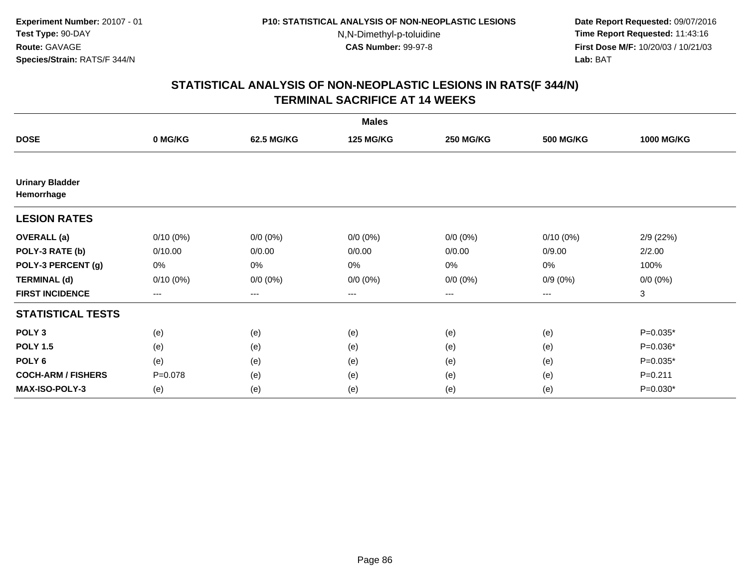Experiment Number: 20107 - 01
Test Type: 90-DAY
Route: GAVAGE
Species/Strain: RATS/F 344/N

P10: STATISTICAL ANALYSIS OF NON-NEOPLASTIC LESIONS
N,N-Dimethyl-p-toluidine
CAS Number: 99-97-8

Date Report Requested: 09/07/2016
Time Report Requested: 11:43:16
First Dose M/F: 10/20/03 / 10/21/03
Lab: BAT

## STATISTICAL ANALYSIS OF NON-NEOPLASTIC LESIONS IN RATS(F 344/N)
## TERMINAL SACRIFICE AT 14 WEEKS

| | Males | | | | | |
|---|---|---|---|---|---|---|
| **DOSE** | **0 MG/KG** | **62.5 MG/KG** | **125 MG/KG** | **250 MG/KG** | **500 MG/KG** | **1000 MG/KG** |
| **Urinary Bladder** | | | | | | |
| **Hemorrhage** | | | | | | |
| **LESION RATES** | | | | | | |
| **OVERALL (a)** | 0/10 (0%) | 0/0 (0%) | 0/0 (0%) | 0/0 (0%) | 0/10 (0%) | 2/9 (22%) |
| **POLY-3 RATE (b)** | 0/10.00 | 0/0.00 | 0/0.00 | 0/0.00 | 0/9.00 | 2/2.00 |
| **POLY-3 PERCENT (g)** | 0% | 0% | 0% | 0% | 0% | 100% |
| **TERMINAL (d)** | 0/10 (0%) | 0/0 (0%) | 0/0 (0%) | 0/0 (0%) | 0/9 (0%) | 0/0 (0%) |
| **FIRST INCIDENCE** | --- | --- | --- | --- | --- | 3 |
| **STATISTICAL TESTS** | | | | | | |
| **POLY 3** | (e) | (e) | (e) | (e) | (e) | P=0.035* |
| **POLY 1.5** | (e) | (e) | (e) | (e) | (e) | P=0.036* |
| **POLY 6** | (e) | (e) | (e) | (e) | (e) | P=0.035* |
| **COCH-ARM / FISHERS** | P=0.078 | (e) | (e) | (e) | (e) | P=0.211 |
| **MAX-ISO-POLY-3** | (e) | (e) | (e) | (e) | (e) | P=0.030* |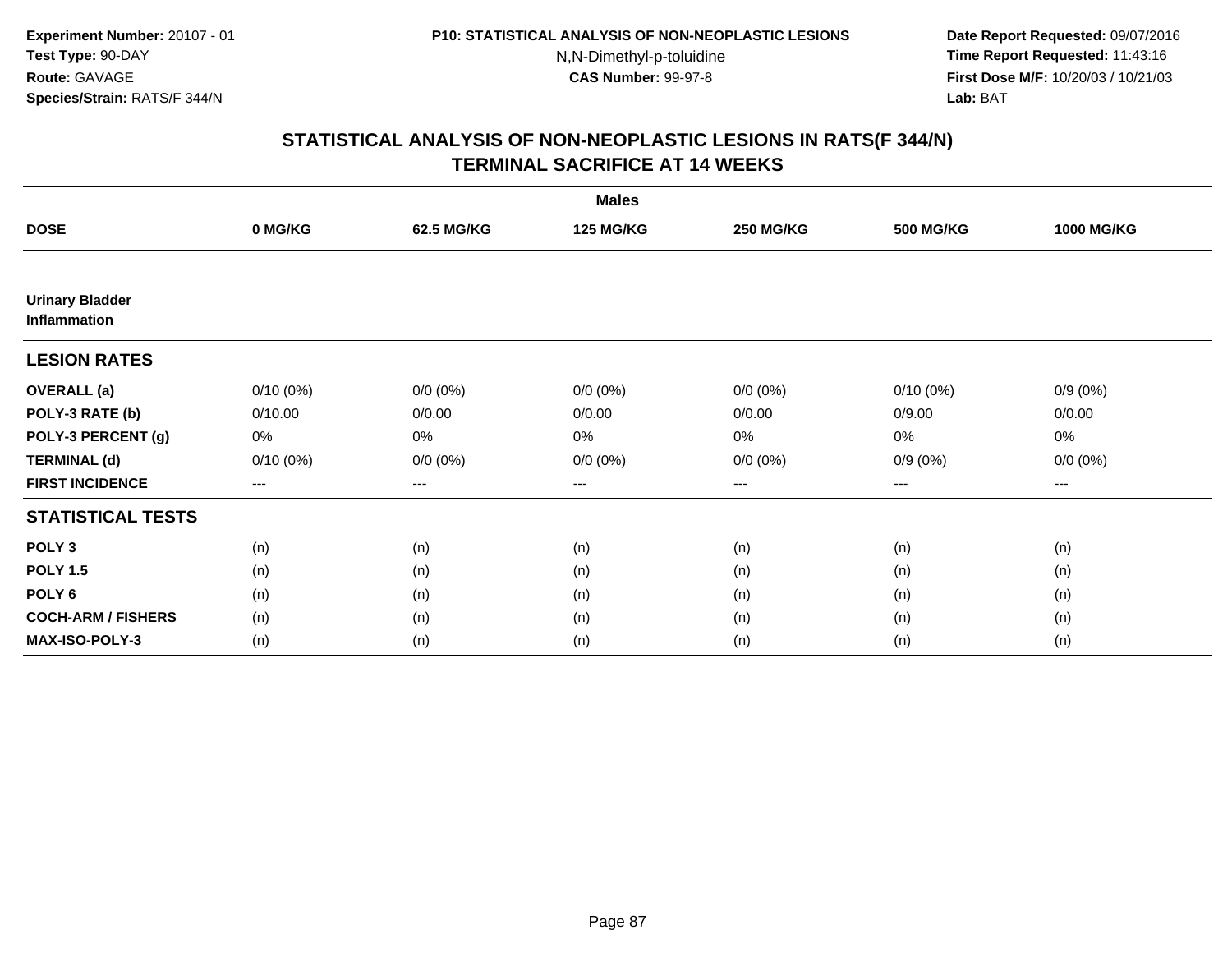**Experiment Number:** 20107 - 01
**Test Type:** 90-DAY
**Route:** GAVAGE
**Species/Strain:** RATS/F 344/N

**P10: STATISTICAL ANALYSIS OF NON-NEOPLASTIC LESIONS**
N,N-Dimethyl-p-toluidine
**CAS Number:** 99-97-8

**Date Report Requested:** 09/07/2016
**Time Report Requested:** 11:43:16
**First Dose M/F:** 10/20/03 / 10/21/03
**Lab:** BAT

## STATISTICAL ANALYSIS OF NON-NEOPLASTIC LESIONS IN RATS(F 344/N)
## TERMINAL SACRIFICE AT 14 WEEKS

| | Males | | | | | |
|---|---|---|---|---|---|---|
| **DOSE** | **0 MG/KG** | **62.5 MG/KG** | **125 MG/KG** | **250 MG/KG** | **500 MG/KG** | **1000 MG/KG** |
| **Urinary Bladder Inflammation** | | | | | | |
| **LESION RATES** | | | | | | |
| **OVERALL (a)** | 0/10 (0%) | 0/0 (0%) | 0/0 (0%) | 0/0 (0%) | 0/10 (0%) | 0/9 (0%) |
| **POLY-3 RATE (b)** | 0/10.00 | 0/0.00 | 0/0.00 | 0/0.00 | 0/9.00 | 0/0.00 |
| **POLY-3 PERCENT (g)** | 0% | 0% | 0% | 0% | 0% | 0% |
| **TERMINAL (d)** | 0/10 (0%) | 0/0 (0%) | 0/0 (0%) | 0/0 (0%) | 0/9 (0%) | 0/0 (0%) |
| **FIRST INCIDENCE** | --- | --- | --- | --- | --- | --- |
| **STATISTICAL TESTS** | | | | | | |
| **POLY 3** | (n) | (n) | (n) | (n) | (n) | (n) |
| **POLY 1.5** | (n) | (n) | (n) | (n) | (n) | (n) |
| **POLY 6** | (n) | (n) | (n) | (n) | (n) | (n) |
| **COCH-ARM / FISHERS** | (n) | (n) | (n) | (n) | (n) | (n) |
| **MAX-ISO-POLY-3** | (n) | (n) | (n) | (n) | (n) | (n) |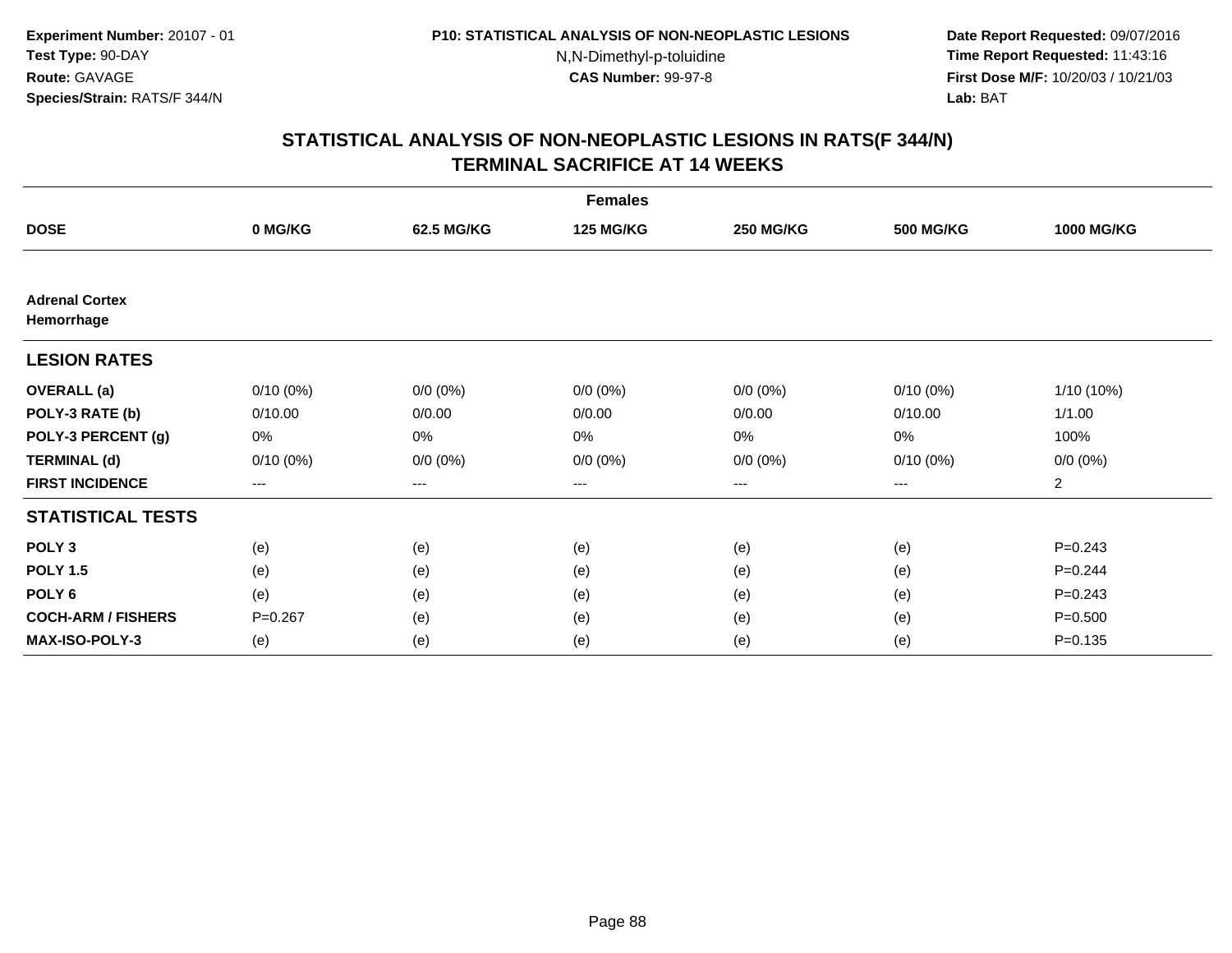**Experiment Number:** 20107 - 01
**Test Type:** 90-DAY
**Route:** GAVAGE
**Species/Strain:** RATS/F 344/N

**P10: STATISTICAL ANALYSIS OF NON-NEOPLASTIC LESIONS**
N,N-Dimethyl-p-toluidine
**CAS Number:** 99-97-8

**Date Report Requested:** 09/07/2016
**Time Report Requested:** 11:43:16
**First Dose M/F:** 10/20/03 / 10/21/03
**Lab:** BAT

## STATISTICAL ANALYSIS OF NON-NEOPLASTIC LESIONS IN RATS(F 344/N)
## TERMINAL SACRIFICE AT 14 WEEKS

| | Females | | | | | |
|---|---|---|---|---|---|---|
| **DOSE** | **0 MG/KG** | **62.5 MG/KG** | **125 MG/KG** | **250 MG/KG** | **500 MG/KG** | **1000 MG/KG** |
| **Adrenal Cortex** | | | | | | |
| **Hemorrhage** | | | | | | |
| **LESION RATES** | | | | | | |
| **OVERALL (a)** | 0/10 (0%) | 0/0 (0%) | 0/0 (0%) | 0/0 (0%) | 0/10 (0%) | 1/10 (10%) |
| **POLY-3 RATE (b)** | 0/10.00 | 0/0.00 | 0/0.00 | 0/0.00 | 0/10.00 | 1/1.00 |
| **POLY-3 PERCENT (g)** | 0% | 0% | 0% | 0% | 0% | 100% |
| **TERMINAL (d)** | 0/10 (0%) | 0/0 (0%) | 0/0 (0%) | 0/0 (0%) | 0/10 (0%) | 0/0 (0%) |
| **FIRST INCIDENCE** | --- | --- | --- | --- | --- | 2 |
| **STATISTICAL TESTS** | | | | | | |
| **POLY 3** | (e) | (e) | (e) | (e) | (e) | P=0.243 |
| **POLY 1.5** | (e) | (e) | (e) | (e) | (e) | P=0.244 |
| **POLY 6** | (e) | (e) | (e) | (e) | (e) | P=0.243 |
| **COCH-ARM / FISHERS** | P=0.267 | (e) | (e) | (e) | (e) | P=0.500 |
| **MAX-ISO-POLY-3** | (e) | (e) | (e) | (e) | (e) | P=0.135 |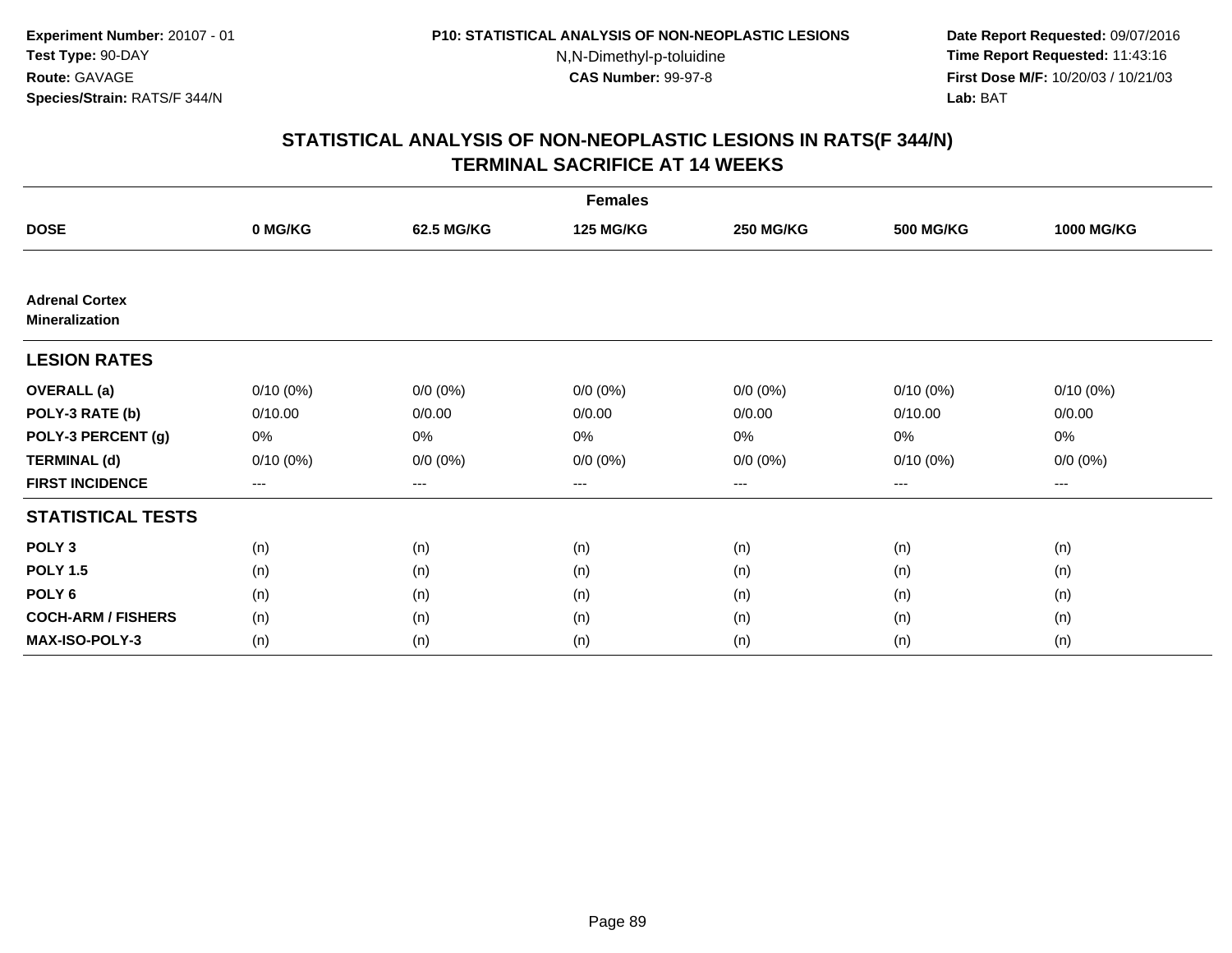Experiment Number: 20107 - 01
Test Type: 90-DAY
Route: GAVAGE
Species/Strain: RATS/F 344/N

P10: STATISTICAL ANALYSIS OF NON-NEOPLASTIC LESIONS
N,N-Dimethyl-p-toluidine
CAS Number: 99-97-8

Date Report Requested: 09/07/2016
Time Report Requested: 11:43:16
First Dose M/F: 10/20/03 / 10/21/03
Lab: BAT

## STATISTICAL ANALYSIS OF NON-NEOPLASTIC LESIONS IN RATS(F 344/N)
## TERMINAL SACRIFICE AT 14 WEEKS

| | Females | | | | | |
|---|---|---|---|---|---|---|
| **DOSE** | **0 MG/KG** | **62.5 MG/KG** | **125 MG/KG** | **250 MG/KG** | **500 MG/KG** | **1000 MG/KG** |
| **Adrenal Cortex** | | | | | | |
| **Mineralization** | | | | | | |
| **LESION RATES** | | | | | | |
| **OVERALL (a)** | 0/10 (0%) | 0/0 (0%) | 0/0 (0%) | 0/0 (0%) | 0/10 (0%) | 0/10 (0%) |
| **POLY-3 RATE (b)** | 0/10.00 | 0/0.00 | 0/0.00 | 0/0.00 | 0/10.00 | 0/0.00 |
| **POLY-3 PERCENT (g)** | 0% | 0% | 0% | 0% | 0% | 0% |
| **TERMINAL (d)** | 0/10 (0%) | 0/0 (0%) | 0/0 (0%) | 0/0 (0%) | 0/10 (0%) | 0/0 (0%) |
| **FIRST INCIDENCE** | --- | --- | --- | --- | --- | --- |
| **STATISTICAL TESTS** | | | | | | |
| **POLY 3** | (n) | (n) | (n) | (n) | (n) | (n) |
| **POLY 1.5** | (n) | (n) | (n) | (n) | (n) | (n) |
| **POLY 6** | (n) | (n) | (n) | (n) | (n) | (n) |
| **COCH-ARM / FISHERS** | (n) | (n) | (n) | (n) | (n) | (n) |
| **MAX-ISO-POLY-3** | (n) | (n) | (n) | (n) | (n) | (n) |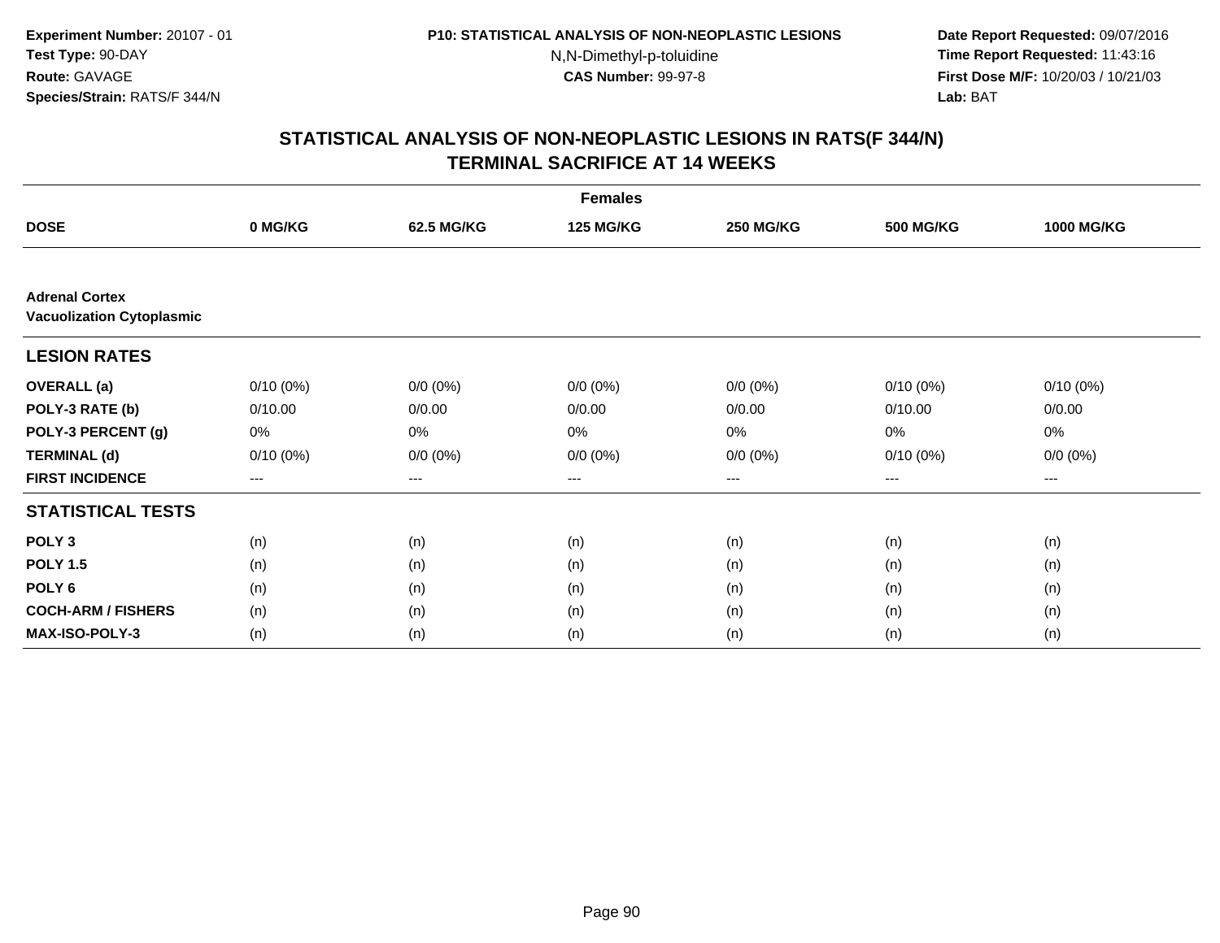Experiment Number: 20107 - 01
Test Type: 90-DAY
Route: GAVAGE
Species/Strain: RATS/F 344/N

P10: STATISTICAL ANALYSIS OF NON-NEOPLASTIC LESIONS
N,N-Dimethyl-p-toluidine
CAS Number: 99-97-8

Date Report Requested: 09/07/2016
Time Report Requested: 11:43:16
First Dose M/F: 10/20/03 / 10/21/03
Lab: BAT

## STATISTICAL ANALYSIS OF NON-NEOPLASTIC LESIONS IN RATS(F 344/N)
## TERMINAL SACRIFICE AT 14 WEEKS

| | Females | | | | | |
|---|---|---|---|---|---|---|
| **DOSE** | **0 MG/KG** | **62.5 MG/KG** | **125 MG/KG** | **250 MG/KG** | **500 MG/KG** | **1000 MG/KG** |
| **Adrenal Cortex** | | | | | | |
| **Vacuolization Cytoplasmic** | | | | | | |
| **LESION RATES** | | | | | | |
| **OVERALL (a)** | 0/10 (0%) | 0/0 (0%) | 0/0 (0%) | 0/0 (0%) | 0/10 (0%) | 0/10 (0%) |
| **POLY-3 RATE (b)** | 0/10.00 | 0/0.00 | 0/0.00 | 0/0.00 | 0/10.00 | 0/0.00 |
| **POLY-3 PERCENT (g)** | 0% | 0% | 0% | 0% | 0% | 0% |
| **TERMINAL (d)** | 0/10 (0%) | 0/0 (0%) | 0/0 (0%) | 0/0 (0%) | 0/10 (0%) | 0/0 (0%) |
| **FIRST INCIDENCE** | --- | --- | --- | --- | --- | --- |
| **STATISTICAL TESTS** | | | | | | |
| **POLY 3** | (n) | (n) | (n) | (n) | (n) | (n) |
| **POLY 1.5** | (n) | (n) | (n) | (n) | (n) | (n) |
| **POLY 6** | (n) | (n) | (n) | (n) | (n) | (n) |
| **COCH-ARM / FISHERS** | (n) | (n) | (n) | (n) | (n) | (n) |
| **MAX-ISO-POLY-3** | (n) | (n) | (n) | (n) | (n) | (n) |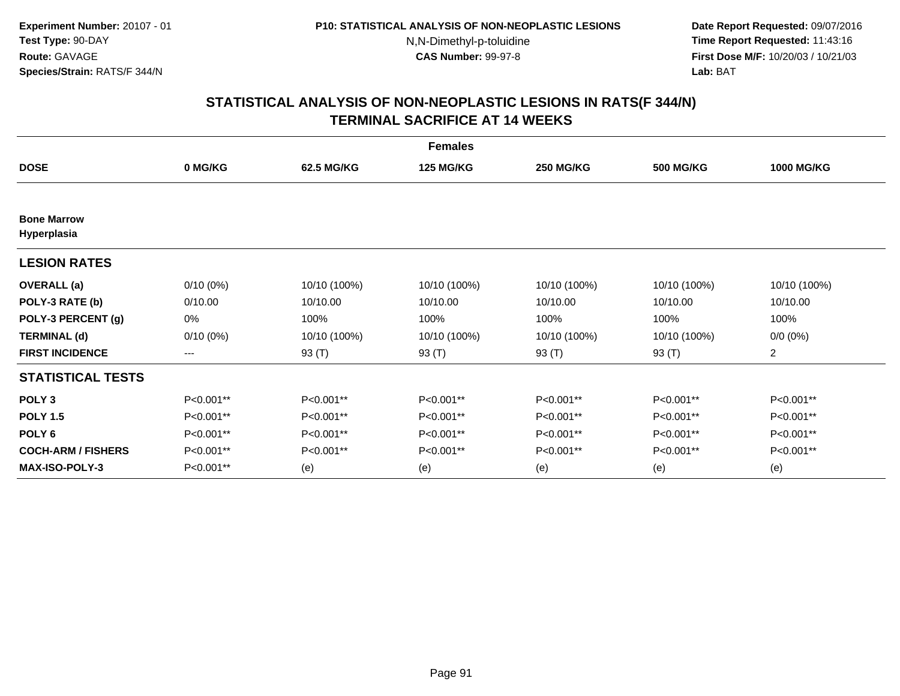**Experiment Number:** 20107 - 01
**Test Type:** 90-DAY
**Route:** GAVAGE
**Species/Strain:** RATS/F 344/N

**P10: STATISTICAL ANALYSIS OF NON-NEOPLASTIC LESIONS**
N,N-Dimethyl-p-toluidine
**CAS Number:** 99-97-8

**Date Report Requested:** 09/07/2016
**Time Report Requested:** 11:43:16
**First Dose M/F:** 10/20/03 / 10/21/03
**Lab:** BAT

## STATISTICAL ANALYSIS OF NON-NEOPLASTIC LESIONS IN RATS(F 344/N) TERMINAL SACRIFICE AT 14 WEEKS

| | Females | | | | | |
|---|---|---|---|---|---|---|
| **DOSE** | **0 MG/KG** | **62.5 MG/KG** | **125 MG/KG** | **250 MG/KG** | **500 MG/KG** | **1000 MG/KG** |
| **Bone Marrow Hyperplasia** | | | | | | |
| **LESION RATES** | | | | | | |
| **OVERALL (a)** | 0/10 (0%) | 10/10 (100%) | 10/10 (100%) | 10/10 (100%) | 10/10 (100%) | 10/10 (100%) |
| **POLY-3 RATE (b)** | 0/10.00 | 10/10.00 | 10/10.00 | 10/10.00 | 10/10.00 | 10/10.00 |
| **POLY-3 PERCENT (g)** | 0% | 100% | 100% | 100% | 100% | 100% |
| **TERMINAL (d)** | 0/10 (0%) | 10/10 (100%) | 10/10 (100%) | 10/10 (100%) | 10/10 (100%) | 0/0 (0%) |
| **FIRST INCIDENCE** | --- | 93 (T) | 93 (T) | 93 (T) | 93 (T) | 2 |
| **STATISTICAL TESTS** | | | | | | |
| **POLY 3** | P<0.001** | P<0.001** | P<0.001** | P<0.001** | P<0.001** | P<0.001** |
| **POLY 1.5** | P<0.001** | P<0.001** | P<0.001** | P<0.001** | P<0.001** | P<0.001** |
| **POLY 6** | P<0.001** | P<0.001** | P<0.001** | P<0.001** | P<0.001** | P<0.001** |
| **COCH-ARM / FISHERS** | P<0.001** | P<0.001** | P<0.001** | P<0.001** | P<0.001** | P<0.001** |
| **MAX-ISO-POLY-3** | P<0.001** | (e) | (e) | (e) | (e) | (e) |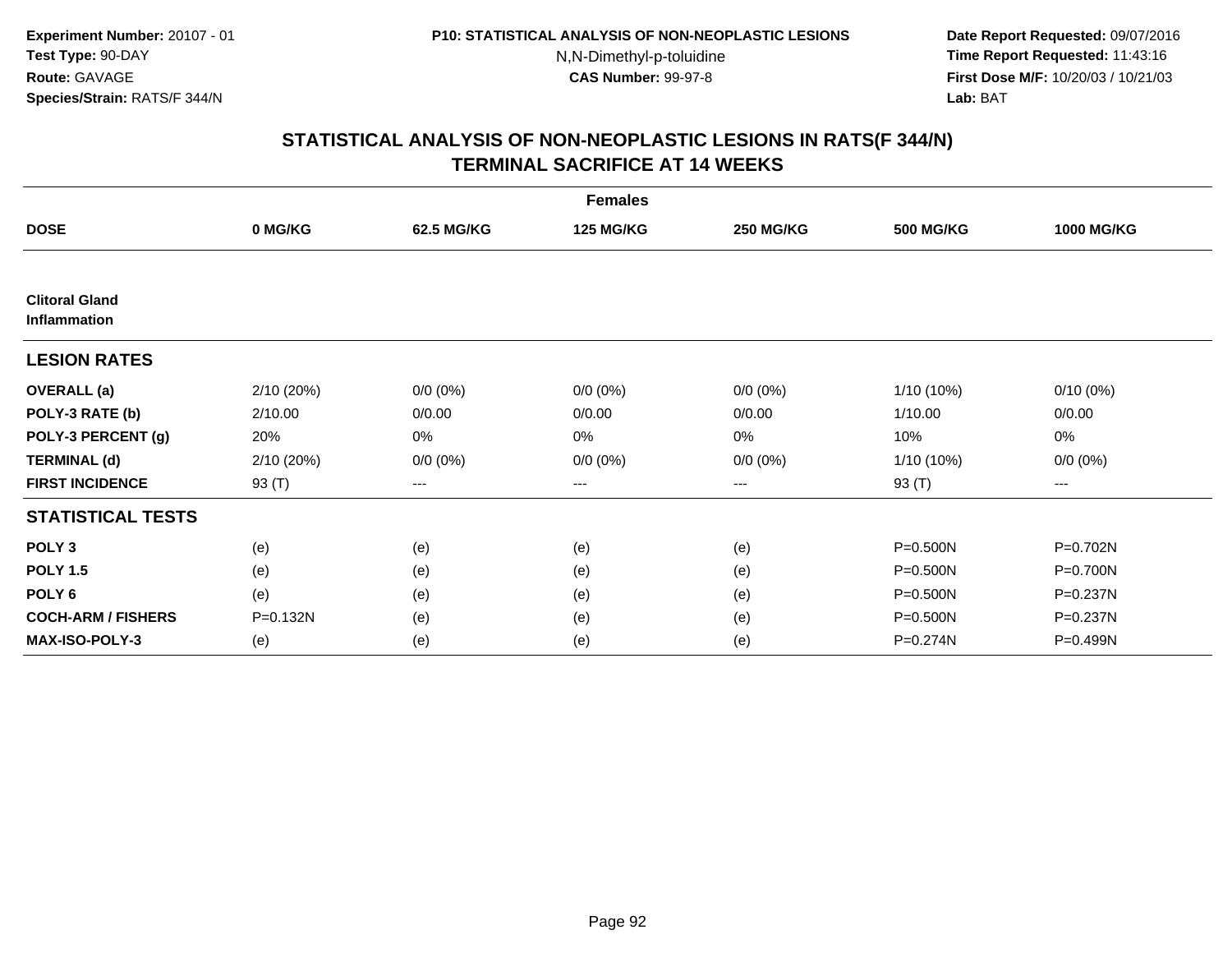**Experiment Number:** 20107 - 01
**Test Type:** 90-DAY
**Route:** GAVAGE
**Species/Strain:** RATS/F 344/N

**P10: STATISTICAL ANALYSIS OF NON-NEOPLASTIC LESIONS**
N,N-Dimethyl-p-toluidine
**CAS Number:** 99-97-8

**Date Report Requested:** 09/07/2016
**Time Report Requested:** 11:43:16
**First Dose M/F:** 10/20/03 / 10/21/03
**Lab:** BAT

## STATISTICAL ANALYSIS OF NON-NEOPLASTIC LESIONS IN RATS(F 344/N)
## TERMINAL SACRIFICE AT 14 WEEKS

| | Females | | | | | |
|---|---|---|---|---|---|---|
| **DOSE** | **0 MG/KG** | **62.5 MG/KG** | **125 MG/KG** | **250 MG/KG** | **500 MG/KG** | **1000 MG/KG** |
| **Clitoral Gland Inflammation** | | | | | | |
| **LESION RATES** | | | | | | |
| **OVERALL (a)** | 2/10 (20%) | 0/0 (0%) | 0/0 (0%) | 0/0 (0%) | 1/10 (10%) | 0/10 (0%) |
| **POLY-3 RATE (b)** | 2/10.00 | 0/0.00 | 0/0.00 | 0/0.00 | 1/10.00 | 0/0.00 |
| **POLY-3 PERCENT (g)** | 20% | 0% | 0% | 0% | 10% | 0% |
| **TERMINAL (d)** | 2/10 (20%) | 0/0 (0%) | 0/0 (0%) | 0/0 (0%) | 1/10 (10%) | 0/0 (0%) |
| **FIRST INCIDENCE** | 93 (T) | --- | --- | --- | 93 (T) | --- |
| **STATISTICAL TESTS** | | | | | | |
| **POLY 3** | (e) | (e) | (e) | (e) | P=0.500N | P=0.702N |
| **POLY 1.5** | (e) | (e) | (e) | (e) | P=0.500N | P=0.700N |
| **POLY 6** | (e) | (e) | (e) | (e) | P=0.500N | P=0.237N |
| **COCH-ARM / FISHERS** | P=0.132N | (e) | (e) | (e) | P=0.500N | P=0.237N |
| **MAX-ISO-POLY-3** | (e) | (e) | (e) | (e) | P=0.274N | P=0.499N |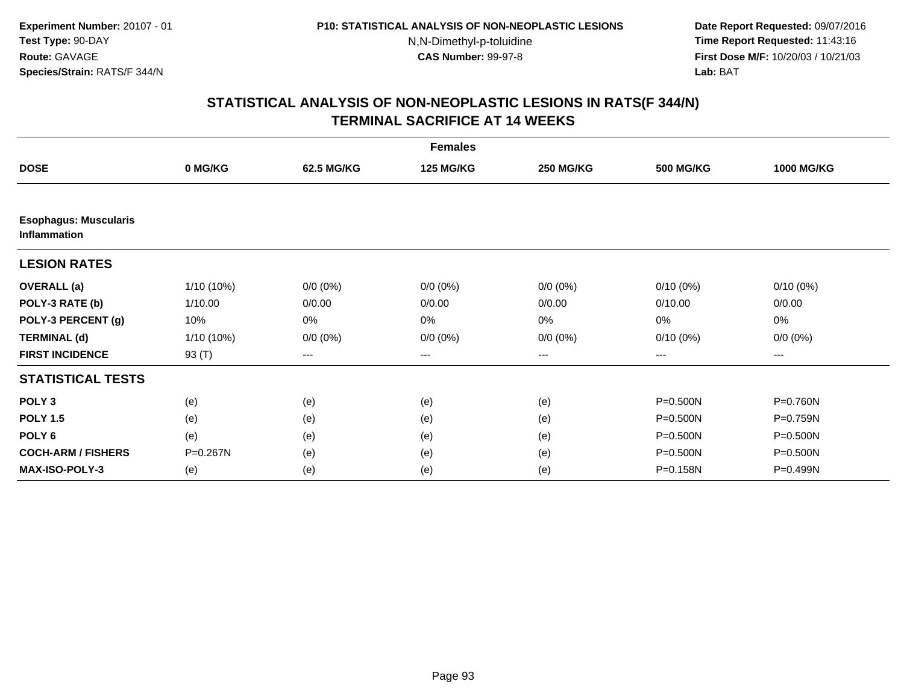**Experiment Number:** 20107 - 01
**Test Type:** 90-DAY
**Route:** GAVAGE
**Species/Strain:** RATS/F 344/N

**P10: STATISTICAL ANALYSIS OF NON-NEOPLASTIC LESIONS**
N,N-Dimethyl-p-toluidine
**CAS Number:** 99-97-8

**Date Report Requested:** 09/07/2016
**Time Report Requested:** 11:43:16
**First Dose M/F:** 10/20/03 / 10/21/03
**Lab:** BAT

## STATISTICAL ANALYSIS OF NON-NEOPLASTIC LESIONS IN RATS(F 344/N) TERMINAL SACRIFICE AT 14 WEEKS

| | Females | | | | | |
|---|---|---|---|---|---|---|
| **DOSE** | **0 MG/KG** | **62.5 MG/KG** | **125 MG/KG** | **250 MG/KG** | **500 MG/KG** | **1000 MG/KG** |
| **Esophagus: Muscularis Inflammation** | | | | | | |
| **LESION RATES** | | | | | | |
| **OVERALL (a)** | 1/10 (10%) | 0/0 (0%) | 0/0 (0%) | 0/0 (0%) | 0/10 (0%) | 0/10 (0%) |
| **POLY-3 RATE (b)** | 1/10.00 | 0/0.00 | 0/0.00 | 0/0.00 | 0/10.00 | 0/0.00 |
| **POLY-3 PERCENT (g)** | 10% | 0% | 0% | 0% | 0% | 0% |
| **TERMINAL (d)** | 1/10 (10%) | 0/0 (0%) | 0/0 (0%) | 0/0 (0%) | 0/10 (0%) | 0/0 (0%) |
| **FIRST INCIDENCE** | 93 (T) | --- | --- | --- | --- | --- |
| **STATISTICAL TESTS** | | | | | | |
| **POLY 3** | (e) | (e) | (e) | (e) | P=0.500N | P=0.760N |
| **POLY 1.5** | (e) | (e) | (e) | (e) | P=0.500N | P=0.759N |
| **POLY 6** | (e) | (e) | (e) | (e) | P=0.500N | P=0.500N |
| **COCH-ARM / FISHERS** | P=0.267N | (e) | (e) | (e) | P=0.500N | P=0.500N |
| **MAX-ISO-POLY-3** | (e) | (e) | (e) | (e) | P=0.158N | P=0.499N |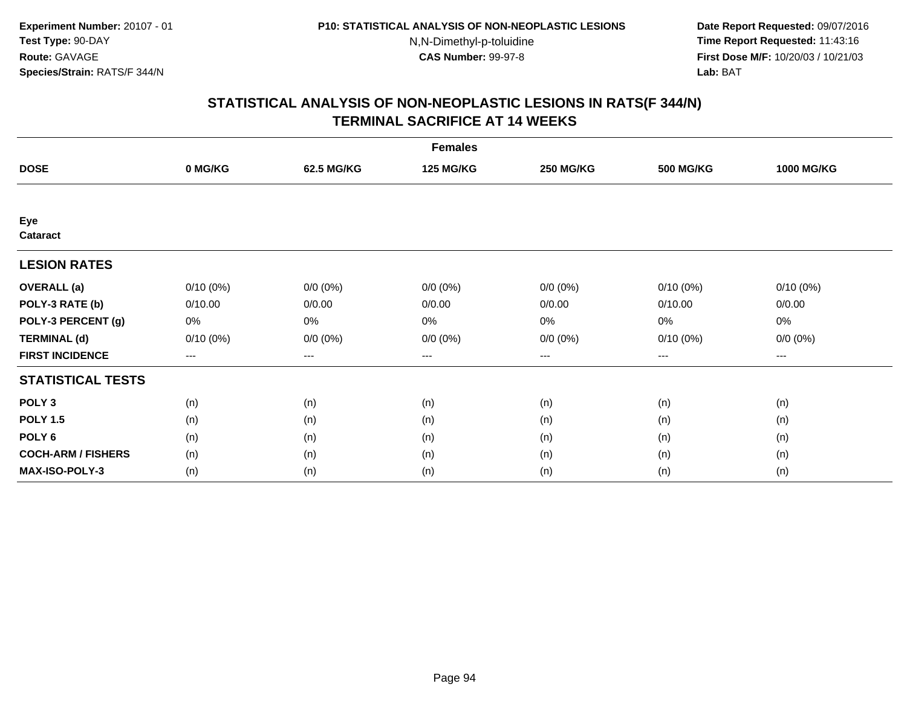**Experiment Number:** 20107 - 01
**Test Type:** 90-DAY
**Route:** GAVAGE
**Species/Strain:** RATS/F 344/N

**P10: STATISTICAL ANALYSIS OF NON-NEOPLASTIC LESIONS**
N,N-Dimethyl-p-toluidine
**CAS Number:** 99-97-8

**Date Report Requested:** 09/07/2016
**Time Report Requested:** 11:43:16
**First Dose M/F:** 10/20/03 / 10/21/03
**Lab:** BAT

## STATISTICAL ANALYSIS OF NON-NEOPLASTIC LESIONS IN RATS(F 344/N) TERMINAL SACRIFICE AT 14 WEEKS

| | Females | | | | | |
|---|---|---|---|---|---|---|
| **DOSE** | **0 MG/KG** | **62.5 MG/KG** | **125 MG/KG** | **250 MG/KG** | **500 MG/KG** | **1000 MG/KG** |
| **Eye** | | | | | | |
| **Cataract** | | | | | | |
| **LESION RATES** | | | | | | |
| **OVERALL (a)** | 0/10 (0%) | 0/0 (0%) | 0/0 (0%) | 0/0 (0%) | 0/10 (0%) | 0/10 (0%) |
| **POLY-3 RATE (b)** | 0/10.00 | 0/0.00 | 0/0.00 | 0/0.00 | 0/10.00 | 0/0.00 |
| **POLY-3 PERCENT (g)** | 0% | 0% | 0% | 0% | 0% | 0% |
| **TERMINAL (d)** | 0/10 (0%) | 0/0 (0%) | 0/0 (0%) | 0/0 (0%) | 0/10 (0%) | 0/0 (0%) |
| **FIRST INCIDENCE** | --- | --- | --- | --- | --- | --- |
| **STATISTICAL TESTS** | | | | | | |
| **POLY 3** | (n) | (n) | (n) | (n) | (n) | (n) |
| **POLY 1.5** | (n) | (n) | (n) | (n) | (n) | (n) |
| **POLY 6** | (n) | (n) | (n) | (n) | (n) | (n) |
| **COCH-ARM / FISHERS** | (n) | (n) | (n) | (n) | (n) | (n) |
| **MAX-ISO-POLY-3** | (n) | (n) | (n) | (n) | (n) | (n) |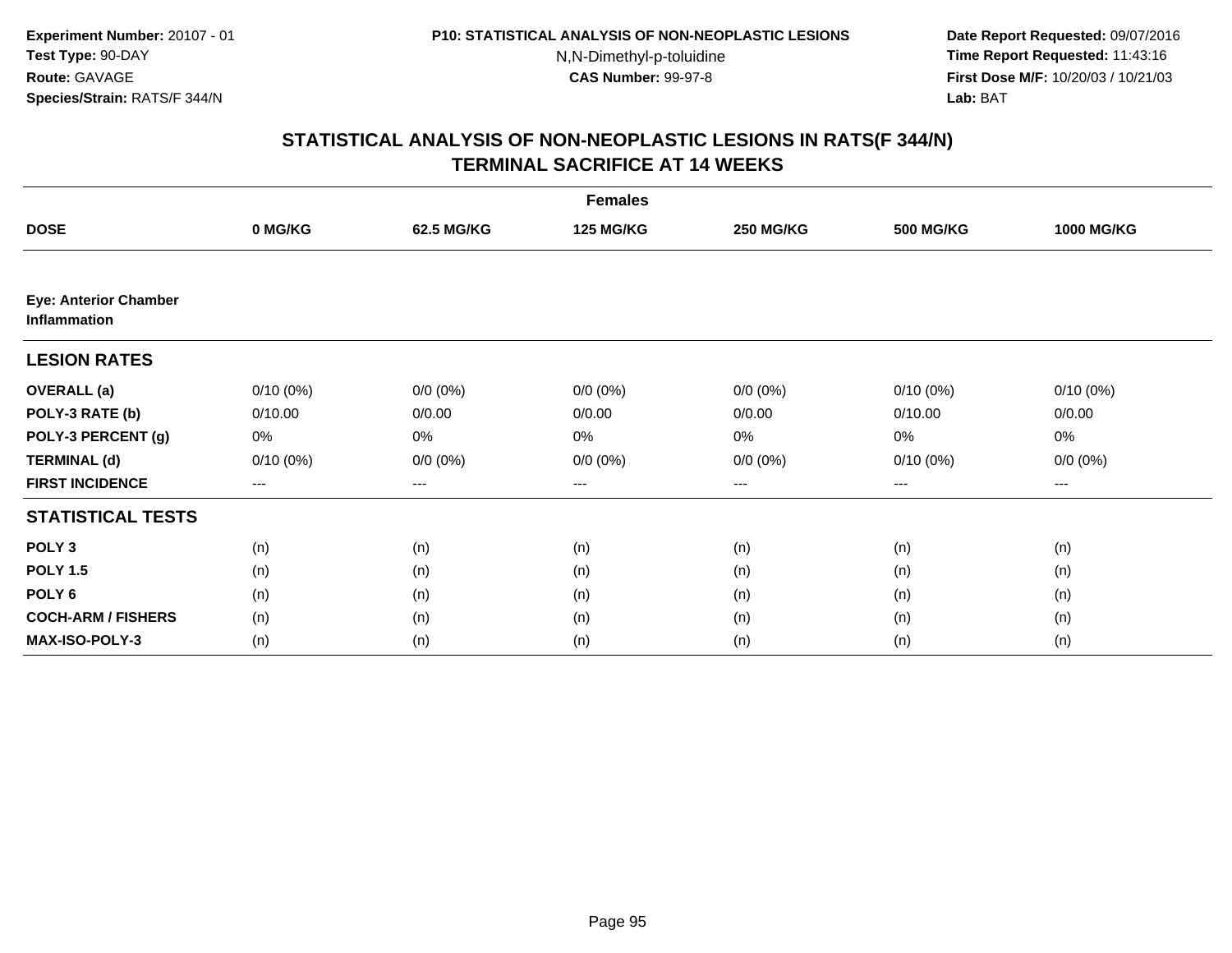Experiment Number: 20107 - 01
Test Type: 90-DAY
Route: GAVAGE
Species/Strain: RATS/F 344/N

P10: STATISTICAL ANALYSIS OF NON-NEOPLASTIC LESIONS
N,N-Dimethyl-p-toluidine
CAS Number: 99-97-8

Date Report Requested: 09/07/2016
Time Report Requested: 11:43:16
First Dose M/F: 10/20/03 / 10/21/03
Lab: BAT

# STATISTICAL ANALYSIS OF NON-NEOPLASTIC LESIONS IN RATS(F 344/N)
## TERMINAL SACRIFICE AT 14 WEEKS

| | Females | | | | | |
|---|---|---|---|---|---|---|
| **DOSE** | **0 MG/KG** | **62.5 MG/KG** | **125 MG/KG** | **250 MG/KG** | **500 MG/KG** | **1000 MG/KG** |
| **Eye: Anterior Chamber Inflammation** | | | | | | |
| **LESION RATES** | | | | | | |
| **OVERALL (a)** | 0/10 (0%) | 0/0 (0%) | 0/0 (0%) | 0/0 (0%) | 0/10 (0%) | 0/10 (0%) |
| **POLY-3 RATE (b)** | 0/10.00 | 0/0.00 | 0/0.00 | 0/0.00 | 0/10.00 | 0/0.00 |
| **POLY-3 PERCENT (g)** | 0% | 0% | 0% | 0% | 0% | 0% |
| **TERMINAL (d)** | 0/10 (0%) | 0/0 (0%) | 0/0 (0%) | 0/0 (0%) | 0/10 (0%) | 0/0 (0%) |
| **FIRST INCIDENCE** | --- | --- | --- | --- | --- | --- |
| **STATISTICAL TESTS** | | | | | | |
| **POLY 3** | (n) | (n) | (n) | (n) | (n) | (n) |
| **POLY 1.5** | (n) | (n) | (n) | (n) | (n) | (n) |
| **POLY 6** | (n) | (n) | (n) | (n) | (n) | (n) |
| **COCH-ARM / FISHERS** | (n) | (n) | (n) | (n) | (n) | (n) |
| **MAX-ISO-POLY-3** | (n) | (n) | (n) | (n) | (n) | (n) |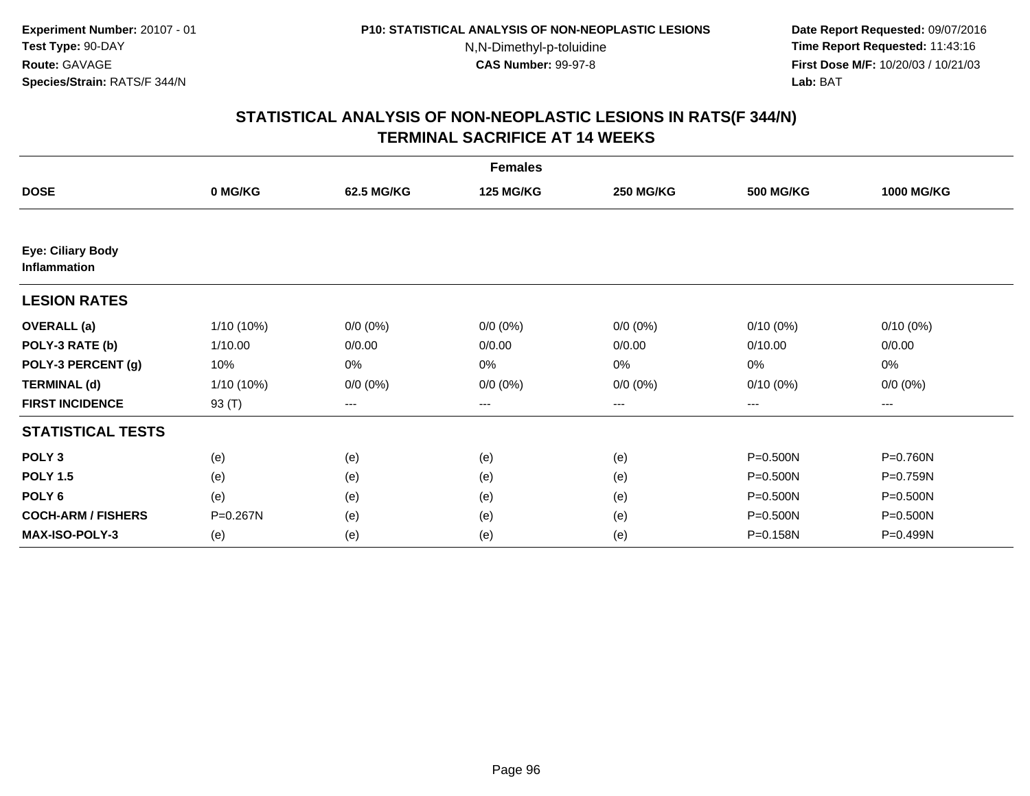Experiment Number: 20107 - 01
Test Type: 90-DAY
Route: GAVAGE
Species/Strain: RATS/F 344/N

P10: STATISTICAL ANALYSIS OF NON-NEOPLASTIC LESIONS
N,N-Dimethyl-p-toluidine
CAS Number: 99-97-8

Date Report Requested: 09/07/2016
Time Report Requested: 11:43:16
First Dose M/F: 10/20/03 / 10/21/03
Lab: BAT

## STATISTICAL ANALYSIS OF NON-NEOPLASTIC LESIONS IN RATS(F 344/N)
## TERMINAL SACRIFICE AT 14 WEEKS

**Females**

| DOSE | 0 MG/KG | 62.5 MG/KG | 125 MG/KG | 250 MG/KG | 500 MG/KG | 1000 MG/KG |
|---|---|---|---|---|---|---|
| **Eye: Ciliary Body Inflammation** | | | | | | |
| **LESION RATES** | | | | | | |
| **OVERALL (a)** | 1/10 (10%) | 0/0 (0%) | 0/0 (0%) | 0/0 (0%) | 0/10 (0%) | 0/10 (0%) |
| **POLY-3 RATE (b)** | 1/10.00 | 0/0.00 | 0/0.00 | 0/0.00 | 0/10.00 | 0/0.00 |
| **POLY-3 PERCENT (g)** | 10% | 0% | 0% | 0% | 0% | 0% |
| **TERMINAL (d)** | 1/10 (10%) | 0/0 (0%) | 0/0 (0%) | 0/0 (0%) | 0/10 (0%) | 0/0 (0%) |
| **FIRST INCIDENCE** | 93 (T) | --- | --- | --- | --- | --- |
| **STATISTICAL TESTS** | | | | | | |
| **POLY 3** | (e) | (e) | (e) | (e) | P=0.500N | P=0.760N |
| **POLY 1.5** | (e) | (e) | (e) | (e) | P=0.500N | P=0.759N |
| **POLY 6** | (e) | (e) | (e) | (e) | P=0.500N | P=0.500N |
| **COCH-ARM / FISHERS** | P=0.267N | (e) | (e) | (e) | P=0.500N | P=0.500N |
| **MAX-ISO-POLY-3** | (e) | (e) | (e) | (e) | P=0.158N | P=0.499N |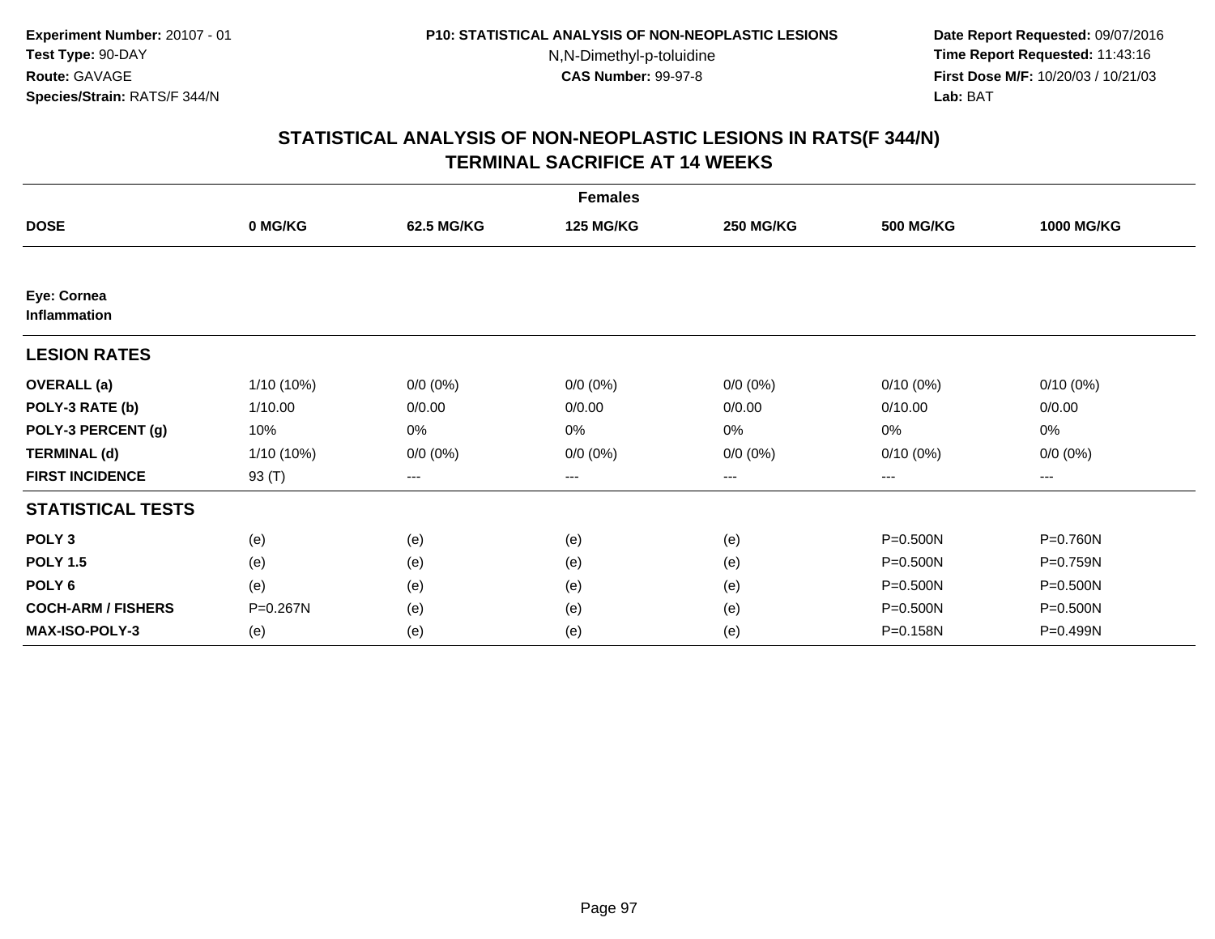Experiment Number: 20107 - 01
Test Type: 90-DAY
Route: GAVAGE
Species/Strain: RATS/F 344/N

P10: STATISTICAL ANALYSIS OF NON-NEOPLASTIC LESIONS
N,N-Dimethyl-p-toluidine
CAS Number: 99-97-8

Date Report Requested: 09/07/2016
Time Report Requested: 11:43:16
First Dose M/F: 10/20/03 / 10/21/03
Lab: BAT

## STATISTICAL ANALYSIS OF NON-NEOPLASTIC LESIONS IN RATS(F 344/N)
## TERMINAL SACRIFICE AT 14 WEEKS

| Females | | | | | | |
|---|---|---|---|---|---|---|
| **DOSE** | **0 MG/KG** | **62.5 MG/KG** | **125 MG/KG** | **250 MG/KG** | **500 MG/KG** | **1000 MG/KG** |
| **Eye: Cornea Inflammation** | | | | | | |
| **LESION RATES** | | | | | | |
| **OVERALL (a)** | 1/10 (10%) | 0/0 (0%) | 0/0 (0%) | 0/0 (0%) | 0/10 (0%) | 0/10 (0%) |
| **POLY-3 RATE (b)** | 1/10.00 | 0/0.00 | 0/0.00 | 0/0.00 | 0/10.00 | 0/0.00 |
| **POLY-3 PERCENT (g)** | 10% | 0% | 0% | 0% | 0% | 0% |
| **TERMINAL (d)** | 1/10 (10%) | 0/0 (0%) | 0/0 (0%) | 0/0 (0%) | 0/10 (0%) | 0/0 (0%) |
| **FIRST INCIDENCE** | 93 (T) | --- | --- | --- | --- | --- |
| **STATISTICAL TESTS** | | | | | | |
| **POLY 3** | (e) | (e) | (e) | (e) | P=0.500N | P=0.760N |
| **POLY 1.5** | (e) | (e) | (e) | (e) | P=0.500N | P=0.759N |
| **POLY 6** | (e) | (e) | (e) | (e) | P=0.500N | P=0.500N |
| **COCH-ARM / FISHERS** | P=0.267N | (e) | (e) | (e) | P=0.500N | P=0.500N |
| **MAX-ISO-POLY-3** | (e) | (e) | (e) | (e) | P=0.158N | P=0.499N |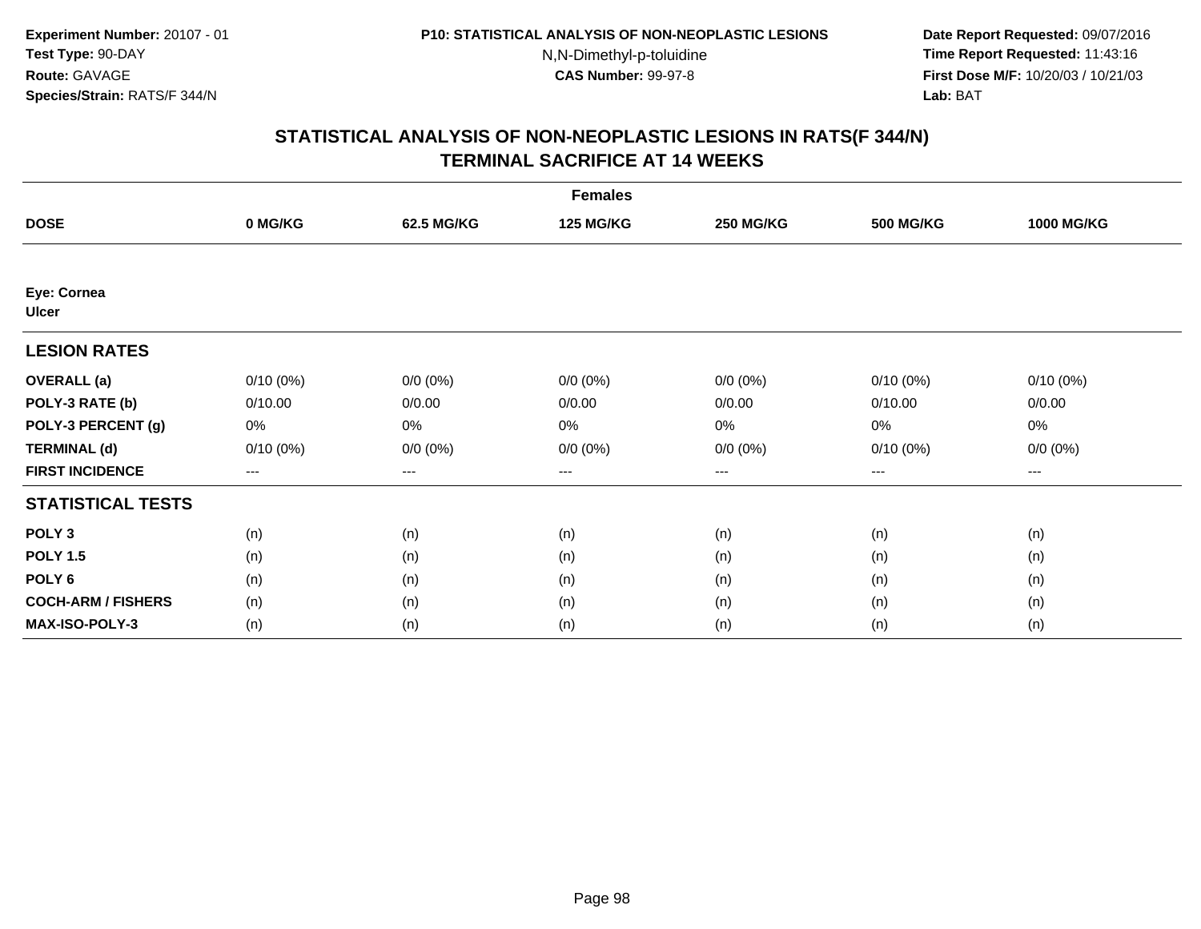Experiment Number: 20107 - 01
Test Type: 90-DAY
Route: GAVAGE
Species/Strain: RATS/F 344/N

P10: STATISTICAL ANALYSIS OF NON-NEOPLASTIC LESIONS
N,N-Dimethyl-p-toluidine
CAS Number: 99-97-8

Date Report Requested: 09/07/2016
Time Report Requested: 11:43:16
First Dose M/F: 10/20/03 / 10/21/03
Lab: BAT

# STATISTICAL ANALYSIS OF NON-NEOPLASTIC LESIONS IN RATS(F 344/N) TERMINAL SACRIFICE AT 14 WEEKS

| | Females | | | | | |
|---|---|---|---|---|---|---|
| **DOSE** | **0 MG/KG** | **62.5 MG/KG** | **125 MG/KG** | **250 MG/KG** | **500 MG/KG** | **1000 MG/KG** |
| **Eye: Cornea** | | | | | | |
| **Ulcer** | | | | | | |
| **LESION RATES** | | | | | | |
| **OVERALL (a)** | 0/10 (0%) | 0/0 (0%) | 0/0 (0%) | 0/0 (0%) | 0/10 (0%) | 0/10 (0%) |
| **POLY-3 RATE (b)** | 0/10.00 | 0/0.00 | 0/0.00 | 0/0.00 | 0/10.00 | 0/0.00 |
| **POLY-3 PERCENT (g)** | 0% | 0% | 0% | 0% | 0% | 0% |
| **TERMINAL (d)** | 0/10 (0%) | 0/0 (0%) | 0/0 (0%) | 0/0 (0%) | 0/10 (0%) | 0/0 (0%) |
| **FIRST INCIDENCE** | --- | --- | --- | --- | --- | --- |
| **STATISTICAL TESTS** | | | | | | |
| **POLY 3** | (n) | (n) | (n) | (n) | (n) | (n) |
| **POLY 1.5** | (n) | (n) | (n) | (n) | (n) | (n) |
| **POLY 6** | (n) | (n) | (n) | (n) | (n) | (n) |
| **COCH-ARM / FISHERS** | (n) | (n) | (n) | (n) | (n) | (n) |
| **MAX-ISO-POLY-3** | (n) | (n) | (n) | (n) | (n) | (n) |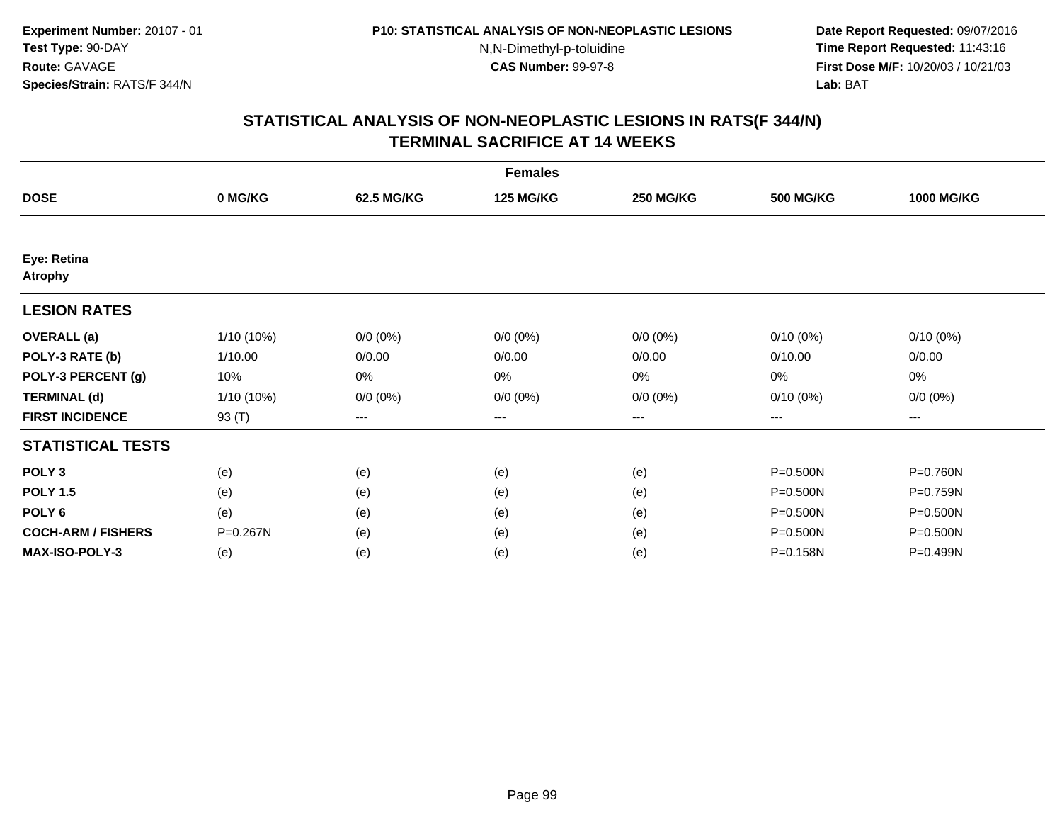Experiment Number: 20107 - 01
Test Type: 90-DAY
Route: GAVAGE
Species/Strain: RATS/F 344/N

P10: STATISTICAL ANALYSIS OF NON-NEOPLASTIC LESIONS
N,N-Dimethyl-p-toluidine
CAS Number: 99-97-8

Date Report Requested: 09/07/2016
Time Report Requested: 11:43:16
First Dose M/F: 10/20/03 / 10/21/03
Lab: BAT

## STATISTICAL ANALYSIS OF NON-NEOPLASTIC LESIONS IN RATS(F 344/N)
## TERMINAL SACRIFICE AT 14 WEEKS

| | Females | | | | | |
|---|---|---|---|---|---|---|
| **DOSE** | **0 MG/KG** | **62.5 MG/KG** | **125 MG/KG** | **250 MG/KG** | **500 MG/KG** | **1000 MG/KG** |
| **Eye: Retina** | | | | | | |
| **Atrophy** | | | | | | |
| **LESION RATES** | | | | | | |
| **OVERALL (a)** | 1/10 (10%) | 0/0 (0%) | 0/0 (0%) | 0/0 (0%) | 0/10 (0%) | 0/10 (0%) |
| **POLY-3 RATE (b)** | 1/10.00 | 0/0.00 | 0/0.00 | 0/0.00 | 0/10.00 | 0/0.00 |
| **POLY-3 PERCENT (g)** | 10% | 0% | 0% | 0% | 0% | 0% |
| **TERMINAL (d)** | 1/10 (10%) | 0/0 (0%) | 0/0 (0%) | 0/0 (0%) | 0/10 (0%) | 0/0 (0%) |
| **FIRST INCIDENCE** | 93 (T) | --- | --- | --- | --- | --- |
| **STATISTICAL TESTS** | | | | | | |
| **POLY 3** | (e) | (e) | (e) | (e) | P=0.500N | P=0.760N |
| **POLY 1.5** | (e) | (e) | (e) | (e) | P=0.500N | P=0.759N |
| **POLY 6** | (e) | (e) | (e) | (e) | P=0.500N | P=0.500N |
| **COCH-ARM / FISHERS** | P=0.267N | (e) | (e) | (e) | P=0.500N | P=0.500N |
| **MAX-ISO-POLY-3** | (e) | (e) | (e) | (e) | P=0.158N | P=0.499N |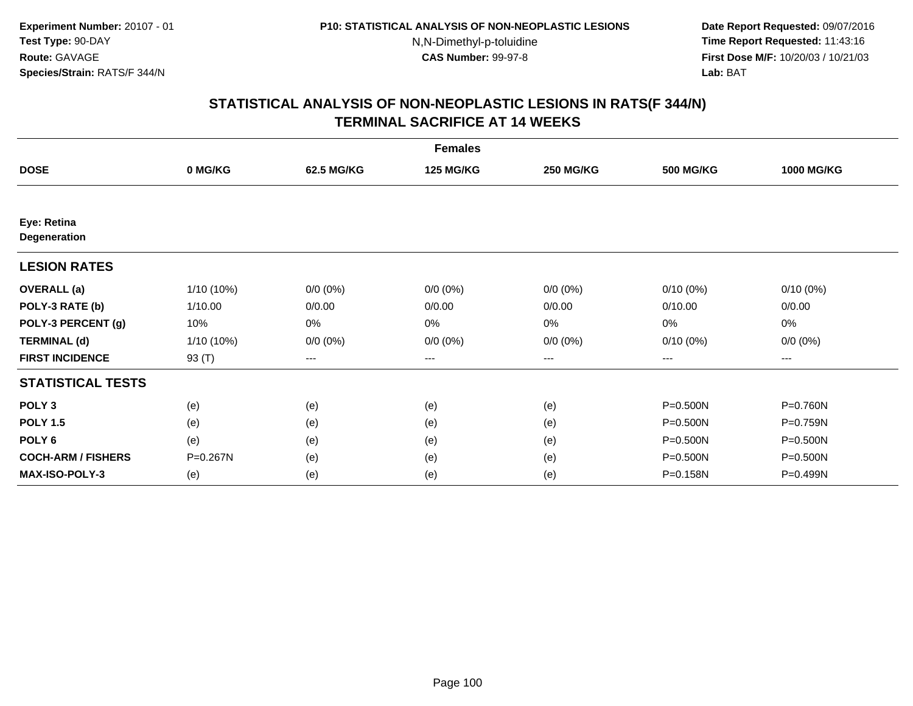Experiment Number: 20107 - 01
Test Type: 90-DAY
Route: GAVAGE
Species/Strain: RATS/F 344/N

P10: STATISTICAL ANALYSIS OF NON-NEOPLASTIC LESIONS
N,N-Dimethyl-p-toluidine
CAS Number: 99-97-8

Date Report Requested: 09/07/2016
Time Report Requested: 11:43:16
First Dose M/F: 10/20/03 / 10/21/03
Lab: BAT

## STATISTICAL ANALYSIS OF NON-NEOPLASTIC LESIONS IN RATS(F 344/N)
## TERMINAL SACRIFICE AT 14 WEEKS

| Females | | | | | | |
|---|---|---|---|---|---|---|
| **DOSE** | **0 MG/KG** | **62.5 MG/KG** | **125 MG/KG** | **250 MG/KG** | **500 MG/KG** | **1000 MG/KG** |
| **Eye: Retina Degeneration** | | | | | | |
| **LESION RATES** | | | | | | |
| **OVERALL (a)** | 1/10 (10%) | 0/0 (0%) | 0/0 (0%) | 0/0 (0%) | 0/10 (0%) | 0/10 (0%) |
| **POLY-3 RATE (b)** | 1/10.00 | 0/0.00 | 0/0.00 | 0/0.00 | 0/10.00 | 0/0.00 |
| **POLY-3 PERCENT (g)** | 10% | 0% | 0% | 0% | 0% | 0% |
| **TERMINAL (d)** | 1/10 (10%) | 0/0 (0%) | 0/0 (0%) | 0/0 (0%) | 0/10 (0%) | 0/0 (0%) |
| **FIRST INCIDENCE** | 93 (T) | --- | --- | --- | --- | --- |
| **STATISTICAL TESTS** | | | | | | |
| **POLY 3** | (e) | (e) | (e) | (e) | P=0.500N | P=0.760N |
| **POLY 1.5** | (e) | (e) | (e) | (e) | P=0.500N | P=0.759N |
| **POLY 6** | (e) | (e) | (e) | (e) | P=0.500N | P=0.500N |
| **COCH-ARM / FISHERS** | P=0.267N | (e) | (e) | (e) | P=0.500N | P=0.500N |
| **MAX-ISO-POLY-3** | (e) | (e) | (e) | (e) | P=0.158N | P=0.499N |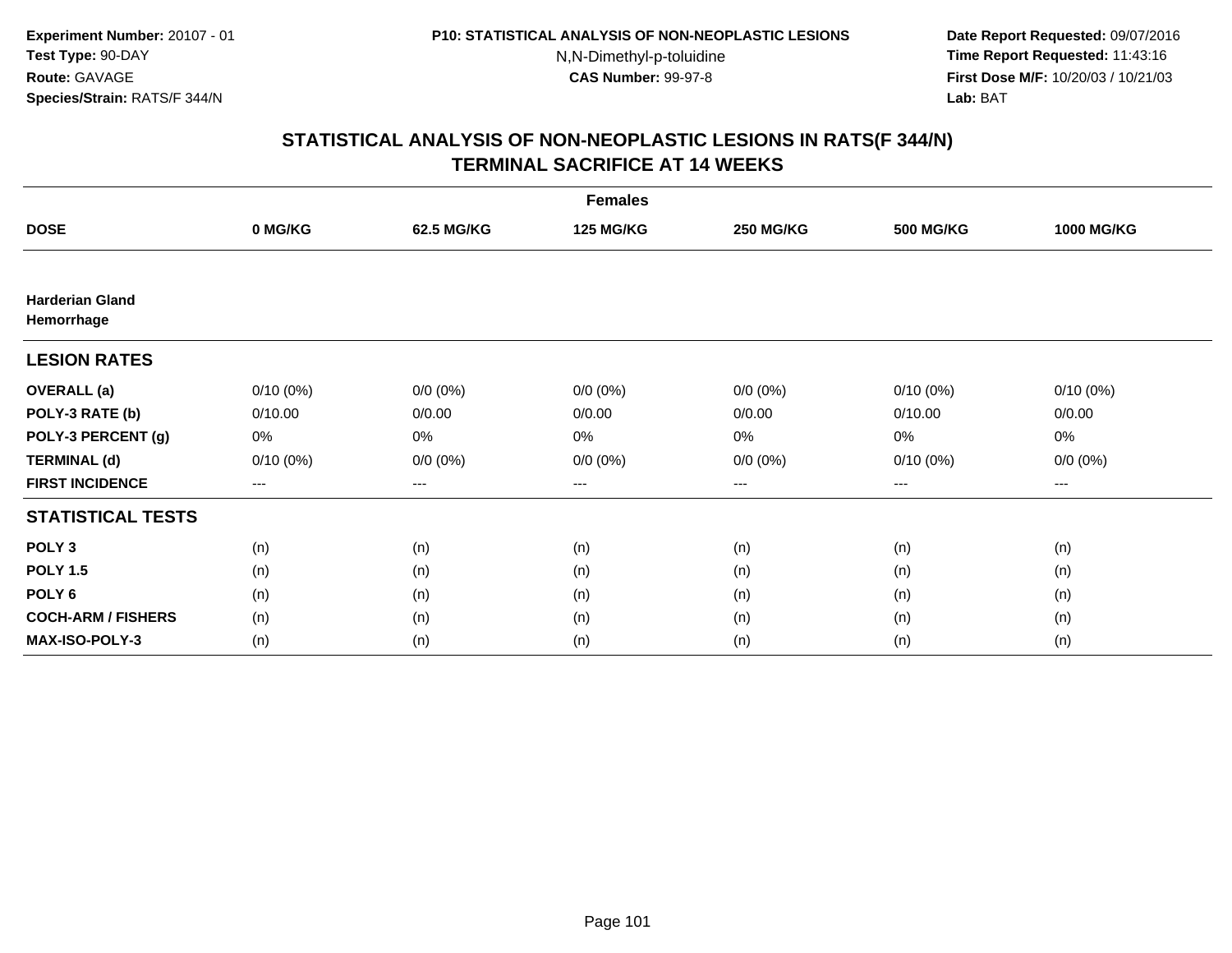Experiment Number: 20107 - 01
Test Type: 90-DAY
Route: GAVAGE
Species/Strain: RATS/F 344/N

P10: STATISTICAL ANALYSIS OF NON-NEOPLASTIC LESIONS
N,N-Dimethyl-p-toluidine
CAS Number: 99-97-8

Date Report Requested: 09/07/2016
Time Report Requested: 11:43:16
First Dose M/F: 10/20/03 / 10/21/03
Lab: BAT

# STATISTICAL ANALYSIS OF NON-NEOPLASTIC LESIONS IN RATS(F 344/N) TERMINAL SACRIFICE AT 14 WEEKS

| | Females | | | | | |
|---|---|---|---|---|---|---|
| **DOSE** | **0 MG/KG** | **62.5 MG/KG** | **125 MG/KG** | **250 MG/KG** | **500 MG/KG** | **1000 MG/KG** |
| **Harderian Gland Hemorrhage** | | | | | | |
| **LESION RATES** | | | | | | |
| **OVERALL (a)** | 0/10 (0%) | 0/0 (0%) | 0/0 (0%) | 0/0 (0%) | 0/10 (0%) | 0/10 (0%) |
| **POLY-3 RATE (b)** | 0/10.00 | 0/0.00 | 0/0.00 | 0/0.00 | 0/10.00 | 0/0.00 |
| **POLY-3 PERCENT (g)** | 0% | 0% | 0% | 0% | 0% | 0% |
| **TERMINAL (d)** | 0/10 (0%) | 0/0 (0%) | 0/0 (0%) | 0/0 (0%) | 0/10 (0%) | 0/0 (0%) |
| **FIRST INCIDENCE** | --- | --- | --- | --- | --- | --- |
| **STATISTICAL TESTS** | | | | | | |
| **POLY 3** | (n) | (n) | (n) | (n) | (n) | (n) |
| **POLY 1.5** | (n) | (n) | (n) | (n) | (n) | (n) |
| **POLY 6** | (n) | (n) | (n) | (n) | (n) | (n) |
| **COCH-ARM / FISHERS** | (n) | (n) | (n) | (n) | (n) | (n) |
| **MAX-ISO-POLY-3** | (n) | (n) | (n) | (n) | (n) | (n) |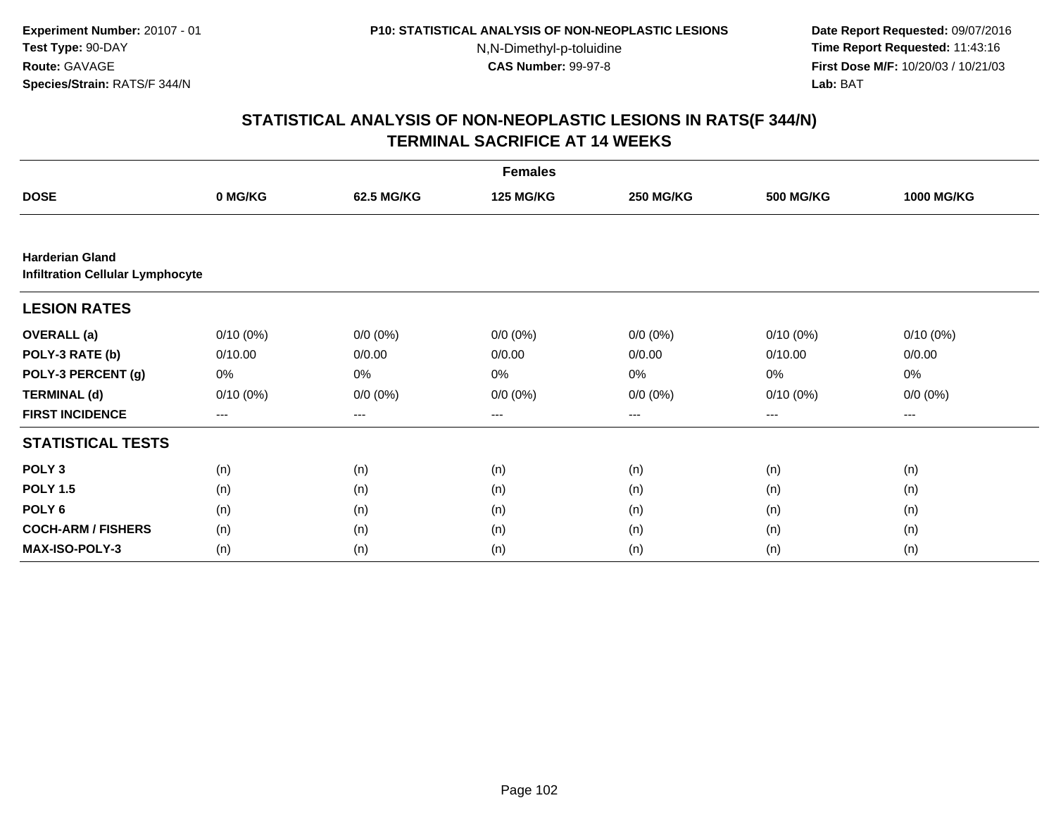Experiment Number: 20107 - 01
Test Type: 90-DAY
Route: GAVAGE
Species/Strain: RATS/F 344/N

P10: STATISTICAL ANALYSIS OF NON-NEOPLASTIC LESIONS
N,N-Dimethyl-p-toluidine
CAS Number: 99-97-8

Date Report Requested: 09/07/2016
Time Report Requested: 11:43:16
First Dose M/F: 10/20/03 / 10/21/03
Lab: BAT

## STATISTICAL ANALYSIS OF NON-NEOPLASTIC LESIONS IN RATS(F 344/N)
## TERMINAL SACRIFICE AT 14 WEEKS

| Females | | | | | | |
|---|---|---|---|---|---|---|
| **DOSE** | **0 MG/KG** | **62.5 MG/KG** | **125 MG/KG** | **250 MG/KG** | **500 MG/KG** | **1000 MG/KG** |
| **Harderian Gland** | | | | | | |
| **Infiltration Cellular Lymphocyte** | | | | | | |
| **LESION RATES** | | | | | | |
| **OVERALL (a)** | 0/10 (0%) | 0/0 (0%) | 0/0 (0%) | 0/0 (0%) | 0/10 (0%) | 0/10 (0%) |
| **POLY-3 RATE (b)** | 0/10.00 | 0/0.00 | 0/0.00 | 0/0.00 | 0/10.00 | 0/0.00 |
| **POLY-3 PERCENT (g)** | 0% | 0% | 0% | 0% | 0% | 0% |
| **TERMINAL (d)** | 0/10 (0%) | 0/0 (0%) | 0/0 (0%) | 0/0 (0%) | 0/10 (0%) | 0/0 (0%) |
| **FIRST INCIDENCE** | --- | --- | --- | --- | --- | --- |
| **STATISTICAL TESTS** | | | | | | |
| **POLY 3** | (n) | (n) | (n) | (n) | (n) | (n) |
| **POLY 1.5** | (n) | (n) | (n) | (n) | (n) | (n) |
| **POLY 6** | (n) | (n) | (n) | (n) | (n) | (n) |
| **COCH-ARM / FISHERS** | (n) | (n) | (n) | (n) | (n) | (n) |
| **MAX-ISO-POLY-3** | (n) | (n) | (n) | (n) | (n) | (n) |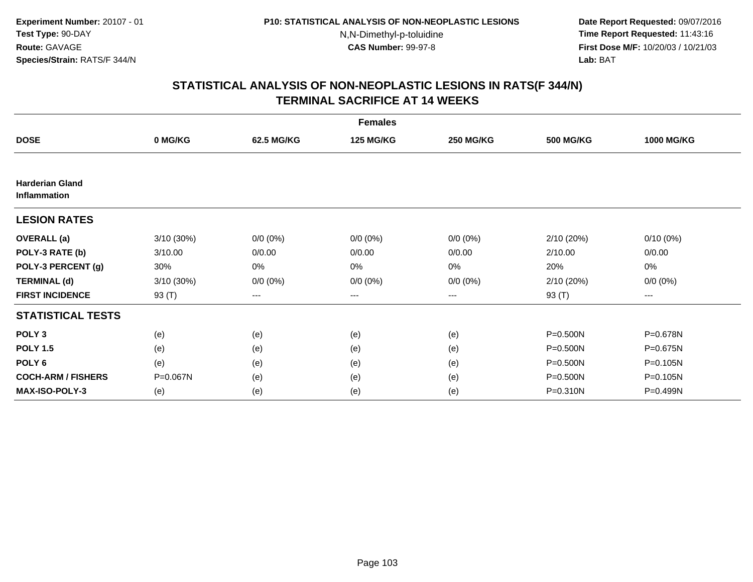Experiment Number: 20107 - 01
Test Type: 90-DAY
Route: GAVAGE
Species/Strain: RATS/F 344/N

P10: STATISTICAL ANALYSIS OF NON-NEOPLASTIC LESIONS
N,N-Dimethyl-p-toluidine
CAS Number: 99-97-8

Date Report Requested: 09/07/2016
Time Report Requested: 11:43:16
First Dose M/F: 10/20/03 / 10/21/03
Lab: BAT

## STATISTICAL ANALYSIS OF NON-NEOPLASTIC LESIONS IN RATS(F 344/N)
## TERMINAL SACRIFICE AT 14 WEEKS

| | Females | | | | | |
|---|---|---|---|---|---|---|
| **DOSE** | **0 MG/KG** | **62.5 MG/KG** | **125 MG/KG** | **250 MG/KG** | **500 MG/KG** | **1000 MG/KG** |
| **Harderian Gland Inflammation** | | | | | | |
| **LESION RATES** | | | | | | |
| **OVERALL (a)** | 3/10 (30%) | 0/0 (0%) | 0/0 (0%) | 0/0 (0%) | 2/10 (20%) | 0/10 (0%) |
| **POLY-3 RATE (b)** | 3/10.00 | 0/0.00 | 0/0.00 | 0/0.00 | 2/10.00 | 0/0.00 |
| **POLY-3 PERCENT (g)** | 30% | 0% | 0% | 0% | 20% | 0% |
| **TERMINAL (d)** | 3/10 (30%) | 0/0 (0%) | 0/0 (0%) | 0/0 (0%) | 2/10 (20%) | 0/0 (0%) |
| **FIRST INCIDENCE** | 93 (T) | --- | --- | --- | 93 (T) | --- |
| **STATISTICAL TESTS** | | | | | | |
| **POLY 3** | (e) | (e) | (e) | (e) | P=0.500N | P=0.678N |
| **POLY 1.5** | (e) | (e) | (e) | (e) | P=0.500N | P=0.675N |
| **POLY 6** | (e) | (e) | (e) | (e) | P=0.500N | P=0.105N |
| **COCH-ARM / FISHERS** | P=0.067N | (e) | (e) | (e) | P=0.500N | P=0.105N |
| **MAX-ISO-POLY-3** | (e) | (e) | (e) | (e) | P=0.310N | P=0.499N |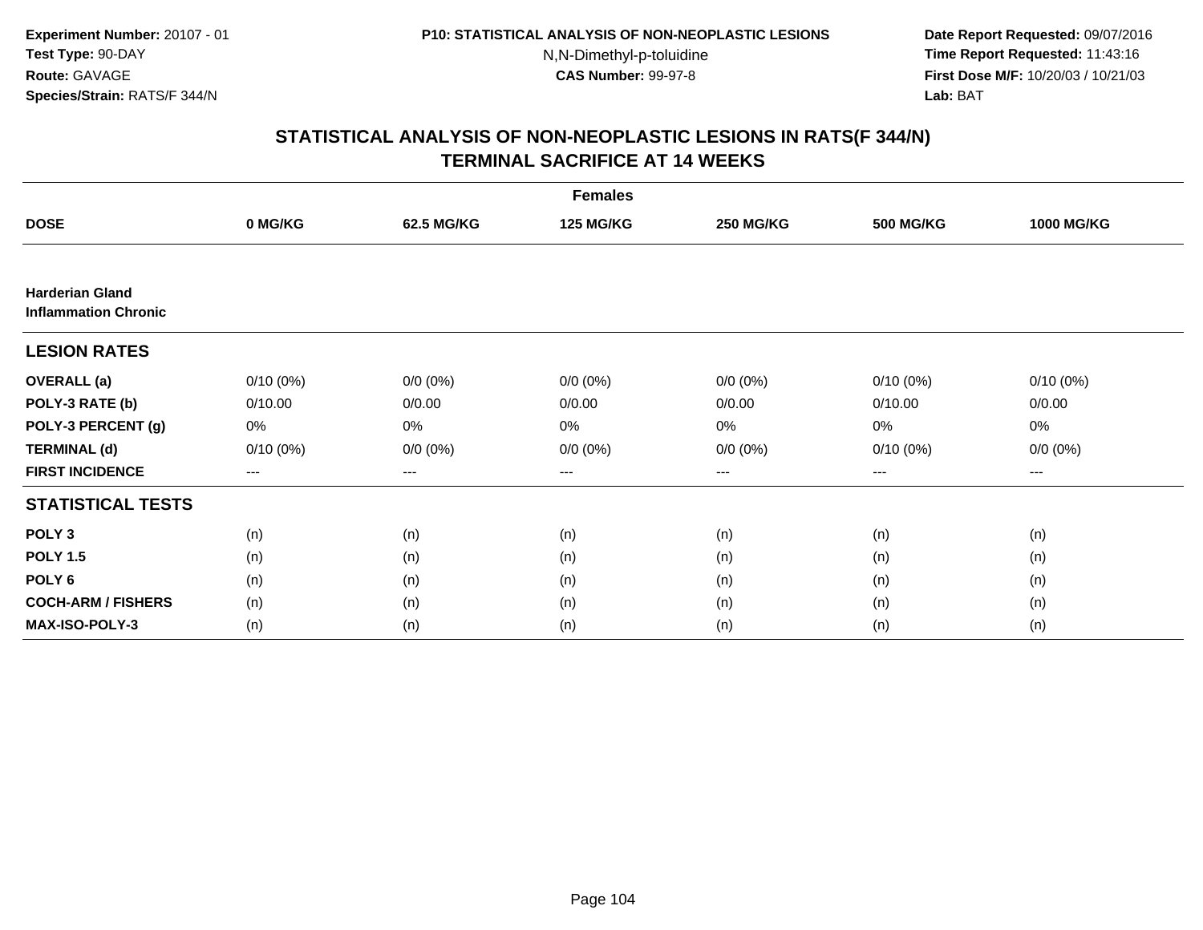**Experiment Number:** 20107 - 01
**Test Type:** 90-DAY
**Route:** GAVAGE
**Species/Strain:** RATS/F 344/N

**P10: STATISTICAL ANALYSIS OF NON-NEOPLASTIC LESIONS**
N,N-Dimethyl-p-toluidine
**CAS Number:** 99-97-8

**Date Report Requested:** 09/07/2016
**Time Report Requested:** 11:43:16
**First Dose M/F:** 10/20/03 / 10/21/03
**Lab:** BAT

## STATISTICAL ANALYSIS OF NON-NEOPLASTIC LESIONS IN RATS(F 344/N)
## TERMINAL SACRIFICE AT 14 WEEKS

| | Females | | | | | |
|---|---|---|---|---|---|---|
| **DOSE** | **0 MG/KG** | **62.5 MG/KG** | **125 MG/KG** | **250 MG/KG** | **500 MG/KG** | **1000 MG/KG** |
| **Harderian Gland** **Inflammation Chronic** | | | | | | |
| **LESION RATES** | | | | | | |
| **OVERALL (a)** | 0/10 (0%) | 0/0 (0%) | 0/0 (0%) | 0/0 (0%) | 0/10 (0%) | 0/10 (0%) |
| **POLY-3 RATE (b)** | 0/10.00 | 0/0.00 | 0/0.00 | 0/0.00 | 0/10.00 | 0/0.00 |
| **POLY-3 PERCENT (g)** | 0% | 0% | 0% | 0% | 0% | 0% |
| **TERMINAL (d)** | 0/10 (0%) | 0/0 (0%) | 0/0 (0%) | 0/0 (0%) | 0/10 (0%) | 0/0 (0%) |
| **FIRST INCIDENCE** | --- | --- | --- | --- | --- | --- |
| **STATISTICAL TESTS** | | | | | | |
| **POLY 3** | (n) | (n) | (n) | (n) | (n) | (n) |
| **POLY 1.5** | (n) | (n) | (n) | (n) | (n) | (n) |
| **POLY 6** | (n) | (n) | (n) | (n) | (n) | (n) |
| **COCH-ARM / FISHERS** | (n) | (n) | (n) | (n) | (n) | (n) |
| **MAX-ISO-POLY-3** | (n) | (n) | (n) | (n) | (n) | (n) |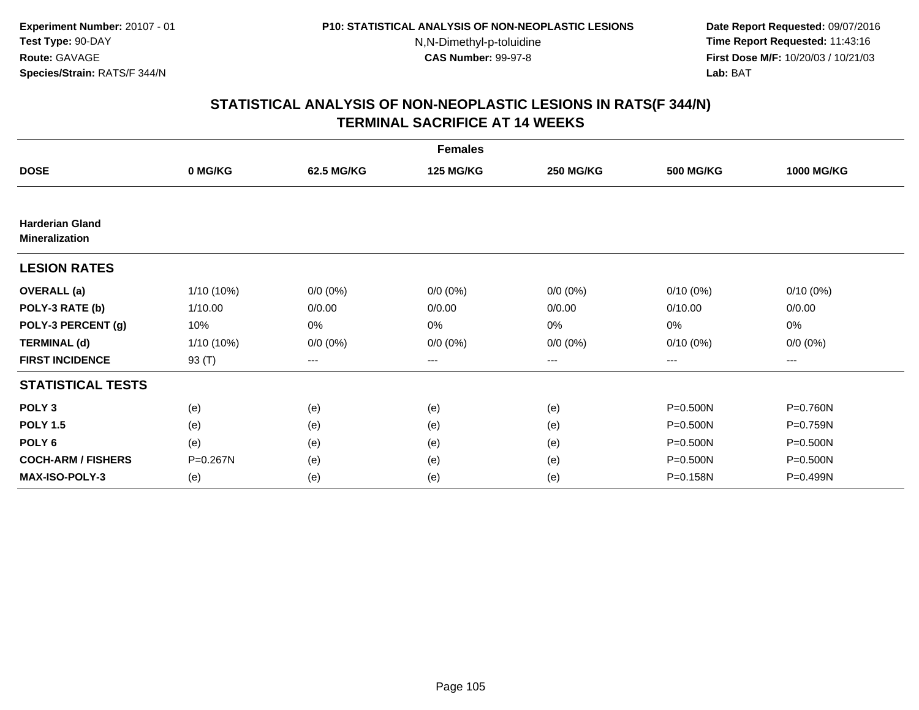**Experiment Number:** 20107 - 01
**Test Type:** 90-DAY
**Route:** GAVAGE
**Species/Strain:** RATS/F 344/N

**P10: STATISTICAL ANALYSIS OF NON-NEOPLASTIC LESIONS**
N,N-Dimethyl-p-toluidine
**CAS Number:** 99-97-8

**Date Report Requested:** 09/07/2016
**Time Report Requested:** 11:43:16
**First Dose M/F:** 10/20/03 / 10/21/03
**Lab:** BAT

## STATISTICAL ANALYSIS OF NON-NEOPLASTIC LESIONS IN RATS(F 344/N) TERMINAL SACRIFICE AT 14 WEEKS

| | Females | | | | | |
|---|---|---|---|---|---|---|
| **DOSE** | **0 MG/KG** | **62.5 MG/KG** | **125 MG/KG** | **250 MG/KG** | **500 MG/KG** | **1000 MG/KG** |
| **Harderian Gland Mineralization** | | | | | | |
| **LESION RATES** | | | | | | |
| **OVERALL (a)** | 1/10 (10%) | 0/0 (0%) | 0/0 (0%) | 0/0 (0%) | 0/10 (0%) | 0/10 (0%) |
| **POLY-3 RATE (b)** | 1/10.00 | 0/0.00 | 0/0.00 | 0/0.00 | 0/10.00 | 0/0.00 |
| **POLY-3 PERCENT (g)** | 10% | 0% | 0% | 0% | 0% | 0% |
| **TERMINAL (d)** | 1/10 (10%) | 0/0 (0%) | 0/0 (0%) | 0/0 (0%) | 0/10 (0%) | 0/0 (0%) |
| **FIRST INCIDENCE** | 93 (T) | --- | --- | --- | --- | --- |
| **STATISTICAL TESTS** | | | | | | |
| **POLY 3** | (e) | (e) | (e) | (e) | P=0.500N | P=0.760N |
| **POLY 1.5** | (e) | (e) | (e) | (e) | P=0.500N | P=0.759N |
| **POLY 6** | (e) | (e) | (e) | (e) | P=0.500N | P=0.500N |
| **COCH-ARM / FISHERS** | P=0.267N | (e) | (e) | (e) | P=0.500N | P=0.500N |
| **MAX-ISO-POLY-3** | (e) | (e) | (e) | (e) | P=0.158N | P=0.499N |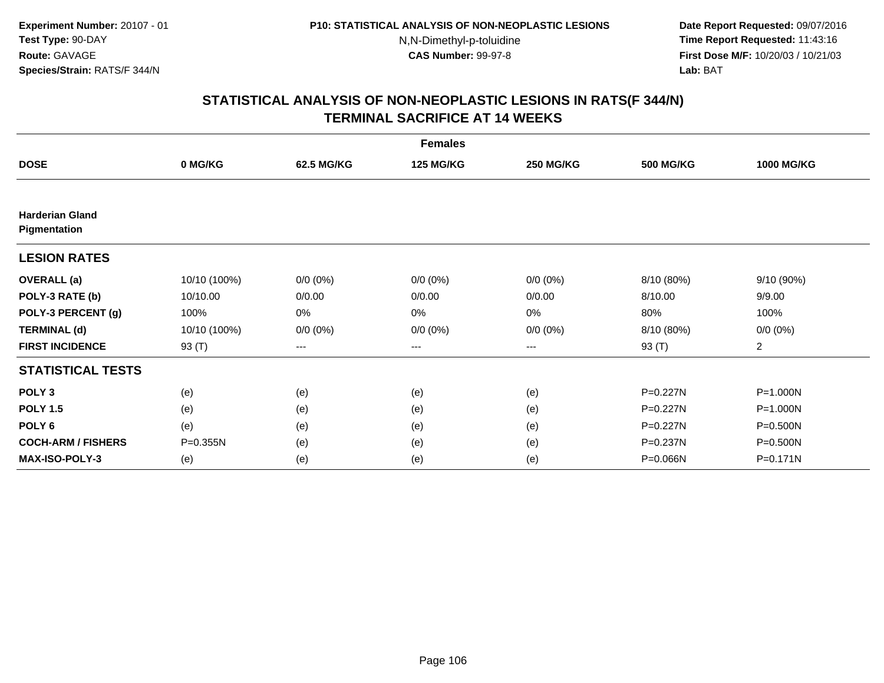**Experiment Number:** 20107 - 01
**Test Type:** 90-DAY
**Route:** GAVAGE
**Species/Strain:** RATS/F 344/N

**P10: STATISTICAL ANALYSIS OF NON-NEOPLASTIC LESIONS**
N,N-Dimethyl-p-toluidine
**CAS Number:** 99-97-8

**Date Report Requested:** 09/07/2016
**Time Report Requested:** 11:43:16
**First Dose M/F:** 10/20/03 / 10/21/03
**Lab:** BAT

## STATISTICAL ANALYSIS OF NON-NEOPLASTIC LESIONS IN RATS(F 344/N)
## TERMINAL SACRIFICE AT 14 WEEKS

| | Females | | | | | |
|---|---|---|---|---|---|---|
| **DOSE** | **0 MG/KG** | **62.5 MG/KG** | **125 MG/KG** | **250 MG/KG** | **500 MG/KG** | **1000 MG/KG** |
| **Harderian Gland** **Pigmentation** | | | | | | |
| **LESION RATES** | | | | | | |
| **OVERALL (a)** | 10/10 (100%) | 0/0 (0%) | 0/0 (0%) | 0/0 (0%) | 8/10 (80%) | 9/10 (90%) |
| **POLY-3 RATE (b)** | 10/10.00 | 0/0.00 | 0/0.00 | 0/0.00 | 8/10.00 | 9/9.00 |
| **POLY-3 PERCENT (g)** | 100% | 0% | 0% | 0% | 80% | 100% |
| **TERMINAL (d)** | 10/10 (100%) | 0/0 (0%) | 0/0 (0%) | 0/0 (0%) | 8/10 (80%) | 0/0 (0%) |
| **FIRST INCIDENCE** | 93 (T) | --- | --- | --- | 93 (T) | 2 |
| **STATISTICAL TESTS** | | | | | | |
| **POLY 3** | (e) | (e) | (e) | (e) | P=0.227N | P=1.000N |
| **POLY 1.5** | (e) | (e) | (e) | (e) | P=0.227N | P=1.000N |
| **POLY 6** | (e) | (e) | (e) | (e) | P=0.227N | P=0.500N |
| **COCH-ARM / FISHERS** | P=0.355N | (e) | (e) | (e) | P=0.237N | P=0.500N |
| **MAX-ISO-POLY-3** | (e) | (e) | (e) | (e) | P=0.066N | P=0.171N |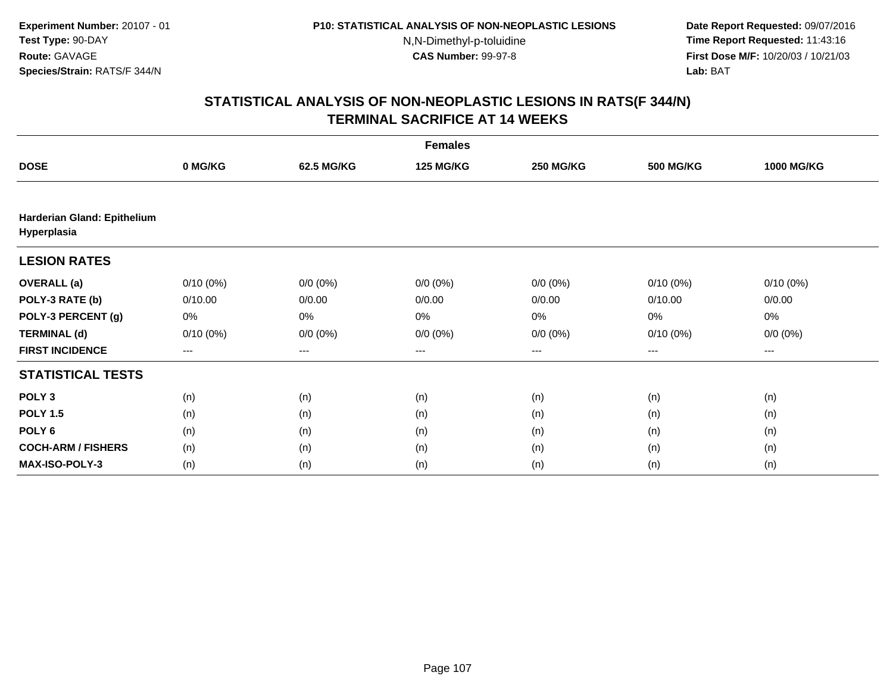Experiment Number: 20107 - 01
Test Type: 90-DAY
Route: GAVAGE
Species/Strain: RATS/F 344/N

P10: STATISTICAL ANALYSIS OF NON-NEOPLASTIC LESIONS
N,N-Dimethyl-p-toluidine
CAS Number: 99-97-8

Date Report Requested: 09/07/2016
Time Report Requested: 11:43:16
First Dose M/F: 10/20/03 / 10/21/03
Lab: BAT

# STATISTICAL ANALYSIS OF NON-NEOPLASTIC LESIONS IN RATS(F 344/N)
# TERMINAL SACRIFICE AT 14 WEEKS

| | Females | | | | | |
|---|---|---|---|---|---|---|
| **DOSE** | **0 MG/KG** | **62.5 MG/KG** | **125 MG/KG** | **250 MG/KG** | **500 MG/KG** | **1000 MG/KG** |
| **Harderian Gland: Epithelium Hyperplasia** | | | | | | |
| **LESION RATES** | | | | | | |
| **OVERALL (a)** | 0/10 (0%) | 0/0 (0%) | 0/0 (0%) | 0/0 (0%) | 0/10 (0%) | 0/10 (0%) |
| **POLY-3 RATE (b)** | 0/10.00 | 0/0.00 | 0/0.00 | 0/0.00 | 0/10.00 | 0/0.00 |
| **POLY-3 PERCENT (g)** | 0% | 0% | 0% | 0% | 0% | 0% |
| **TERMINAL (d)** | 0/10 (0%) | 0/0 (0%) | 0/0 (0%) | 0/0 (0%) | 0/10 (0%) | 0/0 (0%) |
| **FIRST INCIDENCE** | --- | --- | --- | --- | --- | --- |
| **STATISTICAL TESTS** | | | | | | |
| **POLY 3** | (n) | (n) | (n) | (n) | (n) | (n) |
| **POLY 1.5** | (n) | (n) | (n) | (n) | (n) | (n) |
| **POLY 6** | (n) | (n) | (n) | (n) | (n) | (n) |
| **COCH-ARM / FISHERS** | (n) | (n) | (n) | (n) | (n) | (n) |
| **MAX-ISO-POLY-3** | (n) | (n) | (n) | (n) | (n) | (n) |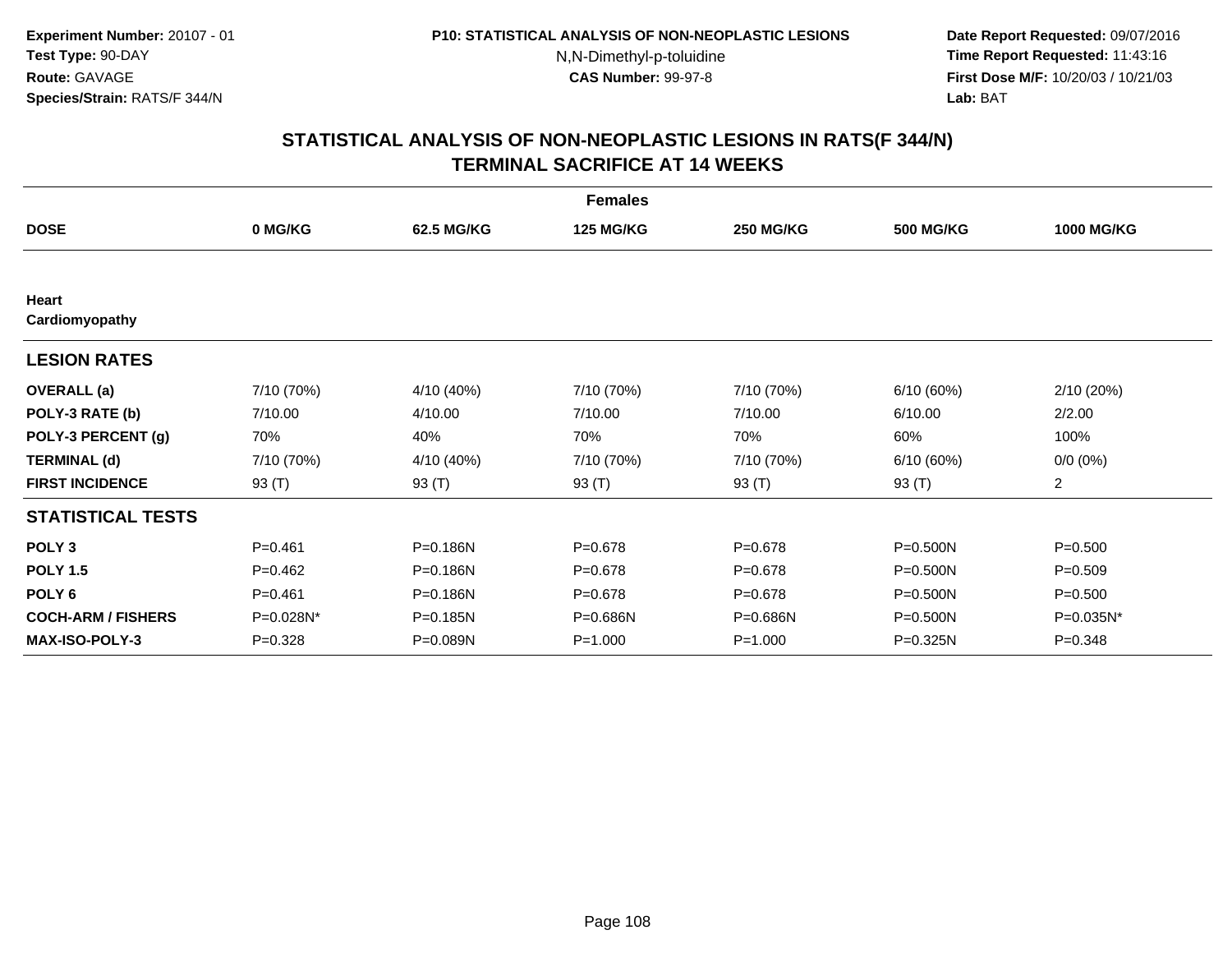Experiment Number: 20107 - 01
Test Type: 90-DAY
Route: GAVAGE
Species/Strain: RATS/F 344/N

P10: STATISTICAL ANALYSIS OF NON-NEOPLASTIC LESIONS
N,N-Dimethyl-p-toluidine
CAS Number: 99-97-8

Date Report Requested: 09/07/2016
Time Report Requested: 11:43:16
First Dose M/F: 10/20/03 / 10/21/03
Lab: BAT

## STATISTICAL ANALYSIS OF NON-NEOPLASTIC LESIONS IN RATS(F 344/N)
## TERMINAL SACRIFICE AT 14 WEEKS

| | Females | | | | | |
|---|---|---|---|---|---|---|
| **DOSE** | **0 MG/KG** | **62.5 MG/KG** | **125 MG/KG** | **250 MG/KG** | **500 MG/KG** | **1000 MG/KG** |
| **Heart** | | | | | | |
| **Cardiomyopathy** | | | | | | |
| **LESION RATES** | | | | | | |
| **OVERALL (a)** | 7/10 (70%) | 4/10 (40%) | 7/10 (70%) | 7/10 (70%) | 6/10 (60%) | 2/10 (20%) |
| **POLY-3 RATE (b)** | 7/10.00 | 4/10.00 | 7/10.00 | 7/10.00 | 6/10.00 | 2/2.00 |
| **POLY-3 PERCENT (g)** | 70% | 40% | 70% | 70% | 60% | 100% |
| **TERMINAL (d)** | 7/10 (70%) | 4/10 (40%) | 7/10 (70%) | 7/10 (70%) | 6/10 (60%) | 0/0 (0%) |
| **FIRST INCIDENCE** | 93 (T) | 93 (T) | 93 (T) | 93 (T) | 93 (T) | 2 |
| **STATISTICAL TESTS** | | | | | | |
| **POLY 3** | P=0.461 | P=0.186N | P=0.678 | P=0.678 | P=0.500N | P=0.500 |
| **POLY 1.5** | P=0.462 | P=0.186N | P=0.678 | P=0.678 | P=0.500N | P=0.509 |
| **POLY 6** | P=0.461 | P=0.186N | P=0.678 | P=0.678 | P=0.500N | P=0.500 |
| **COCH-ARM / FISHERS** | P=0.028N* | P=0.185N | P=0.686N | P=0.686N | P=0.500N | P=0.035N* |
| **MAX-ISO-POLY-3** | P=0.328 | P=0.089N | P=1.000 | P=1.000 | P=0.325N | P=0.348 |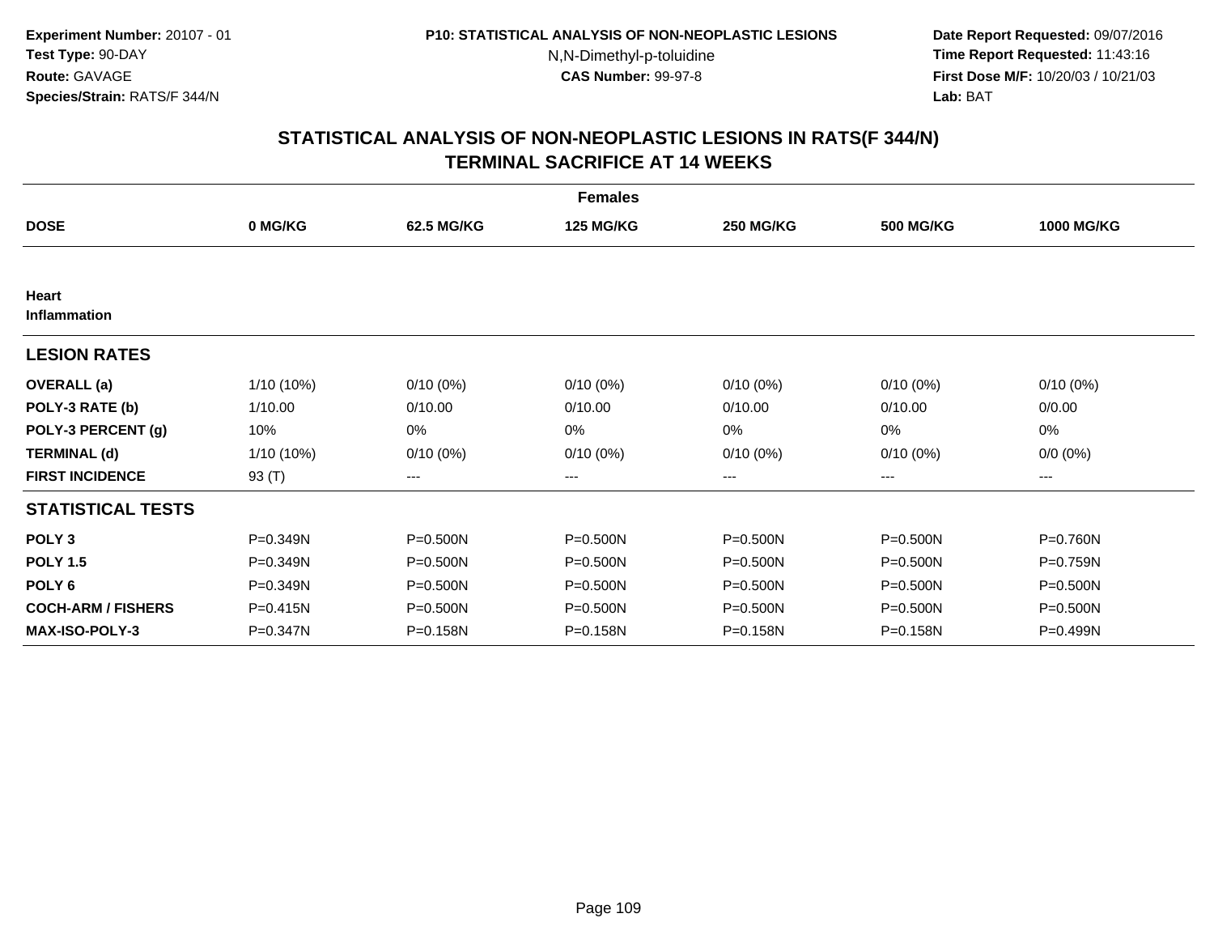**Experiment Number:** 20107 - 01
**Test Type:** 90-DAY
**Route:** GAVAGE
**Species/Strain:** RATS/F 344/N

**P10: STATISTICAL ANALYSIS OF NON-NEOPLASTIC LESIONS**
N,N-Dimethyl-p-toluidine
**CAS Number:** 99-97-8

**Date Report Requested:** 09/07/2016
**Time Report Requested:** 11:43:16
**First Dose M/F:** 10/20/03 / 10/21/03
**Lab:** BAT

## STATISTICAL ANALYSIS OF NON-NEOPLASTIC LESIONS IN RATS(F 344/N) TERMINAL SACRIFICE AT 14 WEEKS

| Females | | | | | | |
|---|---|---|---|---|---|---|
| **DOSE** | **0 MG/KG** | **62.5 MG/KG** | **125 MG/KG** | **250 MG/KG** | **500 MG/KG** | **1000 MG/KG** |
| **Heart** | | | | | | |
| **Inflammation** | | | | | | |
| **LESION RATES** | | | | | | |
| **OVERALL (a)** | 1/10 (10%) | 0/10 (0%) | 0/10 (0%) | 0/10 (0%) | 0/10 (0%) | 0/10 (0%) |
| **POLY-3 RATE (b)** | 1/10.00 | 0/10.00 | 0/10.00 | 0/10.00 | 0/10.00 | 0/0.00 |
| **POLY-3 PERCENT (g)** | 10% | 0% | 0% | 0% | 0% | 0% |
| **TERMINAL (d)** | 1/10 (10%) | 0/10 (0%) | 0/10 (0%) | 0/10 (0%) | 0/10 (0%) | 0/0 (0%) |
| **FIRST INCIDENCE** | 93 (T) | --- | --- | --- | --- | --- |
| **STATISTICAL TESTS** | | | | | | |
| **POLY 3** | P=0.349N | P=0.500N | P=0.500N | P=0.500N | P=0.500N | P=0.760N |
| **POLY 1.5** | P=0.349N | P=0.500N | P=0.500N | P=0.500N | P=0.500N | P=0.759N |
| **POLY 6** | P=0.349N | P=0.500N | P=0.500N | P=0.500N | P=0.500N | P=0.500N |
| **COCH-ARM / FISHERS** | P=0.415N | P=0.500N | P=0.500N | P=0.500N | P=0.500N | P=0.500N |
| **MAX-ISO-POLY-3** | P=0.347N | P=0.158N | P=0.158N | P=0.158N | P=0.158N | P=0.499N |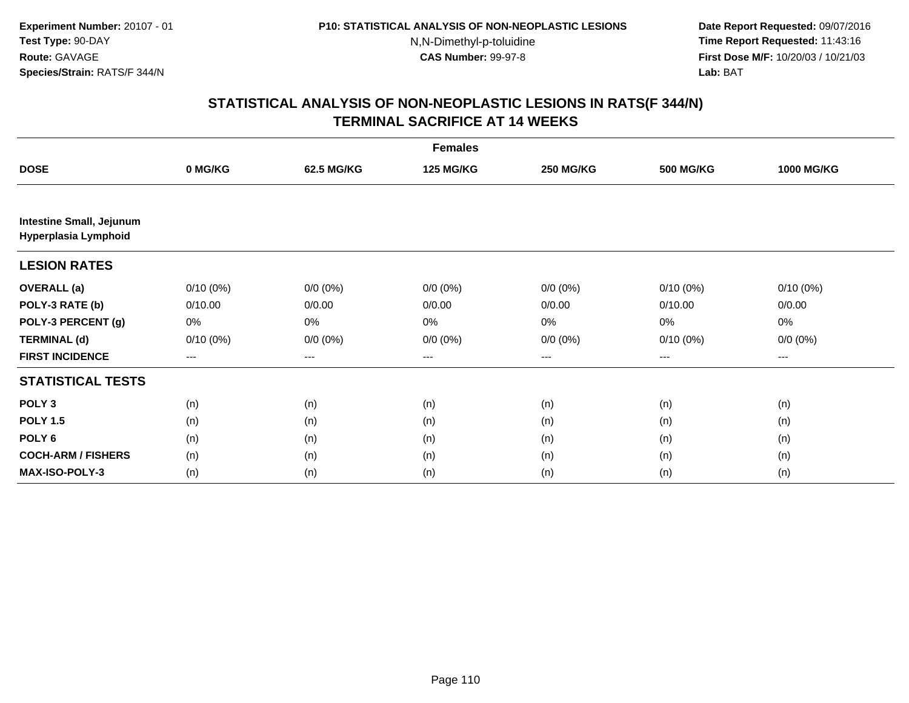**Experiment Number:** 20107 - 01
**Test Type:** 90-DAY
**Route:** GAVAGE
**Species/Strain:** RATS/F 344/N

**P10: STATISTICAL ANALYSIS OF NON-NEOPLASTIC LESIONS**
N,N-Dimethyl-p-toluidine
**CAS Number:** 99-97-8

**Date Report Requested:** 09/07/2016
**Time Report Requested:** 11:43:16
**First Dose M/F:** 10/20/03 / 10/21/03
**Lab:** BAT

## STATISTICAL ANALYSIS OF NON-NEOPLASTIC LESIONS IN RATS(F 344/N) TERMINAL SACRIFICE AT 14 WEEKS

| Females | | | | | | |
|---|---|---|---|---|---|---|
| **DOSE** | **0 MG/KG** | **62.5 MG/KG** | **125 MG/KG** | **250 MG/KG** | **500 MG/KG** | **1000 MG/KG** |
| **Intestine Small, Jejunum Hyperplasia Lymphoid** | | | | | | |
| **LESION RATES** | | | | | | |
| **OVERALL (a)** | 0/10 (0%) | 0/0 (0%) | 0/0 (0%) | 0/0 (0%) | 0/10 (0%) | 0/10 (0%) |
| **POLY-3 RATE (b)** | 0/10.00 | 0/0.00 | 0/0.00 | 0/0.00 | 0/10.00 | 0/0.00 |
| **POLY-3 PERCENT (g)** | 0% | 0% | 0% | 0% | 0% | 0% |
| **TERMINAL (d)** | 0/10 (0%) | 0/0 (0%) | 0/0 (0%) | 0/0 (0%) | 0/10 (0%) | 0/0 (0%) |
| **FIRST INCIDENCE** | --- | --- | --- | --- | --- | --- |
| **STATISTICAL TESTS** | | | | | | |
| **POLY 3** | (n) | (n) | (n) | (n) | (n) | (n) |
| **POLY 1.5** | (n) | (n) | (n) | (n) | (n) | (n) |
| **POLY 6** | (n) | (n) | (n) | (n) | (n) | (n) |
| **COCH-ARM / FISHERS** | (n) | (n) | (n) | (n) | (n) | (n) |
| **MAX-ISO-POLY-3** | (n) | (n) | (n) | (n) | (n) | (n) |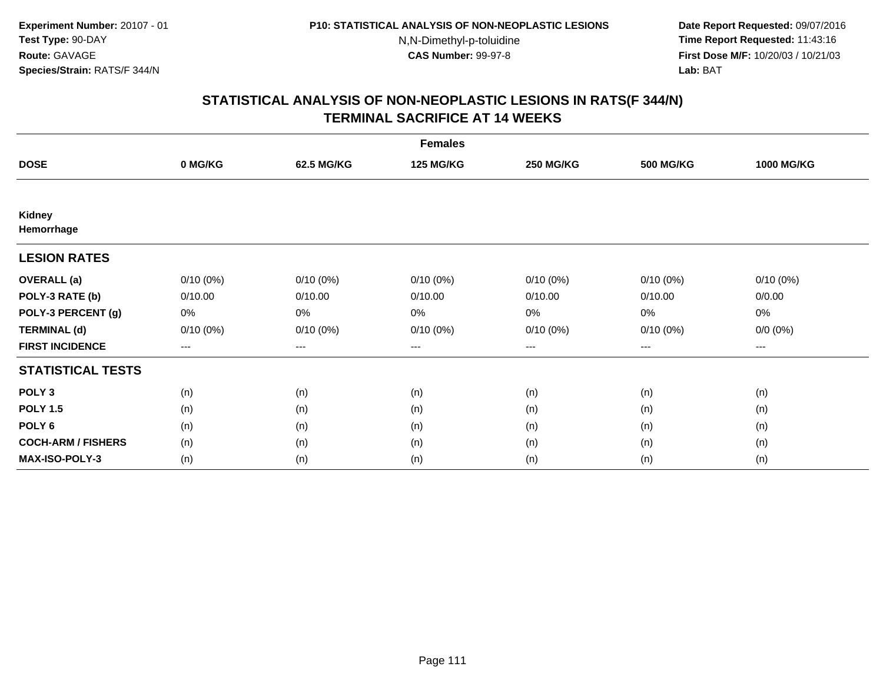Experiment Number: 20107 - 01
Test Type: 90-DAY
Route: GAVAGE
Species/Strain: RATS/F 344/N

P10: STATISTICAL ANALYSIS OF NON-NEOPLASTIC LESIONS
N,N-Dimethyl-p-toluidine
CAS Number: 99-97-8

Date Report Requested: 09/07/2016
Time Report Requested: 11:43:16
First Dose M/F: 10/20/03 / 10/21/03
Lab: BAT

## STATISTICAL ANALYSIS OF NON-NEOPLASTIC LESIONS IN RATS(F 344/N) TERMINAL SACRIFICE AT 14 WEEKS

| | Females | | | | | |
|---|---|---|---|---|---|---|
| **DOSE** | **0 MG/KG** | **62.5 MG/KG** | **125 MG/KG** | **250 MG/KG** | **500 MG/KG** | **1000 MG/KG** |
| **Kidney** | | | | | | |
| **Hemorrhage** | | | | | | |
| **LESION RATES** | | | | | | |
| **OVERALL (a)** | 0/10 (0%) | 0/10 (0%) | 0/10 (0%) | 0/10 (0%) | 0/10 (0%) | 0/10 (0%) |
| **POLY-3 RATE (b)** | 0/10.00 | 0/10.00 | 0/10.00 | 0/10.00 | 0/10.00 | 0/0.00 |
| **POLY-3 PERCENT (g)** | 0% | 0% | 0% | 0% | 0% | 0% |
| **TERMINAL (d)** | 0/10 (0%) | 0/10 (0%) | 0/10 (0%) | 0/10 (0%) | 0/10 (0%) | 0/0 (0%) |
| **FIRST INCIDENCE** | --- | --- | --- | --- | --- | --- |
| **STATISTICAL TESTS** | | | | | | |
| **POLY 3** | (n) | (n) | (n) | (n) | (n) | (n) |
| **POLY 1.5** | (n) | (n) | (n) | (n) | (n) | (n) |
| **POLY 6** | (n) | (n) | (n) | (n) | (n) | (n) |
| **COCH-ARM / FISHERS** | (n) | (n) | (n) | (n) | (n) | (n) |
| **MAX-ISO-POLY-3** | (n) | (n) | (n) | (n) | (n) | (n) |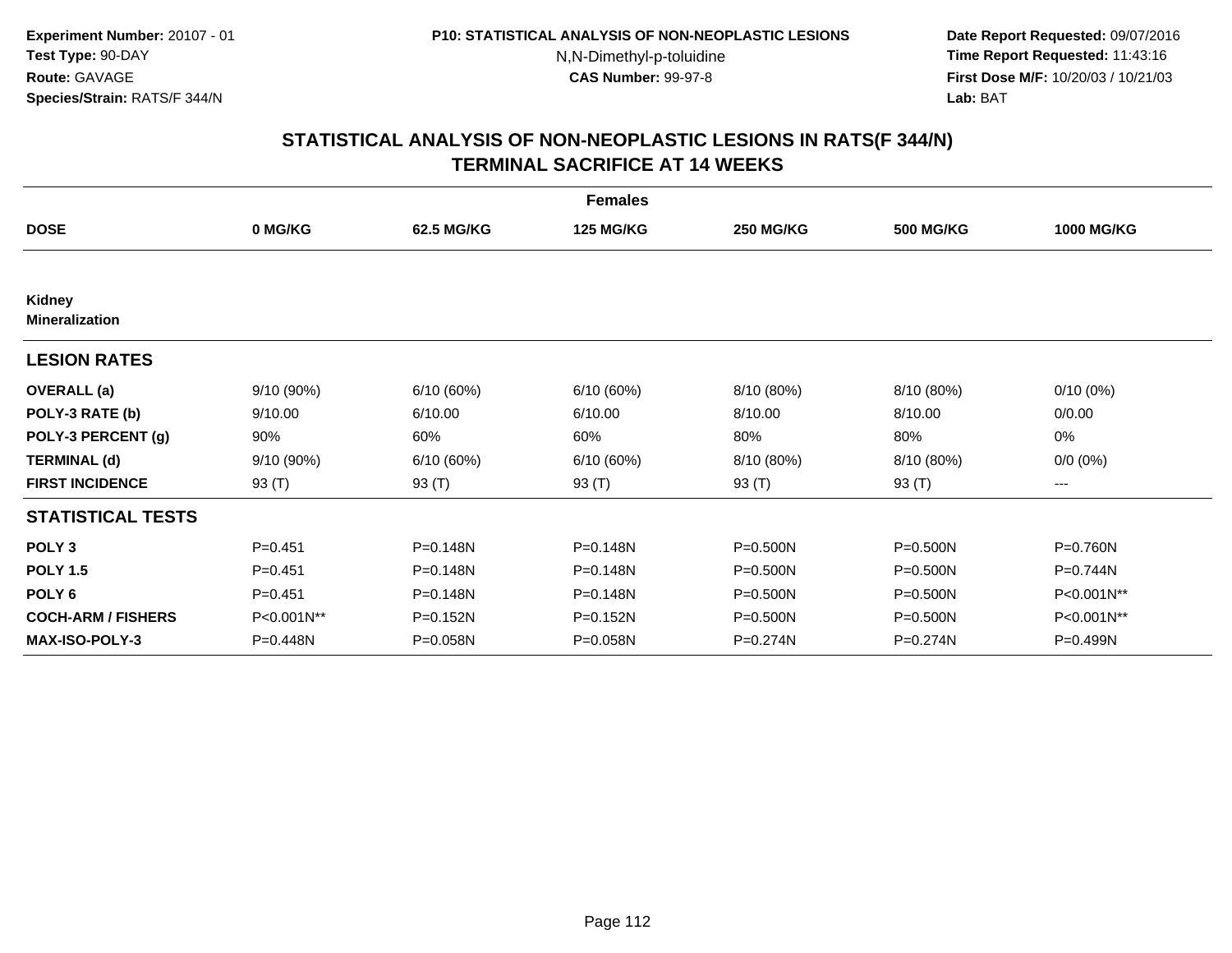Experiment Number: 20107 - 01
Test Type: 90-DAY
Route: GAVAGE
Species/Strain: RATS/F 344/N

P10: STATISTICAL ANALYSIS OF NON-NEOPLASTIC LESIONS
N,N-Dimethyl-p-toluidine
CAS Number: 99-97-8

Date Report Requested: 09/07/2016
Time Report Requested: 11:43:16
First Dose M/F: 10/20/03 / 10/21/03
Lab: BAT

## STATISTICAL ANALYSIS OF NON-NEOPLASTIC LESIONS IN RATS(F 344/N)
## TERMINAL SACRIFICE AT 14 WEEKS

| Females | | | | | | |
|---|---|---|---|---|---|---|
| **DOSE** | **0 MG/KG** | **62.5 MG/KG** | **125 MG/KG** | **250 MG/KG** | **500 MG/KG** | **1000 MG/KG** |
| **Kidney** | | | | | | |
| **Mineralization** | | | | | | |
| **LESION RATES** | | | | | | |
| **OVERALL (a)** | 9/10 (90%) | 6/10 (60%) | 6/10 (60%) | 8/10 (80%) | 8/10 (80%) | 0/10 (0%) |
| **POLY-3 RATE (b)** | 9/10.00 | 6/10.00 | 6/10.00 | 8/10.00 | 8/10.00 | 0/0.00 |
| **POLY-3 PERCENT (g)** | 90% | 60% | 60% | 80% | 80% | 0% |
| **TERMINAL (d)** | 9/10 (90%) | 6/10 (60%) | 6/10 (60%) | 8/10 (80%) | 8/10 (80%) | 0/0 (0%) |
| **FIRST INCIDENCE** | 93 (T) | 93 (T) | 93 (T) | 93 (T) | 93 (T) | --- |
| **STATISTICAL TESTS** | | | | | | |
| **POLY 3** | P=0.451 | P=0.148N | P=0.148N | P=0.500N | P=0.500N | P=0.760N |
| **POLY 1.5** | P=0.451 | P=0.148N | P=0.148N | P=0.500N | P=0.500N | P=0.744N |
| **POLY 6** | P=0.451 | P=0.148N | P=0.148N | P=0.500N | P=0.500N | P<0.001N** |
| **COCH-ARM / FISHERS** | P<0.001N** | P=0.152N | P=0.152N | P=0.500N | P=0.500N | P<0.001N** |
| **MAX-ISO-POLY-3** | P=0.448N | P=0.058N | P=0.058N | P=0.274N | P=0.274N | P=0.499N |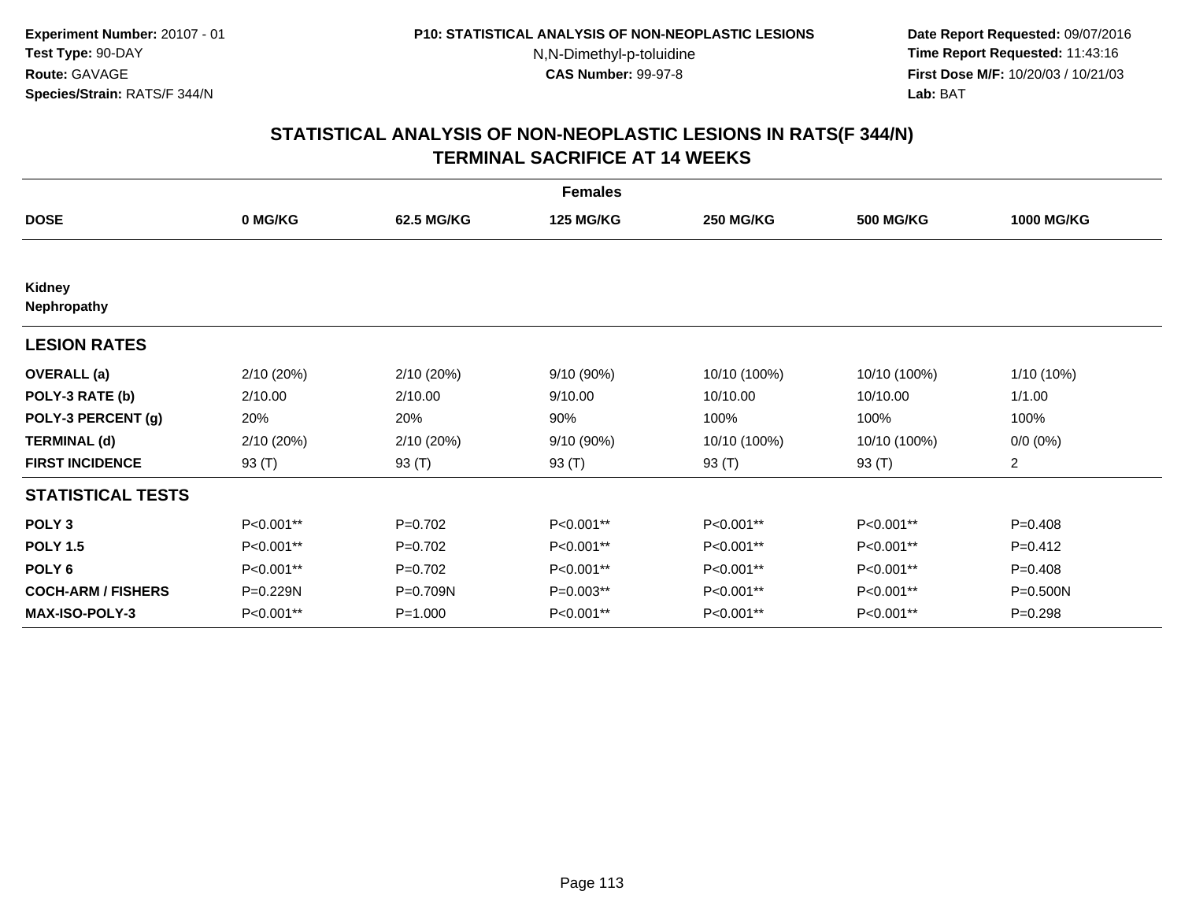Experiment Number: 20107 - 01
Test Type: 90-DAY
Route: GAVAGE
Species/Strain: RATS/F 344/N

P10: STATISTICAL ANALYSIS OF NON-NEOPLASTIC LESIONS
N,N-Dimethyl-p-toluidine
CAS Number: 99-97-8

Date Report Requested: 09/07/2016
Time Report Requested: 11:43:16
First Dose M/F: 10/20/03 / 10/21/03
Lab: BAT

# STATISTICAL ANALYSIS OF NON-NEOPLASTIC LESIONS IN RATS(F 344/N) TERMINAL SACRIFICE AT 14 WEEKS

| Females | | | | | | |
|---|---|---|---|---|---|---|
| **DOSE** | **0 MG/KG** | **62.5 MG/KG** | **125 MG/KG** | **250 MG/KG** | **500 MG/KG** | **1000 MG/KG** |
| **Kidney** | | | | | | |
| **Nephropathy** | | | | | | |
| **LESION RATES** | | | | | | |
| **OVERALL (a)** | 2/10 (20%) | 2/10 (20%) | 9/10 (90%) | 10/10 (100%) | 10/10 (100%) | 1/10 (10%) |
| **POLY-3 RATE (b)** | 2/10.00 | 2/10.00 | 9/10.00 | 10/10.00 | 10/10.00 | 1/1.00 |
| **POLY-3 PERCENT (g)** | 20% | 20% | 90% | 100% | 100% | 100% |
| **TERMINAL (d)** | 2/10 (20%) | 2/10 (20%) | 9/10 (90%) | 10/10 (100%) | 10/10 (100%) | 0/0 (0%) |
| **FIRST INCIDENCE** | 93 (T) | 93 (T) | 93 (T) | 93 (T) | 93 (T) | 2 |
| **STATISTICAL TESTS** | | | | | | |
| **POLY 3** | P<0.001** | P=0.702 | P<0.001** | P<0.001** | P<0.001** | P=0.408 |
| **POLY 1.5** | P<0.001** | P=0.702 | P<0.001** | P<0.001** | P<0.001** | P=0.412 |
| **POLY 6** | P<0.001** | P=0.702 | P<0.001** | P<0.001** | P<0.001** | P=0.408 |
| **COCH-ARM / FISHERS** | P=0.229N | P=0.709N | P=0.003** | P<0.001** | P<0.001** | P=0.500N |
| **MAX-ISO-POLY-3** | P<0.001** | P=1.000 | P<0.001** | P<0.001** | P<0.001** | P=0.298 |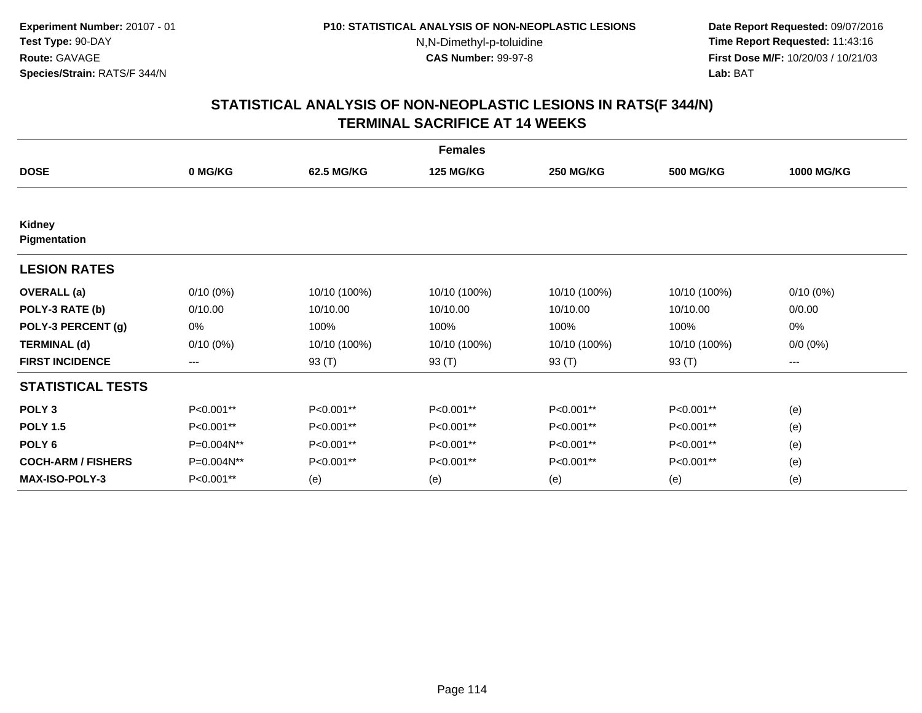**Experiment Number:** 20107 - 01
**Test Type:** 90-DAY
**Route:** GAVAGE
**Species/Strain:** RATS/F 344/N

**P10: STATISTICAL ANALYSIS OF NON-NEOPLASTIC LESIONS**
N,N-Dimethyl-p-toluidine
**CAS Number:** 99-97-8

**Date Report Requested:** 09/07/2016
**Time Report Requested:** 11:43:16
**First Dose M/F:** 10/20/03 / 10/21/03
**Lab:** BAT

## STATISTICAL ANALYSIS OF NON-NEOPLASTIC LESIONS IN RATS(F 344/N)
## TERMINAL SACRIFICE AT 14 WEEKS

| | Females | | | | | |
|---|---|---|---|---|---|---|
| **DOSE** | **0 MG/KG** | **62.5 MG/KG** | **125 MG/KG** | **250 MG/KG** | **500 MG/KG** | **1000 MG/KG** |
| **Kidney** | | | | | | |
| **Pigmentation** | | | | | | |
| **LESION RATES** | | | | | | |
| **OVERALL (a)** | 0/10 (0%) | 10/10 (100%) | 10/10 (100%) | 10/10 (100%) | 10/10 (100%) | 0/10 (0%) |
| **POLY-3 RATE (b)** | 0/10.00 | 10/10.00 | 10/10.00 | 10/10.00 | 10/10.00 | 0/0.00 |
| **POLY-3 PERCENT (g)** | 0% | 100% | 100% | 100% | 100% | 0% |
| **TERMINAL (d)** | 0/10 (0%) | 10/10 (100%) | 10/10 (100%) | 10/10 (100%) | 10/10 (100%) | 0/0 (0%) |
| **FIRST INCIDENCE** | --- | 93 (T) | 93 (T) | 93 (T) | 93 (T) | --- |
| **STATISTICAL TESTS** | | | | | | |
| **POLY 3** | P<0.001** | P<0.001** | P<0.001** | P<0.001** | P<0.001** | (e) |
| **POLY 1.5** | P<0.001** | P<0.001** | P<0.001** | P<0.001** | P<0.001** | (e) |
| **POLY 6** | P=0.004N** | P<0.001** | P<0.001** | P<0.001** | P<0.001** | (e) |
| **COCH-ARM / FISHERS** | P=0.004N** | P<0.001** | P<0.001** | P<0.001** | P<0.001** | (e) |
| **MAX-ISO-POLY-3** | P<0.001** | (e) | (e) | (e) | (e) | (e) |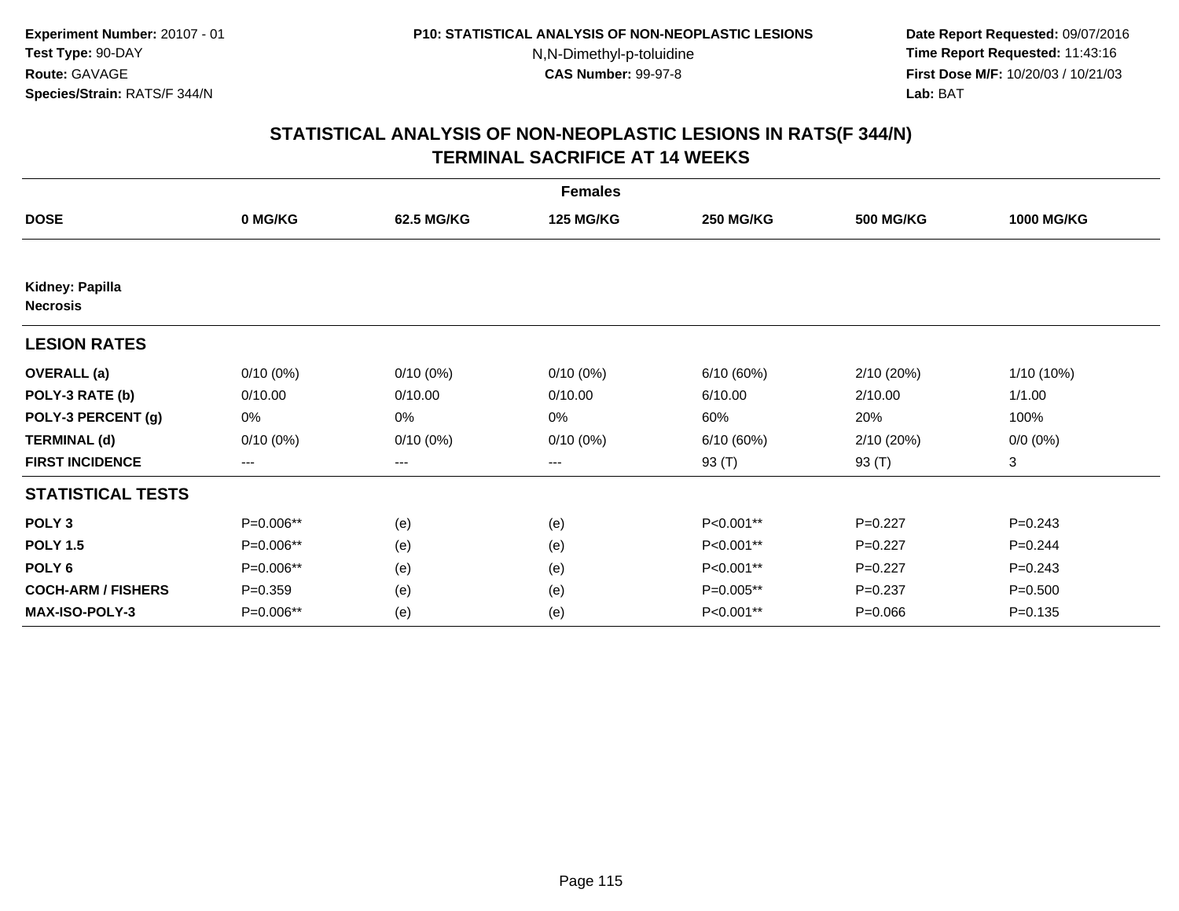**Experiment Number:** 20107 - 01
**Test Type:** 90-DAY
**Route:** GAVAGE
**Species/Strain:** RATS/F 344/N

**P10: STATISTICAL ANALYSIS OF NON-NEOPLASTIC LESIONS**
N,N-Dimethyl-p-toluidine
**CAS Number:** 99-97-8

**Date Report Requested:** 09/07/2016
**Time Report Requested:** 11:43:16
**First Dose M/F:** 10/20/03 / 10/21/03
**Lab:** BAT

## STATISTICAL ANALYSIS OF NON-NEOPLASTIC LESIONS IN RATS(F 344/N)
## TERMINAL SACRIFICE AT 14 WEEKS

| Females | | | | | | |
|---|---|---|---|---|---|---|
| **DOSE** | **0 MG/KG** | **62.5 MG/KG** | **125 MG/KG** | **250 MG/KG** | **500 MG/KG** | **1000 MG/KG** |
| **Kidney: Papilla Necrosis** | | | | | | |
| **LESION RATES** | | | | | | |
| **OVERALL (a)** | 0/10 (0%) | 0/10 (0%) | 0/10 (0%) | 6/10 (60%) | 2/10 (20%) | 1/10 (10%) |
| **POLY-3 RATE (b)** | 0/10.00 | 0/10.00 | 0/10.00 | 6/10.00 | 2/10.00 | 1/1.00 |
| **POLY-3 PERCENT (g)** | 0% | 0% | 0% | 60% | 20% | 100% |
| **TERMINAL (d)** | 0/10 (0%) | 0/10 (0%) | 0/10 (0%) | 6/10 (60%) | 2/10 (20%) | 0/0 (0%) |
| **FIRST INCIDENCE** | --- | --- | --- | 93 (T) | 93 (T) | 3 |
| **STATISTICAL TESTS** | | | | | | |
| **POLY 3** | P=0.006** | (e) | (e) | P<0.001** | P=0.227 | P=0.243 |
| **POLY 1.5** | P=0.006** | (e) | (e) | P<0.001** | P=0.227 | P=0.244 |
| **POLY 6** | P=0.006** | (e) | (e) | P<0.001** | P=0.227 | P=0.243 |
| **COCH-ARM / FISHERS** | P=0.359 | (e) | (e) | P=0.005** | P=0.237 | P=0.500 |
| **MAX-ISO-POLY-3** | P=0.006** | (e) | (e) | P<0.001** | P=0.066 | P=0.135 |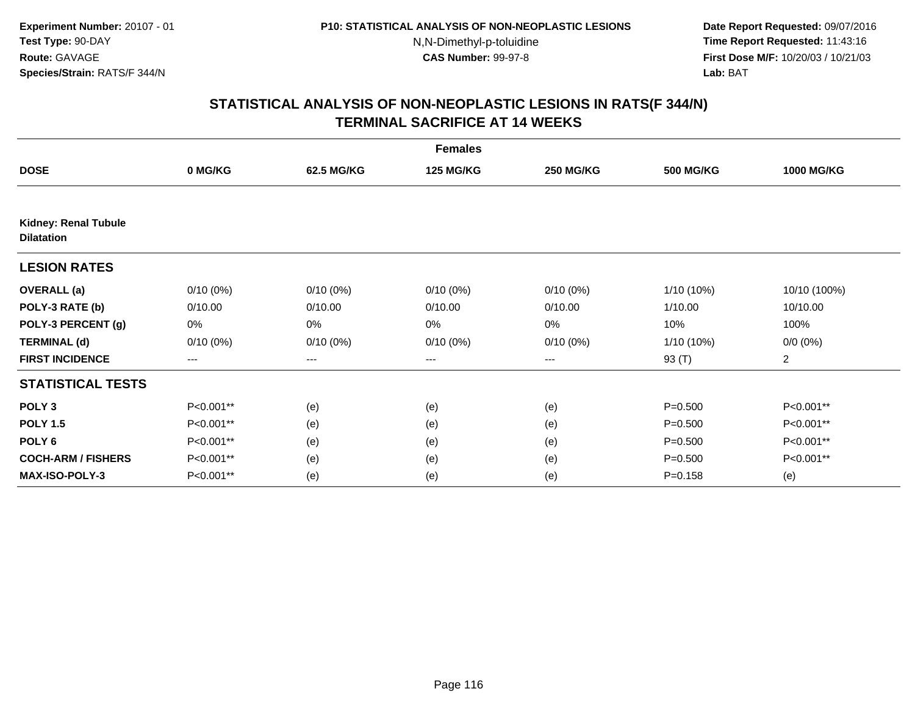**Experiment Number:** 20107 - 01
**Test Type:** 90-DAY
**Route:** GAVAGE
**Species/Strain:** RATS/F 344/N

**P10: STATISTICAL ANALYSIS OF NON-NEOPLASTIC LESIONS**
N,N-Dimethyl-p-toluidine
**CAS Number:** 99-97-8

**Date Report Requested:** 09/07/2016
**Time Report Requested:** 11:43:16
**First Dose M/F:** 10/20/03 / 10/21/03
**Lab:** BAT

## STATISTICAL ANALYSIS OF NON-NEOPLASTIC LESIONS IN RATS(F 344/N)
## TERMINAL SACRIFICE AT 14 WEEKS

| | Females | | | | | |
|---|---|---|---|---|---|---|
| **DOSE** | **0 MG/KG** | **62.5 MG/KG** | **125 MG/KG** | **250 MG/KG** | **500 MG/KG** | **1000 MG/KG** |
| **Kidney: Renal Tubule Dilatation** | | | | | | |
| **LESION RATES** | | | | | | |
| **OVERALL (a)** | 0/10 (0%) | 0/10 (0%) | 0/10 (0%) | 0/10 (0%) | 1/10 (10%) | 10/10 (100%) |
| **POLY-3 RATE (b)** | 0/10.00 | 0/10.00 | 0/10.00 | 0/10.00 | 1/10.00 | 10/10.00 |
| **POLY-3 PERCENT (g)** | 0% | 0% | 0% | 0% | 10% | 100% |
| **TERMINAL (d)** | 0/10 (0%) | 0/10 (0%) | 0/10 (0%) | 0/10 (0%) | 1/10 (10%) | 0/0 (0%) |
| **FIRST INCIDENCE** | --- | --- | --- | --- | 93 (T) | 2 |
| **STATISTICAL TESTS** | | | | | | |
| **POLY 3** | P<0.001** | (e) | (e) | (e) | P=0.500 | P<0.001** |
| **POLY 1.5** | P<0.001** | (e) | (e) | (e) | P=0.500 | P<0.001** |
| **POLY 6** | P<0.001** | (e) | (e) | (e) | P=0.500 | P<0.001** |
| **COCH-ARM / FISHERS** | P<0.001** | (e) | (e) | (e) | P=0.500 | P<0.001** |
| **MAX-ISO-POLY-3** | P<0.001** | (e) | (e) | (e) | P=0.158 | (e) |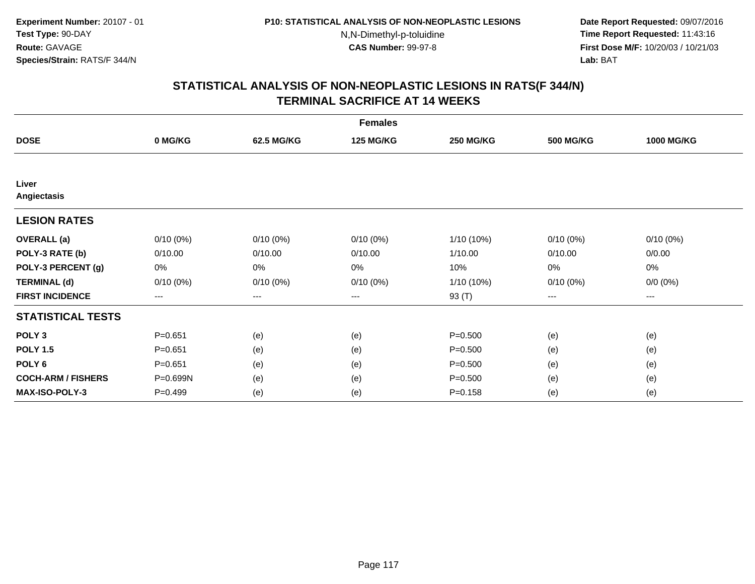**Experiment Number:** 20107 - 01
**Test Type:** 90-DAY
**Route:** GAVAGE
**Species/Strain:** RATS/F 344/N

**P10: STATISTICAL ANALYSIS OF NON-NEOPLASTIC LESIONS**
N,N-Dimethyl-p-toluidine
**CAS Number:** 99-97-8

**Date Report Requested:** 09/07/2016
**Time Report Requested:** 11:43:16
**First Dose M/F:** 10/20/03 / 10/21/03
**Lab:** BAT

## STATISTICAL ANALYSIS OF NON-NEOPLASTIC LESIONS IN RATS(F 344/N) TERMINAL SACRIFICE AT 14 WEEKS

| Females | | | | | | |
|---|---|---|---|---|---|---|
| **DOSE** | **0 MG/KG** | **62.5 MG/KG** | **125 MG/KG** | **250 MG/KG** | **500 MG/KG** | **1000 MG/KG** |
| **Liver** | | | | | | |
| **Angiectasis** | | | | | | |
| **LESION RATES** | | | | | | |
| **OVERALL (a)** | 0/10 (0%) | 0/10 (0%) | 0/10 (0%) | 1/10 (10%) | 0/10 (0%) | 0/10 (0%) |
| **POLY-3 RATE (b)** | 0/10.00 | 0/10.00 | 0/10.00 | 1/10.00 | 0/10.00 | 0/0.00 |
| **POLY-3 PERCENT (g)** | 0% | 0% | 0% | 10% | 0% | 0% |
| **TERMINAL (d)** | 0/10 (0%) | 0/10 (0%) | 0/10 (0%) | 1/10 (10%) | 0/10 (0%) | 0/0 (0%) |
| **FIRST INCIDENCE** | --- | --- | --- | 93 (T) | --- | --- |
| **STATISTICAL TESTS** | | | | | | |
| **POLY 3** | P=0.651 | (e) | (e) | P=0.500 | (e) | (e) |
| **POLY 1.5** | P=0.651 | (e) | (e) | P=0.500 | (e) | (e) |
| **POLY 6** | P=0.651 | (e) | (e) | P=0.500 | (e) | (e) |
| **COCH-ARM / FISHERS** | P=0.699N | (e) | (e) | P=0.500 | (e) | (e) |
| **MAX-ISO-POLY-3** | P=0.499 | (e) | (e) | P=0.158 | (e) | (e) |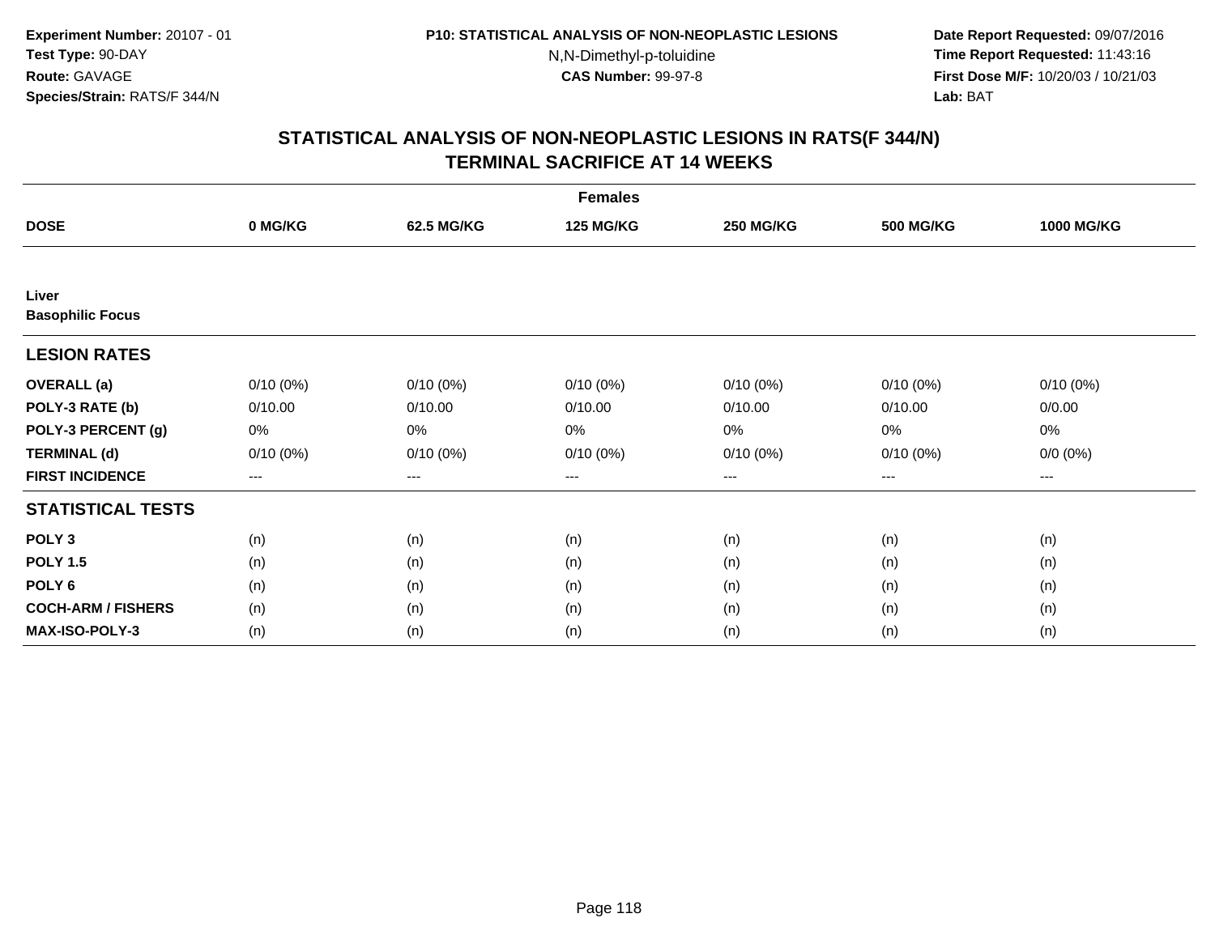Experiment Number: 20107 - 01
Test Type: 90-DAY
Route: GAVAGE
Species/Strain: RATS/F 344/N

P10: STATISTICAL ANALYSIS OF NON-NEOPLASTIC LESIONS
N,N-Dimethyl-p-toluidine
CAS Number: 99-97-8

Date Report Requested: 09/07/2016
Time Report Requested: 11:43:16
First Dose M/F: 10/20/03 / 10/21/03
Lab: BAT

## STATISTICAL ANALYSIS OF NON-NEOPLASTIC LESIONS IN RATS(F 344/N) TERMINAL SACRIFICE AT 14 WEEKS

| | Females | | | | | |
|---|---|---|---|---|---|---|
| **DOSE** | **0 MG/KG** | **62.5 MG/KG** | **125 MG/KG** | **250 MG/KG** | **500 MG/KG** | **1000 MG/KG** |
| **Liver** | | | | | | |
| **Basophilic Focus** | | | | | | |
| **LESION RATES** | | | | | | |
| **OVERALL (a)** | 0/10 (0%) | 0/10 (0%) | 0/10 (0%) | 0/10 (0%) | 0/10 (0%) | 0/10 (0%) |
| **POLY-3 RATE (b)** | 0/10.00 | 0/10.00 | 0/10.00 | 0/10.00 | 0/10.00 | 0/0.00 |
| **POLY-3 PERCENT (g)** | 0% | 0% | 0% | 0% | 0% | 0% |
| **TERMINAL (d)** | 0/10 (0%) | 0/10 (0%) | 0/10 (0%) | 0/10 (0%) | 0/10 (0%) | 0/0 (0%) |
| **FIRST INCIDENCE** | --- | --- | --- | --- | --- | --- |
| **STATISTICAL TESTS** | | | | | | |
| **POLY 3** | (n) | (n) | (n) | (n) | (n) | (n) |
| **POLY 1.5** | (n) | (n) | (n) | (n) | (n) | (n) |
| **POLY 6** | (n) | (n) | (n) | (n) | (n) | (n) |
| **COCH-ARM / FISHERS** | (n) | (n) | (n) | (n) | (n) | (n) |
| **MAX-ISO-POLY-3** | (n) | (n) | (n) | (n) | (n) | (n) |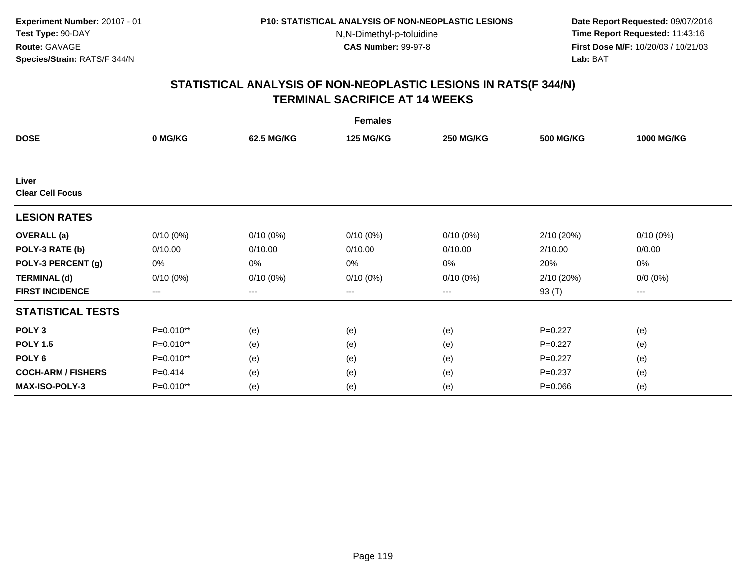**Experiment Number:** 20107 - 01
**Test Type:** 90-DAY
**Route:** GAVAGE
**Species/Strain:** RATS/F 344/N

**P10: STATISTICAL ANALYSIS OF NON-NEOPLASTIC LESIONS**
N,N-Dimethyl-p-toluidine
**CAS Number:** 99-97-8

**Date Report Requested:** 09/07/2016
**Time Report Requested:** 11:43:16
**First Dose M/F:** 10/20/03 / 10/21/03
**Lab:** BAT

## STATISTICAL ANALYSIS OF NON-NEOPLASTIC LESIONS IN RATS(F 344/N) TERMINAL SACRIFICE AT 14 WEEKS

| | Females | | | | | |
|---|---|---|---|---|---|---|
| **DOSE** | **0 MG/KG** | **62.5 MG/KG** | **125 MG/KG** | **250 MG/KG** | **500 MG/KG** | **1000 MG/KG** |
| **Liver** | | | | | | |
| **Clear Cell Focus** | | | | | | |
| **LESION RATES** | | | | | | |
| **OVERALL (a)** | 0/10 (0%) | 0/10 (0%) | 0/10 (0%) | 0/10 (0%) | 2/10 (20%) | 0/10 (0%) |
| **POLY-3 RATE (b)** | 0/10.00 | 0/10.00 | 0/10.00 | 0/10.00 | 2/10.00 | 0/0.00 |
| **POLY-3 PERCENT (g)** | 0% | 0% | 0% | 0% | 20% | 0% |
| **TERMINAL (d)** | 0/10 (0%) | 0/10 (0%) | 0/10 (0%) | 0/10 (0%) | 2/10 (20%) | 0/0 (0%) |
| **FIRST INCIDENCE** | --- | --- | --- | --- | 93 (T) | --- |
| **STATISTICAL TESTS** | | | | | | |
| **POLY 3** | P=0.010** | (e) | (e) | (e) | P=0.227 | (e) |
| **POLY 1.5** | P=0.010** | (e) | (e) | (e) | P=0.227 | (e) |
| **POLY 6** | P=0.010** | (e) | (e) | (e) | P=0.227 | (e) |
| **COCH-ARM / FISHERS** | P=0.414 | (e) | (e) | (e) | P=0.237 | (e) |
| **MAX-ISO-POLY-3** | P=0.010** | (e) | (e) | (e) | P=0.066 | (e) |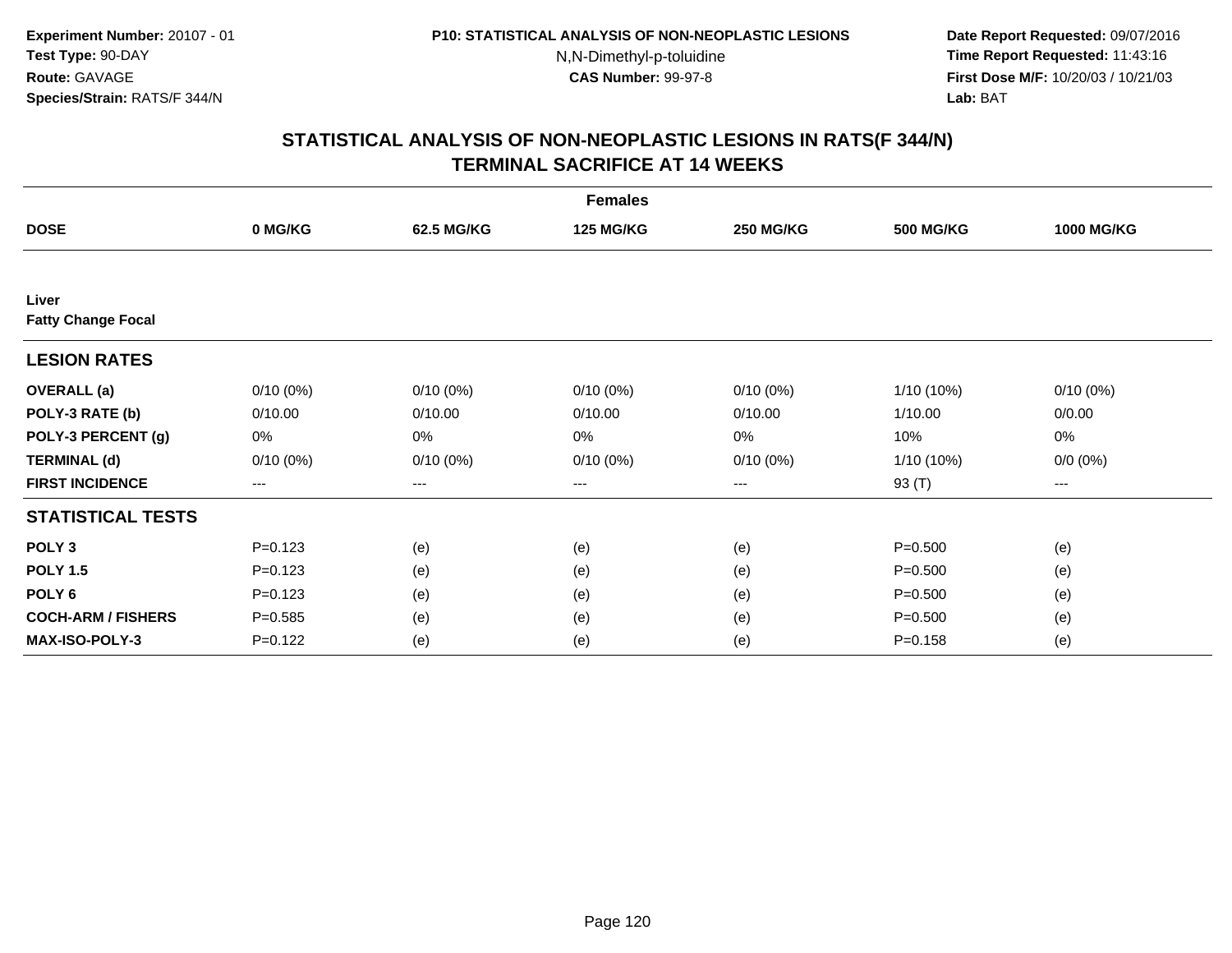Experiment Number: 20107 - 01
Test Type: 90-DAY
Route: GAVAGE
Species/Strain: RATS/F 344/N

P10: STATISTICAL ANALYSIS OF NON-NEOPLASTIC LESIONS
N,N-Dimethyl-p-toluidine
CAS Number: 99-97-8

Date Report Requested: 09/07/2016
Time Report Requested: 11:43:16
First Dose M/F: 10/20/03 / 10/21/03
Lab: BAT

## STATISTICAL ANALYSIS OF NON-NEOPLASTIC LESIONS IN RATS(F 344/N) TERMINAL SACRIFICE AT 14 WEEKS

| Females | | | | | | |
|---|---|---|---|---|---|---|
| **DOSE** | **0 MG/KG** | **62.5 MG/KG** | **125 MG/KG** | **250 MG/KG** | **500 MG/KG** | **1000 MG/KG** |
| **Liver** | | | | | | |
| **Fatty Change Focal** | | | | | | |
| **LESION RATES** | | | | | | |
| **OVERALL (a)** | 0/10 (0%) | 0/10 (0%) | 0/10 (0%) | 0/10 (0%) | 1/10 (10%) | 0/10 (0%) |
| **POLY-3 RATE (b)** | 0/10.00 | 0/10.00 | 0/10.00 | 0/10.00 | 1/10.00 | 0/0.00 |
| **POLY-3 PERCENT (g)** | 0% | 0% | 0% | 0% | 10% | 0% |
| **TERMINAL (d)** | 0/10 (0%) | 0/10 (0%) | 0/10 (0%) | 0/10 (0%) | 1/10 (10%) | 0/0 (0%) |
| **FIRST INCIDENCE** | --- | --- | --- | --- | 93 (T) | --- |
| **STATISTICAL TESTS** | | | | | | |
| **POLY 3** | P=0.123 | (e) | (e) | (e) | P=0.500 | (e) |
| **POLY 1.5** | P=0.123 | (e) | (e) | (e) | P=0.500 | (e) |
| **POLY 6** | P=0.123 | (e) | (e) | (e) | P=0.500 | (e) |
| **COCH-ARM / FISHERS** | P=0.585 | (e) | (e) | (e) | P=0.500 | (e) |
| **MAX-ISO-POLY-3** | P=0.122 | (e) | (e) | (e) | P=0.158 | (e) |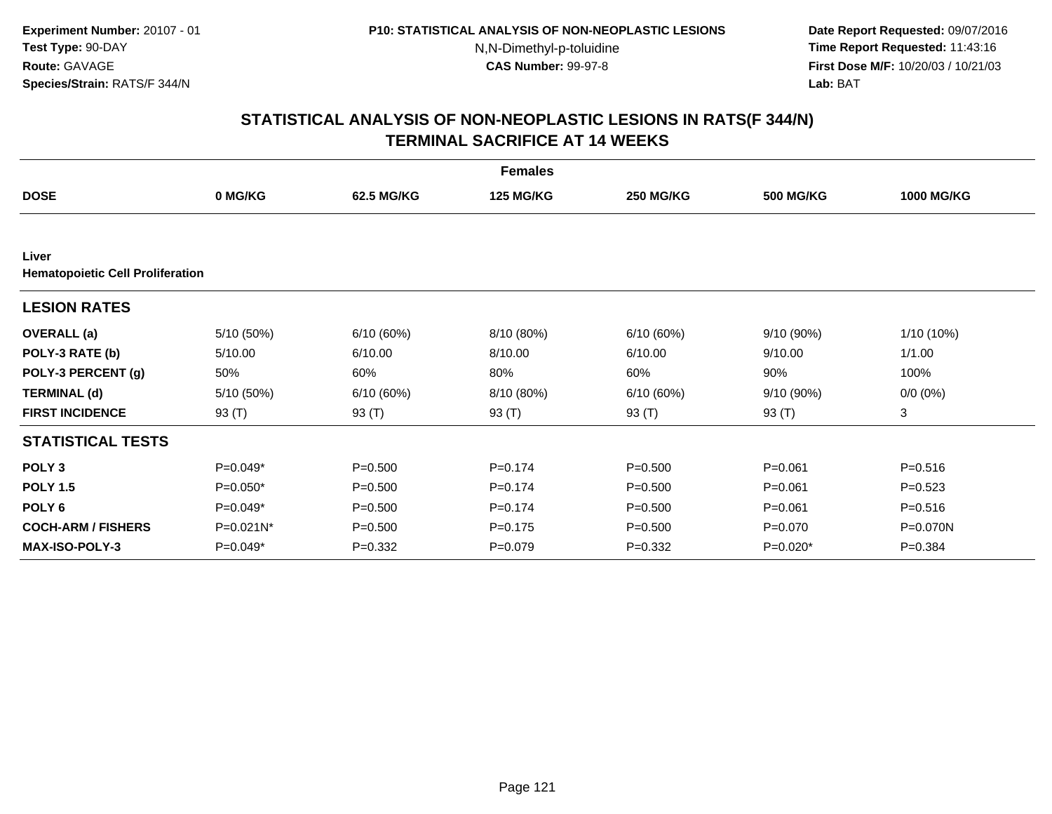Experiment Number: 20107 - 01
Test Type: 90-DAY
Route: GAVAGE
Species/Strain: RATS/F 344/N

P10: STATISTICAL ANALYSIS OF NON-NEOPLASTIC LESIONS
N,N-Dimethyl-p-toluidine
CAS Number: 99-97-8

Date Report Requested: 09/07/2016
Time Report Requested: 11:43:16
First Dose M/F: 10/20/03 / 10/21/03
Lab: BAT

## STATISTICAL ANALYSIS OF NON-NEOPLASTIC LESIONS IN RATS(F 344/N)
## TERMINAL SACRIFICE AT 14 WEEKS

| Females | | | | | | |
|---|---|---|---|---|---|---|
| **DOSE** | **0 MG/KG** | **62.5 MG/KG** | **125 MG/KG** | **250 MG/KG** | **500 MG/KG** | **1000 MG/KG** |
| **Liver** | | | | | | |
| **Hematopoietic Cell Proliferation** | | | | | | |
| **LESION RATES** | | | | | | |
| **OVERALL (a)** | 5/10 (50%) | 6/10 (60%) | 8/10 (80%) | 6/10 (60%) | 9/10 (90%) | 1/10 (10%) |
| **POLY-3 RATE (b)** | 5/10.00 | 6/10.00 | 8/10.00 | 6/10.00 | 9/10.00 | 1/1.00 |
| **POLY-3 PERCENT (g)** | 50% | 60% | 80% | 60% | 90% | 100% |
| **TERMINAL (d)** | 5/10 (50%) | 6/10 (60%) | 8/10 (80%) | 6/10 (60%) | 9/10 (90%) | 0/0 (0%) |
| **FIRST INCIDENCE** | 93 (T) | 93 (T) | 93 (T) | 93 (T) | 93 (T) | 3 |
| **STATISTICAL TESTS** | | | | | | |
| **POLY 3** | P=0.049* | P=0.500 | P=0.174 | P=0.500 | P=0.061 | P=0.516 |
| **POLY 1.5** | P=0.050* | P=0.500 | P=0.174 | P=0.500 | P=0.061 | P=0.523 |
| **POLY 6** | P=0.049* | P=0.500 | P=0.174 | P=0.500 | P=0.061 | P=0.516 |
| **COCH-ARM / FISHERS** | P=0.021N* | P=0.500 | P=0.175 | P=0.500 | P=0.070 | P=0.070N |
| **MAX-ISO-POLY-3** | P=0.049* | P=0.332 | P=0.079 | P=0.332 | P=0.020* | P=0.384 |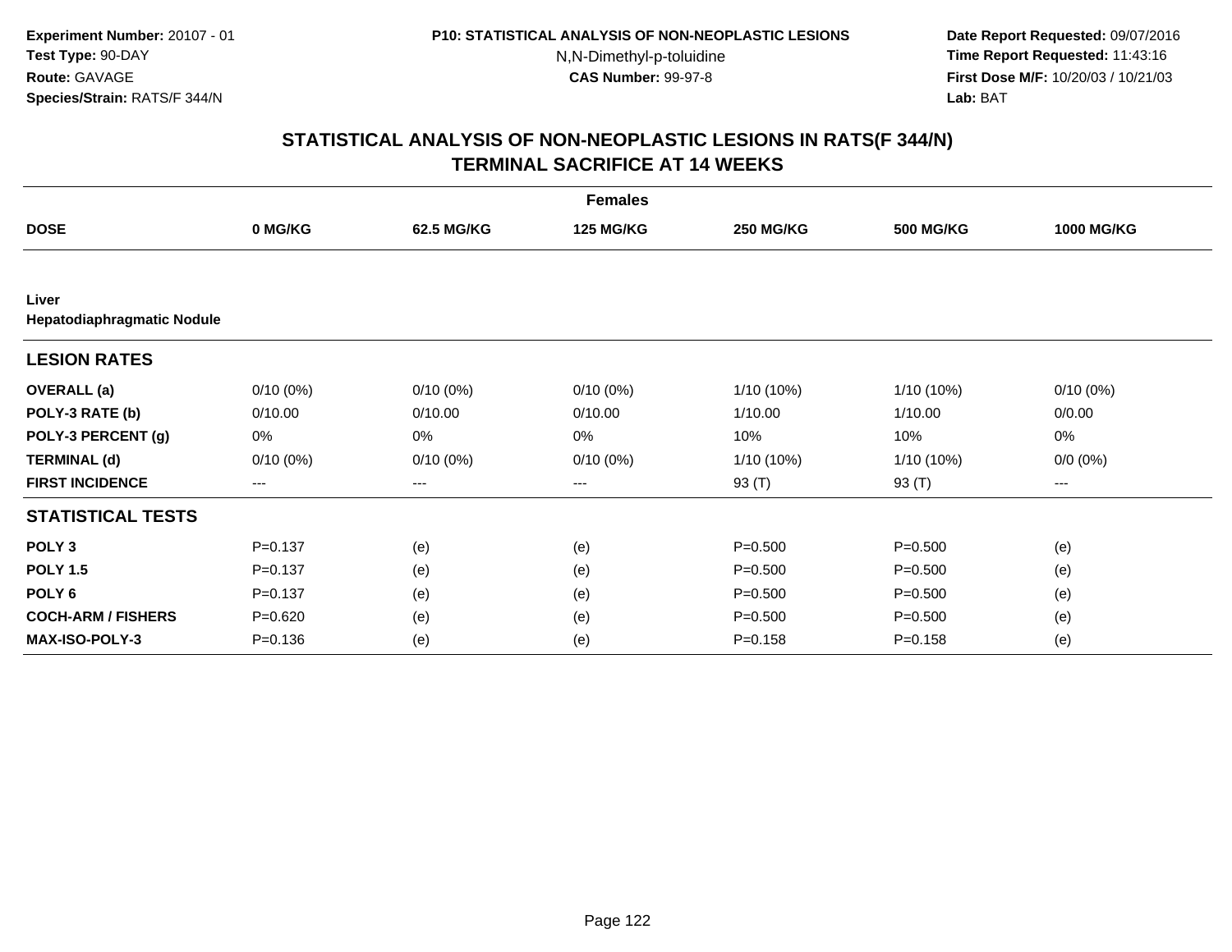Experiment Number: 20107 - 01
Test Type: 90-DAY
Route: GAVAGE
Species/Strain: RATS/F 344/N

P10: STATISTICAL ANALYSIS OF NON-NEOPLASTIC LESIONS
N,N-Dimethyl-p-toluidine
CAS Number: 99-97-8

Date Report Requested: 09/07/2016
Time Report Requested: 11:43:16
First Dose M/F: 10/20/03 / 10/21/03
Lab: BAT

## STATISTICAL ANALYSIS OF NON-NEOPLASTIC LESIONS IN RATS(F 344/N)
## TERMINAL SACRIFICE AT 14 WEEKS

| | Females | | | | | |
|---|---|---|---|---|---|---|
| **DOSE** | **0 MG/KG** | **62.5 MG/KG** | **125 MG/KG** | **250 MG/KG** | **500 MG/KG** | **1000 MG/KG** |
| **Liver** | | | | | | |
| **Hepatodiaphragmatic Nodule** | | | | | | |
| **LESION RATES** | | | | | | |
| **OVERALL (a)** | 0/10 (0%) | 0/10 (0%) | 0/10 (0%) | 1/10 (10%) | 1/10 (10%) | 0/10 (0%) |
| **POLY-3 RATE (b)** | 0/10.00 | 0/10.00 | 0/10.00 | 1/10.00 | 1/10.00 | 0/0.00 |
| **POLY-3 PERCENT (g)** | 0% | 0% | 0% | 10% | 10% | 0% |
| **TERMINAL (d)** | 0/10 (0%) | 0/10 (0%) | 0/10 (0%) | 1/10 (10%) | 1/10 (10%) | 0/0 (0%) |
| **FIRST INCIDENCE** | --- | --- | --- | 93 (T) | 93 (T) | --- |
| **STATISTICAL TESTS** | | | | | | |
| **POLY 3** | P=0.137 | (e) | (e) | P=0.500 | P=0.500 | (e) |
| **POLY 1.5** | P=0.137 | (e) | (e) | P=0.500 | P=0.500 | (e) |
| **POLY 6** | P=0.137 | (e) | (e) | P=0.500 | P=0.500 | (e) |
| **COCH-ARM / FISHERS** | P=0.620 | (e) | (e) | P=0.500 | P=0.500 | (e) |
| **MAX-ISO-POLY-3** | P=0.136 | (e) | (e) | P=0.158 | P=0.158 | (e) |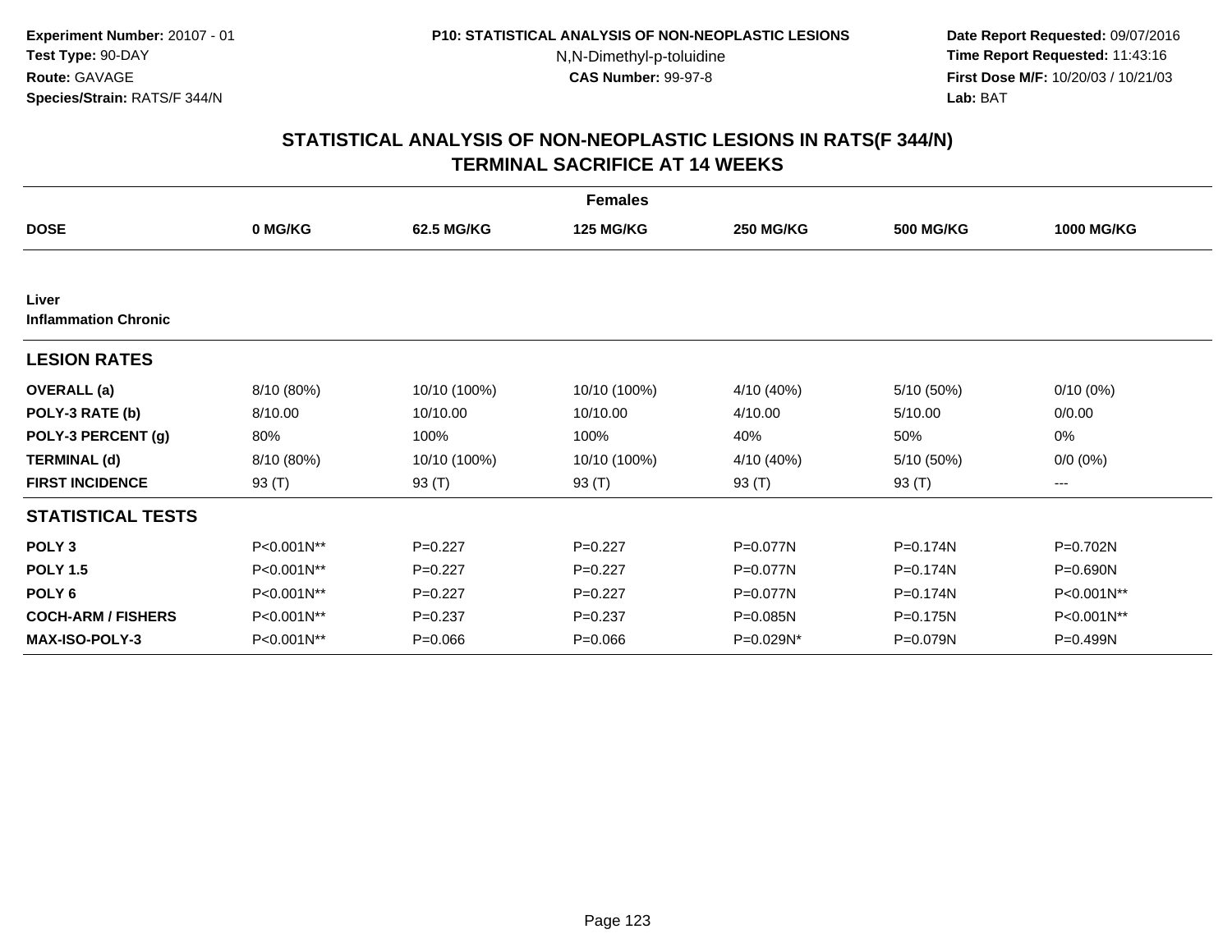**Experiment Number:** 20107 - 01
**Test Type:** 90-DAY
**Route:** GAVAGE
**Species/Strain:** RATS/F 344/N

**P10: STATISTICAL ANALYSIS OF NON-NEOPLASTIC LESIONS**
N,N-Dimethyl-p-toluidine
**CAS Number:** 99-97-8

**Date Report Requested:** 09/07/2016
**Time Report Requested:** 11:43:16
**First Dose M/F:** 10/20/03 / 10/21/03
**Lab:** BAT

## STATISTICAL ANALYSIS OF NON-NEOPLASTIC LESIONS IN RATS(F 344/N)
## TERMINAL SACRIFICE AT 14 WEEKS

| | Females | | | | | |
|---|---|---|---|---|---|---|
| **DOSE** | **0 MG/KG** | **62.5 MG/KG** | **125 MG/KG** | **250 MG/KG** | **500 MG/KG** | **1000 MG/KG** |
| **Liver** | | | | | | |
| **Inflammation Chronic** | | | | | | |
| **LESION RATES** | | | | | | |
| **OVERALL (a)** | 8/10 (80%) | 10/10 (100%) | 10/10 (100%) | 4/10 (40%) | 5/10 (50%) | 0/10 (0%) |
| **POLY-3 RATE (b)** | 8/10.00 | 10/10.00 | 10/10.00 | 4/10.00 | 5/10.00 | 0/0.00 |
| **POLY-3 PERCENT (g)** | 80% | 100% | 100% | 40% | 50% | 0% |
| **TERMINAL (d)** | 8/10 (80%) | 10/10 (100%) | 10/10 (100%) | 4/10 (40%) | 5/10 (50%) | 0/0 (0%) |
| **FIRST INCIDENCE** | 93 (T) | 93 (T) | 93 (T) | 93 (T) | 93 (T) | --- |
| **STATISTICAL TESTS** | | | | | | |
| **POLY 3** | P<0.001N** | P=0.227 | P=0.227 | P=0.077N | P=0.174N | P=0.702N |
| **POLY 1.5** | P<0.001N** | P=0.227 | P=0.227 | P=0.077N | P=0.174N | P=0.690N |
| **POLY 6** | P<0.001N** | P=0.227 | P=0.227 | P=0.077N | P=0.174N | P<0.001N** |
| **COCH-ARM / FISHERS** | P<0.001N** | P=0.237 | P=0.237 | P=0.085N | P=0.175N | P<0.001N** |
| **MAX-ISO-POLY-3** | P<0.001N** | P=0.066 | P=0.066 | P=0.029N* | P=0.079N | P=0.499N |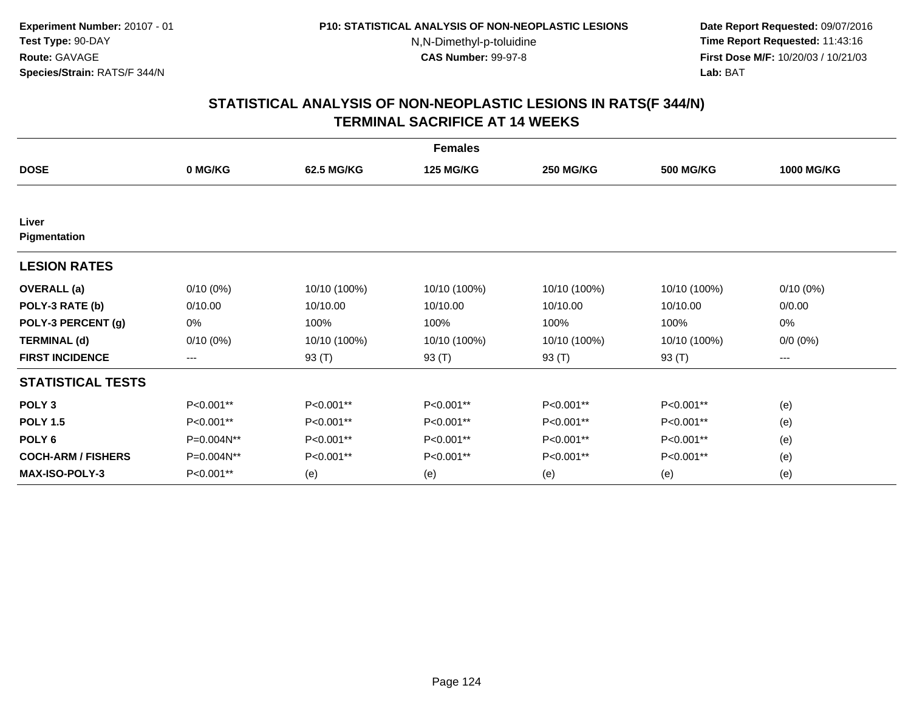**Experiment Number:** 20107 - 01
**Test Type:** 90-DAY
**Route:** GAVAGE
**Species/Strain:** RATS/F 344/N

**P10: STATISTICAL ANALYSIS OF NON-NEOPLASTIC LESIONS**
N,N-Dimethyl-p-toluidine
**CAS Number:** 99-97-8

**Date Report Requested:** 09/07/2016
**Time Report Requested:** 11:43:16
**First Dose M/F:** 10/20/03 / 10/21/03
**Lab:** BAT

## STATISTICAL ANALYSIS OF NON-NEOPLASTIC LESIONS IN RATS(F 344/N) TERMINAL SACRIFICE AT 14 WEEKS

| | | | Females | | | |
|---|---|---|---|---|---|---|
| **DOSE** | **0 MG/KG** | **62.5 MG/KG** | **125 MG/KG** | **250 MG/KG** | **500 MG/KG** | **1000 MG/KG** |
| **Liver** | | | | | | |
| **Pigmentation** | | | | | | |
| **LESION RATES** | | | | | | |
| **OVERALL (a)** | 0/10 (0%) | 10/10 (100%) | 10/10 (100%) | 10/10 (100%) | 10/10 (100%) | 0/10 (0%) |
| **POLY-3 RATE (b)** | 0/10.00 | 10/10.00 | 10/10.00 | 10/10.00 | 10/10.00 | 0/0.00 |
| **POLY-3 PERCENT (g)** | 0% | 100% | 100% | 100% | 100% | 0% |
| **TERMINAL (d)** | 0/10 (0%) | 10/10 (100%) | 10/10 (100%) | 10/10 (100%) | 10/10 (100%) | 0/0 (0%) |
| **FIRST INCIDENCE** | --- | 93 (T) | 93 (T) | 93 (T) | 93 (T) | --- |
| **STATISTICAL TESTS** | | | | | | |
| **POLY 3** | P<0.001** | P<0.001** | P<0.001** | P<0.001** | P<0.001** | (e) |
| **POLY 1.5** | P<0.001** | P<0.001** | P<0.001** | P<0.001** | P<0.001** | (e) |
| **POLY 6** | P=0.004N** | P<0.001** | P<0.001** | P<0.001** | P<0.001** | (e) |
| **COCH-ARM / FISHERS** | P=0.004N** | P<0.001** | P<0.001** | P<0.001** | P<0.001** | (e) |
| **MAX-ISO-POLY-3** | P<0.001** | (e) | (e) | (e) | (e) | (e) |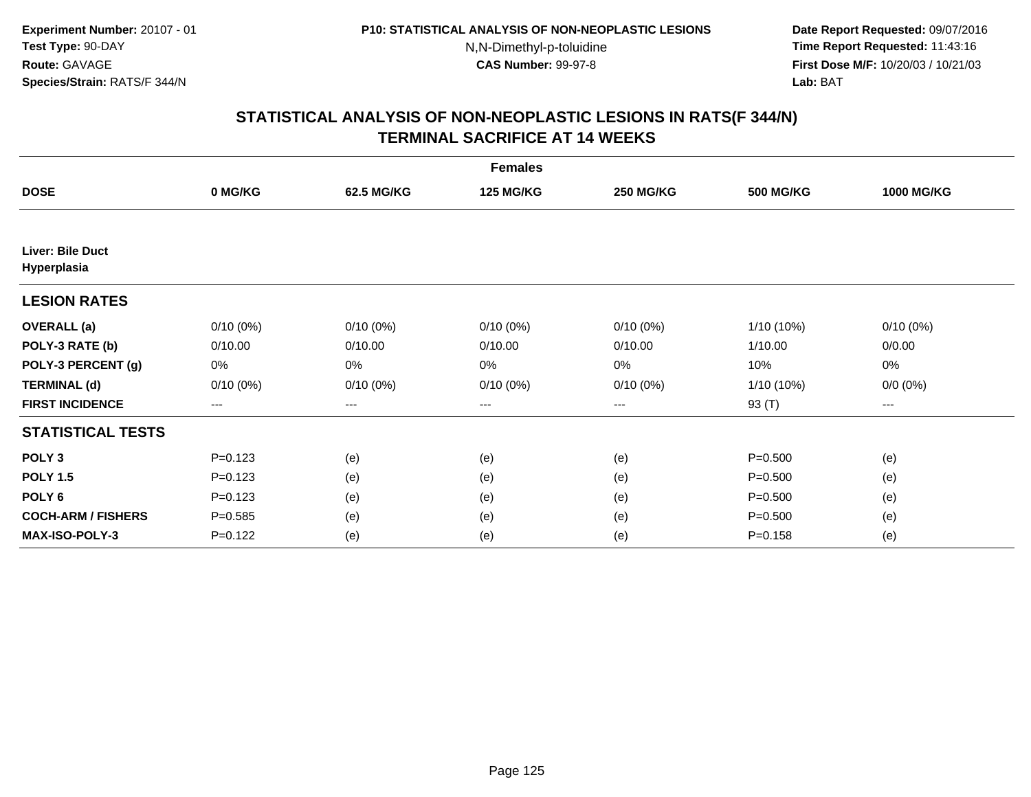**Experiment Number:** 20107 - 01
**Test Type:** 90-DAY
**Route:** GAVAGE
**Species/Strain:** RATS/F 344/N

**P10: STATISTICAL ANALYSIS OF NON-NEOPLASTIC LESIONS**
N,N-Dimethyl-p-toluidine
**CAS Number:** 99-97-8

**Date Report Requested:** 09/07/2016
**Time Report Requested:** 11:43:16
**First Dose M/F:** 10/20/03 / 10/21/03
**Lab:** BAT

# STATISTICAL ANALYSIS OF NON-NEOPLASTIC LESIONS IN RATS(F 344/N)
## TERMINAL SACRIFICE AT 14 WEEKS

| Females | | | | | | |
|---|---|---|---|---|---|---|
| **DOSE** | **0 MG/KG** | **62.5 MG/KG** | **125 MG/KG** | **250 MG/KG** | **500 MG/KG** | **1000 MG/KG** |
| **Liver: Bile Duct Hyperplasia** | | | | | | |
| **LESION RATES** | | | | | | |
| **OVERALL (a)** | 0/10 (0%) | 0/10 (0%) | 0/10 (0%) | 0/10 (0%) | 1/10 (10%) | 0/10 (0%) |
| **POLY-3 RATE (b)** | 0/10.00 | 0/10.00 | 0/10.00 | 0/10.00 | 1/10.00 | 0/0.00 |
| **POLY-3 PERCENT (g)** | 0% | 0% | 0% | 0% | 10% | 0% |
| **TERMINAL (d)** | 0/10 (0%) | 0/10 (0%) | 0/10 (0%) | 0/10 (0%) | 1/10 (10%) | 0/0 (0%) |
| **FIRST INCIDENCE** | --- | --- | --- | --- | 93 (T) | --- |
| **STATISTICAL TESTS** | | | | | | |
| **POLY 3** | P=0.123 | (e) | (e) | (e) | P=0.500 | (e) |
| **POLY 1.5** | P=0.123 | (e) | (e) | (e) | P=0.500 | (e) |
| **POLY 6** | P=0.123 | (e) | (e) | (e) | P=0.500 | (e) |
| **COCH-ARM / FISHERS** | P=0.585 | (e) | (e) | (e) | P=0.500 | (e) |
| **MAX-ISO-POLY-3** | P=0.122 | (e) | (e) | (e) | P=0.158 | (e) |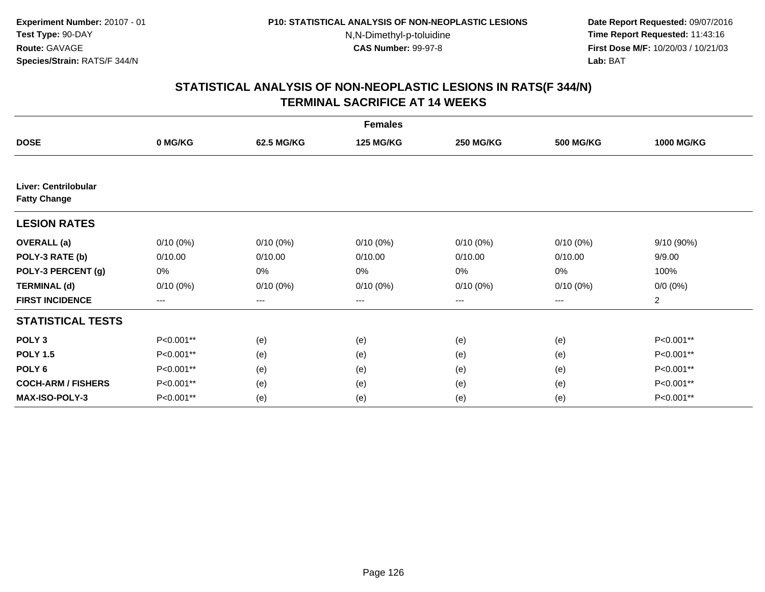**Experiment Number:** 20107 - 01
**Test Type:** 90-DAY
**Route:** GAVAGE
**Species/Strain:** RATS/F 344/N

**P10: STATISTICAL ANALYSIS OF NON-NEOPLASTIC LESIONS**
N,N-Dimethyl-p-toluidine
**CAS Number:** 99-97-8

**Date Report Requested:** 09/07/2016
**Time Report Requested:** 11:43:16
**First Dose M/F:** 10/20/03 / 10/21/03
**Lab:** BAT

## STATISTICAL ANALYSIS OF NON-NEOPLASTIC LESIONS IN RATS(F 344/N)
## TERMINAL SACRIFICE AT 14 WEEKS

| | Females | | | | | |
|---|---|---|---|---|---|---|
| **DOSE** | **0 MG/KG** | **62.5 MG/KG** | **125 MG/KG** | **250 MG/KG** | **500 MG/KG** | **1000 MG/KG** |
| **Liver: Centrilobular Fatty Change** | | | | | | |
| **LESION RATES** | | | | | | |
| **OVERALL (a)** | 0/10 (0%) | 0/10 (0%) | 0/10 (0%) | 0/10 (0%) | 0/10 (0%) | 9/10 (90%) |
| **POLY-3 RATE (b)** | 0/10.00 | 0/10.00 | 0/10.00 | 0/10.00 | 0/10.00 | 9/9.00 |
| **POLY-3 PERCENT (g)** | 0% | 0% | 0% | 0% | 0% | 100% |
| **TERMINAL (d)** | 0/10 (0%) | 0/10 (0%) | 0/10 (0%) | 0/10 (0%) | 0/10 (0%) | 0/0 (0%) |
| **FIRST INCIDENCE** | --- | --- | --- | --- | --- | 2 |
| **STATISTICAL TESTS** | | | | | | |
| **POLY 3** | P<0.001** | (e) | (e) | (e) | (e) | P<0.001** |
| **POLY 1.5** | P<0.001** | (e) | (e) | (e) | (e) | P<0.001** |
| **POLY 6** | P<0.001** | (e) | (e) | (e) | (e) | P<0.001** |
| **COCH-ARM / FISHERS** | P<0.001** | (e) | (e) | (e) | (e) | P<0.001** |
| **MAX-ISO-POLY-3** | P<0.001** | (e) | (e) | (e) | (e) | P<0.001** |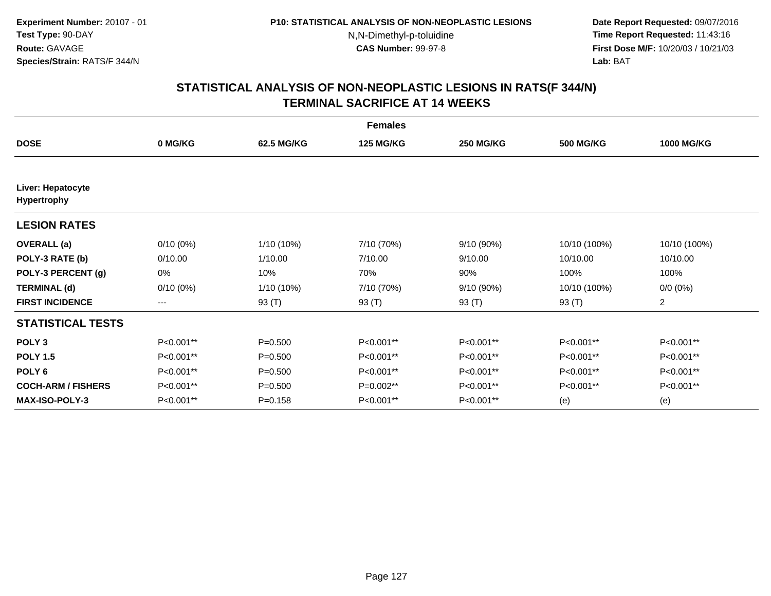**Experiment Number:** 20107 - 01
**Test Type:** 90-DAY
**Route:** GAVAGE
**Species/Strain:** RATS/F 344/N

**P10: STATISTICAL ANALYSIS OF NON-NEOPLASTIC LESIONS**
N,N-Dimethyl-p-toluidine
**CAS Number:** 99-97-8

**Date Report Requested:** 09/07/2016
**Time Report Requested:** 11:43:16
**First Dose M/F:** 10/20/03 / 10/21/03
**Lab:** BAT

## STATISTICAL ANALYSIS OF NON-NEOPLASTIC LESIONS IN RATS(F 344/N)
## TERMINAL SACRIFICE AT 14 WEEKS

| | Females | | | | | |
|---|---|---|---|---|---|---|
| **DOSE** | **0 MG/KG** | **62.5 MG/KG** | **125 MG/KG** | **250 MG/KG** | **500 MG/KG** | **1000 MG/KG** |
| **Liver: Hepatocyte Hypertrophy** | | | | | | |
| **LESION RATES** | | | | | | |
| **OVERALL (a)** | 0/10 (0%) | 1/10 (10%) | 7/10 (70%) | 9/10 (90%) | 10/10 (100%) | 10/10 (100%) |
| **POLY-3 RATE (b)** | 0/10.00 | 1/10.00 | 7/10.00 | 9/10.00 | 10/10.00 | 10/10.00 |
| **POLY-3 PERCENT (g)** | 0% | 10% | 70% | 90% | 100% | 100% |
| **TERMINAL (d)** | 0/10 (0%) | 1/10 (10%) | 7/10 (70%) | 9/10 (90%) | 10/10 (100%) | 0/0 (0%) |
| **FIRST INCIDENCE** | --- | 93 (T) | 93 (T) | 93 (T) | 93 (T) | 2 |
| **STATISTICAL TESTS** | | | | | | |
| **POLY 3** | P<0.001** | P=0.500 | P<0.001** | P<0.001** | P<0.001** | P<0.001** |
| **POLY 1.5** | P<0.001** | P=0.500 | P<0.001** | P<0.001** | P<0.001** | P<0.001** |
| **POLY 6** | P<0.001** | P=0.500 | P<0.001** | P<0.001** | P<0.001** | P<0.001** |
| **COCH-ARM / FISHERS** | P<0.001** | P=0.500 | P=0.002** | P<0.001** | P<0.001** | P<0.001** |
| **MAX-ISO-POLY-3** | P<0.001** | P=0.158 | P<0.001** | P<0.001** | (e) | (e) |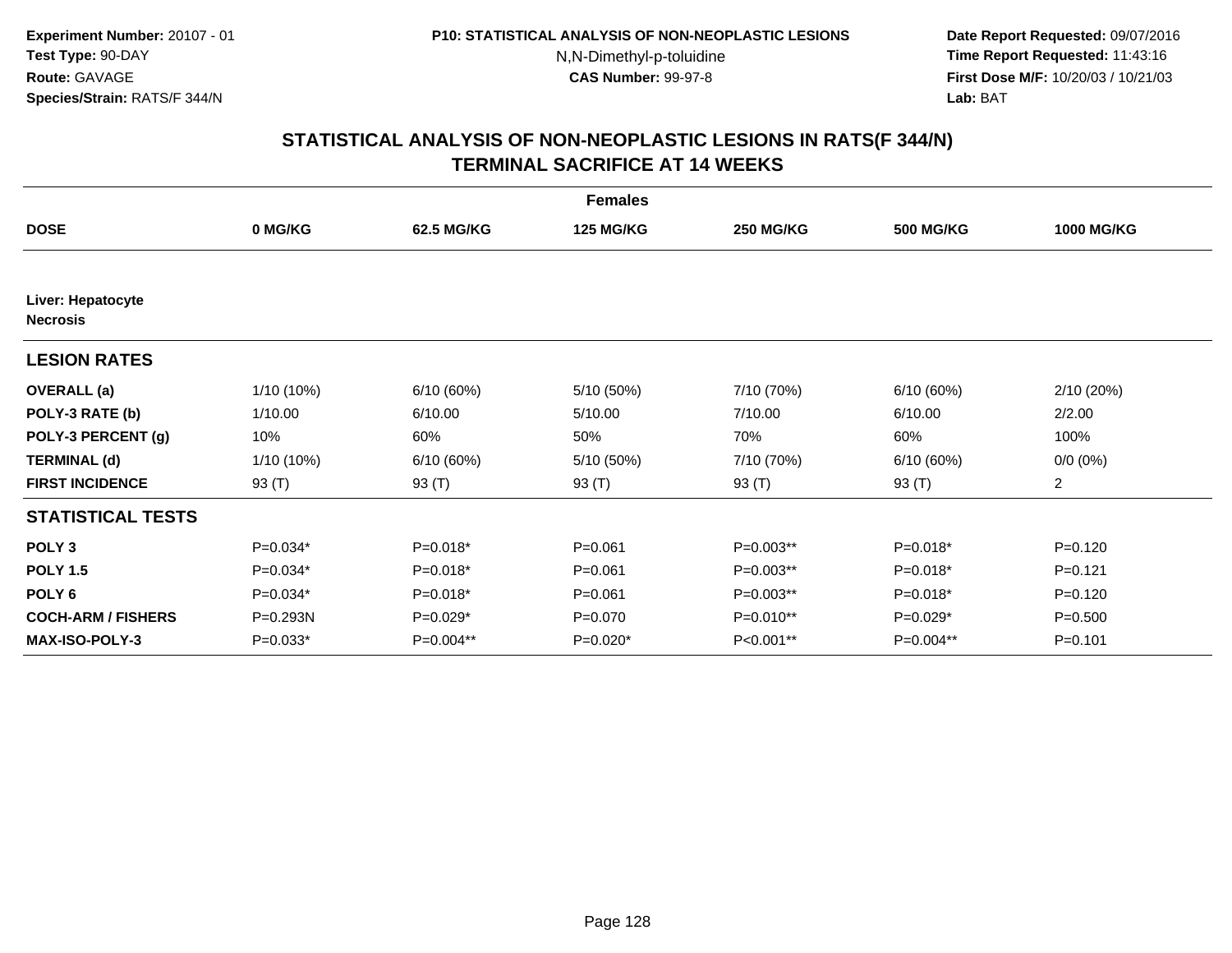**Experiment Number:** 20107 - 01
**Test Type:** 90-DAY
**Route:** GAVAGE
**Species/Strain:** RATS/F 344/N

**P10: STATISTICAL ANALYSIS OF NON-NEOPLASTIC LESIONS**
N,N-Dimethyl-p-toluidine
**CAS Number:** 99-97-8

**Date Report Requested:** 09/07/2016
**Time Report Requested:** 11:43:16
**First Dose M/F:** 10/20/03 / 10/21/03
**Lab:** BAT

## STATISTICAL ANALYSIS OF NON-NEOPLASTIC LESIONS IN RATS(F 344/N) TERMINAL SACRIFICE AT 14 WEEKS

| Females | | | | | | |
|---|---|---|---|---|---|---|
| **DOSE** | **0 MG/KG** | **62.5 MG/KG** | **125 MG/KG** | **250 MG/KG** | **500 MG/KG** | **1000 MG/KG** |
| **Liver: Hepatocyte Necrosis** | | | | | | |
| **LESION RATES** | | | | | | |
| **OVERALL (a)** | 1/10 (10%) | 6/10 (60%) | 5/10 (50%) | 7/10 (70%) | 6/10 (60%) | 2/10 (20%) |
| **POLY-3 RATE (b)** | 1/10.00 | 6/10.00 | 5/10.00 | 7/10.00 | 6/10.00 | 2/2.00 |
| **POLY-3 PERCENT (g)** | 10% | 60% | 50% | 70% | 60% | 100% |
| **TERMINAL (d)** | 1/10 (10%) | 6/10 (60%) | 5/10 (50%) | 7/10 (70%) | 6/10 (60%) | 0/0 (0%) |
| **FIRST INCIDENCE** | 93 (T) | 93 (T) | 93 (T) | 93 (T) | 93 (T) | 2 |
| **STATISTICAL TESTS** | | | | | | |
| **POLY 3** | P=0.034* | P=0.018* | P=0.061 | P=0.003** | P=0.018* | P=0.120 |
| **POLY 1.5** | P=0.034* | P=0.018* | P=0.061 | P=0.003** | P=0.018* | P=0.121 |
| **POLY 6** | P=0.034* | P=0.018* | P=0.061 | P=0.003** | P=0.018* | P=0.120 |
| **COCH-ARM / FISHERS** | P=0.293N | P=0.029* | P=0.070 | P=0.010** | P=0.029* | P=0.500 |
| **MAX-ISO-POLY-3** | P=0.033* | P=0.004** | P=0.020* | P<0.001** | P=0.004** | P=0.101 |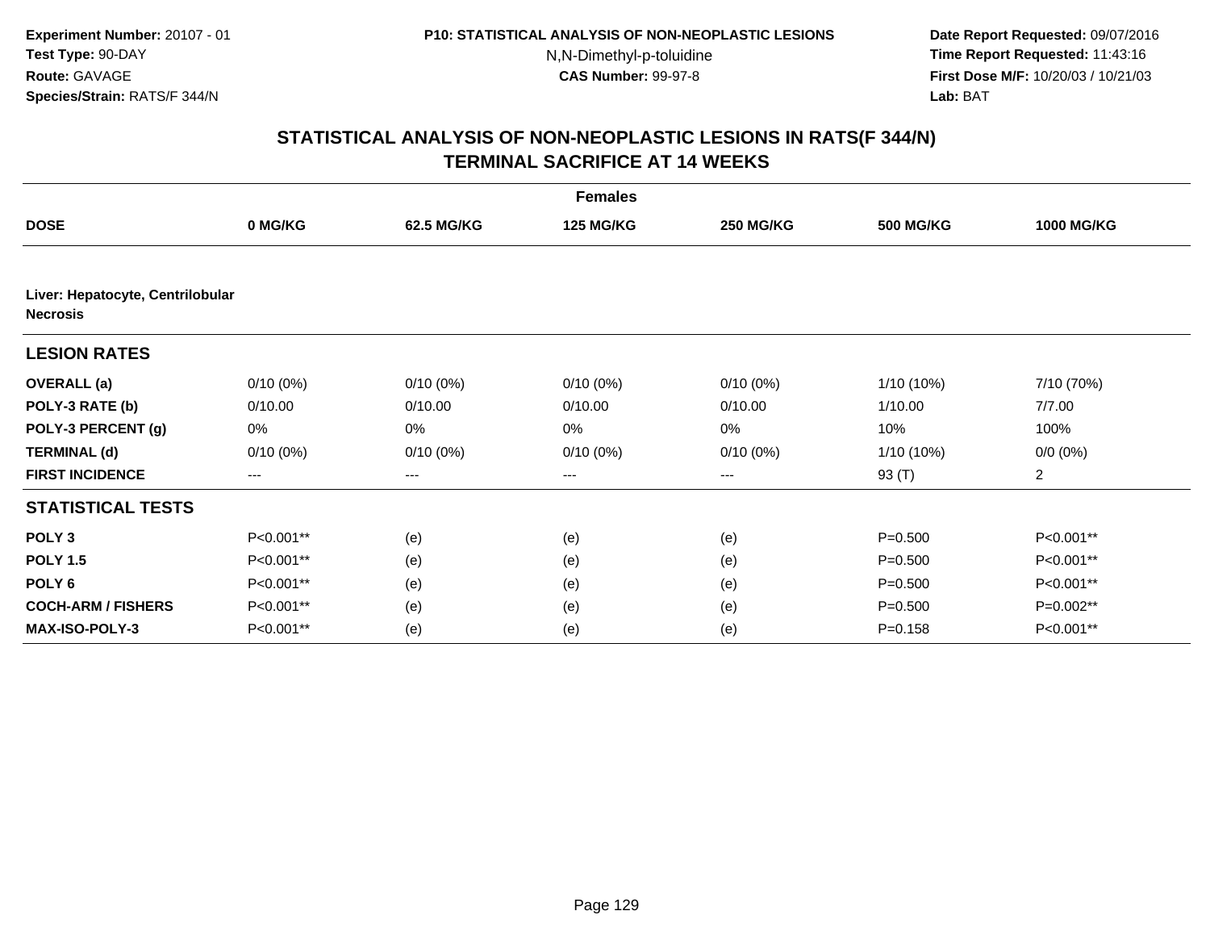**Experiment Number:** 20107 - 01
**Test Type:** 90-DAY
**Route:** GAVAGE
**Species/Strain:** RATS/F 344/N

**P10: STATISTICAL ANALYSIS OF NON-NEOPLASTIC LESIONS**
N,N-Dimethyl-p-toluidine
**CAS Number:** 99-97-8

**Date Report Requested:** 09/07/2016
**Time Report Requested:** 11:43:16
**First Dose M/F:** 10/20/03 / 10/21/03
**Lab:** BAT

## STATISTICAL ANALYSIS OF NON-NEOPLASTIC LESIONS IN RATS(F 344/N)
## TERMINAL SACRIFICE AT 14 WEEKS

| | Females | | | | | |
|---|---|---|---|---|---|---|
| **DOSE** | **0 MG/KG** | **62.5 MG/KG** | **125 MG/KG** | **250 MG/KG** | **500 MG/KG** | **1000 MG/KG** |
| **Liver: Hepatocyte, Centrilobular Necrosis** | | | | | | |
| **LESION RATES** | | | | | | |
| **OVERALL (a)** | 0/10 (0%) | 0/10 (0%) | 0/10 (0%) | 0/10 (0%) | 1/10 (10%) | 7/10 (70%) |
| **POLY-3 RATE (b)** | 0/10.00 | 0/10.00 | 0/10.00 | 0/10.00 | 1/10.00 | 7/7.00 |
| **POLY-3 PERCENT (g)** | 0% | 0% | 0% | 0% | 10% | 100% |
| **TERMINAL (d)** | 0/10 (0%) | 0/10 (0%) | 0/10 (0%) | 0/10 (0%) | 1/10 (10%) | 0/0 (0%) |
| **FIRST INCIDENCE** | --- | --- | --- | --- | 93 (T) | 2 |
| **STATISTICAL TESTS** | | | | | | |
| **POLY 3** | P<0.001** | (e) | (e) | (e) | P=0.500 | P<0.001** |
| **POLY 1.5** | P<0.001** | (e) | (e) | (e) | P=0.500 | P<0.001** |
| **POLY 6** | P<0.001** | (e) | (e) | (e) | P=0.500 | P<0.001** |
| **COCH-ARM / FISHERS** | P<0.001** | (e) | (e) | (e) | P=0.500 | P=0.002** |
| **MAX-ISO-POLY-3** | P<0.001** | (e) | (e) | (e) | P=0.158 | P<0.001** |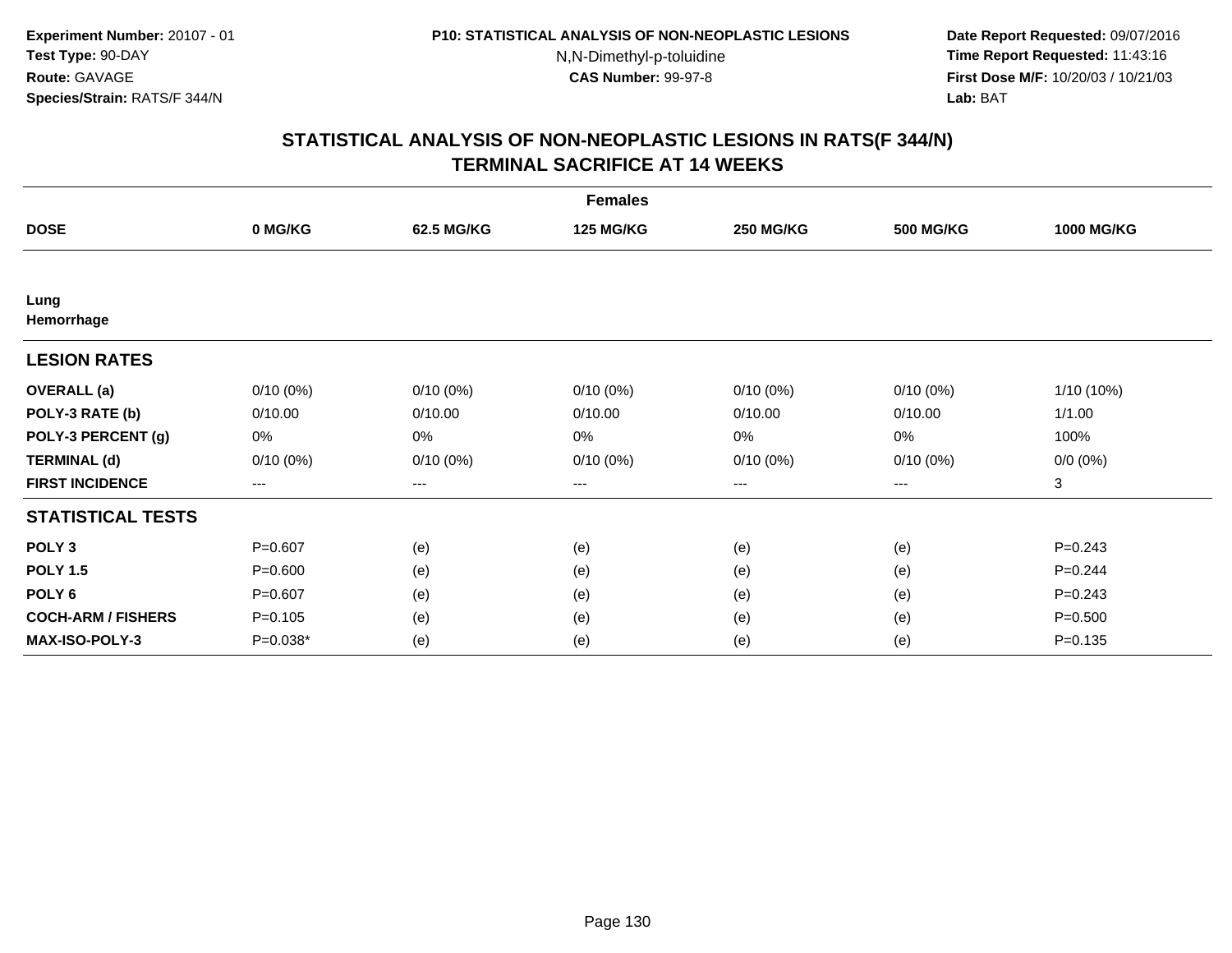**Experiment Number:** 20107 - 01
**Test Type:** 90-DAY
**Route:** GAVAGE
**Species/Strain:** RATS/F 344/N

**P10: STATISTICAL ANALYSIS OF NON-NEOPLASTIC LESIONS**
N,N-Dimethyl-p-toluidine
**CAS Number:** 99-97-8

**Date Report Requested:** 09/07/2016
**Time Report Requested:** 11:43:16
**First Dose M/F:** 10/20/03 / 10/21/03
**Lab:** BAT

## STATISTICAL ANALYSIS OF NON-NEOPLASTIC LESIONS IN RATS(F 344/N)
## TERMINAL SACRIFICE AT 14 WEEKS

| | Females | | | | | |
|---|---|---|---|---|---|---|
| **DOSE** | **0 MG/KG** | **62.5 MG/KG** | **125 MG/KG** | **250 MG/KG** | **500 MG/KG** | **1000 MG/KG** |
| **Lung** | | | | | | |
| **Hemorrhage** | | | | | | |
| **LESION RATES** | | | | | | |
| **OVERALL (a)** | 0/10 (0%) | 0/10 (0%) | 0/10 (0%) | 0/10 (0%) | 0/10 (0%) | 1/10 (10%) |
| **POLY-3 RATE (b)** | 0/10.00 | 0/10.00 | 0/10.00 | 0/10.00 | 0/10.00 | 1/1.00 |
| **POLY-3 PERCENT (g)** | 0% | 0% | 0% | 0% | 0% | 100% |
| **TERMINAL (d)** | 0/10 (0%) | 0/10 (0%) | 0/10 (0%) | 0/10 (0%) | 0/10 (0%) | 0/0 (0%) |
| **FIRST INCIDENCE** | --- | --- | --- | --- | --- | 3 |
| **STATISTICAL TESTS** | | | | | | |
| **POLY 3** | P=0.607 | (e) | (e) | (e) | (e) | P=0.243 |
| **POLY 1.5** | P=0.600 | (e) | (e) | (e) | (e) | P=0.244 |
| **POLY 6** | P=0.607 | (e) | (e) | (e) | (e) | P=0.243 |
| **COCH-ARM / FISHERS** | P=0.105 | (e) | (e) | (e) | (e) | P=0.500 |
| **MAX-ISO-POLY-3** | P=0.038* | (e) | (e) | (e) | (e) | P=0.135 |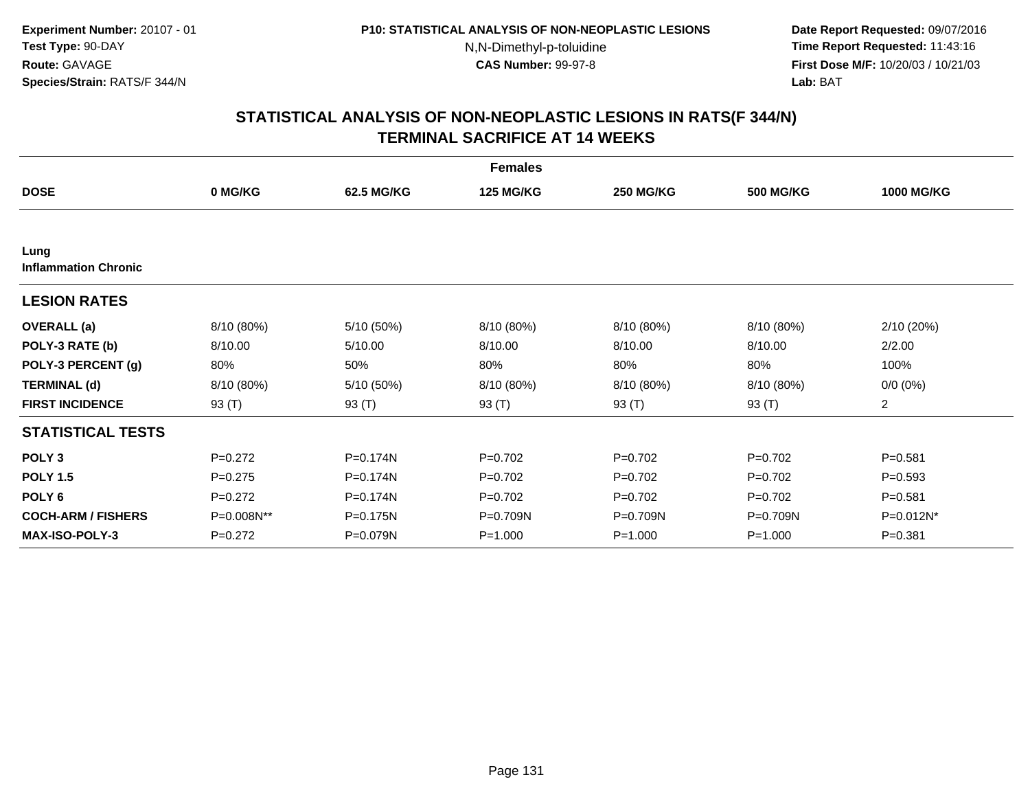**Experiment Number:** 20107 - 01
**Test Type:** 90-DAY
**Route:** GAVAGE
**Species/Strain:** RATS/F 344/N

**P10: STATISTICAL ANALYSIS OF NON-NEOPLASTIC LESIONS**
N,N-Dimethyl-p-toluidine
**CAS Number:** 99-97-8

**Date Report Requested:** 09/07/2016
**Time Report Requested:** 11:43:16
**First Dose M/F:** 10/20/03 / 10/21/03
**Lab:** BAT

## STATISTICAL ANALYSIS OF NON-NEOPLASTIC LESIONS IN RATS(F 344/N)
## TERMINAL SACRIFICE AT 14 WEEKS

| | | | Females | | | |
|---|---|---|---|---|---|---|
| **DOSE** | **0 MG/KG** | **62.5 MG/KG** | **125 MG/KG** | **250 MG/KG** | **500 MG/KG** | **1000 MG/KG** |
| **Lung** | | | | | | |
| **Inflammation Chronic** | | | | | | |
| **LESION RATES** | | | | | | |
| **OVERALL (a)** | 8/10 (80%) | 5/10 (50%) | 8/10 (80%) | 8/10 (80%) | 8/10 (80%) | 2/10 (20%) |
| **POLY-3 RATE (b)** | 8/10.00 | 5/10.00 | 8/10.00 | 8/10.00 | 8/10.00 | 2/2.00 |
| **POLY-3 PERCENT (g)** | 80% | 50% | 80% | 80% | 80% | 100% |
| **TERMINAL (d)** | 8/10 (80%) | 5/10 (50%) | 8/10 (80%) | 8/10 (80%) | 8/10 (80%) | 0/0 (0%) |
| **FIRST INCIDENCE** | 93 (T) | 93 (T) | 93 (T) | 93 (T) | 93 (T) | 2 |
| **STATISTICAL TESTS** | | | | | | |
| **POLY 3** | P=0.272 | P=0.174N | P=0.702 | P=0.702 | P=0.702 | P=0.581 |
| **POLY 1.5** | P=0.275 | P=0.174N | P=0.702 | P=0.702 | P=0.702 | P=0.593 |
| **POLY 6** | P=0.272 | P=0.174N | P=0.702 | P=0.702 | P=0.702 | P=0.581 |
| **COCH-ARM / FISHERS** | P=0.008N** | P=0.175N | P=0.709N | P=0.709N | P=0.709N | P=0.012N* |
| **MAX-ISO-POLY-3** | P=0.272 | P=0.079N | P=1.000 | P=1.000 | P=1.000 | P=0.381 |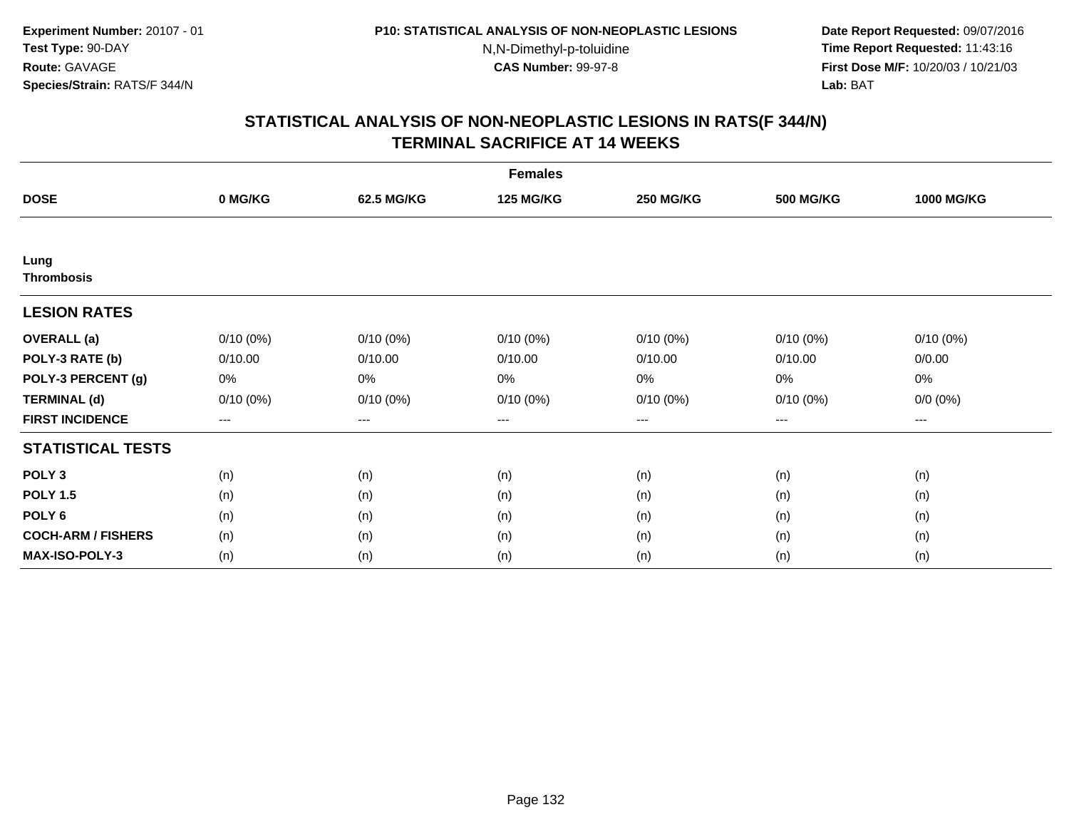**Experiment Number:** 20107 - 01
**Test Type:** 90-DAY
**Route:** GAVAGE
**Species/Strain:** RATS/F 344/N

**P10: STATISTICAL ANALYSIS OF NON-NEOPLASTIC LESIONS**
N,N-Dimethyl-p-toluidine
**CAS Number:** 99-97-8

**Date Report Requested:** 09/07/2016
**Time Report Requested:** 11:43:16
**First Dose M/F:** 10/20/03 / 10/21/03
**Lab:** BAT

## STATISTICAL ANALYSIS OF NON-NEOPLASTIC LESIONS IN RATS(F 344/N) TERMINAL SACRIFICE AT 14 WEEKS

| | Females | | | | | |
|---|---|---|---|---|---|---|
| **DOSE** | **0 MG/KG** | **62.5 MG/KG** | **125 MG/KG** | **250 MG/KG** | **500 MG/KG** | **1000 MG/KG** |
| **Lung** | | | | | | |
| **Thrombosis** | | | | | | |
| **LESION RATES** | | | | | | |
| **OVERALL (a)** | 0/10 (0%) | 0/10 (0%) | 0/10 (0%) | 0/10 (0%) | 0/10 (0%) | 0/10 (0%) |
| **POLY-3 RATE (b)** | 0/10.00 | 0/10.00 | 0/10.00 | 0/10.00 | 0/10.00 | 0/0.00 |
| **POLY-3 PERCENT (g)** | 0% | 0% | 0% | 0% | 0% | 0% |
| **TERMINAL (d)** | 0/10 (0%) | 0/10 (0%) | 0/10 (0%) | 0/10 (0%) | 0/10 (0%) | 0/0 (0%) |
| **FIRST INCIDENCE** | --- | --- | --- | --- | --- | --- |
| **STATISTICAL TESTS** | | | | | | |
| **POLY 3** | (n) | (n) | (n) | (n) | (n) | (n) |
| **POLY 1.5** | (n) | (n) | (n) | (n) | (n) | (n) |
| **POLY 6** | (n) | (n) | (n) | (n) | (n) | (n) |
| **COCH-ARM / FISHERS** | (n) | (n) | (n) | (n) | (n) | (n) |
| **MAX-ISO-POLY-3** | (n) | (n) | (n) | (n) | (n) | (n) |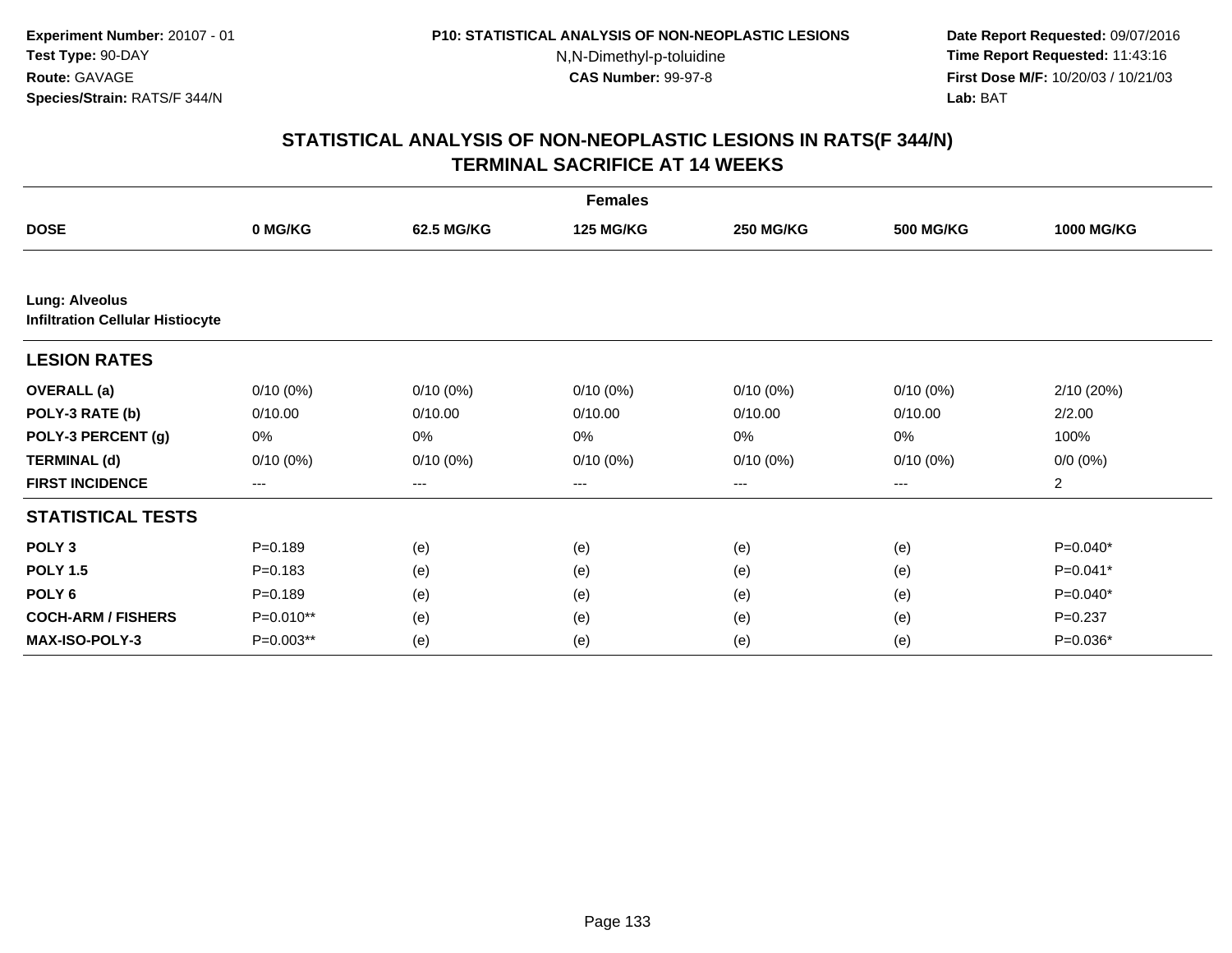**Experiment Number:** 20107 - 01
**Test Type:** 90-DAY
**Route:** GAVAGE
**Species/Strain:** RATS/F 344/N

**P10: STATISTICAL ANALYSIS OF NON-NEOPLASTIC LESIONS**
N,N-Dimethyl-p-toluidine
**CAS Number:** 99-97-8

**Date Report Requested:** 09/07/2016
**Time Report Requested:** 11:43:16
**First Dose M/F:** 10/20/03 / 10/21/03
**Lab:** BAT

## STATISTICAL ANALYSIS OF NON-NEOPLASTIC LESIONS IN RATS(F 344/N) TERMINAL SACRIFICE AT 14 WEEKS

| | Females | | | | | |
|---|---|---|---|---|---|---|
| **DOSE** | **0 MG/KG** | **62.5 MG/KG** | **125 MG/KG** | **250 MG/KG** | **500 MG/KG** | **1000 MG/KG** |
| **Lung: Alveolus** | | | | | | |
| **Infiltration Cellular Histiocyte** | | | | | | |
| **LESION RATES** | | | | | | |
| **OVERALL (a)** | 0/10 (0%) | 0/10 (0%) | 0/10 (0%) | 0/10 (0%) | 0/10 (0%) | 2/10 (20%) |
| **POLY-3 RATE (b)** | 0/10.00 | 0/10.00 | 0/10.00 | 0/10.00 | 0/10.00 | 2/2.00 |
| **POLY-3 PERCENT (g)** | 0% | 0% | 0% | 0% | 0% | 100% |
| **TERMINAL (d)** | 0/10 (0%) | 0/10 (0%) | 0/10 (0%) | 0/10 (0%) | 0/10 (0%) | 0/0 (0%) |
| **FIRST INCIDENCE** | --- | --- | --- | --- | --- | 2 |
| **STATISTICAL TESTS** | | | | | | |
| **POLY 3** | P=0.189 | (e) | (e) | (e) | (e) | P=0.040* |
| **POLY 1.5** | P=0.183 | (e) | (e) | (e) | (e) | P=0.041* |
| **POLY 6** | P=0.189 | (e) | (e) | (e) | (e) | P=0.040* |
| **COCH-ARM / FISHERS** | P=0.010** | (e) | (e) | (e) | (e) | P=0.237 |
| **MAX-ISO-POLY-3** | P=0.003** | (e) | (e) | (e) | (e) | P=0.036* |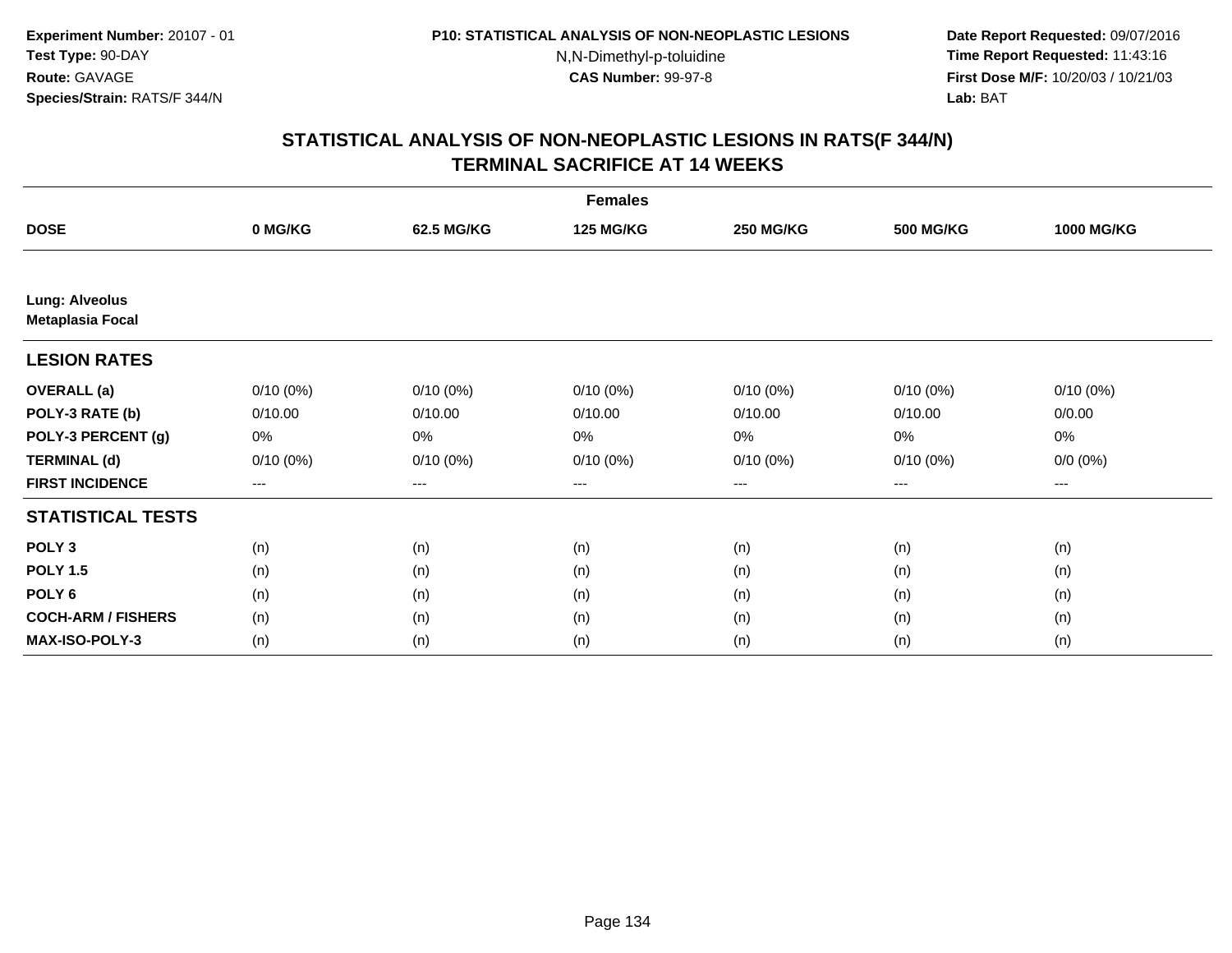Experiment Number: 20107 - 01
Test Type: 90-DAY
Route: GAVAGE
Species/Strain: RATS/F 344/N

P10: STATISTICAL ANALYSIS OF NON-NEOPLASTIC LESIONS
N,N-Dimethyl-p-toluidine
CAS Number: 99-97-8

Date Report Requested: 09/07/2016
Time Report Requested: 11:43:16
First Dose M/F: 10/20/03 / 10/21/03
Lab: BAT

## STATISTICAL ANALYSIS OF NON-NEOPLASTIC LESIONS IN RATS(F 344/N)
## TERMINAL SACRIFICE AT 14 WEEKS

| | Females | | | | | |
|---|---|---|---|---|---|---|
| **DOSE** | **0 MG/KG** | **62.5 MG/KG** | **125 MG/KG** | **250 MG/KG** | **500 MG/KG** | **1000 MG/KG** |
| **Lung: Alveolus** **Metaplasia Focal** | | | | | | |
| **LESION RATES** | | | | | | |
| **OVERALL (a)** | 0/10 (0%) | 0/10 (0%) | 0/10 (0%) | 0/10 (0%) | 0/10 (0%) | 0/10 (0%) |
| **POLY-3 RATE (b)** | 0/10.00 | 0/10.00 | 0/10.00 | 0/10.00 | 0/10.00 | 0/0.00 |
| **POLY-3 PERCENT (g)** | 0% | 0% | 0% | 0% | 0% | 0% |
| **TERMINAL (d)** | 0/10 (0%) | 0/10 (0%) | 0/10 (0%) | 0/10 (0%) | 0/10 (0%) | 0/0 (0%) |
| **FIRST INCIDENCE** | --- | --- | --- | --- | --- | --- |
| **STATISTICAL TESTS** | | | | | | |
| **POLY 3** | (n) | (n) | (n) | (n) | (n) | (n) |
| **POLY 1.5** | (n) | (n) | (n) | (n) | (n) | (n) |
| **POLY 6** | (n) | (n) | (n) | (n) | (n) | (n) |
| **COCH-ARM / FISHERS** | (n) | (n) | (n) | (n) | (n) | (n) |
| **MAX-ISO-POLY-3** | (n) | (n) | (n) | (n) | (n) | (n) |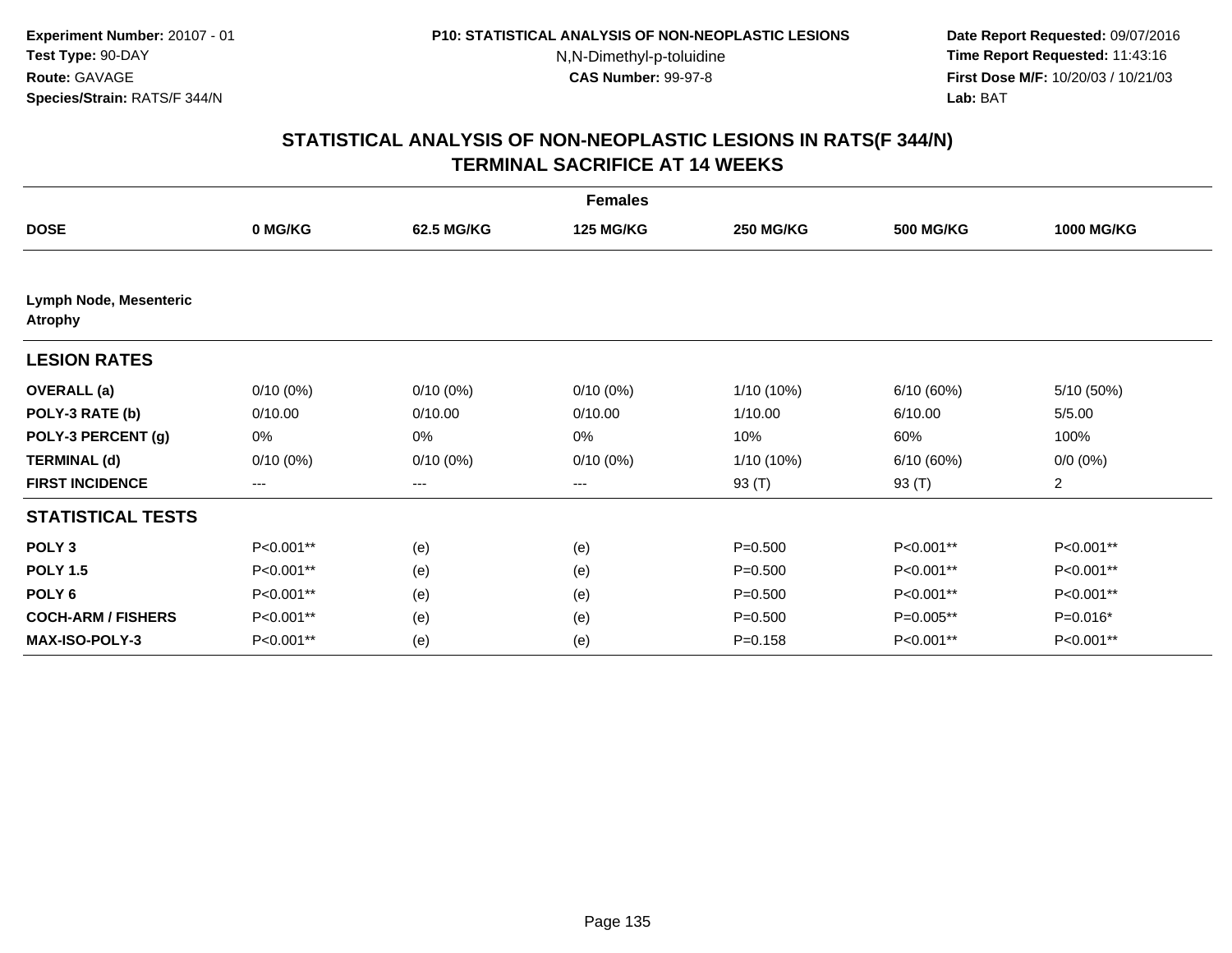Experiment Number: 20107 - 01
Test Type: 90-DAY
Route: GAVAGE
Species/Strain: RATS/F 344/N

P10: STATISTICAL ANALYSIS OF NON-NEOPLASTIC LESIONS
N,N-Dimethyl-p-toluidine
CAS Number: 99-97-8

Date Report Requested: 09/07/2016
Time Report Requested: 11:43:16
First Dose M/F: 10/20/03 / 10/21/03
Lab: BAT

## STATISTICAL ANALYSIS OF NON-NEOPLASTIC LESIONS IN RATS(F 344/N) TERMINAL SACRIFICE AT 14 WEEKS

| Females | | | | | | |
|---|---|---|---|---|---|---|
| **DOSE** | **0 MG/KG** | **62.5 MG/KG** | **125 MG/KG** | **250 MG/KG** | **500 MG/KG** | **1000 MG/KG** |
| **Lymph Node, Mesenteric Atrophy** | | | | | | |
| **LESION RATES** | | | | | | |
| **OVERALL (a)** | 0/10 (0%) | 0/10 (0%) | 0/10 (0%) | 1/10 (10%) | 6/10 (60%) | 5/10 (50%) |
| **POLY-3 RATE (b)** | 0/10.00 | 0/10.00 | 0/10.00 | 1/10.00 | 6/10.00 | 5/5.00 |
| **POLY-3 PERCENT (g)** | 0% | 0% | 0% | 10% | 60% | 100% |
| **TERMINAL (d)** | 0/10 (0%) | 0/10 (0%) | 0/10 (0%) | 1/10 (10%) | 6/10 (60%) | 0/0 (0%) |
| **FIRST INCIDENCE** | --- | --- | --- | 93 (T) | 93 (T) | 2 |
| **STATISTICAL TESTS** | | | | | | |
| **POLY 3** | P<0.001** | (e) | (e) | P=0.500 | P<0.001** | P<0.001** |
| **POLY 1.5** | P<0.001** | (e) | (e) | P=0.500 | P<0.001** | P<0.001** |
| **POLY 6** | P<0.001** | (e) | (e) | P=0.500 | P<0.001** | P<0.001** |
| **COCH-ARM / FISHERS** | P<0.001** | (e) | (e) | P=0.500 | P=0.005** | P=0.016* |
| **MAX-ISO-POLY-3** | P<0.001** | (e) | (e) | P=0.158 | P<0.001** | P<0.001** |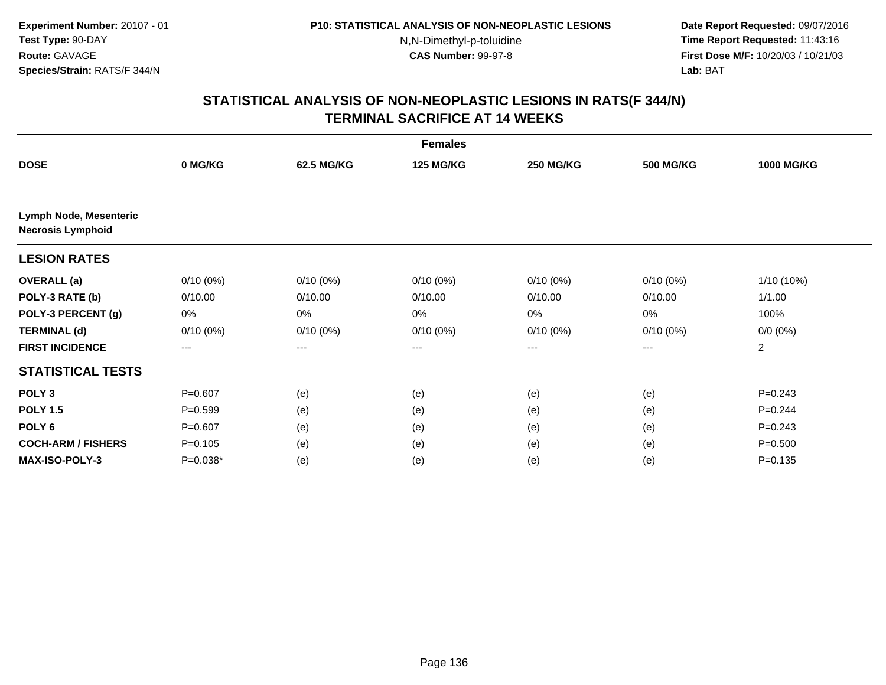**Experiment Number:** 20107 - 01
**Test Type:** 90-DAY
**Route:** GAVAGE
**Species/Strain:** RATS/F 344/N

**P10: STATISTICAL ANALYSIS OF NON-NEOPLASTIC LESIONS**
N,N-Dimethyl-p-toluidine
**CAS Number:** 99-97-8

**Date Report Requested:** 09/07/2016
**Time Report Requested:** 11:43:16
**First Dose M/F:** 10/20/03 / 10/21/03
**Lab:** BAT

## STATISTICAL ANALYSIS OF NON-NEOPLASTIC LESIONS IN RATS(F 344/N)
## TERMINAL SACRIFICE AT 14 WEEKS

| Females | | | | | | |
|---|---|---|---|---|---|---|
| **DOSE** | **0 MG/KG** | **62.5 MG/KG** | **125 MG/KG** | **250 MG/KG** | **500 MG/KG** | **1000 MG/KG** |
| **Lymph Node, Mesenteric** **Necrosis Lymphoid** | | | | | | |
| **LESION RATES** | | | | | | |
| **OVERALL (a)** | 0/10 (0%) | 0/10 (0%) | 0/10 (0%) | 0/10 (0%) | 0/10 (0%) | 1/10 (10%) |
| **POLY-3 RATE (b)** | 0/10.00 | 0/10.00 | 0/10.00 | 0/10.00 | 0/10.00 | 1/1.00 |
| **POLY-3 PERCENT (g)** | 0% | 0% | 0% | 0% | 0% | 100% |
| **TERMINAL (d)** | 0/10 (0%) | 0/10 (0%) | 0/10 (0%) | 0/10 (0%) | 0/10 (0%) | 0/0 (0%) |
| **FIRST INCIDENCE** | --- | --- | --- | --- | --- | 2 |
| **STATISTICAL TESTS** | | | | | | |
| **POLY 3** | P=0.607 | (e) | (e) | (e) | (e) | P=0.243 |
| **POLY 1.5** | P=0.599 | (e) | (e) | (e) | (e) | P=0.244 |
| **POLY 6** | P=0.607 | (e) | (e) | (e) | (e) | P=0.243 |
| **COCH-ARM / FISHERS** | P=0.105 | (e) | (e) | (e) | (e) | P=0.500 |
| **MAX-ISO-POLY-3** | P=0.038* | (e) | (e) | (e) | (e) | P=0.135 |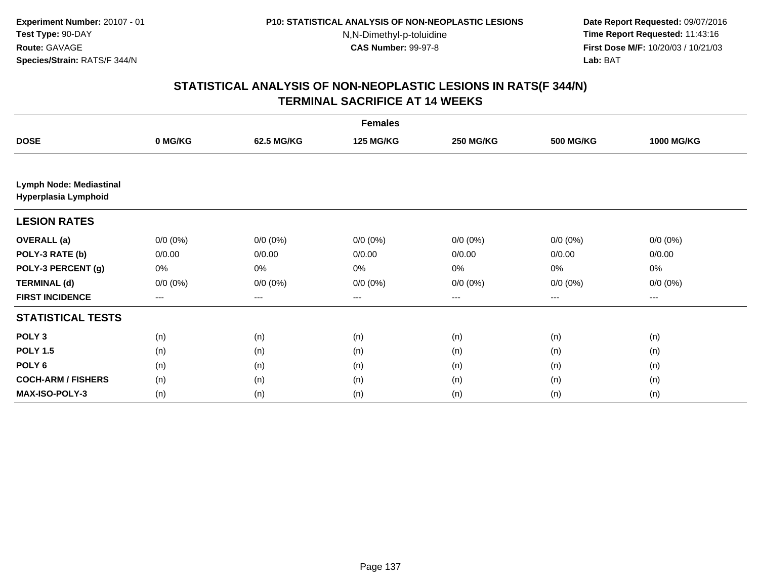Experiment Number: 20107 - 01
Test Type: 90-DAY
Route: GAVAGE
Species/Strain: RATS/F 344/N

P10: STATISTICAL ANALYSIS OF NON-NEOPLASTIC LESIONS
N,N-Dimethyl-p-toluidine
CAS Number: 99-97-8

Date Report Requested: 09/07/2016
Time Report Requested: 11:43:16
First Dose M/F: 10/20/03 / 10/21/03
Lab: BAT

## STATISTICAL ANALYSIS OF NON-NEOPLASTIC LESIONS IN RATS(F 344/N)
## TERMINAL SACRIFICE AT 14 WEEKS

| Females | | | | | | |
|---|---|---|---|---|---|---|
| **DOSE** | **0 MG/KG** | **62.5 MG/KG** | **125 MG/KG** | **250 MG/KG** | **500 MG/KG** | **1000 MG/KG** |
| **Lymph Node: Mediastinal Hyperplasia Lymphoid** | | | | | | |
| **LESION RATES** | | | | | | |
| **OVERALL (a)** | 0/0 (0%) | 0/0 (0%) | 0/0 (0%) | 0/0 (0%) | 0/0 (0%) | 0/0 (0%) |
| **POLY-3 RATE (b)** | 0/0.00 | 0/0.00 | 0/0.00 | 0/0.00 | 0/0.00 | 0/0.00 |
| **POLY-3 PERCENT (g)** | 0% | 0% | 0% | 0% | 0% | 0% |
| **TERMINAL (d)** | 0/0 (0%) | 0/0 (0%) | 0/0 (0%) | 0/0 (0%) | 0/0 (0%) | 0/0 (0%) |
| **FIRST INCIDENCE** | --- | --- | --- | --- | --- | --- |
| **STATISTICAL TESTS** | | | | | | |
| **POLY 3** | (n) | (n) | (n) | (n) | (n) | (n) |
| **POLY 1.5** | (n) | (n) | (n) | (n) | (n) | (n) |
| **POLY 6** | (n) | (n) | (n) | (n) | (n) | (n) |
| **COCH-ARM / FISHERS** | (n) | (n) | (n) | (n) | (n) | (n) |
| **MAX-ISO-POLY-3** | (n) | (n) | (n) | (n) | (n) | (n) |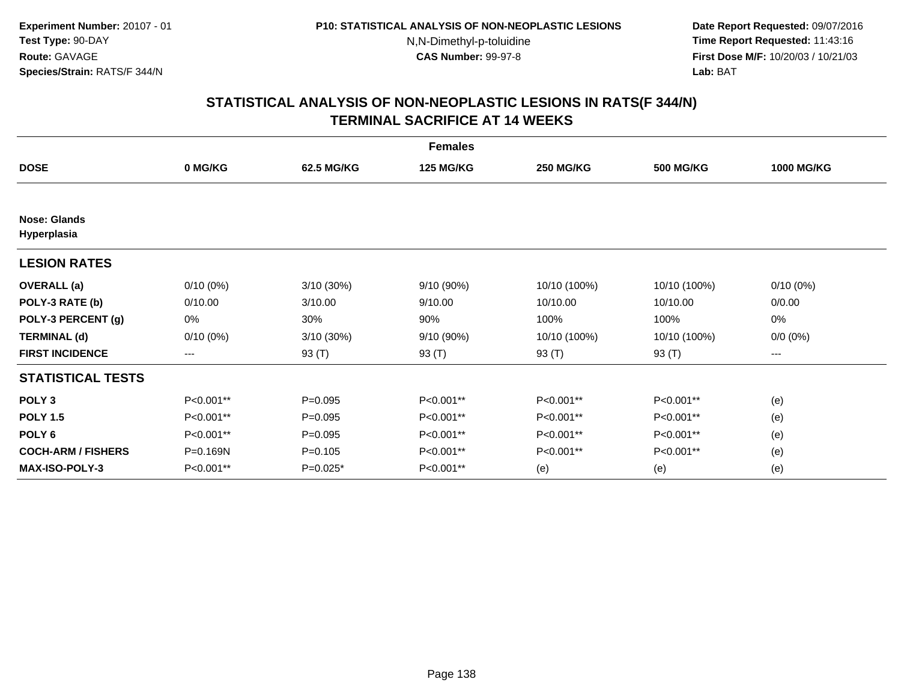Experiment Number: 20107 - 01
Test Type: 90-DAY
Route: GAVAGE
Species/Strain: RATS/F 344/N

P10: STATISTICAL ANALYSIS OF NON-NEOPLASTIC LESIONS
N,N-Dimethyl-p-toluidine
CAS Number: 99-97-8

Date Report Requested: 09/07/2016
Time Report Requested: 11:43:16
First Dose M/F: 10/20/03 / 10/21/03
Lab: BAT

## STATISTICAL ANALYSIS OF NON-NEOPLASTIC LESIONS IN RATS(F 344/N)
## TERMINAL SACRIFICE AT 14 WEEKS

| Females | | | | | | |
|---|---|---|---|---|---|---|
| **DOSE** | **0 MG/KG** | **62.5 MG/KG** | **125 MG/KG** | **250 MG/KG** | **500 MG/KG** | **1000 MG/KG** |
| **Nose: Glands** | | | | | | |
| **Hyperplasia** | | | | | | |
| **LESION RATES** | | | | | | |
| **OVERALL (a)** | 0/10 (0%) | 3/10 (30%) | 9/10 (90%) | 10/10 (100%) | 10/10 (100%) | 0/10 (0%) |
| **POLY-3 RATE (b)** | 0/10.00 | 3/10.00 | 9/10.00 | 10/10.00 | 10/10.00 | 0/0.00 |
| **POLY-3 PERCENT (g)** | 0% | 30% | 90% | 100% | 100% | 0% |
| **TERMINAL (d)** | 0/10 (0%) | 3/10 (30%) | 9/10 (90%) | 10/10 (100%) | 10/10 (100%) | 0/0 (0%) |
| **FIRST INCIDENCE** | --- | 93 (T) | 93 (T) | 93 (T) | 93 (T) | --- |
| **STATISTICAL TESTS** | | | | | | |
| **POLY 3** | P<0.001** | P=0.095 | P<0.001** | P<0.001** | P<0.001** | (e) |
| **POLY 1.5** | P<0.001** | P=0.095 | P<0.001** | P<0.001** | P<0.001** | (e) |
| **POLY 6** | P<0.001** | P=0.095 | P<0.001** | P<0.001** | P<0.001** | (e) |
| **COCH-ARM / FISHERS** | P=0.169N | P=0.105 | P<0.001** | P<0.001** | P<0.001** | (e) |
| **MAX-ISO-POLY-3** | P<0.001** | P=0.025* | P<0.001** | (e) | (e) | (e) |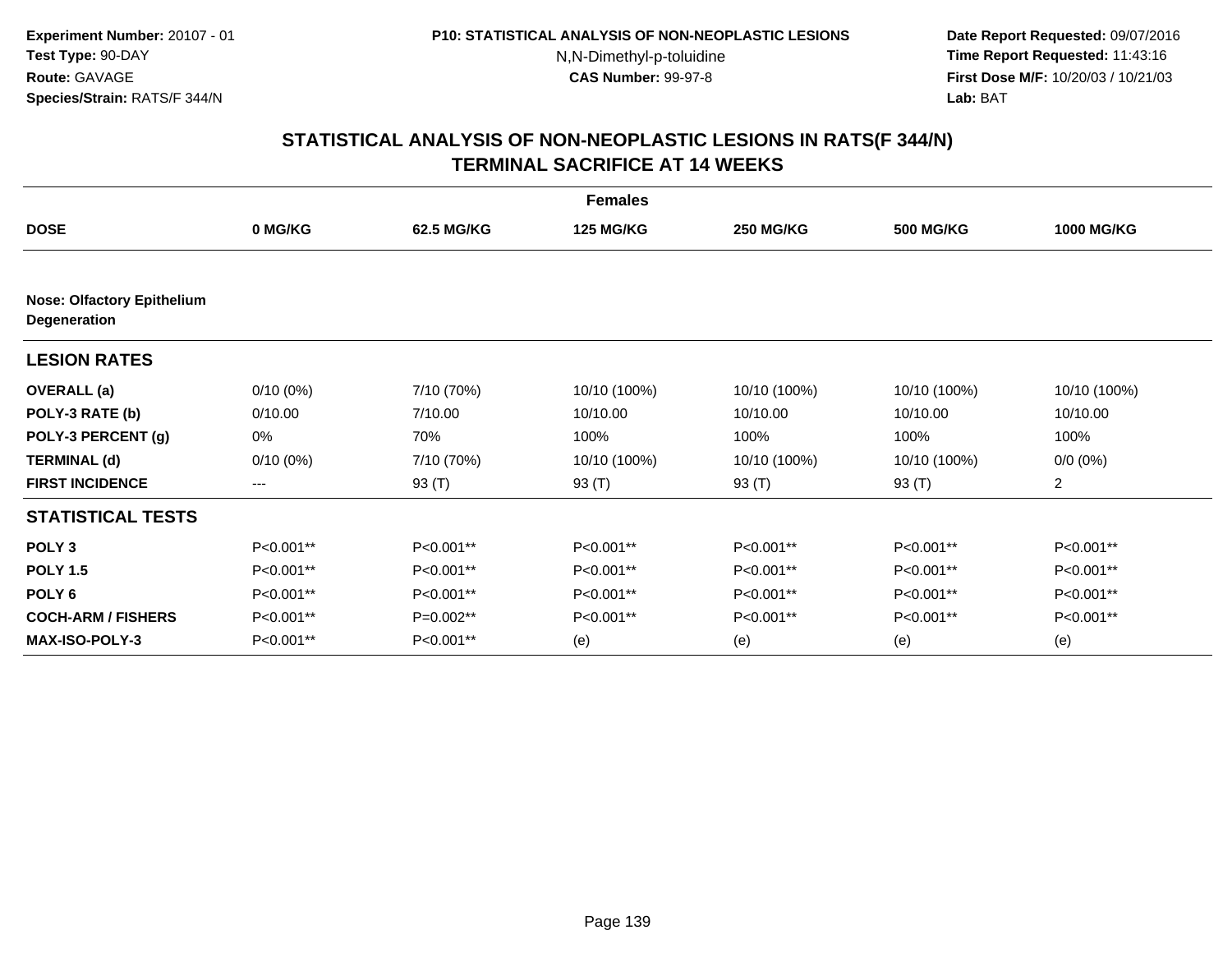**Experiment Number:** 20107 - 01
**Test Type:** 90-DAY
**Route:** GAVAGE
**Species/Strain:** RATS/F 344/N

**P10: STATISTICAL ANALYSIS OF NON-NEOPLASTIC LESIONS**
N,N-Dimethyl-p-toluidine
**CAS Number:** 99-97-8

**Date Report Requested:** 09/07/2016
**Time Report Requested:** 11:43:16
**First Dose M/F:** 10/20/03 / 10/21/03
**Lab:** BAT

## STATISTICAL ANALYSIS OF NON-NEOPLASTIC LESIONS IN RATS(F 344/N) TERMINAL SACRIFICE AT 14 WEEKS

| | Females | | | | | |
|---|---|---|---|---|---|---|
| **DOSE** | **0 MG/KG** | **62.5 MG/KG** | **125 MG/KG** | **250 MG/KG** | **500 MG/KG** | **1000 MG/KG** |
| **Nose: Olfactory Epithelium Degeneration** | | | | | | |
| **LESION RATES** | | | | | | |
| **OVERALL (a)** | 0/10 (0%) | 7/10 (70%) | 10/10 (100%) | 10/10 (100%) | 10/10 (100%) | 10/10 (100%) |
| **POLY-3 RATE (b)** | 0/10.00 | 7/10.00 | 10/10.00 | 10/10.00 | 10/10.00 | 10/10.00 |
| **POLY-3 PERCENT (g)** | 0% | 70% | 100% | 100% | 100% | 100% |
| **TERMINAL (d)** | 0/10 (0%) | 7/10 (70%) | 10/10 (100%) | 10/10 (100%) | 10/10 (100%) | 0/0 (0%) |
| **FIRST INCIDENCE** | --- | 93 (T) | 93 (T) | 93 (T) | 93 (T) | 2 |
| **STATISTICAL TESTS** | | | | | | |
| **POLY 3** | P<0.001** | P<0.001** | P<0.001** | P<0.001** | P<0.001** | P<0.001** |
| **POLY 1.5** | P<0.001** | P<0.001** | P<0.001** | P<0.001** | P<0.001** | P<0.001** |
| **POLY 6** | P<0.001** | P<0.001** | P<0.001** | P<0.001** | P<0.001** | P<0.001** |
| **COCH-ARM / FISHERS** | P<0.001** | P=0.002** | P<0.001** | P<0.001** | P<0.001** | P<0.001** |
| **MAX-ISO-POLY-3** | P<0.001** | P<0.001** | (e) | (e) | (e) | (e) |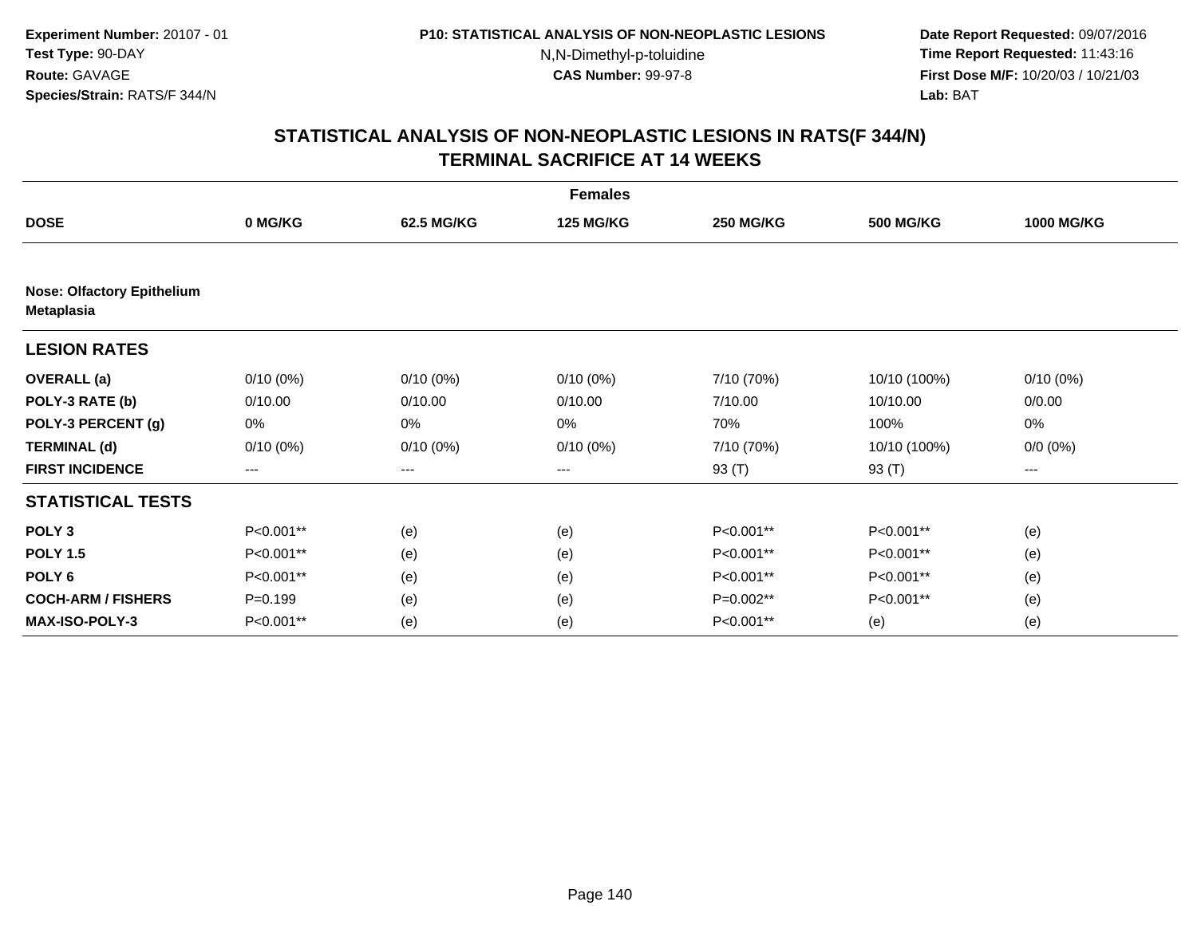**Experiment Number:** 20107 - 01
**Test Type:** 90-DAY
**Route:** GAVAGE
**Species/Strain:** RATS/F 344/N

**P10: STATISTICAL ANALYSIS OF NON-NEOPLASTIC LESIONS**
N,N-Dimethyl-p-toluidine
**CAS Number:** 99-97-8

**Date Report Requested:** 09/07/2016
**Time Report Requested:** 11:43:16
**First Dose M/F:** 10/20/03 / 10/21/03
**Lab:** BAT

## STATISTICAL ANALYSIS OF NON-NEOPLASTIC LESIONS IN RATS(F 344/N) TERMINAL SACRIFICE AT 14 WEEKS

| | Females | | | | | |
|---|---|---|---|---|---|---|
| **DOSE** | **0 MG/KG** | **62.5 MG/KG** | **125 MG/KG** | **250 MG/KG** | **500 MG/KG** | **1000 MG/KG** |
| **Nose: Olfactory Epithelium Metaplasia** | | | | | | |
| **LESION RATES** | | | | | | |
| **OVERALL (a)** | 0/10 (0%) | 0/10 (0%) | 0/10 (0%) | 7/10 (70%) | 10/10 (100%) | 0/10 (0%) |
| **POLY-3 RATE (b)** | 0/10.00 | 0/10.00 | 0/10.00 | 7/10.00 | 10/10.00 | 0/0.00 |
| **POLY-3 PERCENT (g)** | 0% | 0% | 0% | 70% | 100% | 0% |
| **TERMINAL (d)** | 0/10 (0%) | 0/10 (0%) | 0/10 (0%) | 7/10 (70%) | 10/10 (100%) | 0/0 (0%) |
| **FIRST INCIDENCE** | --- | --- | --- | 93 (T) | 93 (T) | --- |
| **STATISTICAL TESTS** | | | | | | |
| **POLY 3** | P<0.001** | (e) | (e) | P<0.001** | P<0.001** | (e) |
| **POLY 1.5** | P<0.001** | (e) | (e) | P<0.001** | P<0.001** | (e) |
| **POLY 6** | P<0.001** | (e) | (e) | P<0.001** | P<0.001** | (e) |
| **COCH-ARM / FISHERS** | P=0.199 | (e) | (e) | P=0.002** | P<0.001** | (e) |
| **MAX-ISO-POLY-3** | P<0.001** | (e) | (e) | P<0.001** | (e) | (e) |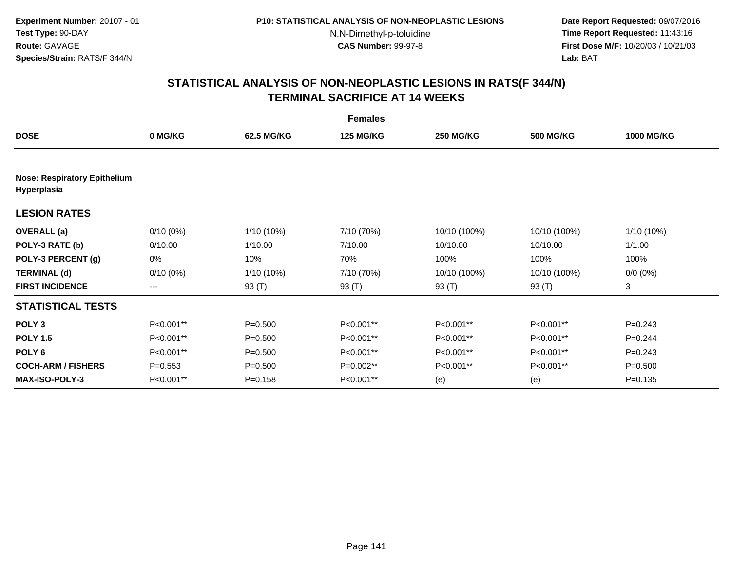**Experiment Number:** 20107 - 01
**Test Type:** 90-DAY
**Route:** GAVAGE
**Species/Strain:** RATS/F 344/N

**P10: STATISTICAL ANALYSIS OF NON-NEOPLASTIC LESIONS**
N,N-Dimethyl-p-toluidine
**CAS Number:** 99-97-8

**Date Report Requested:** 09/07/2016
**Time Report Requested:** 11:43:16
**First Dose M/F:** 10/20/03 / 10/21/03
**Lab:** BAT

## STATISTICAL ANALYSIS OF NON-NEOPLASTIC LESIONS IN RATS(F 344/N)
## TERMINAL SACRIFICE AT 14 WEEKS

| | Females | | | | | |
|---|---|---|---|---|---|---|
| **DOSE** | **0 MG/KG** | **62.5 MG/KG** | **125 MG/KG** | **250 MG/KG** | **500 MG/KG** | **1000 MG/KG** |
| **Nose: Respiratory Epithelium Hyperplasia** | | | | | | |
| **LESION RATES** | | | | | | |
| **OVERALL (a)** | 0/10 (0%) | 1/10 (10%) | 7/10 (70%) | 10/10 (100%) | 10/10 (100%) | 1/10 (10%) |
| **POLY-3 RATE (b)** | 0/10.00 | 1/10.00 | 7/10.00 | 10/10.00 | 10/10.00 | 1/1.00 |
| **POLY-3 PERCENT (g)** | 0% | 10% | 70% | 100% | 100% | 100% |
| **TERMINAL (d)** | 0/10 (0%) | 1/10 (10%) | 7/10 (70%) | 10/10 (100%) | 10/10 (100%) | 0/0 (0%) |
| **FIRST INCIDENCE** | --- | 93 (T) | 93 (T) | 93 (T) | 93 (T) | 3 |
| **STATISTICAL TESTS** | | | | | | |
| **POLY 3** | P<0.001** | P=0.500 | P<0.001** | P<0.001** | P<0.001** | P=0.243 |
| **POLY 1.5** | P<0.001** | P=0.500 | P<0.001** | P<0.001** | P<0.001** | P=0.244 |
| **POLY 6** | P<0.001** | P=0.500 | P<0.001** | P<0.001** | P<0.001** | P=0.243 |
| **COCH-ARM / FISHERS** | P=0.553 | P=0.500 | P=0.002** | P<0.001** | P<0.001** | P=0.500 |
| **MAX-ISO-POLY-3** | P<0.001** | P=0.158 | P<0.001** | (e) | (e) | P=0.135 |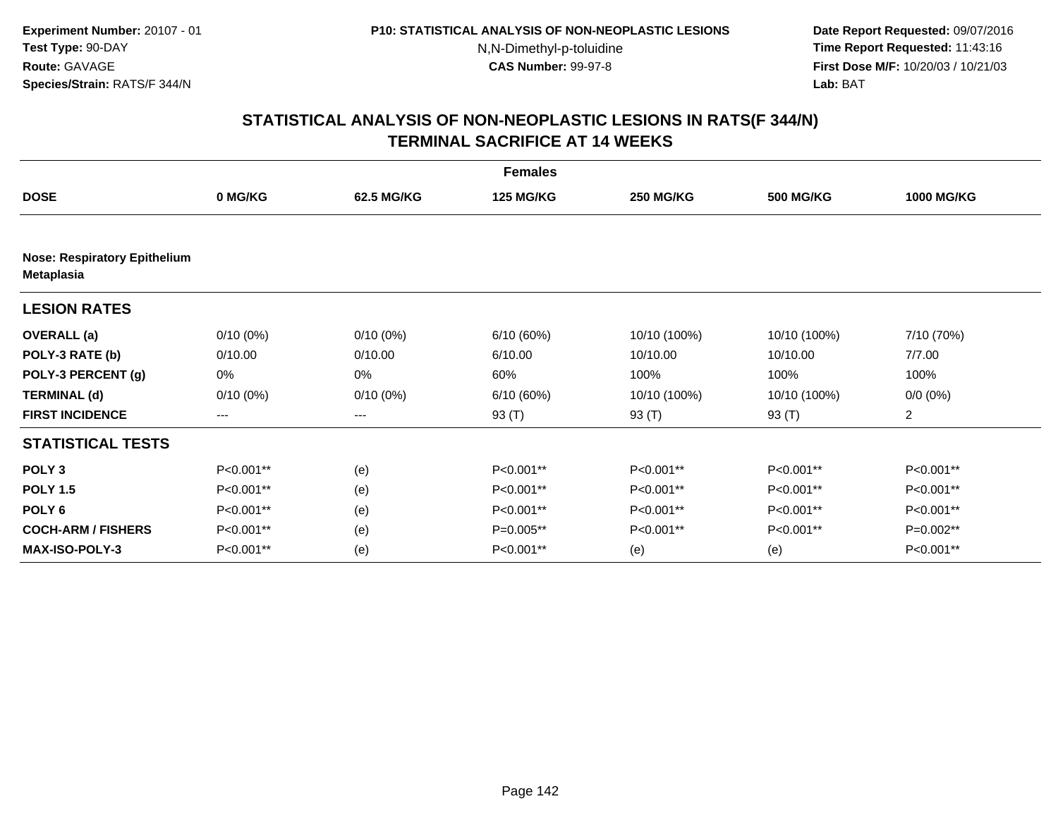Experiment Number: 20107 - 01
Test Type: 90-DAY
Route: GAVAGE
Species/Strain: RATS/F 344/N

P10: STATISTICAL ANALYSIS OF NON-NEOPLASTIC LESIONS
N,N-Dimethyl-p-toluidine
CAS Number: 99-97-8

Date Report Requested: 09/07/2016
Time Report Requested: 11:43:16
First Dose M/F: 10/20/03 / 10/21/03
Lab: BAT

## STATISTICAL ANALYSIS OF NON-NEOPLASTIC LESIONS IN RATS(F 344/N)
## TERMINAL SACRIFICE AT 14 WEEKS

| Females | | | | | | |
|---|---|---|---|---|---|---|
| **DOSE** | **0 MG/KG** | **62.5 MG/KG** | **125 MG/KG** | **250 MG/KG** | **500 MG/KG** | **1000 MG/KG** |
| **Nose: Respiratory Epithelium Metaplasia** | | | | | | |
| **LESION RATES** | | | | | | |
| **OVERALL (a)** | 0/10 (0%) | 0/10 (0%) | 6/10 (60%) | 10/10 (100%) | 10/10 (100%) | 7/10 (70%) |
| **POLY-3 RATE (b)** | 0/10.00 | 0/10.00 | 6/10.00 | 10/10.00 | 10/10.00 | 7/7.00 |
| **POLY-3 PERCENT (g)** | 0% | 0% | 60% | 100% | 100% | 100% |
| **TERMINAL (d)** | 0/10 (0%) | 0/10 (0%) | 6/10 (60%) | 10/10 (100%) | 10/10 (100%) | 0/0 (0%) |
| **FIRST INCIDENCE** | --- | --- | 93 (T) | 93 (T) | 93 (T) | 2 |
| **STATISTICAL TESTS** | | | | | | |
| **POLY 3** | P<0.001** | (e) | P<0.001** | P<0.001** | P<0.001** | P<0.001** |
| **POLY 1.5** | P<0.001** | (e) | P<0.001** | P<0.001** | P<0.001** | P<0.001** |
| **POLY 6** | P<0.001** | (e) | P<0.001** | P<0.001** | P<0.001** | P<0.001** |
| **COCH-ARM / FISHERS** | P<0.001** | (e) | P=0.005** | P<0.001** | P<0.001** | P=0.002** |
| **MAX-ISO-POLY-3** | P<0.001** | (e) | P<0.001** | (e) | (e) | P<0.001** |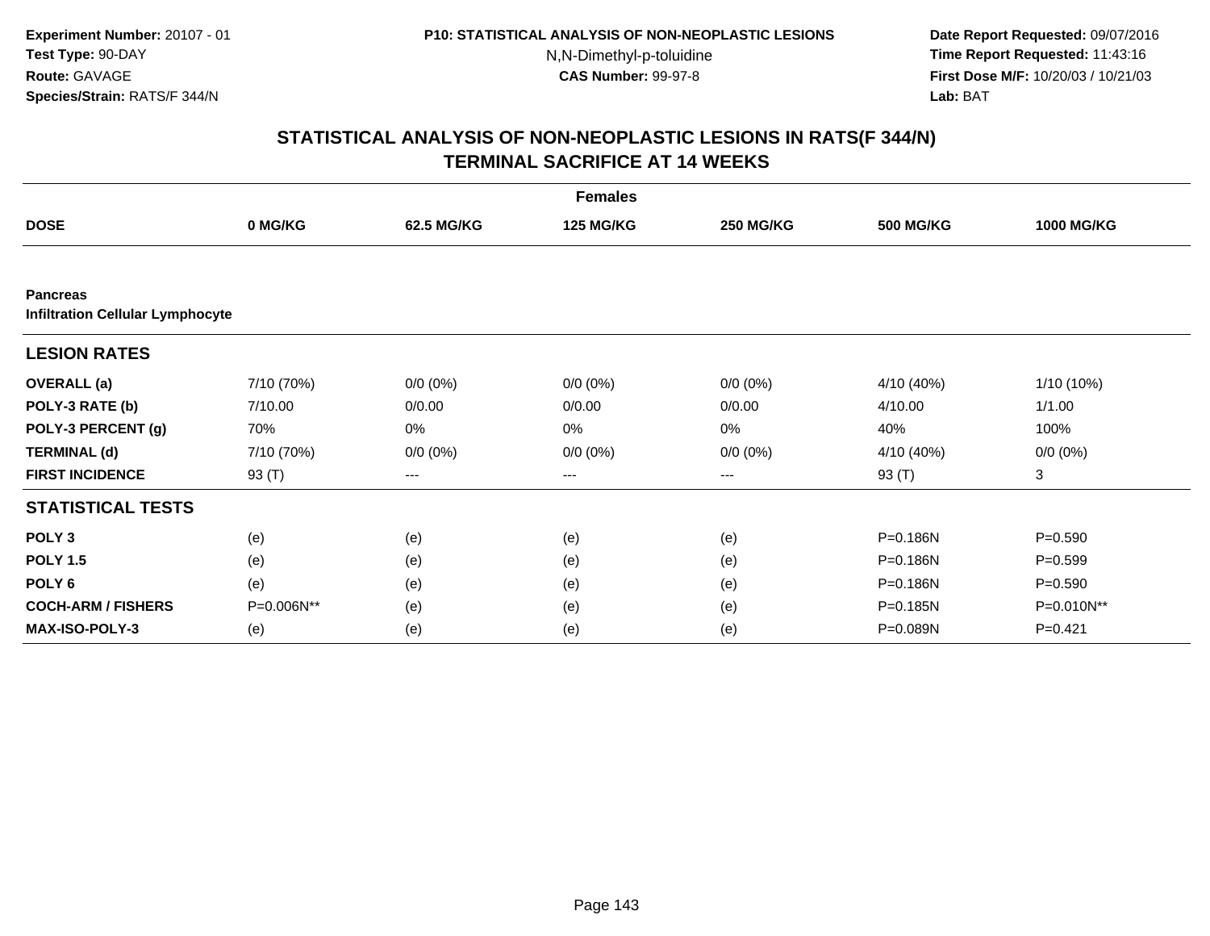Experiment Number: 20107 - 01
Test Type: 90-DAY
Route: GAVAGE
Species/Strain: RATS/F 344/N

P10: STATISTICAL ANALYSIS OF NON-NEOPLASTIC LESIONS
N,N-Dimethyl-p-toluidine
CAS Number: 99-97-8

Date Report Requested: 09/07/2016
Time Report Requested: 11:43:16
First Dose M/F: 10/20/03 / 10/21/03
Lab: BAT

## STATISTICAL ANALYSIS OF NON-NEOPLASTIC LESIONS IN RATS(F 344/N)
## TERMINAL SACRIFICE AT 14 WEEKS

| | Females | | | | | |
|---|---|---|---|---|---|---|
| **DOSE** | **0 MG/KG** | **62.5 MG/KG** | **125 MG/KG** | **250 MG/KG** | **500 MG/KG** | **1000 MG/KG** |
| **Pancreas** **Infiltration Cellular Lymphocyte** | | | | | | |
| **LESION RATES** | | | | | | |
| **OVERALL (a)** | 7/10 (70%) | 0/0 (0%) | 0/0 (0%) | 0/0 (0%) | 4/10 (40%) | 1/10 (10%) |
| **POLY-3 RATE (b)** | 7/10.00 | 0/0.00 | 0/0.00 | 0/0.00 | 4/10.00 | 1/1.00 |
| **POLY-3 PERCENT (g)** | 70% | 0% | 0% | 0% | 40% | 100% |
| **TERMINAL (d)** | 7/10 (70%) | 0/0 (0%) | 0/0 (0%) | 0/0 (0%) | 4/10 (40%) | 0/0 (0%) |
| **FIRST INCIDENCE** | 93 (T) | --- | --- | --- | 93 (T) | 3 |
| **STATISTICAL TESTS** | | | | | | |
| **POLY 3** | (e) | (e) | (e) | (e) | P=0.186N | P=0.590 |
| **POLY 1.5** | (e) | (e) | (e) | (e) | P=0.186N | P=0.599 |
| **POLY 6** | (e) | (e) | (e) | (e) | P=0.186N | P=0.590 |
| **COCH-ARM / FISHERS** | P=0.006N** | (e) | (e) | (e) | P=0.185N | P=0.010N** |
| **MAX-ISO-POLY-3** | (e) | (e) | (e) | (e) | P=0.089N | P=0.421 |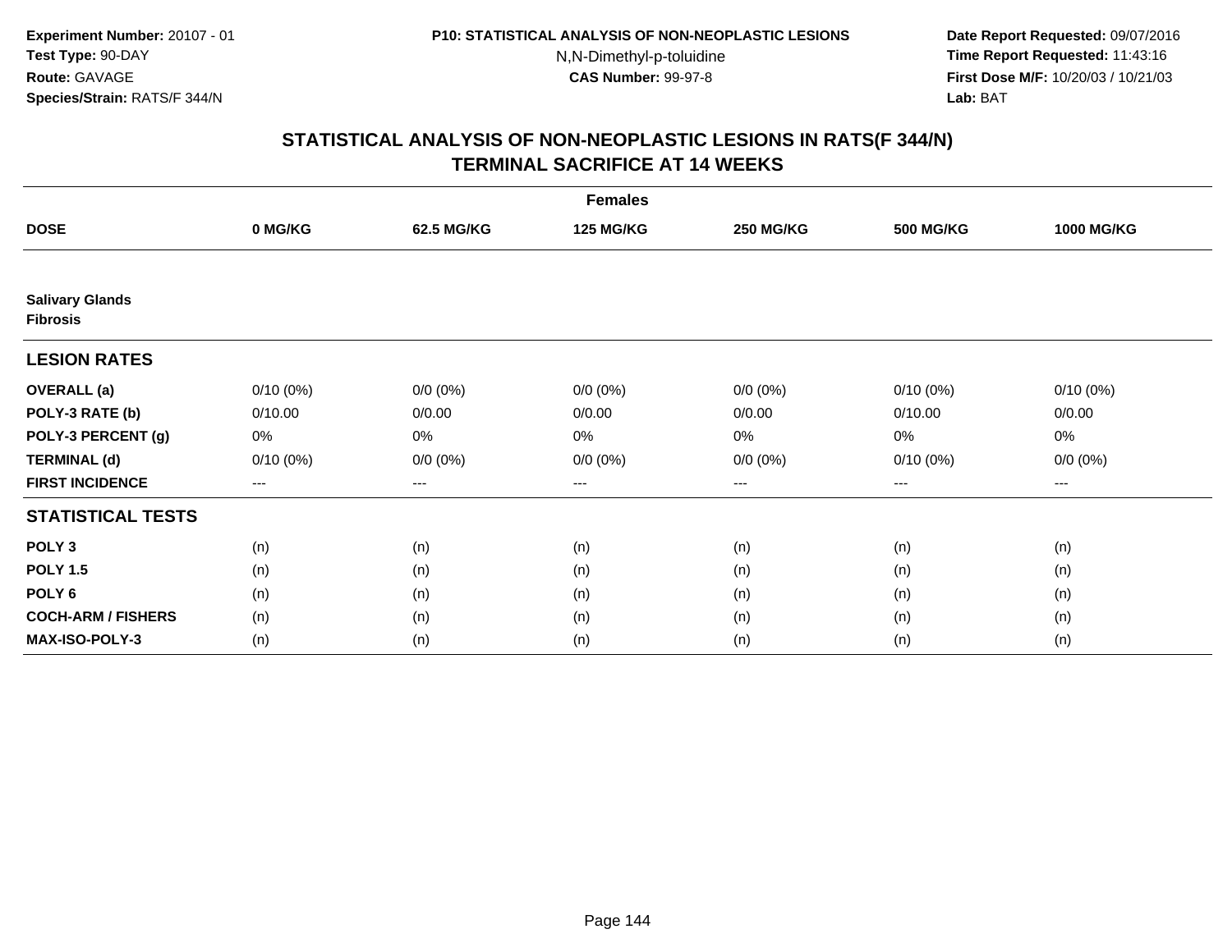Experiment Number: 20107 - 01
Test Type: 90-DAY
Route: GAVAGE
Species/Strain: RATS/F 344/N

P10: STATISTICAL ANALYSIS OF NON-NEOPLASTIC LESIONS
N,N-Dimethyl-p-toluidine
CAS Number: 99-97-8

Date Report Requested: 09/07/2016
Time Report Requested: 11:43:16
First Dose M/F: 10/20/03 / 10/21/03
Lab: BAT

## STATISTICAL ANALYSIS OF NON-NEOPLASTIC LESIONS IN RATS(F 344/N)
## TERMINAL SACRIFICE AT 14 WEEKS

| Females | | | | | | |
|---|---|---|---|---|---|---|
| **DOSE** | **0 MG/KG** | **62.5 MG/KG** | **125 MG/KG** | **250 MG/KG** | **500 MG/KG** | **1000 MG/KG** |
| **Salivary Glands** | | | | | | |
| **Fibrosis** | | | | | | |
| **LESION RATES** | | | | | | |
| **OVERALL (a)** | 0/10 (0%) | 0/0 (0%) | 0/0 (0%) | 0/0 (0%) | 0/10 (0%) | 0/10 (0%) |
| **POLY-3 RATE (b)** | 0/10.00 | 0/0.00 | 0/0.00 | 0/0.00 | 0/10.00 | 0/0.00 |
| **POLY-3 PERCENT (g)** | 0% | 0% | 0% | 0% | 0% | 0% |
| **TERMINAL (d)** | 0/10 (0%) | 0/0 (0%) | 0/0 (0%) | 0/0 (0%) | 0/10 (0%) | 0/0 (0%) |
| **FIRST INCIDENCE** | --- | --- | --- | --- | --- | --- |
| **STATISTICAL TESTS** | | | | | | |
| **POLY 3** | (n) | (n) | (n) | (n) | (n) | (n) |
| **POLY 1.5** | (n) | (n) | (n) | (n) | (n) | (n) |
| **POLY 6** | (n) | (n) | (n) | (n) | (n) | (n) |
| **COCH-ARM / FISHERS** | (n) | (n) | (n) | (n) | (n) | (n) |
| **MAX-ISO-POLY-3** | (n) | (n) | (n) | (n) | (n) | (n) |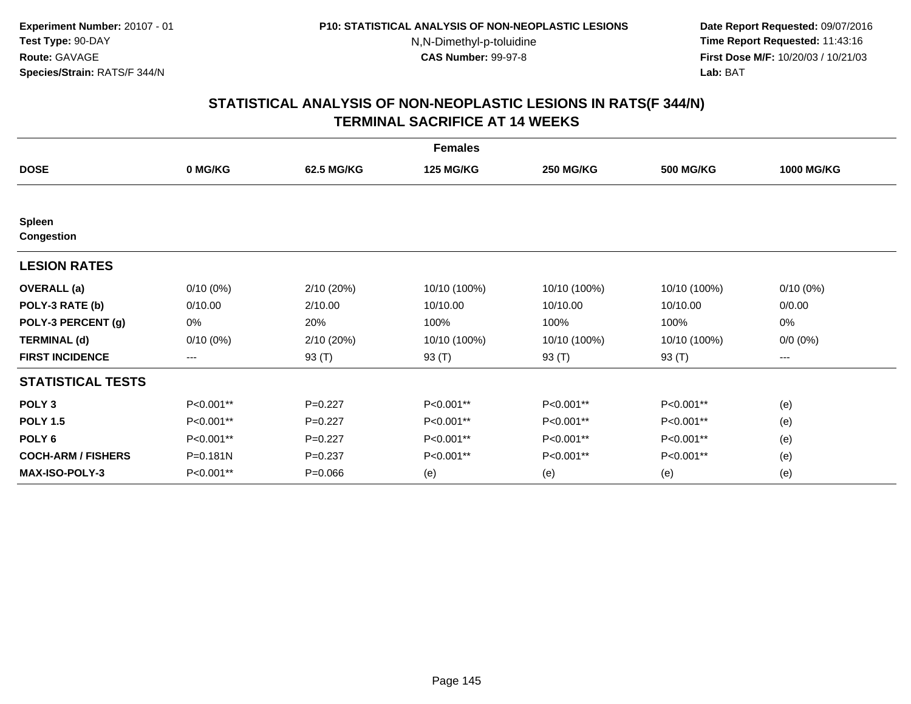**Experiment Number:** 20107 - 01
**Test Type:** 90-DAY
**Route:** GAVAGE
**Species/Strain:** RATS/F 344/N

**P10: STATISTICAL ANALYSIS OF NON-NEOPLASTIC LESIONS**
N,N-Dimethyl-p-toluidine
**CAS Number:** 99-97-8

**Date Report Requested:** 09/07/2016
**Time Report Requested:** 11:43:16
**First Dose M/F:** 10/20/03 / 10/21/03
**Lab:** BAT

## STATISTICAL ANALYSIS OF NON-NEOPLASTIC LESIONS IN RATS(F 344/N)
## TERMINAL SACRIFICE AT 14 WEEKS

| | Females | | | | | |
|---|---|---|---|---|---|---|
| **DOSE** | **0 MG/KG** | **62.5 MG/KG** | **125 MG/KG** | **250 MG/KG** | **500 MG/KG** | **1000 MG/KG** |
| **Spleen** | | | | | | |
| **Congestion** | | | | | | |
| **LESION RATES** | | | | | | |
| **OVERALL (a)** | 0/10 (0%) | 2/10 (20%) | 10/10 (100%) | 10/10 (100%) | 10/10 (100%) | 0/10 (0%) |
| **POLY-3 RATE (b)** | 0/10.00 | 2/10.00 | 10/10.00 | 10/10.00 | 10/10.00 | 0/0.00 |
| **POLY-3 PERCENT (g)** | 0% | 20% | 100% | 100% | 100% | 0% |
| **TERMINAL (d)** | 0/10 (0%) | 2/10 (20%) | 10/10 (100%) | 10/10 (100%) | 10/10 (100%) | 0/0 (0%) |
| **FIRST INCIDENCE** | --- | 93 (T) | 93 (T) | 93 (T) | 93 (T) | --- |
| **STATISTICAL TESTS** | | | | | | |
| **POLY 3** | P<0.001** | P=0.227 | P<0.001** | P<0.001** | P<0.001** | (e) |
| **POLY 1.5** | P<0.001** | P=0.227 | P<0.001** | P<0.001** | P<0.001** | (e) |
| **POLY 6** | P<0.001** | P=0.227 | P<0.001** | P<0.001** | P<0.001** | (e) |
| **COCH-ARM / FISHERS** | P=0.181N | P=0.237 | P<0.001** | P<0.001** | P<0.001** | (e) |
| **MAX-ISO-POLY-3** | P<0.001** | P=0.066 | (e) | (e) | (e) | (e) |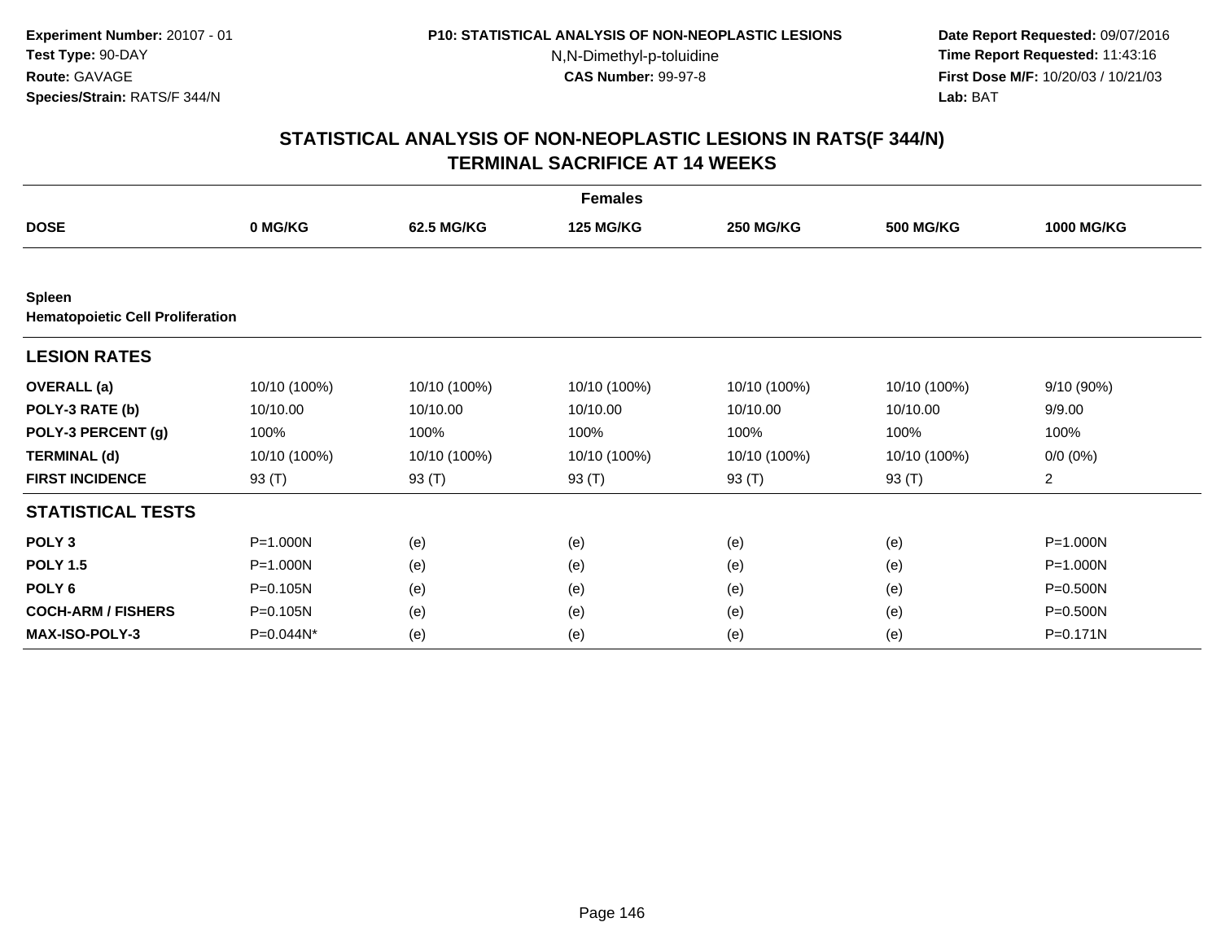Experiment Number: 20107 - 01
Test Type: 90-DAY
Route: GAVAGE
Species/Strain: RATS/F 344/N

P10: STATISTICAL ANALYSIS OF NON-NEOPLASTIC LESIONS
N,N-Dimethyl-p-toluidine
CAS Number: 99-97-8

Date Report Requested: 09/07/2016
Time Report Requested: 11:43:16
First Dose M/F: 10/20/03 / 10/21/03
Lab: BAT

## STATISTICAL ANALYSIS OF NON-NEOPLASTIC LESIONS IN RATS(F 344/N) TERMINAL SACRIFICE AT 14 WEEKS

| | Females | | | | | |
|---|---|---|---|---|---|---|
| **DOSE** | **0 MG/KG** | **62.5 MG/KG** | **125 MG/KG** | **250 MG/KG** | **500 MG/KG** | **1000 MG/KG** |
| **Spleen** | | | | | | |
| **Hematopoietic Cell Proliferation** | | | | | | |
| **LESION RATES** | | | | | | |
| **OVERALL (a)** | 10/10 (100%) | 10/10 (100%) | 10/10 (100%) | 10/10 (100%) | 10/10 (100%) | 9/10 (90%) |
| **POLY-3 RATE (b)** | 10/10.00 | 10/10.00 | 10/10.00 | 10/10.00 | 10/10.00 | 9/9.00 |
| **POLY-3 PERCENT (g)** | 100% | 100% | 100% | 100% | 100% | 100% |
| **TERMINAL (d)** | 10/10 (100%) | 10/10 (100%) | 10/10 (100%) | 10/10 (100%) | 10/10 (100%) | 0/0 (0%) |
| **FIRST INCIDENCE** | 93 (T) | 93 (T) | 93 (T) | 93 (T) | 93 (T) | 2 |
| **STATISTICAL TESTS** | | | | | | |
| **POLY 3** | P=1.000N | (e) | (e) | (e) | (e) | P=1.000N |
| **POLY 1.5** | P=1.000N | (e) | (e) | (e) | (e) | P=1.000N |
| **POLY 6** | P=0.105N | (e) | (e) | (e) | (e) | P=0.500N |
| **COCH-ARM / FISHERS** | P=0.105N | (e) | (e) | (e) | (e) | P=0.500N |
| **MAX-ISO-POLY-3** | P=0.044N* | (e) | (e) | (e) | (e) | P=0.171N |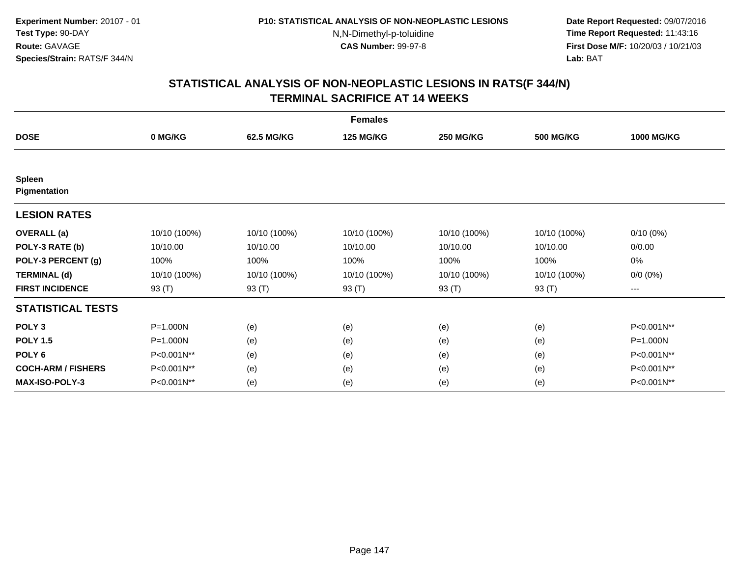**Experiment Number:** 20107 - 01
**Test Type:** 90-DAY
**Route:** GAVAGE
**Species/Strain:** RATS/F 344/N

**P10: STATISTICAL ANALYSIS OF NON-NEOPLASTIC LESIONS**
N,N-Dimethyl-p-toluidine
**CAS Number:** 99-97-8

**Date Report Requested:** 09/07/2016
**Time Report Requested:** 11:43:16
**First Dose M/F:** 10/20/03 / 10/21/03
**Lab:** BAT

## STATISTICAL ANALYSIS OF NON-NEOPLASTIC LESIONS IN RATS(F 344/N) TERMINAL SACRIFICE AT 14 WEEKS

| | Females | | | | | |
|---|---|---|---|---|---|---|
| **DOSE** | **0 MG/KG** | **62.5 MG/KG** | **125 MG/KG** | **250 MG/KG** | **500 MG/KG** | **1000 MG/KG** |
| **Spleen** | | | | | | |
| **Pigmentation** | | | | | | |
| **LESION RATES** | | | | | | |
| **OVERALL (a)** | 10/10 (100%) | 10/10 (100%) | 10/10 (100%) | 10/10 (100%) | 10/10 (100%) | 0/10 (0%) |
| **POLY-3 RATE (b)** | 10/10.00 | 10/10.00 | 10/10.00 | 10/10.00 | 10/10.00 | 0/0.00 |
| **POLY-3 PERCENT (g)** | 100% | 100% | 100% | 100% | 100% | 0% |
| **TERMINAL (d)** | 10/10 (100%) | 10/10 (100%) | 10/10 (100%) | 10/10 (100%) | 10/10 (100%) | 0/0 (0%) |
| **FIRST INCIDENCE** | 93 (T) | 93 (T) | 93 (T) | 93 (T) | 93 (T) | --- |
| **STATISTICAL TESTS** | | | | | | |
| **POLY 3** | P=1.000N | (e) | (e) | (e) | (e) | P<0.001N** |
| **POLY 1.5** | P=1.000N | (e) | (e) | (e) | (e) | P=1.000N |
| **POLY 6** | P<0.001N** | (e) | (e) | (e) | (e) | P<0.001N** |
| **COCH-ARM / FISHERS** | P<0.001N** | (e) | (e) | (e) | (e) | P<0.001N** |
| **MAX-ISO-POLY-3** | P<0.001N** | (e) | (e) | (e) | (e) | P<0.001N** |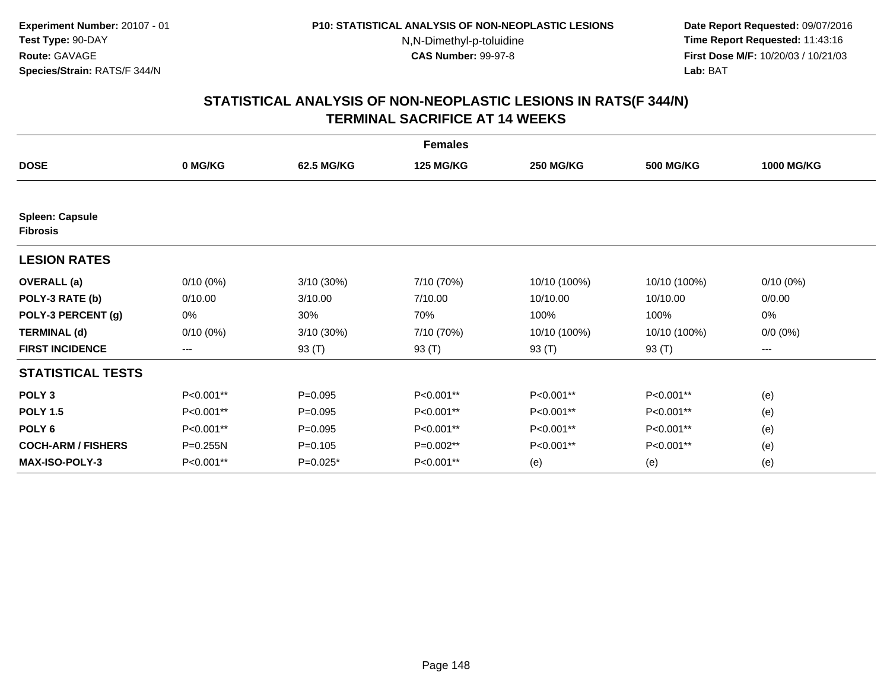**Experiment Number:** 20107 - 01
**Test Type:** 90-DAY
**Route:** GAVAGE
**Species/Strain:** RATS/F 344/N

**P10: STATISTICAL ANALYSIS OF NON-NEOPLASTIC LESIONS**
N,N-Dimethyl-p-toluidine
**CAS Number:** 99-97-8

**Date Report Requested:** 09/07/2016
**Time Report Requested:** 11:43:16
**First Dose M/F:** 10/20/03 / 10/21/03
**Lab:** BAT

## STATISTICAL ANALYSIS OF NON-NEOPLASTIC LESIONS IN RATS(F 344/N)
## TERMINAL SACRIFICE AT 14 WEEKS

| | Females | | | | | |
|---|---|---|---|---|---|---|
| **DOSE** | **0 MG/KG** | **62.5 MG/KG** | **125 MG/KG** | **250 MG/KG** | **500 MG/KG** | **1000 MG/KG** |
| **Spleen: Capsule** | | | | | | |
| **Fibrosis** | | | | | | |
| **LESION RATES** | | | | | | |
| **OVERALL (a)** | 0/10 (0%) | 3/10 (30%) | 7/10 (70%) | 10/10 (100%) | 10/10 (100%) | 0/10 (0%) |
| **POLY-3 RATE (b)** | 0/10.00 | 3/10.00 | 7/10.00 | 10/10.00 | 10/10.00 | 0/0.00 |
| **POLY-3 PERCENT (g)** | 0% | 30% | 70% | 100% | 100% | 0% |
| **TERMINAL (d)** | 0/10 (0%) | 3/10 (30%) | 7/10 (70%) | 10/10 (100%) | 10/10 (100%) | 0/0 (0%) |
| **FIRST INCIDENCE** | --- | 93 (T) | 93 (T) | 93 (T) | 93 (T) | --- |
| **STATISTICAL TESTS** | | | | | | |
| **POLY 3** | P<0.001** | P=0.095 | P<0.001** | P<0.001** | P<0.001** | (e) |
| **POLY 1.5** | P<0.001** | P=0.095 | P<0.001** | P<0.001** | P<0.001** | (e) |
| **POLY 6** | P<0.001** | P=0.095 | P<0.001** | P<0.001** | P<0.001** | (e) |
| **COCH-ARM / FISHERS** | P=0.255N | P=0.105 | P=0.002** | P<0.001** | P<0.001** | (e) |
| **MAX-ISO-POLY-3** | P<0.001** | P=0.025* | P<0.001** | (e) | (e) | (e) |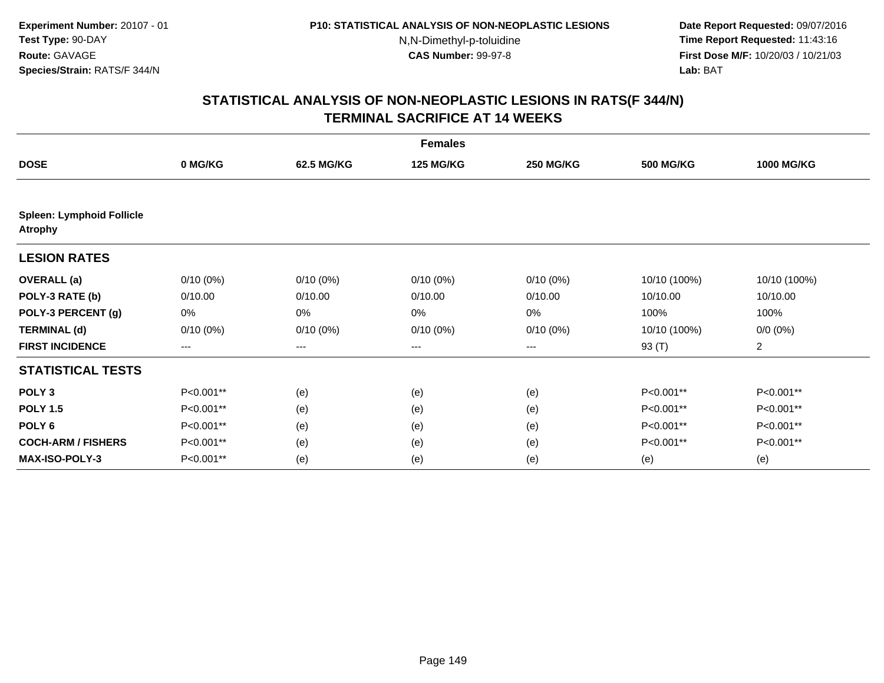**Experiment Number:** 20107 - 01
**Test Type:** 90-DAY
**Route:** GAVAGE
**Species/Strain:** RATS/F 344/N

**P10: STATISTICAL ANALYSIS OF NON-NEOPLASTIC LESIONS**
N,N-Dimethyl-p-toluidine
**CAS Number:** 99-97-8

**Date Report Requested:** 09/07/2016
**Time Report Requested:** 11:43:16
**First Dose M/F:** 10/20/03 / 10/21/03
**Lab:** BAT

## STATISTICAL ANALYSIS OF NON-NEOPLASTIC LESIONS IN RATS(F 344/N) TERMINAL SACRIFICE AT 14 WEEKS

| | Females | | | | | |
|---|---|---|---|---|---|---|
| **DOSE** | **0 MG/KG** | **62.5 MG/KG** | **125 MG/KG** | **250 MG/KG** | **500 MG/KG** | **1000 MG/KG** |
| **Spleen: Lymphoid Follicle Atrophy** | | | | | | |
| **LESION RATES** | | | | | | |
| **OVERALL (a)** | 0/10 (0%) | 0/10 (0%) | 0/10 (0%) | 0/10 (0%) | 10/10 (100%) | 10/10 (100%) |
| **POLY-3 RATE (b)** | 0/10.00 | 0/10.00 | 0/10.00 | 0/10.00 | 10/10.00 | 10/10.00 |
| **POLY-3 PERCENT (g)** | 0% | 0% | 0% | 0% | 100% | 100% |
| **TERMINAL (d)** | 0/10 (0%) | 0/10 (0%) | 0/10 (0%) | 0/10 (0%) | 10/10 (100%) | 0/0 (0%) |
| **FIRST INCIDENCE** | --- | --- | --- | --- | 93 (T) | 2 |
| **STATISTICAL TESTS** | | | | | | |
| **POLY 3** | P<0.001** | (e) | (e) | (e) | P<0.001** | P<0.001** |
| **POLY 1.5** | P<0.001** | (e) | (e) | (e) | P<0.001** | P<0.001** |
| **POLY 6** | P<0.001** | (e) | (e) | (e) | P<0.001** | P<0.001** |
| **COCH-ARM / FISHERS** | P<0.001** | (e) | (e) | (e) | P<0.001** | P<0.001** |
| **MAX-ISO-POLY-3** | P<0.001** | (e) | (e) | (e) | (e) | (e) |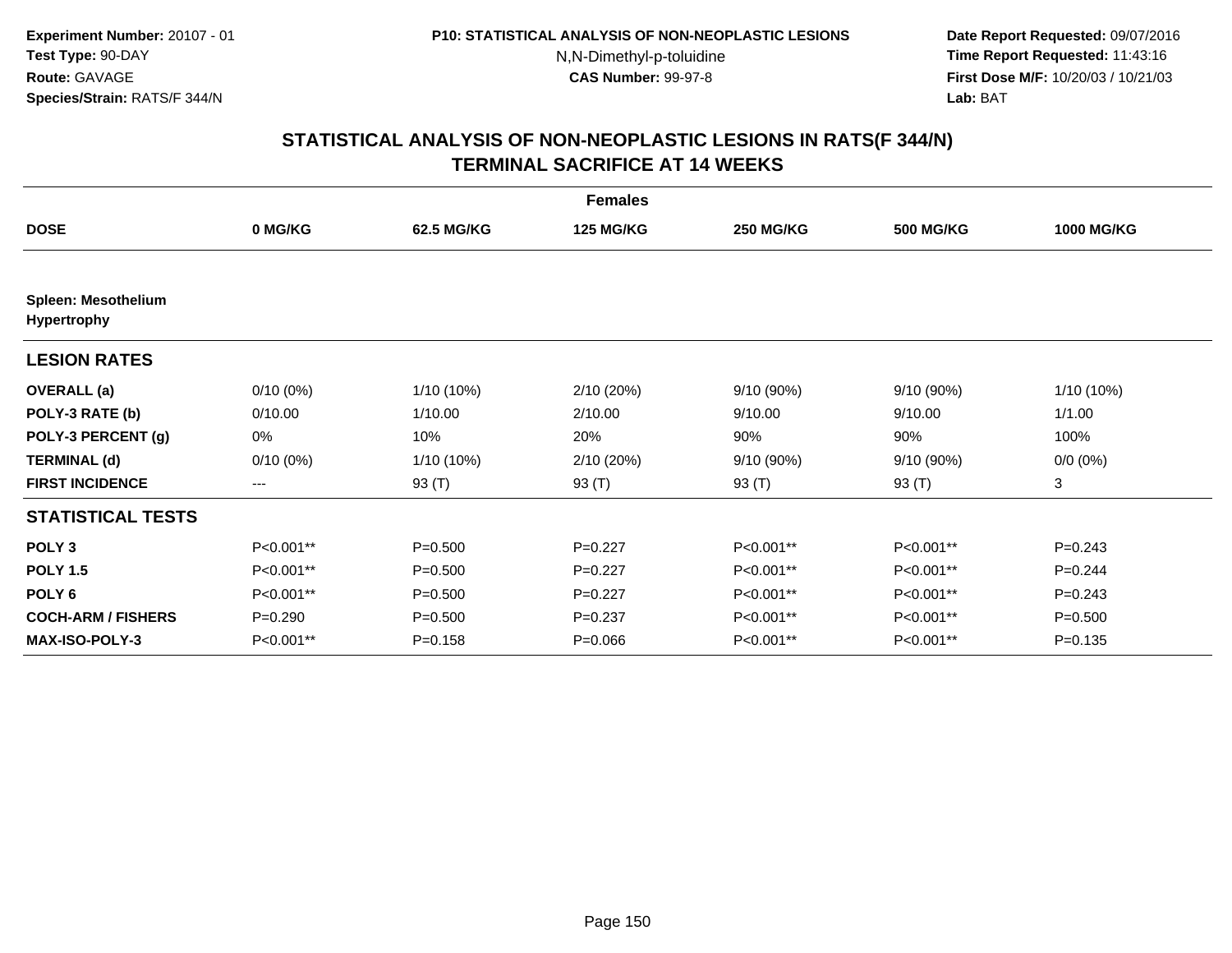**Experiment Number:** 20107 - 01
**Test Type:** 90-DAY
**Route:** GAVAGE
**Species/Strain:** RATS/F 344/N

**P10: STATISTICAL ANALYSIS OF NON-NEOPLASTIC LESIONS**
N,N-Dimethyl-p-toluidine
**CAS Number:** 99-97-8

**Date Report Requested:** 09/07/2016
**Time Report Requested:** 11:43:16
**First Dose M/F:** 10/20/03 / 10/21/03
**Lab:** BAT

## STATISTICAL ANALYSIS OF NON-NEOPLASTIC LESIONS IN RATS(F 344/N)
## TERMINAL SACRIFICE AT 14 WEEKS

| | Females | | | | | |
|---|---|---|---|---|---|---|
| **DOSE** | **0 MG/KG** | **62.5 MG/KG** | **125 MG/KG** | **250 MG/KG** | **500 MG/KG** | **1000 MG/KG** |
| **Spleen: Mesothelium Hypertrophy** | | | | | | |
| **LESION RATES** | | | | | | |
| **OVERALL (a)** | 0/10 (0%) | 1/10 (10%) | 2/10 (20%) | 9/10 (90%) | 9/10 (90%) | 1/10 (10%) |
| **POLY-3 RATE (b)** | 0/10.00 | 1/10.00 | 2/10.00 | 9/10.00 | 9/10.00 | 1/1.00 |
| **POLY-3 PERCENT (g)** | 0% | 10% | 20% | 90% | 90% | 100% |
| **TERMINAL (d)** | 0/10 (0%) | 1/10 (10%) | 2/10 (20%) | 9/10 (90%) | 9/10 (90%) | 0/0 (0%) |
| **FIRST INCIDENCE** | --- | 93 (T) | 93 (T) | 93 (T) | 93 (T) | 3 |
| **STATISTICAL TESTS** | | | | | | |
| **POLY 3** | P<0.001** | P=0.500 | P=0.227 | P<0.001** | P<0.001** | P=0.243 |
| **POLY 1.5** | P<0.001** | P=0.500 | P=0.227 | P<0.001** | P<0.001** | P=0.244 |
| **POLY 6** | P<0.001** | P=0.500 | P=0.227 | P<0.001** | P<0.001** | P=0.243 |
| **COCH-ARM / FISHERS** | P=0.290 | P=0.500 | P=0.237 | P<0.001** | P<0.001** | P=0.500 |
| **MAX-ISO-POLY-3** | P<0.001** | P=0.158 | P=0.066 | P<0.001** | P<0.001** | P=0.135 |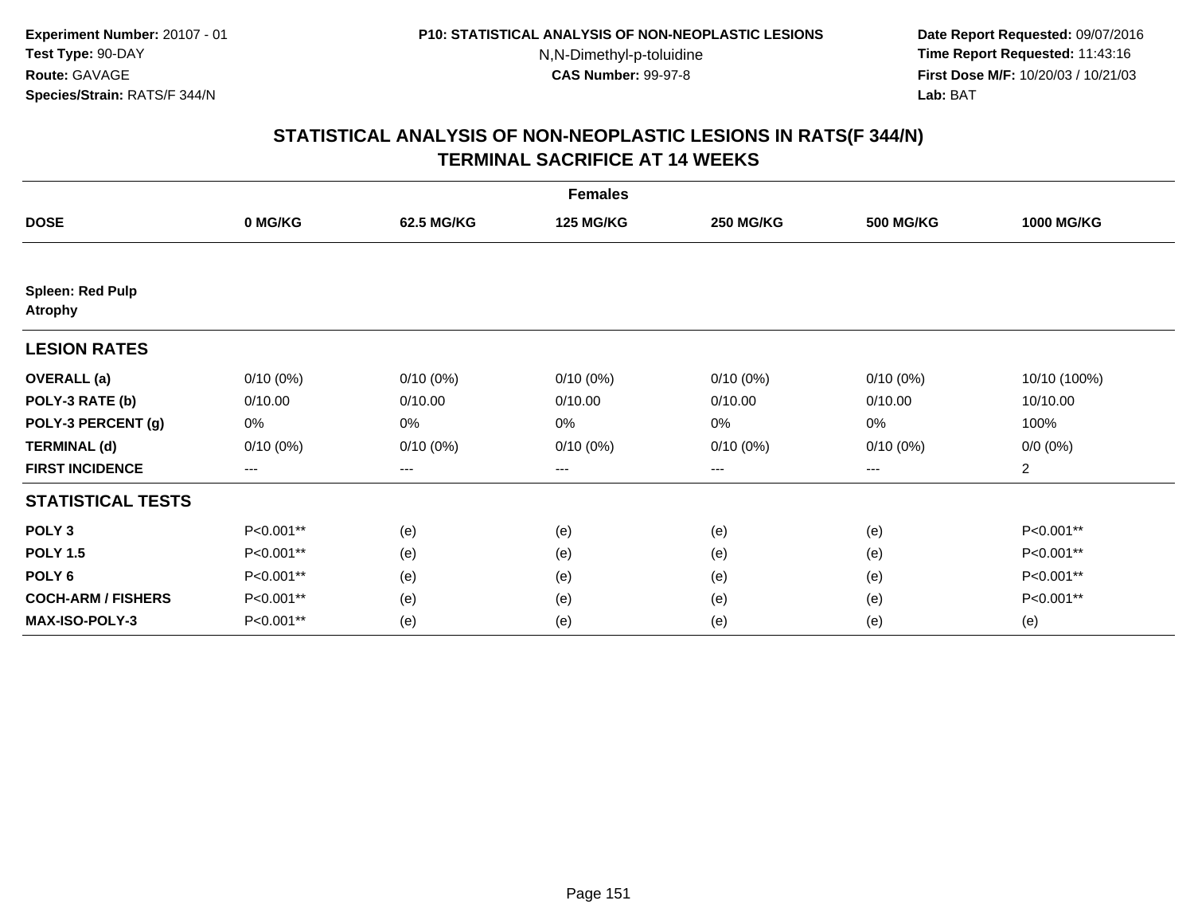**Experiment Number:** 20107 - 01
**Test Type:** 90-DAY
**Route:** GAVAGE
**Species/Strain:** RATS/F 344/N

**P10: STATISTICAL ANALYSIS OF NON-NEOPLASTIC LESIONS**
N,N-Dimethyl-p-toluidine
**CAS Number:** 99-97-8

**Date Report Requested:** 09/07/2016
**Time Report Requested:** 11:43:16
**First Dose M/F:** 10/20/03 / 10/21/03
**Lab:** BAT

## STATISTICAL ANALYSIS OF NON-NEOPLASTIC LESIONS IN RATS(F 344/N) TERMINAL SACRIFICE AT 14 WEEKS

| | Females | | | | | |
|---|---|---|---|---|---|---|
| **DOSE** | **0 MG/KG** | **62.5 MG/KG** | **125 MG/KG** | **250 MG/KG** | **500 MG/KG** | **1000 MG/KG** |
| **Spleen: Red Pulp Atrophy** | | | | | | |
| **LESION RATES** | | | | | | |
| **OVERALL (a)** | 0/10 (0%) | 0/10 (0%) | 0/10 (0%) | 0/10 (0%) | 0/10 (0%) | 10/10 (100%) |
| **POLY-3 RATE (b)** | 0/10.00 | 0/10.00 | 0/10.00 | 0/10.00 | 0/10.00 | 10/10.00 |
| **POLY-3 PERCENT (g)** | 0% | 0% | 0% | 0% | 0% | 100% |
| **TERMINAL (d)** | 0/10 (0%) | 0/10 (0%) | 0/10 (0%) | 0/10 (0%) | 0/10 (0%) | 0/0 (0%) |
| **FIRST INCIDENCE** | --- | --- | --- | --- | --- | 2 |
| **STATISTICAL TESTS** | | | | | | |
| **POLY 3** | P<0.001** | (e) | (e) | (e) | (e) | P<0.001** |
| **POLY 1.5** | P<0.001** | (e) | (e) | (e) | (e) | P<0.001** |
| **POLY 6** | P<0.001** | (e) | (e) | (e) | (e) | P<0.001** |
| **COCH-ARM / FISHERS** | P<0.001** | (e) | (e) | (e) | (e) | P<0.001** |
| **MAX-ISO-POLY-3** | P<0.001** | (e) | (e) | (e) | (e) | (e) |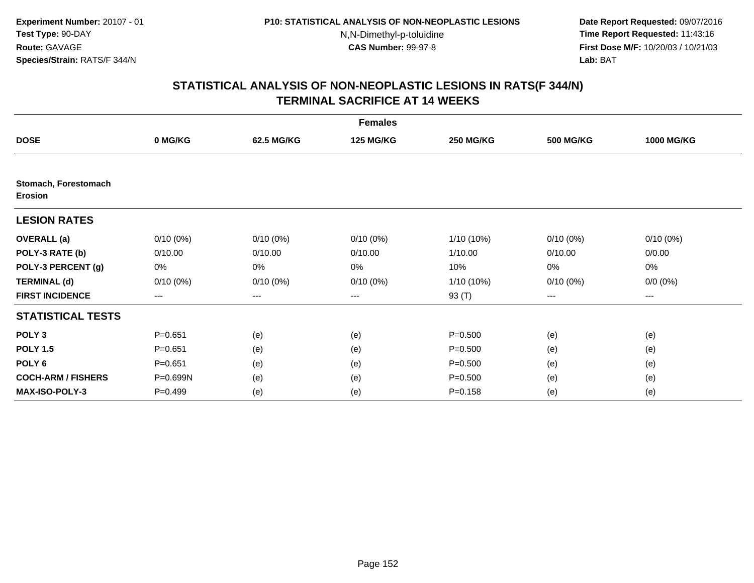Experiment Number: 20107 - 01
Test Type: 90-DAY
Route: GAVAGE
Species/Strain: RATS/F 344/N

P10: STATISTICAL ANALYSIS OF NON-NEOPLASTIC LESIONS
N,N-Dimethyl-p-toluidine
CAS Number: 99-97-8

Date Report Requested: 09/07/2016
Time Report Requested: 11:43:16
First Dose M/F: 10/20/03 / 10/21/03
Lab: BAT

## STATISTICAL ANALYSIS OF NON-NEOPLASTIC LESIONS IN RATS(F 344/N)
## TERMINAL SACRIFICE AT 14 WEEKS

| | Females | | | | | |
|---|---|---|---|---|---|---|
| **DOSE** | **0 MG/KG** | **62.5 MG/KG** | **125 MG/KG** | **250 MG/KG** | **500 MG/KG** | **1000 MG/KG** |
| **Stomach, Forestomach Erosion** | | | | | | |
| **LESION RATES** | | | | | | |
| **OVERALL (a)** | 0/10 (0%) | 0/10 (0%) | 0/10 (0%) | 1/10 (10%) | 0/10 (0%) | 0/10 (0%) |
| **POLY-3 RATE (b)** | 0/10.00 | 0/10.00 | 0/10.00 | 1/10.00 | 0/10.00 | 0/0.00 |
| **POLY-3 PERCENT (g)** | 0% | 0% | 0% | 10% | 0% | 0% |
| **TERMINAL (d)** | 0/10 (0%) | 0/10 (0%) | 0/10 (0%) | 1/10 (10%) | 0/10 (0%) | 0/0 (0%) |
| **FIRST INCIDENCE** | --- | --- | --- | 93 (T) | --- | --- |
| **STATISTICAL TESTS** | | | | | | |
| **POLY 3** | P=0.651 | (e) | (e) | P=0.500 | (e) | (e) |
| **POLY 1.5** | P=0.651 | (e) | (e) | P=0.500 | (e) | (e) |
| **POLY 6** | P=0.651 | (e) | (e) | P=0.500 | (e) | (e) |
| **COCH-ARM / FISHERS** | P=0.699N | (e) | (e) | P=0.500 | (e) | (e) |
| **MAX-ISO-POLY-3** | P=0.499 | (e) | (e) | P=0.158 | (e) | (e) |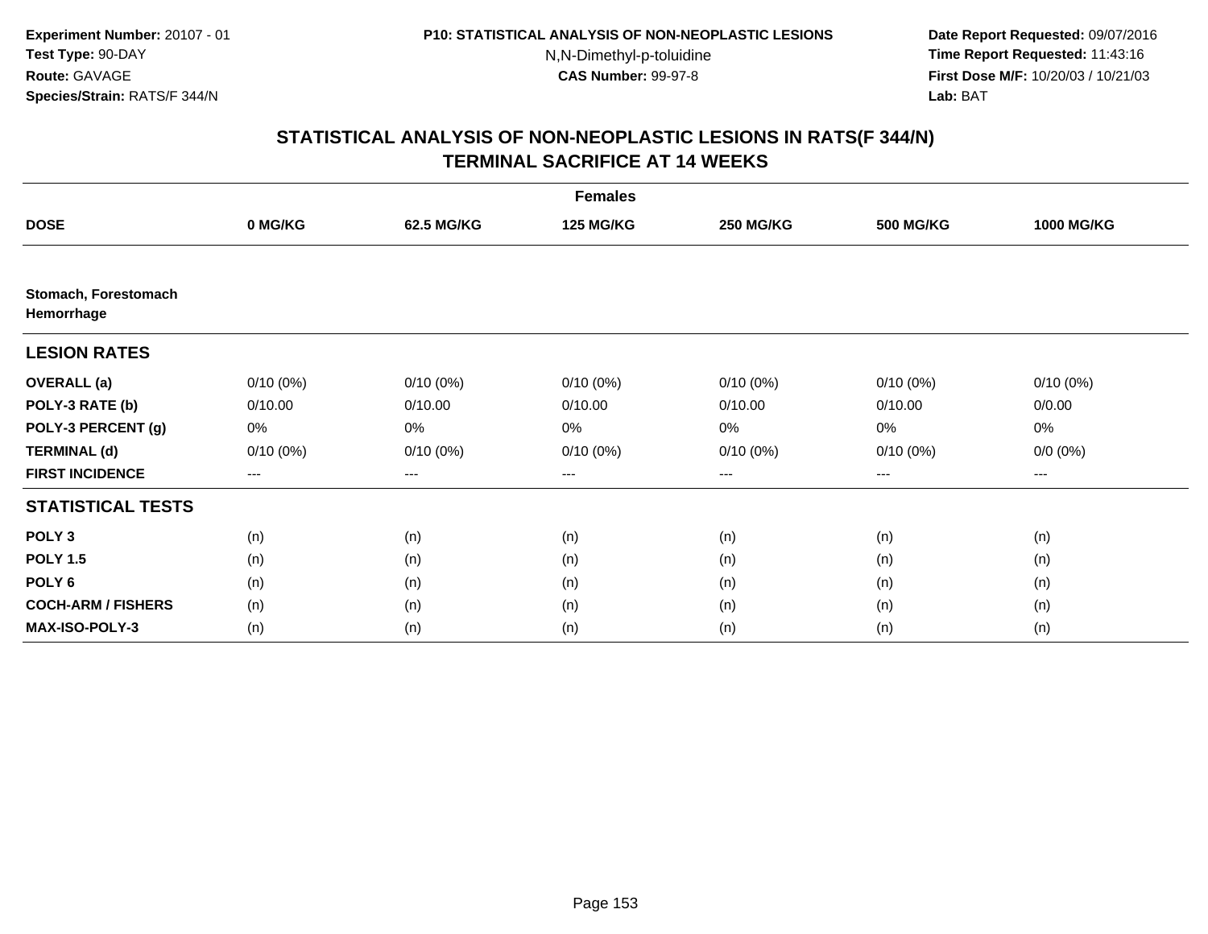**Experiment Number:** 20107 - 01
**Test Type:** 90-DAY
**Route:** GAVAGE
**Species/Strain:** RATS/F 344/N

**P10: STATISTICAL ANALYSIS OF NON-NEOPLASTIC LESIONS**
N,N-Dimethyl-p-toluidine
**CAS Number:** 99-97-8

**Date Report Requested:** 09/07/2016
**Time Report Requested:** 11:43:16
**First Dose M/F:** 10/20/03 / 10/21/03
**Lab:** BAT

## STATISTICAL ANALYSIS OF NON-NEOPLASTIC LESIONS IN RATS(F 344/N)
## TERMINAL SACRIFICE AT 14 WEEKS

| | Females | | | | | |
|---|---|---|---|---|---|---|
| **DOSE** | **0 MG/KG** | **62.5 MG/KG** | **125 MG/KG** | **250 MG/KG** | **500 MG/KG** | **1000 MG/KG** |
| **Stomach, Forestomach Hemorrhage** | | | | | | |
| **LESION RATES** | | | | | | |
| **OVERALL (a)** | 0/10 (0%) | 0/10 (0%) | 0/10 (0%) | 0/10 (0%) | 0/10 (0%) | 0/10 (0%) |
| **POLY-3 RATE (b)** | 0/10.00 | 0/10.00 | 0/10.00 | 0/10.00 | 0/10.00 | 0/0.00 |
| **POLY-3 PERCENT (g)** | 0% | 0% | 0% | 0% | 0% | 0% |
| **TERMINAL (d)** | 0/10 (0%) | 0/10 (0%) | 0/10 (0%) | 0/10 (0%) | 0/10 (0%) | 0/0 (0%) |
| **FIRST INCIDENCE** | --- | --- | --- | --- | --- | --- |
| **STATISTICAL TESTS** | | | | | | |
| **POLY 3** | (n) | (n) | (n) | (n) | (n) | (n) |
| **POLY 1.5** | (n) | (n) | (n) | (n) | (n) | (n) |
| **POLY 6** | (n) | (n) | (n) | (n) | (n) | (n) |
| **COCH-ARM / FISHERS** | (n) | (n) | (n) | (n) | (n) | (n) |
| **MAX-ISO-POLY-3** | (n) | (n) | (n) | (n) | (n) | (n) |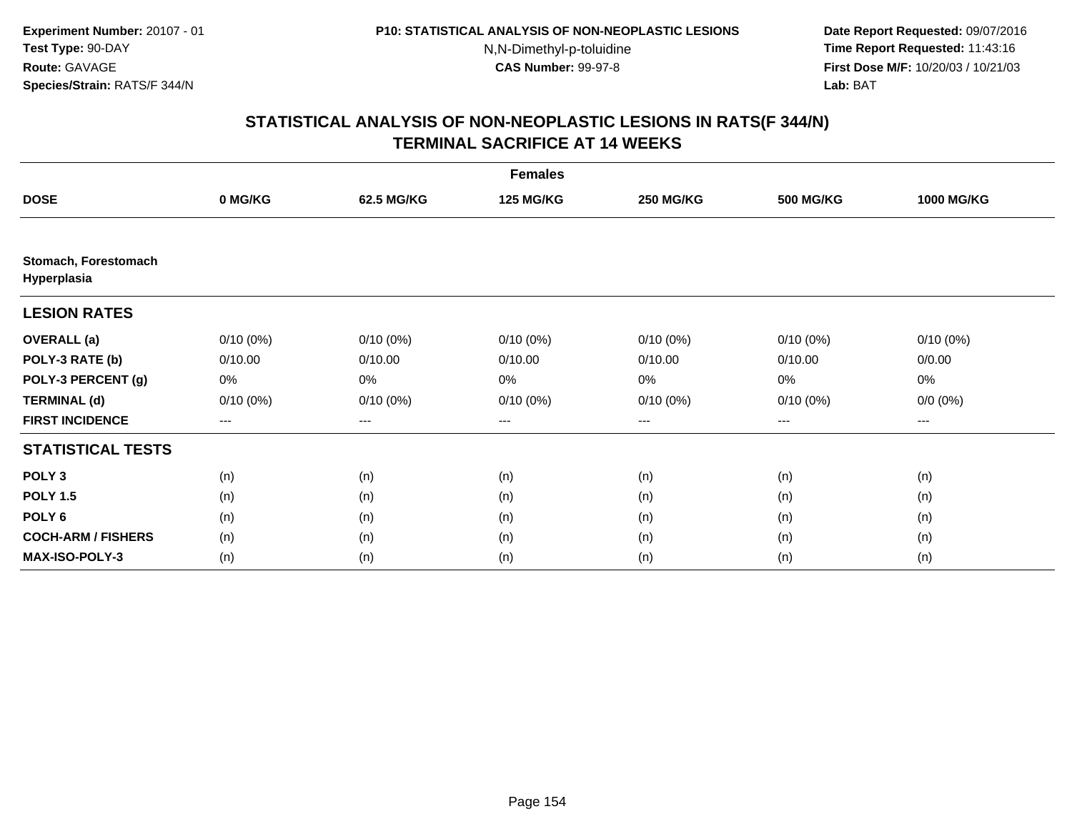Experiment Number: 20107 - 01
Test Type: 90-DAY
Route: GAVAGE
Species/Strain: RATS/F 344/N

P10: STATISTICAL ANALYSIS OF NON-NEOPLASTIC LESIONS
N,N-Dimethyl-p-toluidine
CAS Number: 99-97-8

Date Report Requested: 09/07/2016
Time Report Requested: 11:43:16
First Dose M/F: 10/20/03 / 10/21/03
Lab: BAT

## STATISTICAL ANALYSIS OF NON-NEOPLASTIC LESIONS IN RATS(F 344/N)
## TERMINAL SACRIFICE AT 14 WEEKS

| | Females | | | | | |
|---|---|---|---|---|---|---|
| **DOSE** | **0 MG/KG** | **62.5 MG/KG** | **125 MG/KG** | **250 MG/KG** | **500 MG/KG** | **1000 MG/KG** |
| **Stomach, Forestomach Hyperplasia** | | | | | | |
| **LESION RATES** | | | | | | |
| **OVERALL (a)** | 0/10 (0%) | 0/10 (0%) | 0/10 (0%) | 0/10 (0%) | 0/10 (0%) | 0/10 (0%) |
| **POLY-3 RATE (b)** | 0/10.00 | 0/10.00 | 0/10.00 | 0/10.00 | 0/10.00 | 0/0.00 |
| **POLY-3 PERCENT (g)** | 0% | 0% | 0% | 0% | 0% | 0% |
| **TERMINAL (d)** | 0/10 (0%) | 0/10 (0%) | 0/10 (0%) | 0/10 (0%) | 0/10 (0%) | 0/0 (0%) |
| **FIRST INCIDENCE** | --- | --- | --- | --- | --- | --- |
| **STATISTICAL TESTS** | | | | | | |
| **POLY 3** | (n) | (n) | (n) | (n) | (n) | (n) |
| **POLY 1.5** | (n) | (n) | (n) | (n) | (n) | (n) |
| **POLY 6** | (n) | (n) | (n) | (n) | (n) | (n) |
| **COCH-ARM / FISHERS** | (n) | (n) | (n) | (n) | (n) | (n) |
| **MAX-ISO-POLY-3** | (n) | (n) | (n) | (n) | (n) | (n) |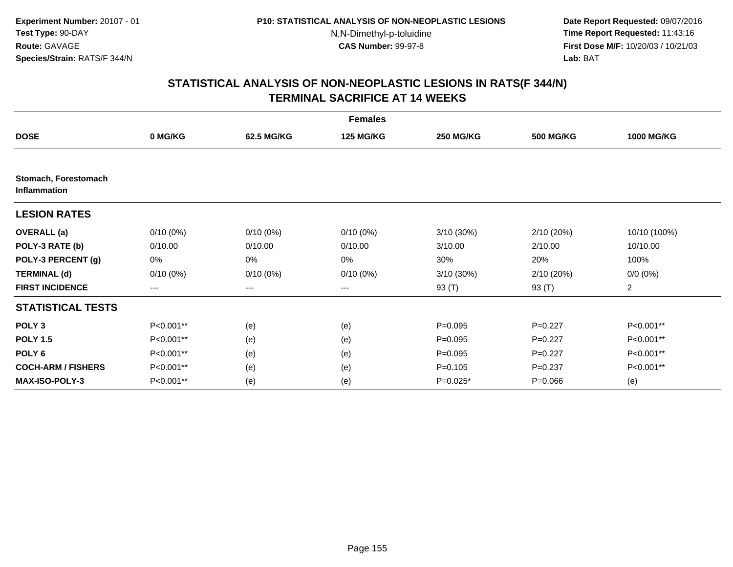**Experiment Number:** 20107 - 01
**Test Type:** 90-DAY
**Route:** GAVAGE
**Species/Strain:** RATS/F 344/N

**P10: STATISTICAL ANALYSIS OF NON-NEOPLASTIC LESIONS**
N,N-Dimethyl-p-toluidine
**CAS Number:** 99-97-8

**Date Report Requested:** 09/07/2016
**Time Report Requested:** 11:43:16
**First Dose M/F:** 10/20/03 / 10/21/03
**Lab:** BAT

## STATISTICAL ANALYSIS OF NON-NEOPLASTIC LESIONS IN RATS(F 344/N)
## TERMINAL SACRIFICE AT 14 WEEKS

| Females | | | | | | |
|---|---|---|---|---|---|---|
| **DOSE** | **0 MG/KG** | **62.5 MG/KG** | **125 MG/KG** | **250 MG/KG** | **500 MG/KG** | **1000 MG/KG** |
| **Stomach, Forestomach Inflammation** | | | | | | |
| **LESION RATES** | | | | | | |
| **OVERALL (a)** | 0/10 (0%) | 0/10 (0%) | 0/10 (0%) | 3/10 (30%) | 2/10 (20%) | 10/10 (100%) |
| **POLY-3 RATE (b)** | 0/10.00 | 0/10.00 | 0/10.00 | 3/10.00 | 2/10.00 | 10/10.00 |
| **POLY-3 PERCENT (g)** | 0% | 0% | 0% | 30% | 20% | 100% |
| **TERMINAL (d)** | 0/10 (0%) | 0/10 (0%) | 0/10 (0%) | 3/10 (30%) | 2/10 (20%) | 0/0 (0%) |
| **FIRST INCIDENCE** | --- | --- | --- | 93 (T) | 93 (T) | 2 |
| **STATISTICAL TESTS** | | | | | | |
| **POLY 3** | P<0.001** | (e) | (e) | P=0.095 | P=0.227 | P<0.001** |
| **POLY 1.5** | P<0.001** | (e) | (e) | P=0.095 | P=0.227 | P<0.001** |
| **POLY 6** | P<0.001** | (e) | (e) | P=0.095 | P=0.227 | P<0.001** |
| **COCH-ARM / FISHERS** | P<0.001** | (e) | (e) | P=0.105 | P=0.237 | P<0.001** |
| **MAX-ISO-POLY-3** | P<0.001** | (e) | (e) | P=0.025* | P=0.066 | (e) |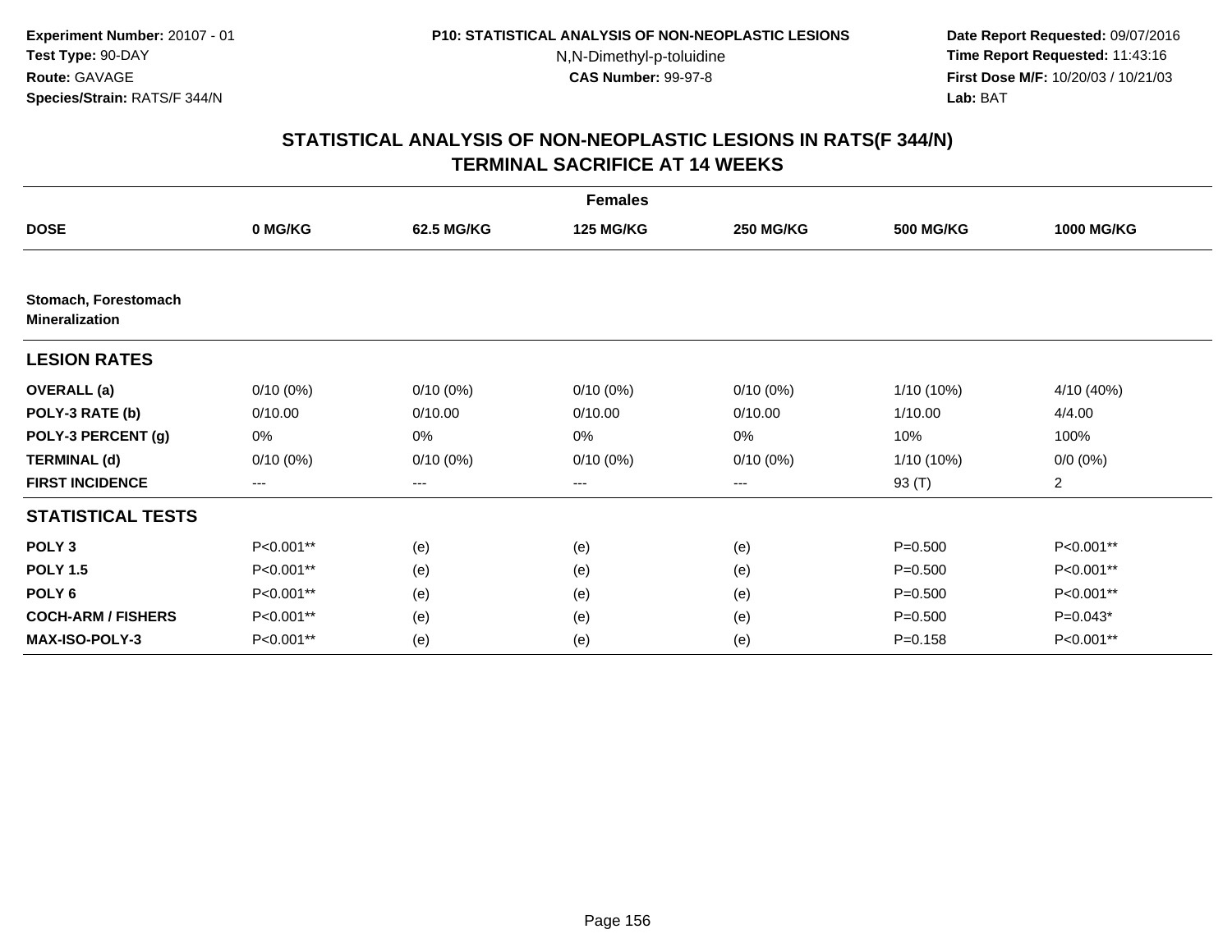**Experiment Number:** 20107 - 01
**Test Type:** 90-DAY
**Route:** GAVAGE
**Species/Strain:** RATS/F 344/N

**P10: STATISTICAL ANALYSIS OF NON-NEOPLASTIC LESIONS**
N,N-Dimethyl-p-toluidine
**CAS Number:** 99-97-8

**Date Report Requested:** 09/07/2016
**Time Report Requested:** 11:43:16
**First Dose M/F:** 10/20/03 / 10/21/03
**Lab:** BAT

## STATISTICAL ANALYSIS OF NON-NEOPLASTIC LESIONS IN RATS(F 344/N) TERMINAL SACRIFICE AT 14 WEEKS

| | Females | | | | | |
|---|---|---|---|---|---|---|
| **DOSE** | **0 MG/KG** | **62.5 MG/KG** | **125 MG/KG** | **250 MG/KG** | **500 MG/KG** | **1000 MG/KG** |
| **Stomach, Forestomach Mineralization** | | | | | | |
| **LESION RATES** | | | | | | |
| **OVERALL (a)** | 0/10 (0%) | 0/10 (0%) | 0/10 (0%) | 0/10 (0%) | 1/10 (10%) | 4/10 (40%) |
| **POLY-3 RATE (b)** | 0/10.00 | 0/10.00 | 0/10.00 | 0/10.00 | 1/10.00 | 4/4.00 |
| **POLY-3 PERCENT (g)** | 0% | 0% | 0% | 0% | 10% | 100% |
| **TERMINAL (d)** | 0/10 (0%) | 0/10 (0%) | 0/10 (0%) | 0/10 (0%) | 1/10 (10%) | 0/0 (0%) |
| **FIRST INCIDENCE** | --- | --- | --- | --- | 93 (T) | 2 |
| **STATISTICAL TESTS** | | | | | | |
| **POLY 3** | P<0.001** | (e) | (e) | (e) | P=0.500 | P<0.001** |
| **POLY 1.5** | P<0.001** | (e) | (e) | (e) | P=0.500 | P<0.001** |
| **POLY 6** | P<0.001** | (e) | (e) | (e) | P=0.500 | P<0.001** |
| **COCH-ARM / FISHERS** | P<0.001** | (e) | (e) | (e) | P=0.500 | P=0.043* |
| **MAX-ISO-POLY-3** | P<0.001** | (e) | (e) | (e) | P=0.158 | P<0.001** |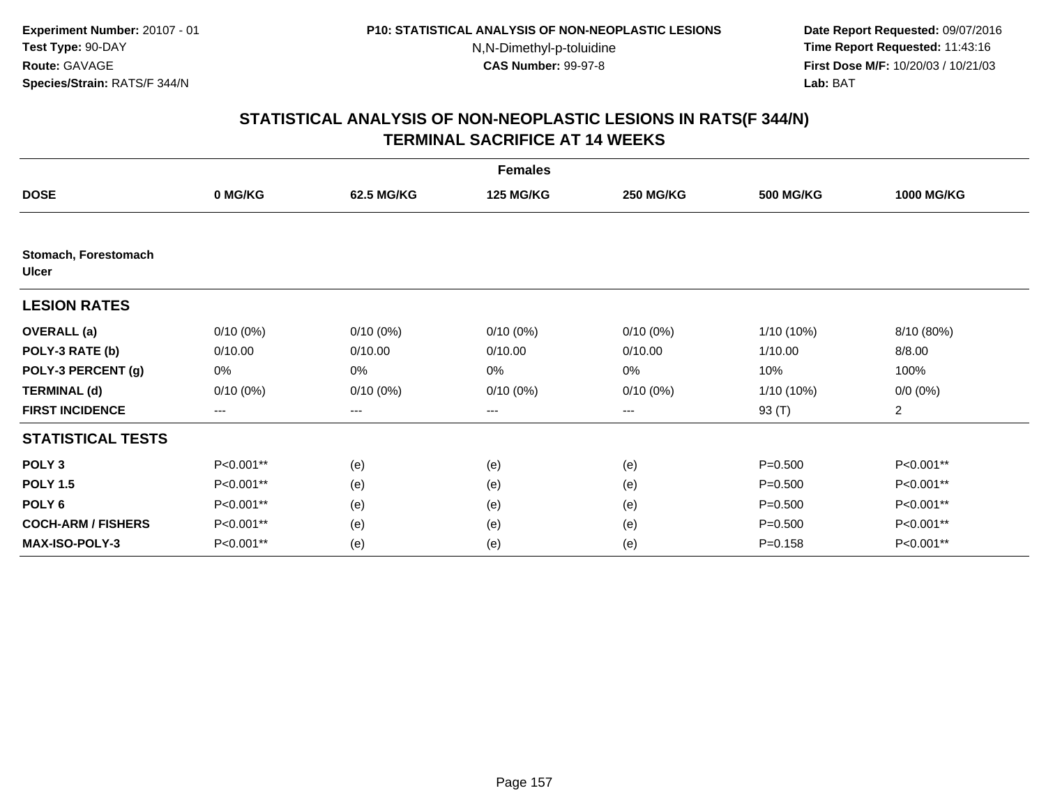**Experiment Number:** 20107 - 01
**Test Type:** 90-DAY
**Route:** GAVAGE
**Species/Strain:** RATS/F 344/N

**P10: STATISTICAL ANALYSIS OF NON-NEOPLASTIC LESIONS**
N,N-Dimethyl-p-toluidine
**CAS Number:** 99-97-8

**Date Report Requested:** 09/07/2016
**Time Report Requested:** 11:43:16
**First Dose M/F:** 10/20/03 / 10/21/03
**Lab:** BAT

## STATISTICAL ANALYSIS OF NON-NEOPLASTIC LESIONS IN RATS(F 344/N)
## TERMINAL SACRIFICE AT 14 WEEKS

| | Females | | | | | |
|---|---|---|---|---|---|---|
| **DOSE** | **0 MG/KG** | **62.5 MG/KG** | **125 MG/KG** | **250 MG/KG** | **500 MG/KG** | **1000 MG/KG** |
| **Stomach, Forestomach Ulcer** | | | | | | |
| **LESION RATES** | | | | | | |
| **OVERALL (a)** | 0/10 (0%) | 0/10 (0%) | 0/10 (0%) | 0/10 (0%) | 1/10 (10%) | 8/10 (80%) |
| **POLY-3 RATE (b)** | 0/10.00 | 0/10.00 | 0/10.00 | 0/10.00 | 1/10.00 | 8/8.00 |
| **POLY-3 PERCENT (g)** | 0% | 0% | 0% | 0% | 10% | 100% |
| **TERMINAL (d)** | 0/10 (0%) | 0/10 (0%) | 0/10 (0%) | 0/10 (0%) | 1/10 (10%) | 0/0 (0%) |
| **FIRST INCIDENCE** | --- | --- | --- | --- | 93 (T) | 2 |
| **STATISTICAL TESTS** | | | | | | |
| **POLY 3** | P<0.001** | (e) | (e) | (e) | P=0.500 | P<0.001** |
| **POLY 1.5** | P<0.001** | (e) | (e) | (e) | P=0.500 | P<0.001** |
| **POLY 6** | P<0.001** | (e) | (e) | (e) | P=0.500 | P<0.001** |
| **COCH-ARM / FISHERS** | P<0.001** | (e) | (e) | (e) | P=0.500 | P<0.001** |
| **MAX-ISO-POLY-3** | P<0.001** | (e) | (e) | (e) | P=0.158 | P<0.001** |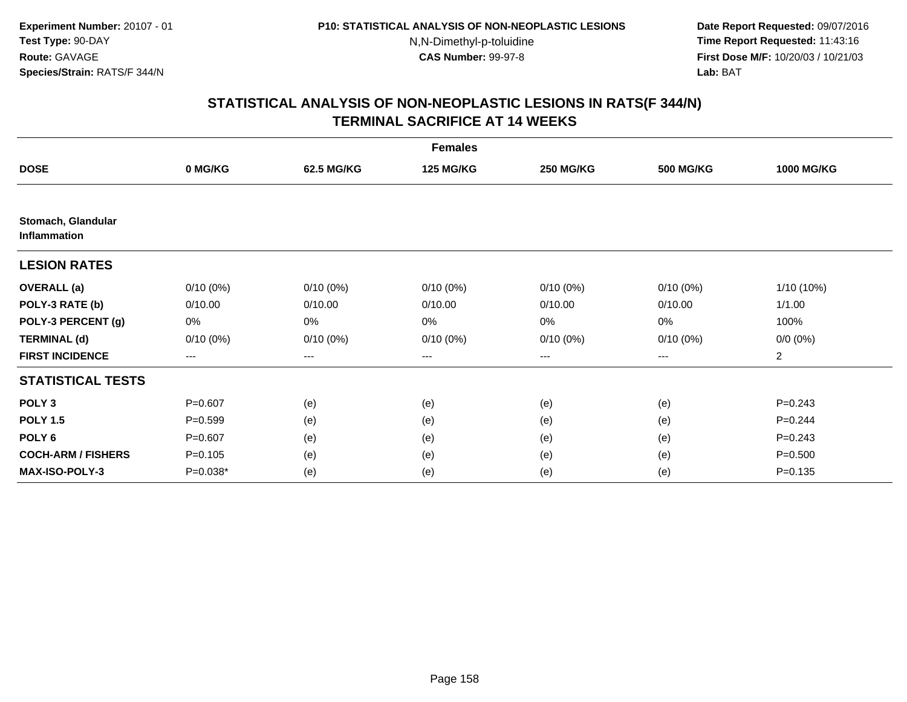**Experiment Number:** 20107 - 01
**Test Type:** 90-DAY
**Route:** GAVAGE
**Species/Strain:** RATS/F 344/N

**P10: STATISTICAL ANALYSIS OF NON-NEOPLASTIC LESIONS**
N,N-Dimethyl-p-toluidine
**CAS Number:** 99-97-8

**Date Report Requested:** 09/07/2016
**Time Report Requested:** 11:43:16
**First Dose M/F:** 10/20/03 / 10/21/03
**Lab:** BAT

## STATISTICAL ANALYSIS OF NON-NEOPLASTIC LESIONS IN RATS(F 344/N)
## TERMINAL SACRIFICE AT 14 WEEKS

| | Females | | | | | |
|---|---|---|---|---|---|---|
| **DOSE** | **0 MG/KG** | **62.5 MG/KG** | **125 MG/KG** | **250 MG/KG** | **500 MG/KG** | **1000 MG/KG** |
| **Stomach, Glandular Inflammation** | | | | | | |
| **LESION RATES** | | | | | | |
| **OVERALL (a)** | 0/10 (0%) | 0/10 (0%) | 0/10 (0%) | 0/10 (0%) | 0/10 (0%) | 1/10 (10%) |
| **POLY-3 RATE (b)** | 0/10.00 | 0/10.00 | 0/10.00 | 0/10.00 | 0/10.00 | 1/1.00 |
| **POLY-3 PERCENT (g)** | 0% | 0% | 0% | 0% | 0% | 100% |
| **TERMINAL (d)** | 0/10 (0%) | 0/10 (0%) | 0/10 (0%) | 0/10 (0%) | 0/10 (0%) | 0/0 (0%) |
| **FIRST INCIDENCE** | --- | --- | --- | --- | --- | 2 |
| **STATISTICAL TESTS** | | | | | | |
| **POLY 3** | P=0.607 | (e) | (e) | (e) | (e) | P=0.243 |
| **POLY 1.5** | P=0.599 | (e) | (e) | (e) | (e) | P=0.244 |
| **POLY 6** | P=0.607 | (e) | (e) | (e) | (e) | P=0.243 |
| **COCH-ARM / FISHERS** | P=0.105 | (e) | (e) | (e) | (e) | P=0.500 |
| **MAX-ISO-POLY-3** | P=0.038* | (e) | (e) | (e) | (e) | P=0.135 |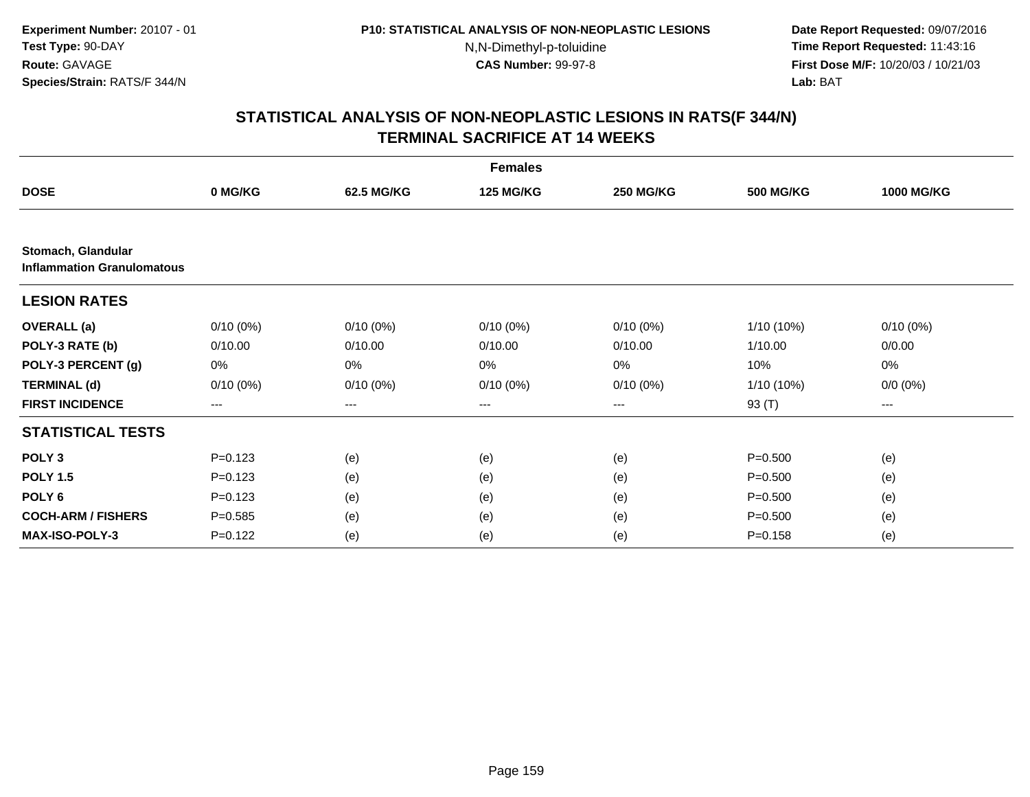Experiment Number: 20107 - 01
Test Type: 90-DAY
Route: GAVAGE
Species/Strain: RATS/F 344/N

P10: STATISTICAL ANALYSIS OF NON-NEOPLASTIC LESIONS
N,N-Dimethyl-p-toluidine
CAS Number: 99-97-8

Date Report Requested: 09/07/2016
Time Report Requested: 11:43:16
First Dose M/F: 10/20/03 / 10/21/03
Lab: BAT

## STATISTICAL ANALYSIS OF NON-NEOPLASTIC LESIONS IN RATS(F 344/N)
## TERMINAL SACRIFICE AT 14 WEEKS

| | Females | | | | | |
|---|---|---|---|---|---|---|
| **DOSE** | **0 MG/KG** | **62.5 MG/KG** | **125 MG/KG** | **250 MG/KG** | **500 MG/KG** | **1000 MG/KG** |
| **Stomach, Glandular** **Inflammation Granulomatous** | | | | | | |
| **LESION RATES** | | | | | | |
| **OVERALL (a)** | 0/10 (0%) | 0/10 (0%) | 0/10 (0%) | 0/10 (0%) | 1/10 (10%) | 0/10 (0%) |
| **POLY-3 RATE (b)** | 0/10.00 | 0/10.00 | 0/10.00 | 0/10.00 | 1/10.00 | 0/0.00 |
| **POLY-3 PERCENT (g)** | 0% | 0% | 0% | 0% | 10% | 0% |
| **TERMINAL (d)** | 0/10 (0%) | 0/10 (0%) | 0/10 (0%) | 0/10 (0%) | 1/10 (10%) | 0/0 (0%) |
| **FIRST INCIDENCE** | --- | --- | --- | --- | 93 (T) | --- |
| **STATISTICAL TESTS** | | | | | | |
| **POLY 3** | P=0.123 | (e) | (e) | (e) | P=0.500 | (e) |
| **POLY 1.5** | P=0.123 | (e) | (e) | (e) | P=0.500 | (e) |
| **POLY 6** | P=0.123 | (e) | (e) | (e) | P=0.500 | (e) |
| **COCH-ARM / FISHERS** | P=0.585 | (e) | (e) | (e) | P=0.500 | (e) |
| **MAX-ISO-POLY-3** | P=0.122 | (e) | (e) | (e) | P=0.158 | (e) |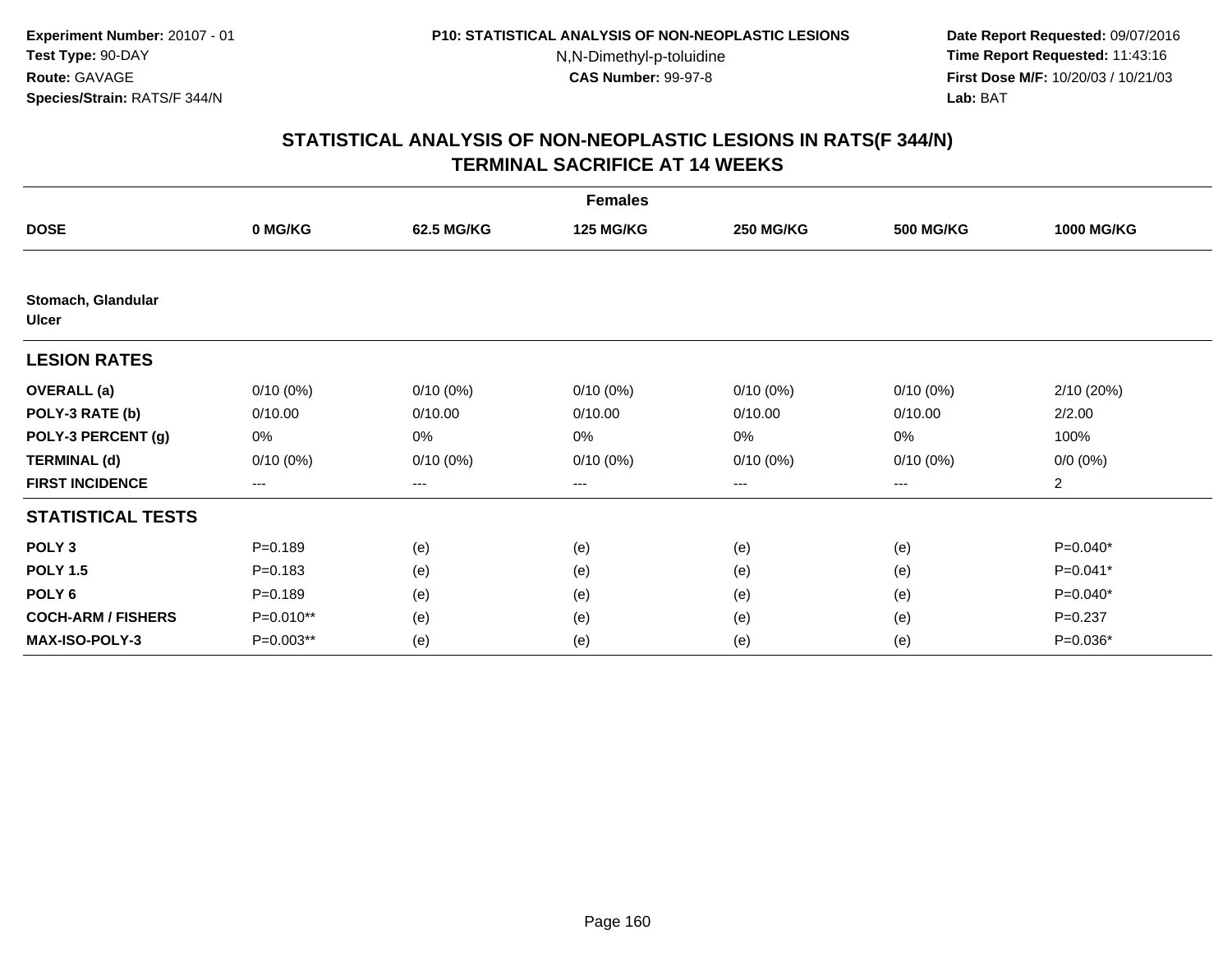**Experiment Number:** 20107 - 01
**Test Type:** 90-DAY
**Route:** GAVAGE
**Species/Strain:** RATS/F 344/N

**P10: STATISTICAL ANALYSIS OF NON-NEOPLASTIC LESIONS**
N,N-Dimethyl-p-toluidine
**CAS Number:** 99-97-8

**Date Report Requested:** 09/07/2016
**Time Report Requested:** 11:43:16
**First Dose M/F:** 10/20/03 / 10/21/03
**Lab:** BAT

## STATISTICAL ANALYSIS OF NON-NEOPLASTIC LESIONS IN RATS(F 344/N)
## TERMINAL SACRIFICE AT 14 WEEKS

| | Females | | | | | |
|---|---|---|---|---|---|---|
| **DOSE** | **0 MG/KG** | **62.5 MG/KG** | **125 MG/KG** | **250 MG/KG** | **500 MG/KG** | **1000 MG/KG** |
| **Stomach, Glandular Ulcer** | | | | | | |
| **LESION RATES** | | | | | | |
| **OVERALL (a)** | 0/10 (0%) | 0/10 (0%) | 0/10 (0%) | 0/10 (0%) | 0/10 (0%) | 2/10 (20%) |
| **POLY-3 RATE (b)** | 0/10.00 | 0/10.00 | 0/10.00 | 0/10.00 | 0/10.00 | 2/2.00 |
| **POLY-3 PERCENT (g)** | 0% | 0% | 0% | 0% | 0% | 100% |
| **TERMINAL (d)** | 0/10 (0%) | 0/10 (0%) | 0/10 (0%) | 0/10 (0%) | 0/10 (0%) | 0/0 (0%) |
| **FIRST INCIDENCE** | --- | --- | --- | --- | --- | 2 |
| **STATISTICAL TESTS** | | | | | | |
| **POLY 3** | P=0.189 | (e) | (e) | (e) | (e) | P=0.040* |
| **POLY 1.5** | P=0.183 | (e) | (e) | (e) | (e) | P=0.041* |
| **POLY 6** | P=0.189 | (e) | (e) | (e) | (e) | P=0.040* |
| **COCH-ARM / FISHERS** | P=0.010** | (e) | (e) | (e) | (e) | P=0.237 |
| **MAX-ISO-POLY-3** | P=0.003** | (e) | (e) | (e) | (e) | P=0.036* |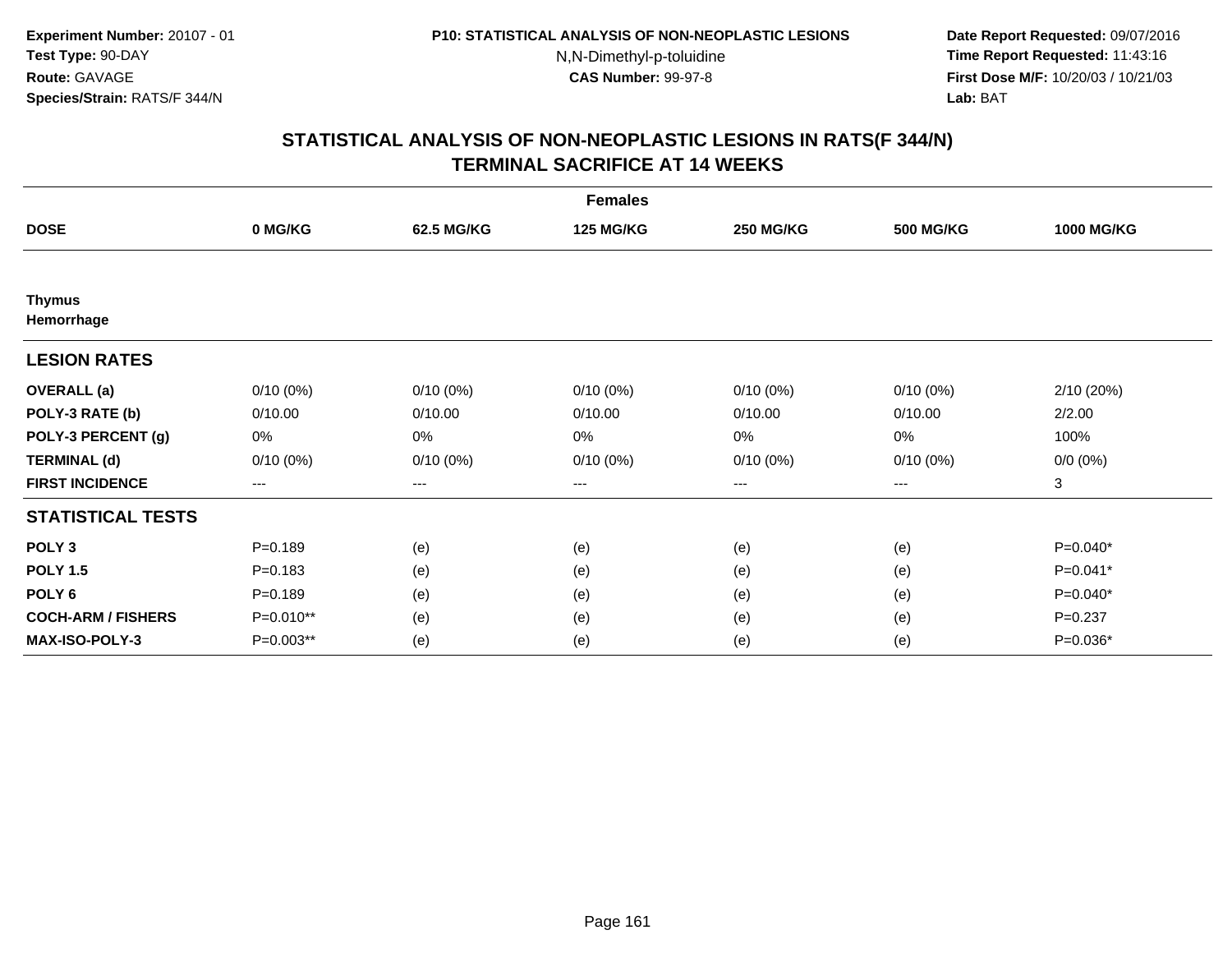**Experiment Number:** 20107 - 01
**Test Type:** 90-DAY
**Route:** GAVAGE
**Species/Strain:** RATS/F 344/N

**P10: STATISTICAL ANALYSIS OF NON-NEOPLASTIC LESIONS**
N,N-Dimethyl-p-toluidine
**CAS Number:** 99-97-8

**Date Report Requested:** 09/07/2016
**Time Report Requested:** 11:43:16
**First Dose M/F:** 10/20/03 / 10/21/03
**Lab:** BAT

## STATISTICAL ANALYSIS OF NON-NEOPLASTIC LESIONS IN RATS(F 344/N) TERMINAL SACRIFICE AT 14 WEEKS

| | Females | | | | | |
|---|---|---|---|---|---|---|
| **DOSE** | **0 MG/KG** | **62.5 MG/KG** | **125 MG/KG** | **250 MG/KG** | **500 MG/KG** | **1000 MG/KG** |
| **Thymus** | | | | | | |
| **Hemorrhage** | | | | | | |
| **LESION RATES** | | | | | | |
| **OVERALL (a)** | 0/10 (0%) | 0/10 (0%) | 0/10 (0%) | 0/10 (0%) | 0/10 (0%) | 2/10 (20%) |
| **POLY-3 RATE (b)** | 0/10.00 | 0/10.00 | 0/10.00 | 0/10.00 | 0/10.00 | 2/2.00 |
| **POLY-3 PERCENT (g)** | 0% | 0% | 0% | 0% | 0% | 100% |
| **TERMINAL (d)** | 0/10 (0%) | 0/10 (0%) | 0/10 (0%) | 0/10 (0%) | 0/10 (0%) | 0/0 (0%) |
| **FIRST INCIDENCE** | --- | --- | --- | --- | --- | 3 |
| **STATISTICAL TESTS** | | | | | | |
| **POLY 3** | P=0.189 | (e) | (e) | (e) | (e) | P=0.040* |
| **POLY 1.5** | P=0.183 | (e) | (e) | (e) | (e) | P=0.041* |
| **POLY 6** | P=0.189 | (e) | (e) | (e) | (e) | P=0.040* |
| **COCH-ARM / FISHERS** | P=0.010** | (e) | (e) | (e) | (e) | P=0.237 |
| **MAX-ISO-POLY-3** | P=0.003** | (e) | (e) | (e) | (e) | P=0.036* |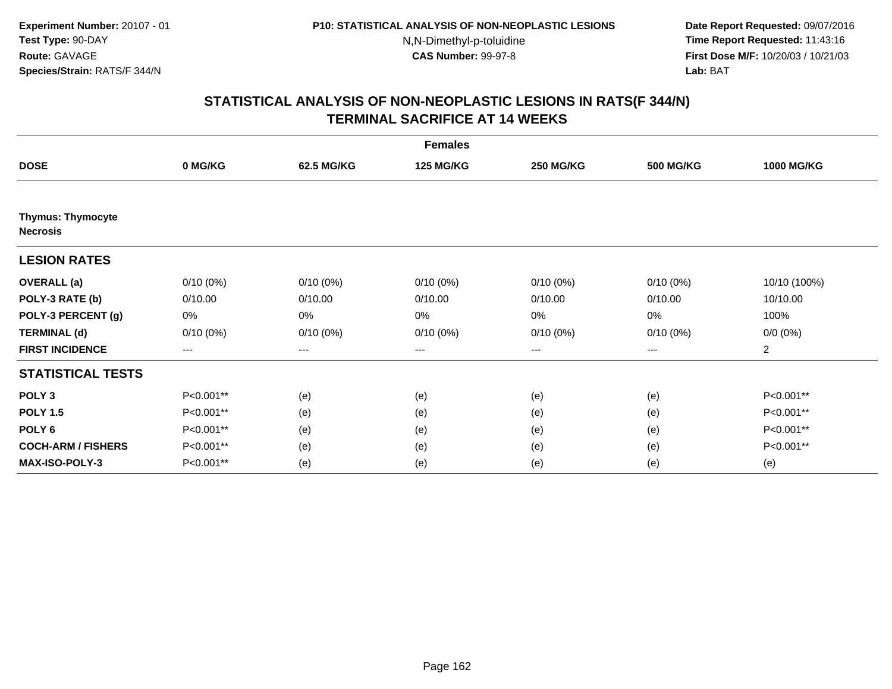Experiment Number: 20107 - 01
Test Type: 90-DAY
Route: GAVAGE
Species/Strain: RATS/F 344/N

P10: STATISTICAL ANALYSIS OF NON-NEOPLASTIC LESIONS
N,N-Dimethyl-p-toluidine
CAS Number: 99-97-8

Date Report Requested: 09/07/2016
Time Report Requested: 11:43:16
First Dose M/F: 10/20/03 / 10/21/03
Lab: BAT

## STATISTICAL ANALYSIS OF NON-NEOPLASTIC LESIONS IN RATS(F 344/N)
## TERMINAL SACRIFICE AT 14 WEEKS

| | Females | | | | | |
|---|---|---|---|---|---|---|
| **DOSE** | **0 MG/KG** | **62.5 MG/KG** | **125 MG/KG** | **250 MG/KG** | **500 MG/KG** | **1000 MG/KG** |
| **Thymus: Thymocyte Necrosis** | | | | | | |
| **LESION RATES** | | | | | | |
| **OVERALL (a)** | 0/10 (0%) | 0/10 (0%) | 0/10 (0%) | 0/10 (0%) | 0/10 (0%) | 10/10 (100%) |
| **POLY-3 RATE (b)** | 0/10.00 | 0/10.00 | 0/10.00 | 0/10.00 | 0/10.00 | 10/10.00 |
| **POLY-3 PERCENT (g)** | 0% | 0% | 0% | 0% | 0% | 100% |
| **TERMINAL (d)** | 0/10 (0%) | 0/10 (0%) | 0/10 (0%) | 0/10 (0%) | 0/10 (0%) | 0/0 (0%) |
| **FIRST INCIDENCE** | --- | --- | --- | --- | --- | 2 |
| **STATISTICAL TESTS** | | | | | | |
| **POLY 3** | P<0.001** | (e) | (e) | (e) | (e) | P<0.001** |
| **POLY 1.5** | P<0.001** | (e) | (e) | (e) | (e) | P<0.001** |
| **POLY 6** | P<0.001** | (e) | (e) | (e) | (e) | P<0.001** |
| **COCH-ARM / FISHERS** | P<0.001** | (e) | (e) | (e) | (e) | P<0.001** |
| **MAX-ISO-POLY-3** | P<0.001** | (e) | (e) | (e) | (e) | (e) |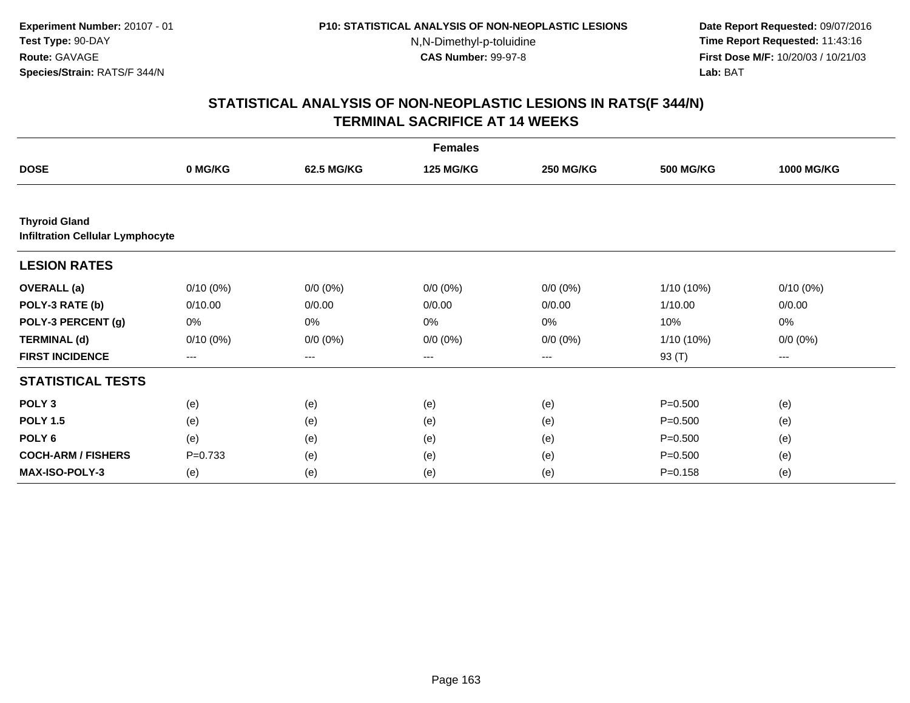**Experiment Number:** 20107 - 01
**Test Type:** 90-DAY
**Route:** GAVAGE
**Species/Strain:** RATS/F 344/N

**P10: STATISTICAL ANALYSIS OF NON-NEOPLASTIC LESIONS**
N,N-Dimethyl-p-toluidine
**CAS Number:** 99-97-8

**Date Report Requested:** 09/07/2016
**Time Report Requested:** 11:43:16
**First Dose M/F:** 10/20/03 / 10/21/03
**Lab:** BAT

## STATISTICAL ANALYSIS OF NON-NEOPLASTIC LESIONS IN RATS(F 344/N)
## TERMINAL SACRIFICE AT 14 WEEKS

| | Females | | | | | |
|---|---|---|---|---|---|---|
| **DOSE** | **0 MG/KG** | **62.5 MG/KG** | **125 MG/KG** | **250 MG/KG** | **500 MG/KG** | **1000 MG/KG** |
| **Thyroid Gland** | | | | | | |
| **Infiltration Cellular Lymphocyte** | | | | | | |
| **LESION RATES** | | | | | | |
| **OVERALL (a)** | 0/10 (0%) | 0/0 (0%) | 0/0 (0%) | 0/0 (0%) | 1/10 (10%) | 0/10 (0%) |
| **POLY-3 RATE (b)** | 0/10.00 | 0/0.00 | 0/0.00 | 0/0.00 | 1/10.00 | 0/0.00 |
| **POLY-3 PERCENT (g)** | 0% | 0% | 0% | 0% | 10% | 0% |
| **TERMINAL (d)** | 0/10 (0%) | 0/0 (0%) | 0/0 (0%) | 0/0 (0%) | 1/10 (10%) | 0/0 (0%) |
| **FIRST INCIDENCE** | --- | --- | --- | --- | 93 (T) | --- |
| **STATISTICAL TESTS** | | | | | | |
| **POLY 3** | (e) | (e) | (e) | (e) | P=0.500 | (e) |
| **POLY 1.5** | (e) | (e) | (e) | (e) | P=0.500 | (e) |
| **POLY 6** | (e) | (e) | (e) | (e) | P=0.500 | (e) |
| **COCH-ARM / FISHERS** | P=0.733 | (e) | (e) | (e) | P=0.500 | (e) |
| **MAX-ISO-POLY-3** | (e) | (e) | (e) | (e) | P=0.158 | (e) |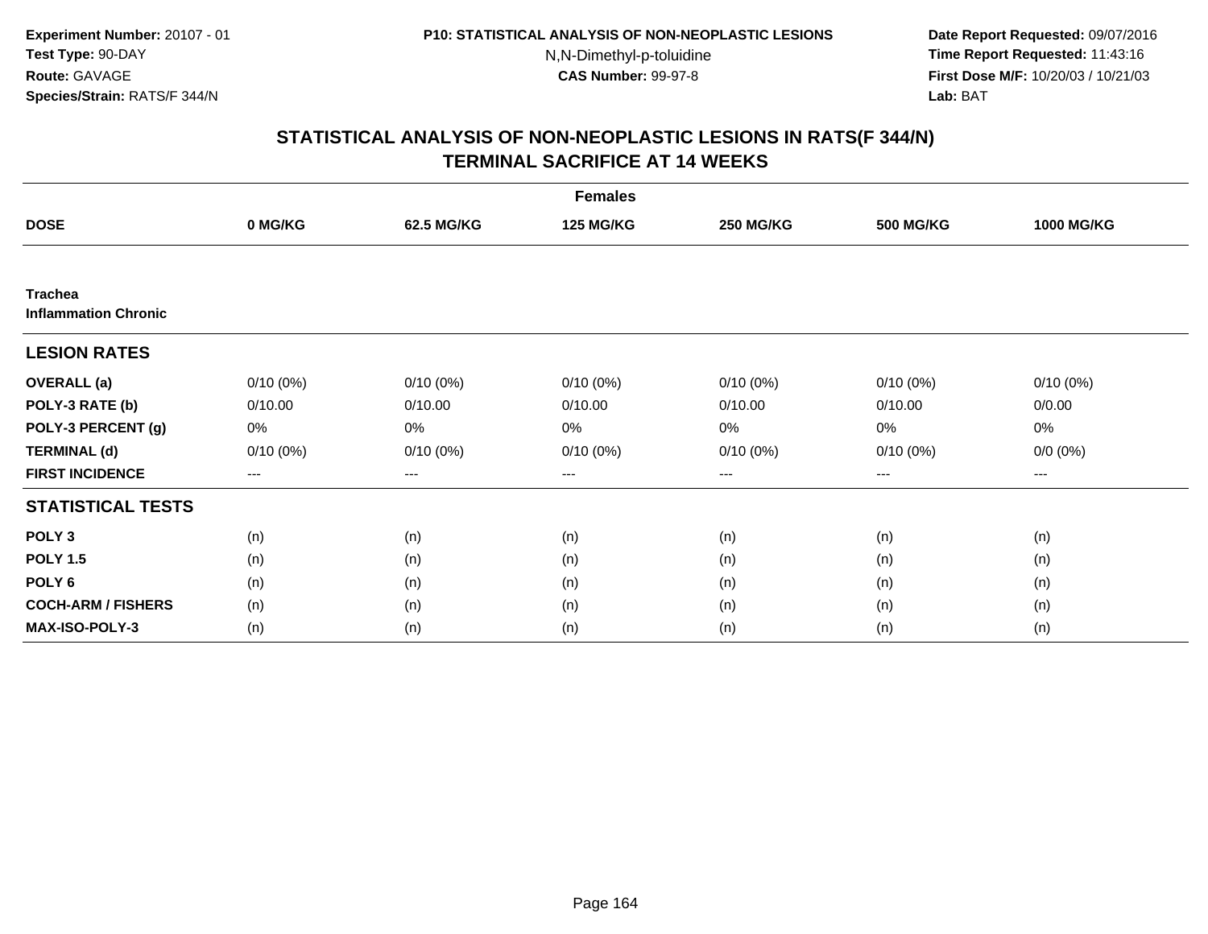Experiment Number: 20107 - 01
Test Type: 90-DAY
Route: GAVAGE
Species/Strain: RATS/F 344/N

P10: STATISTICAL ANALYSIS OF NON-NEOPLASTIC LESIONS
N,N-Dimethyl-p-toluidine
CAS Number: 99-97-8

Date Report Requested: 09/07/2016
Time Report Requested: 11:43:16
First Dose M/F: 10/20/03 / 10/21/03
Lab: BAT

## STATISTICAL ANALYSIS OF NON-NEOPLASTIC LESIONS IN RATS(F 344/N) TERMINAL SACRIFICE AT 14 WEEKS

| Females | | | | | | |
|---|---|---|---|---|---|---|
| **DOSE** | **0 MG/KG** | **62.5 MG/KG** | **125 MG/KG** | **250 MG/KG** | **500 MG/KG** | **1000 MG/KG** |
| **Trachea** | | | | | | |
| **Inflammation Chronic** | | | | | | |
| **LESION RATES** | | | | | | |
| **OVERALL (a)** | 0/10 (0%) | 0/10 (0%) | 0/10 (0%) | 0/10 (0%) | 0/10 (0%) | 0/10 (0%) |
| **POLY-3 RATE (b)** | 0/10.00 | 0/10.00 | 0/10.00 | 0/10.00 | 0/10.00 | 0/0.00 |
| **POLY-3 PERCENT (g)** | 0% | 0% | 0% | 0% | 0% | 0% |
| **TERMINAL (d)** | 0/10 (0%) | 0/10 (0%) | 0/10 (0%) | 0/10 (0%) | 0/10 (0%) | 0/0 (0%) |
| **FIRST INCIDENCE** | --- | --- | --- | --- | --- | --- |
| **STATISTICAL TESTS** | | | | | | |
| **POLY 3** | (n) | (n) | (n) | (n) | (n) | (n) |
| **POLY 1.5** | (n) | (n) | (n) | (n) | (n) | (n) |
| **POLY 6** | (n) | (n) | (n) | (n) | (n) | (n) |
| **COCH-ARM / FISHERS** | (n) | (n) | (n) | (n) | (n) | (n) |
| **MAX-ISO-POLY-3** | (n) | (n) | (n) | (n) | (n) | (n) |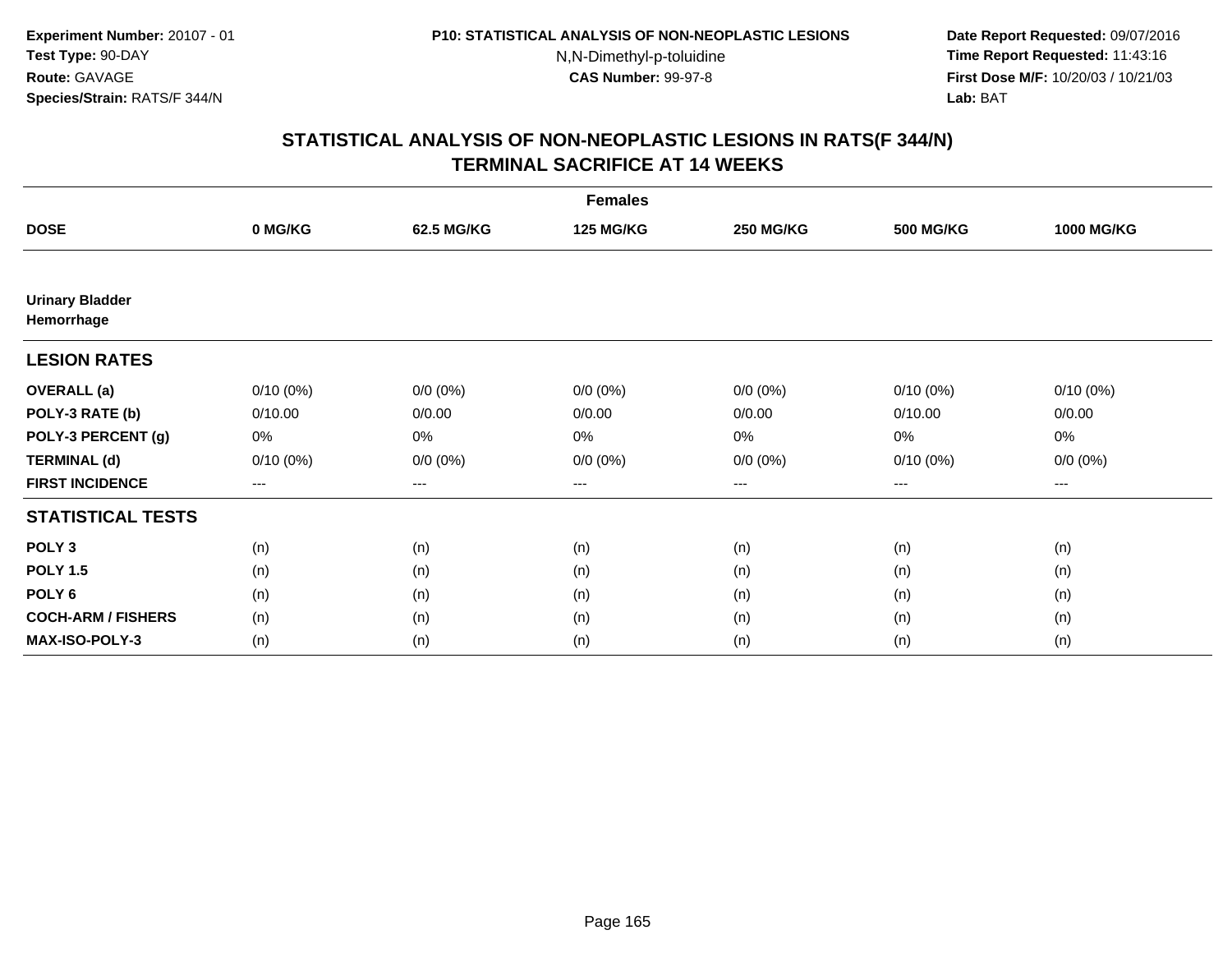Experiment Number: 20107 - 01
Test Type: 90-DAY
Route: GAVAGE
Species/Strain: RATS/F 344/N

P10: STATISTICAL ANALYSIS OF NON-NEOPLASTIC LESIONS
N,N-Dimethyl-p-toluidine
CAS Number: 99-97-8

Date Report Requested: 09/07/2016
Time Report Requested: 11:43:16
First Dose M/F: 10/20/03 / 10/21/03
Lab: BAT

## STATISTICAL ANALYSIS OF NON-NEOPLASTIC LESIONS IN RATS(F 344/N) TERMINAL SACRIFICE AT 14 WEEKS

| Females | | | | | | |
|---|---|---|---|---|---|---|
| **DOSE** | **0 MG/KG** | **62.5 MG/KG** | **125 MG/KG** | **250 MG/KG** | **500 MG/KG** | **1000 MG/KG** |
| **Urinary Bladder** | | | | | | |
| **Hemorrhage** | | | | | | |
| **LESION RATES** | | | | | | |
| **OVERALL (a)** | 0/10 (0%) | 0/0 (0%) | 0/0 (0%) | 0/0 (0%) | 0/10 (0%) | 0/10 (0%) |
| **POLY-3 RATE (b)** | 0/10.00 | 0/0.00 | 0/0.00 | 0/0.00 | 0/10.00 | 0/0.00 |
| **POLY-3 PERCENT (g)** | 0% | 0% | 0% | 0% | 0% | 0% |
| **TERMINAL (d)** | 0/10 (0%) | 0/0 (0%) | 0/0 (0%) | 0/0 (0%) | 0/10 (0%) | 0/0 (0%) |
| **FIRST INCIDENCE** | --- | --- | --- | --- | --- | --- |
| **STATISTICAL TESTS** | | | | | | |
| **POLY 3** | (n) | (n) | (n) | (n) | (n) | (n) |
| **POLY 1.5** | (n) | (n) | (n) | (n) | (n) | (n) |
| **POLY 6** | (n) | (n) | (n) | (n) | (n) | (n) |
| **COCH-ARM / FISHERS** | (n) | (n) | (n) | (n) | (n) | (n) |
| **MAX-ISO-POLY-3** | (n) | (n) | (n) | (n) | (n) | (n) |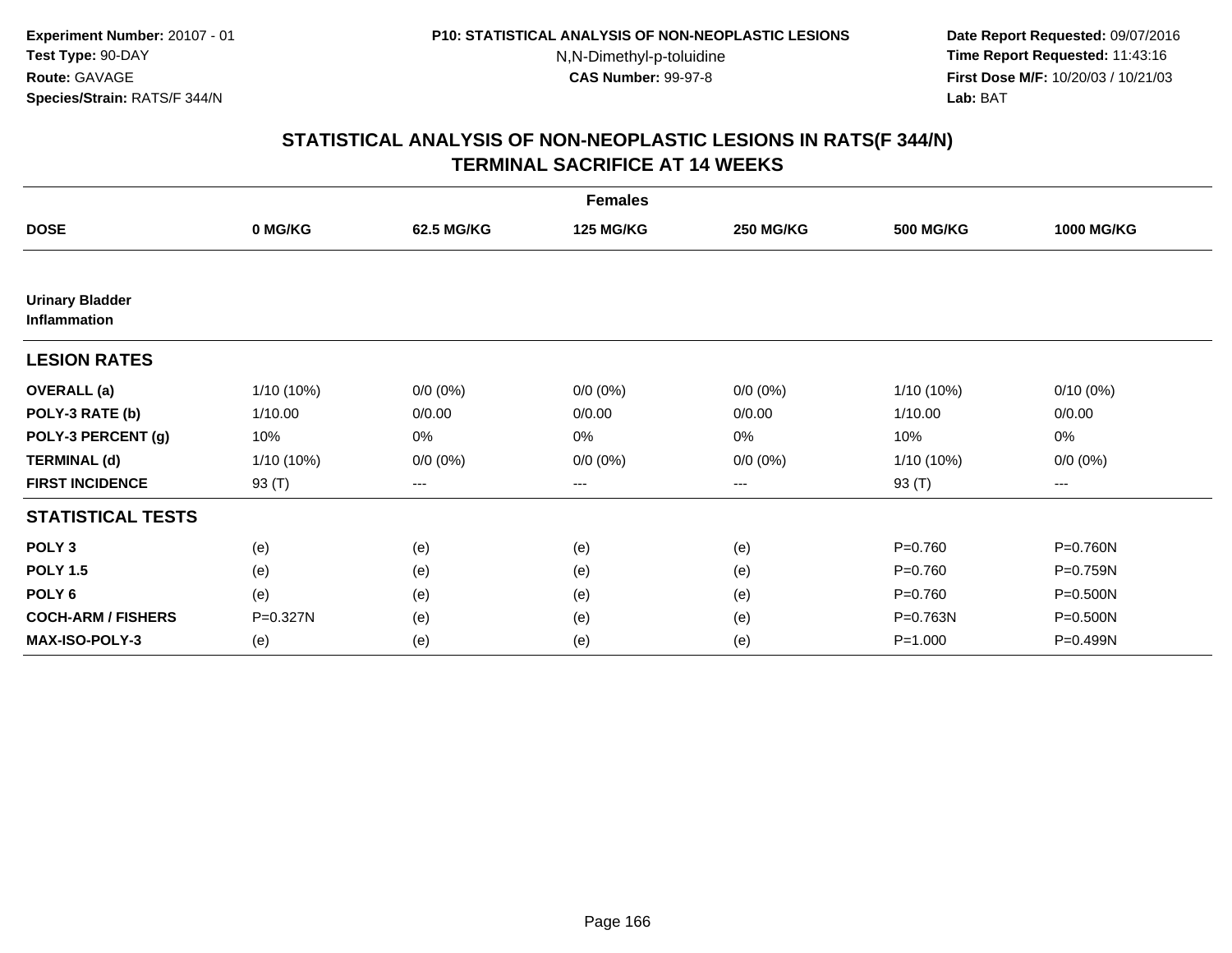Experiment Number: 20107 - 01
Test Type: 90-DAY
Route: GAVAGE
Species/Strain: RATS/F 344/N

P10: STATISTICAL ANALYSIS OF NON-NEOPLASTIC LESIONS
N,N-Dimethyl-p-toluidine
CAS Number: 99-97-8

Date Report Requested: 09/07/2016
Time Report Requested: 11:43:16
First Dose M/F: 10/20/03 / 10/21/03
Lab: BAT

# STATISTICAL ANALYSIS OF NON-NEOPLASTIC LESIONS IN RATS(F 344/N)
# TERMINAL SACRIFICE AT 14 WEEKS

| | Females | | | | | |
|---|---|---|---|---|---|---|
| **DOSE** | **0 MG/KG** | **62.5 MG/KG** | **125 MG/KG** | **250 MG/KG** | **500 MG/KG** | **1000 MG/KG** |
| **Urinary Bladder Inflammation** | | | | | | |
| **LESION RATES** | | | | | | |
| **OVERALL (a)** | 1/10 (10%) | 0/0 (0%) | 0/0 (0%) | 0/0 (0%) | 1/10 (10%) | 0/10 (0%) |
| **POLY-3 RATE (b)** | 1/10.00 | 0/0.00 | 0/0.00 | 0/0.00 | 1/10.00 | 0/0.00 |
| **POLY-3 PERCENT (g)** | 10% | 0% | 0% | 0% | 10% | 0% |
| **TERMINAL (d)** | 1/10 (10%) | 0/0 (0%) | 0/0 (0%) | 0/0 (0%) | 1/10 (10%) | 0/0 (0%) |
| **FIRST INCIDENCE** | 93 (T) | --- | --- | --- | 93 (T) | --- |
| **STATISTICAL TESTS** | | | | | | |
| **POLY 3** | (e) | (e) | (e) | (e) | P=0.760 | P=0.760N |
| **POLY 1.5** | (e) | (e) | (e) | (e) | P=0.760 | P=0.759N |
| **POLY 6** | (e) | (e) | (e) | (e) | P=0.760 | P=0.500N |
| **COCH-ARM / FISHERS** | P=0.327N | (e) | (e) | (e) | P=0.763N | P=0.500N |
| **MAX-ISO-POLY-3** | (e) | (e) | (e) | (e) | P=1.000 | P=0.499N |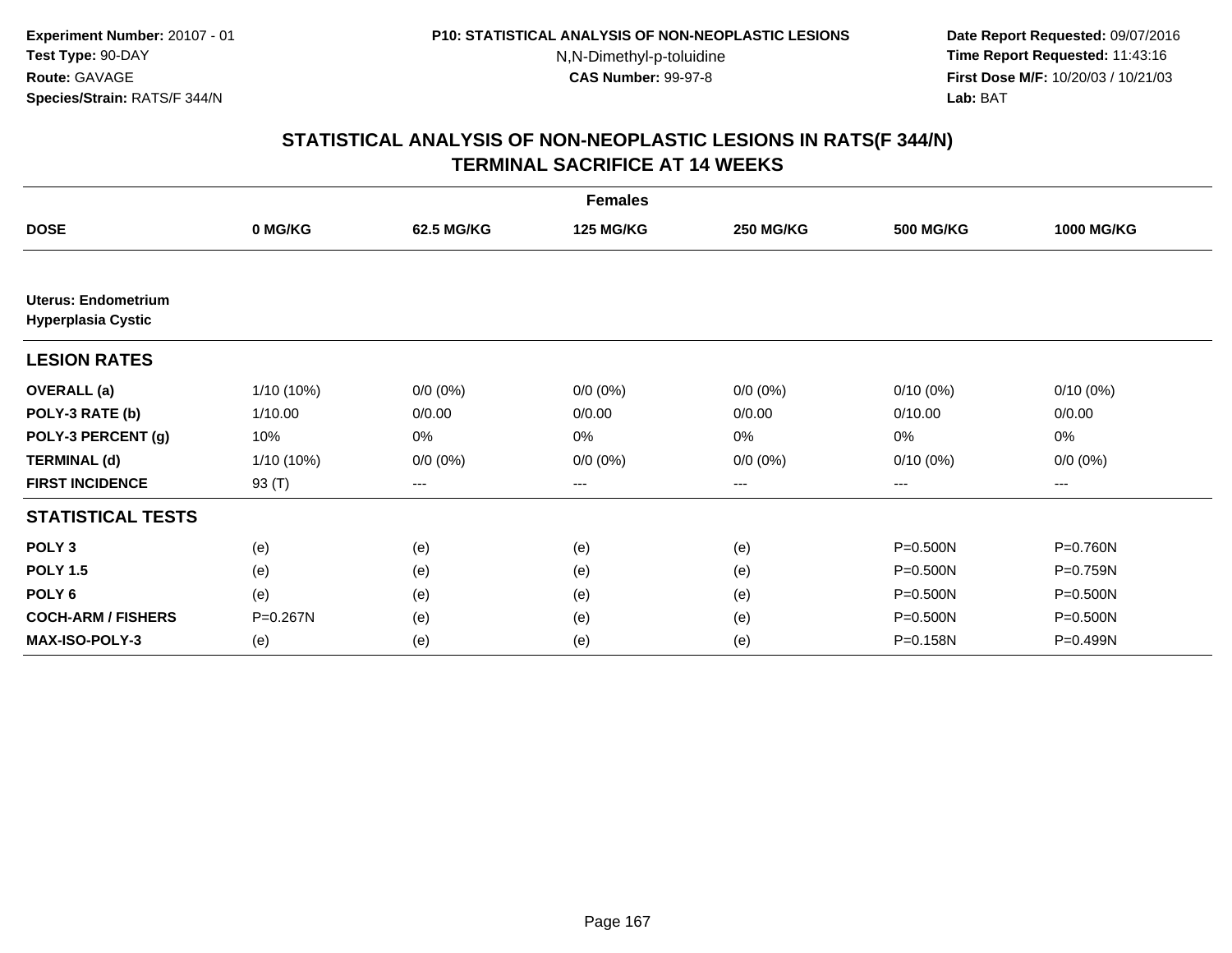Experiment Number: 20107 - 01
Test Type: 90-DAY
Route: GAVAGE
Species/Strain: RATS/F 344/N

P10: STATISTICAL ANALYSIS OF NON-NEOPLASTIC LESIONS
N,N-Dimethyl-p-toluidine
CAS Number: 99-97-8

Date Report Requested: 09/07/2016
Time Report Requested: 11:43:16
First Dose M/F: 10/20/03 / 10/21/03
Lab: BAT

## STATISTICAL ANALYSIS OF NON-NEOPLASTIC LESIONS IN RATS(F 344/N)
## TERMINAL SACRIFICE AT 14 WEEKS

| | Females | | | | | |
|---|---|---|---|---|---|---|
| **DOSE** | **0 MG/KG** | **62.5 MG/KG** | **125 MG/KG** | **250 MG/KG** | **500 MG/KG** | **1000 MG/KG** |
| **Uterus: Endometrium** | | | | | | |
| **Hyperplasia Cystic** | | | | | | |
| **LESION RATES** | | | | | | |
| **OVERALL (a)** | 1/10 (10%) | 0/0 (0%) | 0/0 (0%) | 0/0 (0%) | 0/10 (0%) | 0/10 (0%) |
| **POLY-3 RATE (b)** | 1/10.00 | 0/0.00 | 0/0.00 | 0/0.00 | 0/10.00 | 0/0.00 |
| **POLY-3 PERCENT (g)** | 10% | 0% | 0% | 0% | 0% | 0% |
| **TERMINAL (d)** | 1/10 (10%) | 0/0 (0%) | 0/0 (0%) | 0/0 (0%) | 0/10 (0%) | 0/0 (0%) |
| **FIRST INCIDENCE** | 93 (T) | --- | --- | --- | --- | --- |
| **STATISTICAL TESTS** | | | | | | |
| **POLY 3** | (e) | (e) | (e) | (e) | P=0.500N | P=0.760N |
| **POLY 1.5** | (e) | (e) | (e) | (e) | P=0.500N | P=0.759N |
| **POLY 6** | (e) | (e) | (e) | (e) | P=0.500N | P=0.500N |
| **COCH-ARM / FISHERS** | P=0.267N | (e) | (e) | (e) | P=0.500N | P=0.500N |
| **MAX-ISO-POLY-3** | (e) | (e) | (e) | (e) | P=0.158N | P=0.499N |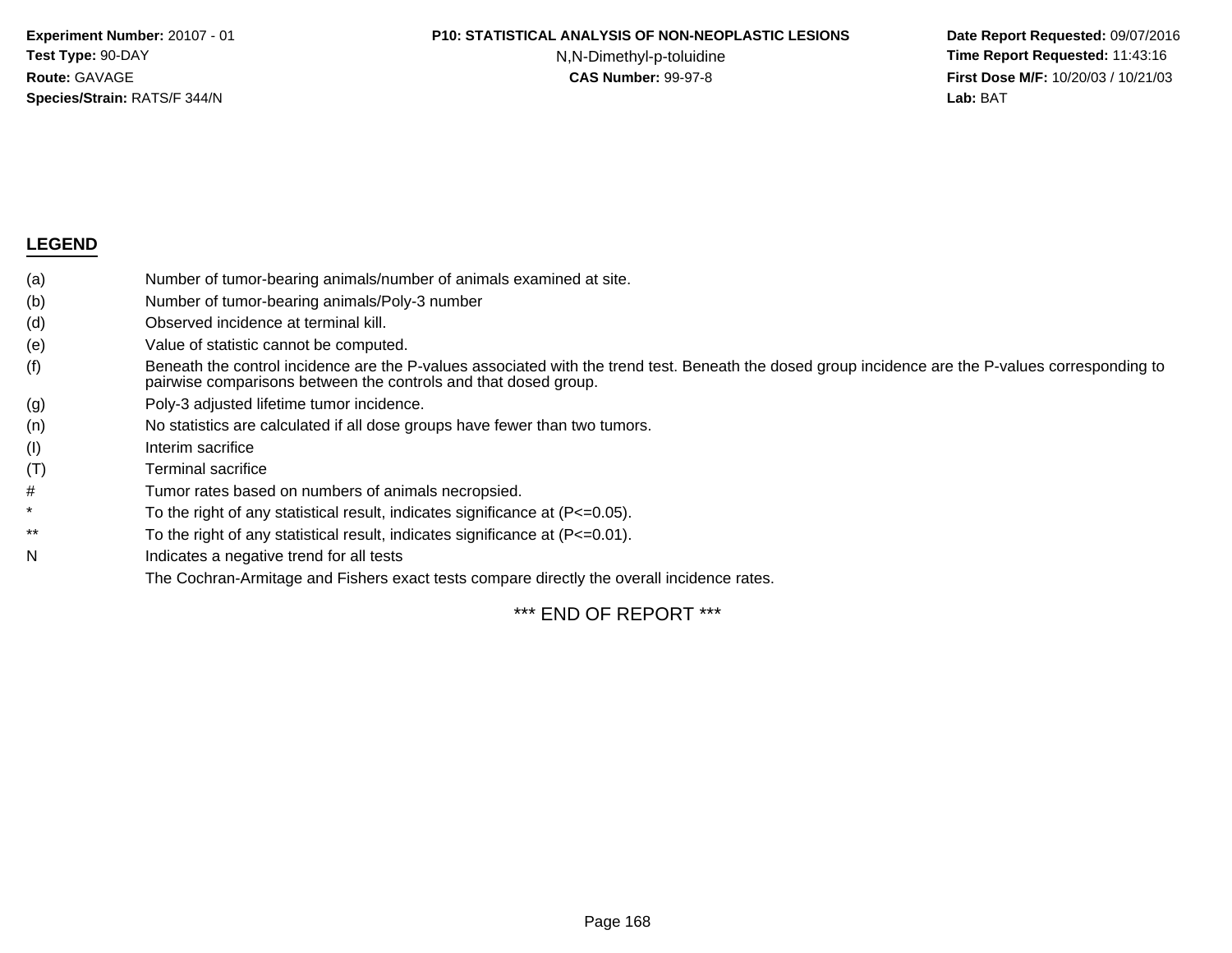**Experiment Number:** 20107 - 01
**Test Type:** 90-DAY
**Route:** GAVAGE
**Species/Strain:** RATS/F 344/N

**P10: STATISTICAL ANALYSIS OF NON-NEOPLASTIC LESIONS**
N,N-Dimethyl-p-toluidine
**CAS Number:** 99-97-8

**Date Report Requested:** 09/07/2016
**Time Report Requested:** 11:43:16
**First Dose M/F:** 10/20/03 / 10/21/03
**Lab:** BAT

## LEGEND

| | |
|---|---|
| (a) | Number of tumor-bearing animals/number of animals examined at site. |
| (b) | Number of tumor-bearing animals/Poly-3 number |
| (d) | Observed incidence at terminal kill. |
| (e) | Value of statistic cannot be computed. |
| (f) | Beneath the control incidence are the P-values associated with the trend test. Beneath the dosed group incidence are the P-values corresponding to pairwise comparisons between the controls and that dosed group. |
| (g) | Poly-3 adjusted lifetime tumor incidence. |
| (n) | No statistics are calculated if all dose groups have fewer than two tumors. |
| (I) | Interim sacrifice |
| (T) | Terminal sacrifice |
| # | Tumor rates based on numbers of animals necropsied. |
| * | To the right of any statistical result, indicates significance at (P<=0.05). |
| ** | To the right of any statistical result, indicates significance at (P<=0.01). |
| N | Indicates a negative trend for all tests |
| | The Cochran-Armitage and Fishers exact tests compare directly the overall incidence rates. |

*** END OF REPORT ***